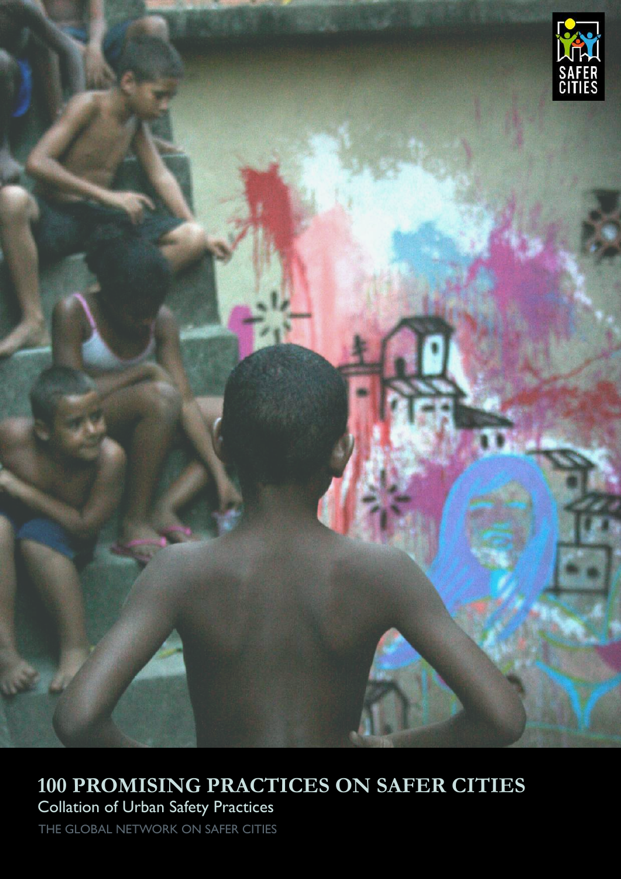# 100 PROMISING PRACTICES ON SAFER CITIES

Collation of Urban Safety Practices

THE GLOBAL NETWORK ON SAFER CITIES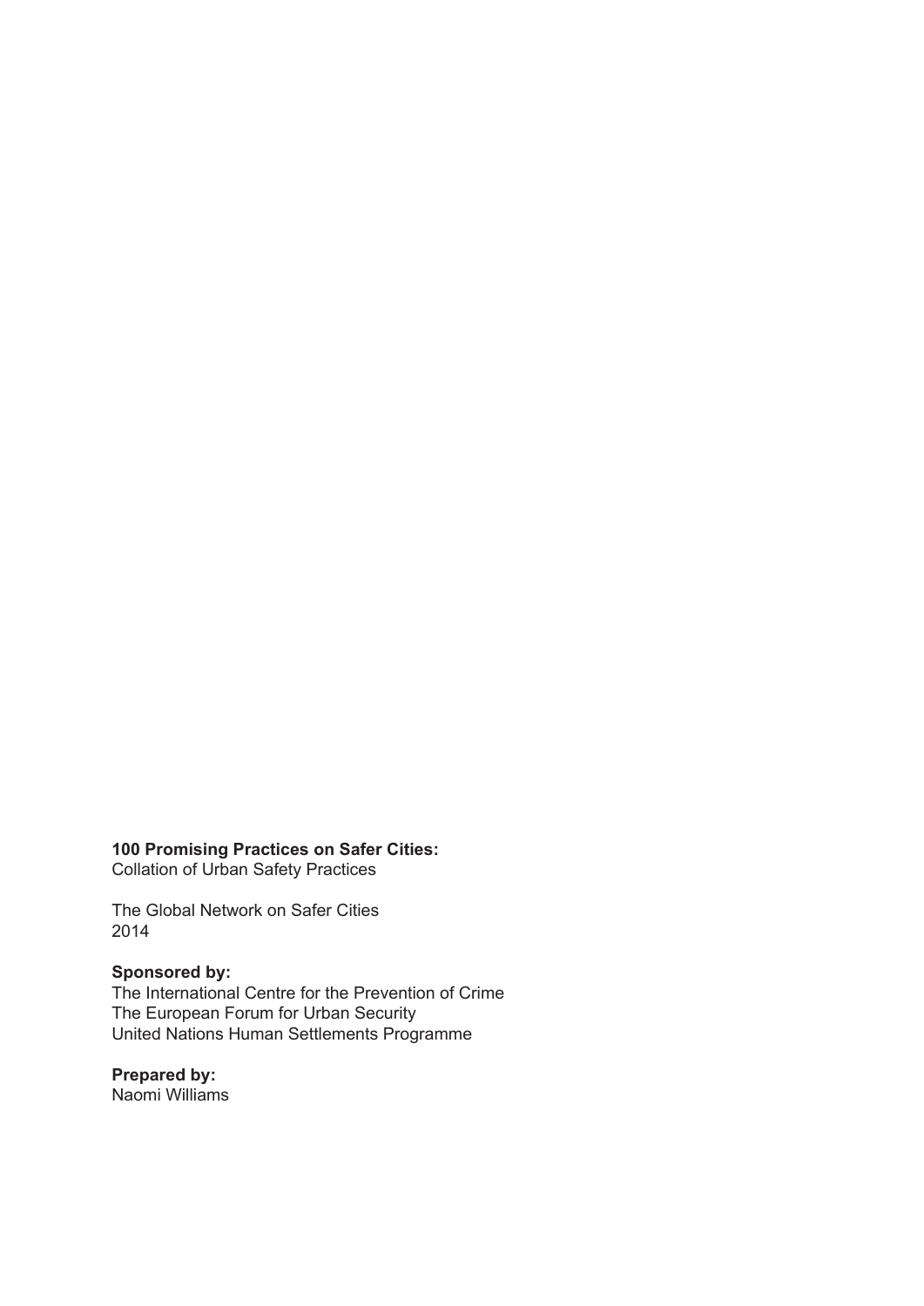**100 Promising Practices on Safer Cities:**
Collation of Urban Safety Practices

The Global Network on Safer Cities
2014

**Sponsored by:**
The International Centre for the Prevention of Crime
The European Forum for Urban Security
United Nations Human Settlements Programme

**Prepared by:**
Naomi Williams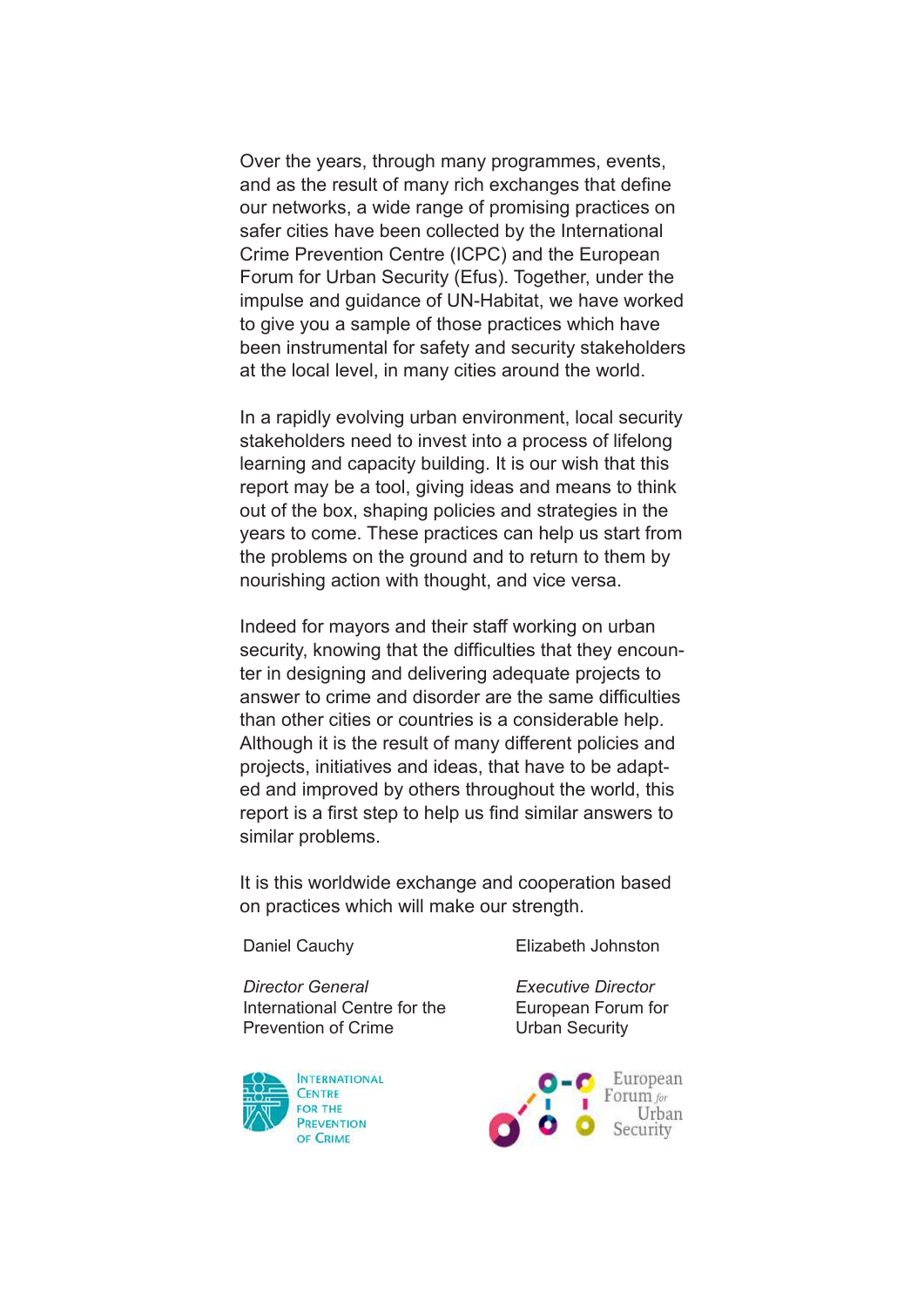Over the years, through many programmes, events, and as the result of many rich exchanges that define our networks, a wide range of promising practices on safer cities have been collected by the International Crime Prevention Centre (ICPC) and the European Forum for Urban Security (Efus). Together, under the impulse and guidance of UN-Habitat, we have worked to give you a sample of those practices which have been instrumental for safety and security stakeholders at the local level, in many cities around the world.

In a rapidly evolving urban environment, local security stakeholders need to invest into a process of lifelong learning and capacity building. It is our wish that this report may be a tool, giving ideas and means to think out of the box, shaping policies and strategies in the years to come. These practices can help us start from the problems on the ground and to return to them by nourishing action with thought, and vice versa.

Indeed for mayors and their staff working on urban security, knowing that the difficulties that they encounter in designing and delivering adequate projects to answer to crime and disorder are the same difficulties than other cities or countries is a considerable help. Although it is the result of many different policies and projects, initiatives and ideas, that have to be adapted and improved by others throughout the world, this report is a first step to help us find similar answers to similar problems.

It is this worldwide exchange and cooperation based on practices which will make our strength.

Daniel Cauchy

*Director General*
International Centre for the Prevention of Crime

Elizabeth Johnston

*Executive Director*
European Forum for Urban Security

International Centre for the Prevention of Crime

European Forum for Urban Security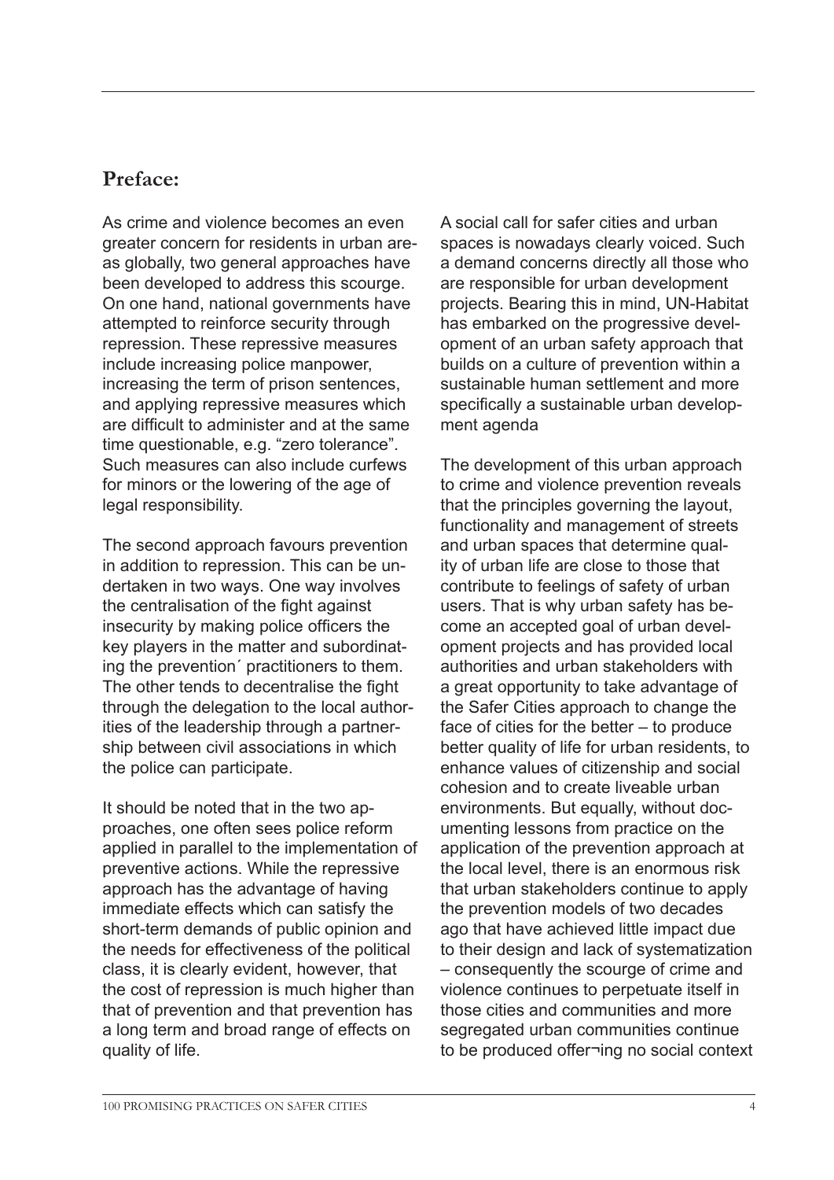## Preface:

As crime and violence becomes an even greater concern for residents in urban areas globally, two general approaches have been developed to address this scourge. On one hand, national governments have attempted to reinforce security through repression. These repressive measures include increasing police manpower, increasing the term of prison sentences, and applying repressive measures which are difficult to administer and at the same time questionable, e.g. "zero tolerance". Such measures can also include curfews for minors or the lowering of the age of legal responsibility.

The second approach favours prevention in addition to repression. This can be undertaken in two ways. One way involves the centralisation of the fight against insecurity by making police officers the key players in the matter and subordinating the prevention´ practitioners to them. The other tends to decentralise the fight through the delegation to the local authorities of the leadership through a partnership between civil associations in which the police can participate.

It should be noted that in the two approaches, one often sees police reform applied in parallel to the implementation of preventive actions. While the repressive approach has the advantage of having immediate effects which can satisfy the short-term demands of public opinion and the needs for effectiveness of the political class, it is clearly evident, however, that the cost of repression is much higher than that of prevention and that prevention has a long term and broad range of effects on quality of life.

A social call for safer cities and urban spaces is nowadays clearly voiced. Such a demand concerns directly all those who are responsible for urban development projects. Bearing this in mind, UN-Habitat has embarked on the progressive development of an urban safety approach that builds on a culture of prevention within a sustainable human settlement and more specifically a sustainable urban development agenda

The development of this urban approach to crime and violence prevention reveals that the principles governing the layout, functionality and management of streets and urban spaces that determine quality of urban life are close to those that contribute to feelings of safety of urban users. That is why urban safety has become an accepted goal of urban development projects and has provided local authorities and urban stakeholders with a great opportunity to take advantage of the Safer Cities approach to change the face of cities for the better – to produce better quality of life for urban residents, to enhance values of citizenship and social cohesion and to create liveable urban environments. But equally, without documenting lessons from practice on the application of the prevention approach at the local level, there is an enormous risk that urban stakeholders continue to apply the prevention models of two decades ago that have achieved little impact due to their design and lack of systematization – consequently the scourge of crime and violence continues to perpetuate itself in those cities and communities and more segregated urban communities continue to be produced offer¬ing no social context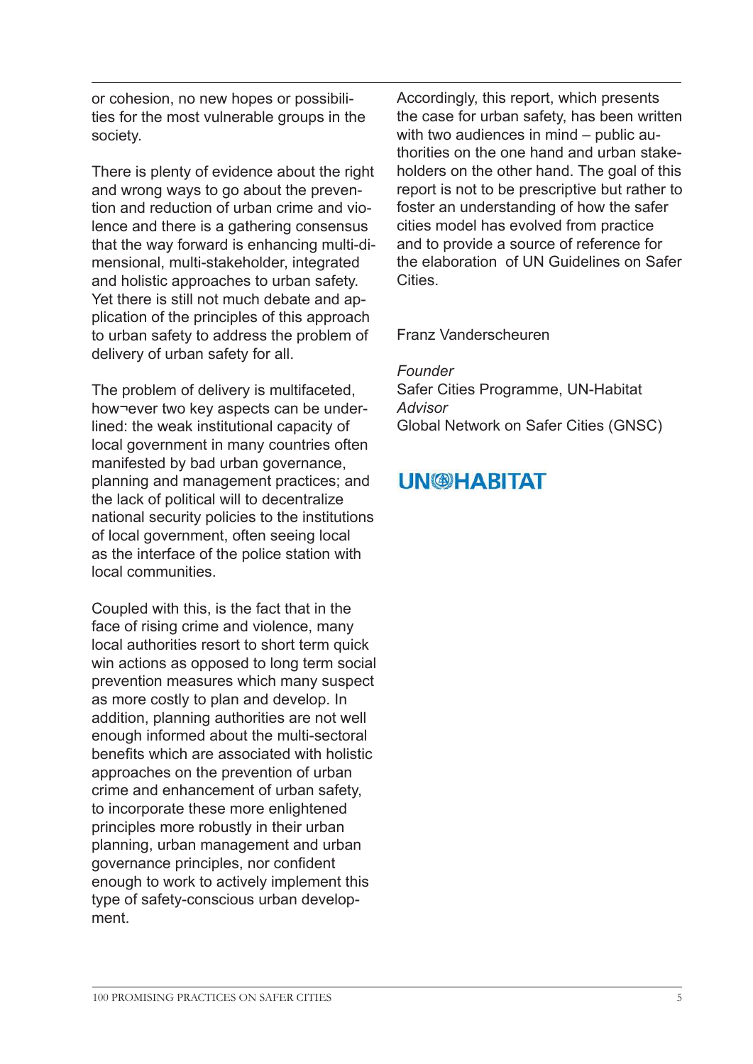or cohesion, no new hopes or possibilities for the most vulnerable groups in the society.

There is plenty of evidence about the right and wrong ways to go about the prevention and reduction of urban crime and violence and there is a gathering consensus that the way forward is enhancing multi-dimensional, multi-stakeholder, integrated and holistic approaches to urban safety. Yet there is still not much debate and application of the principles of this approach to urban safety to address the problem of delivery of urban safety for all.

The problem of delivery is multifaceted, how¬ever two key aspects can be underlined: the weak institutional capacity of local government in many countries often manifested by bad urban governance, planning and management practices; and the lack of political will to decentralize national security policies to the institutions of local government, often seeing local as the interface of the police station with local communities.

Coupled with this, is the fact that in the face of rising crime and violence, many local authorities resort to short term quick win actions as opposed to long term social prevention measures which many suspect as more costly to plan and develop. In addition, planning authorities are not well enough informed about the multi-sectoral benefits which are associated with holistic approaches on the prevention of urban crime and enhancement of urban safety, to incorporate these more enlightened principles more robustly in their urban planning, urban management and urban governance principles, nor confident enough to work to actively implement this type of safety-conscious urban development.

Accordingly, this report, which presents the case for urban safety, has been written with two audiences in mind – public authorities on the one hand and urban stakeholders on the other hand. The goal of this report is not to be prescriptive but rather to foster an understanding of how the safer cities model has evolved from practice and to provide a source of reference for the elaboration of UN Guidelines on Safer Cities.

Franz Vanderscheuren

*Founder*
Safer Cities Programme, UN-Habitat
*Advisor*
Global Network on Safer Cities (GNSC)

UN-HABITAT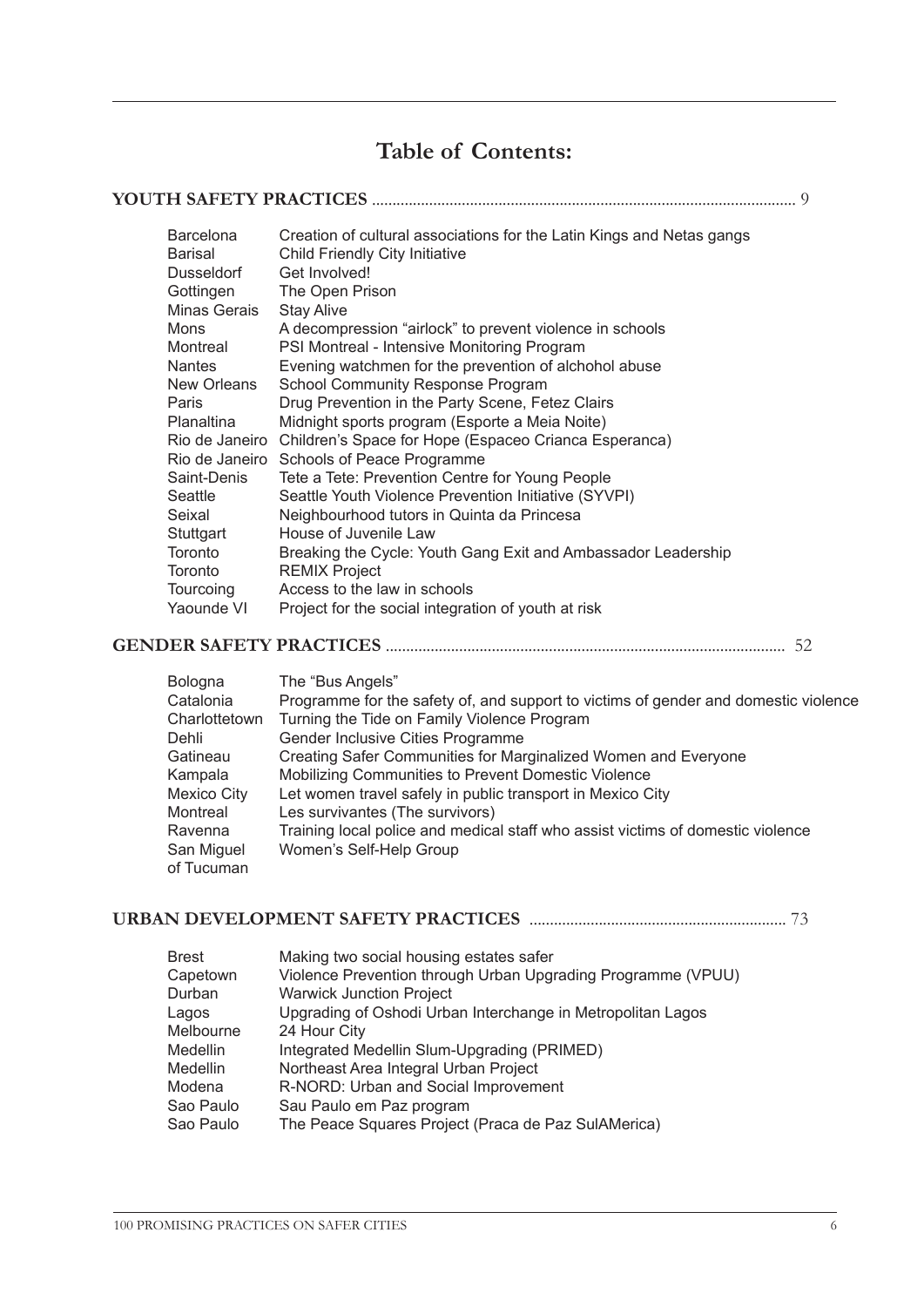# Table of Contents:

**YOUTH SAFETY PRACTICES** ........................................................................................................ 9

| | |
|---|---|
| Barcelona | Creation of cultural associations for the Latin Kings and Netas gangs |
| Barisal | Child Friendly City Initiative |
| Dusseldorf | Get Involved! |
| Gottingen | The Open Prison |
| Minas Gerais | Stay Alive |
| Mons | A decompression "airlock" to prevent violence in schools |
| Montreal | PSI Montreal - Intensive Monitoring Program |
| Nantes | Evening watchmen for the prevention of alchohol abuse |
| New Orleans | School Community Response Program |
| Paris | Drug Prevention in the Party Scene, Fetez Clairs |
| Planaltina | Midnight sports program (Esporte a Meia Noite) |
| Rio de Janeiro | Children's Space for Hope (Espaceo Crianca Esperanca) |
| Rio de Janeiro | Schools of Peace Programme |
| Saint-Denis | Tete a Tete: Prevention Centre for Young People |
| Seattle | Seattle Youth Violence Prevention Initiative (SYVPI) |
| Seixal | Neighbourhood tutors in Quinta da Princesa |
| Stuttgart | House of Juvenile Law |
| Toronto | Breaking the Cycle: Youth Gang Exit and Ambassador Leadership |
| Toronto | REMIX Project |
| Tourcoing | Access to the law in schools |
| Yaounde VI | Project for the social integration of youth at risk |

**GENDER SAFETY PRACTICES** ................................................................................................ 52

| | |
|---|---|
| Bologna | The "Bus Angels" |
| Catalonia | Programme for the safety of, and support to victims of gender and domestic violence |
| Charlottetown | Turning the Tide on Family Violence Program |
| Dehli | Gender Inclusive Cities Programme |
| Gatineau | Creating Safer Communities for Marginalized Women and Everyone |
| Kampala | Mobilizing Communities to Prevent Domestic Violence |
| Mexico City | Let women travel safely in public transport in Mexico City |
| Montreal | Les survivantes (The survivors) |
| Ravenna | Training local police and medical staff who assist victims of domestic violence |
| San Miguel of Tucuman | Women's Self-Help Group |

**URBAN DEVELOPMENT SAFETY PRACTICES** .............................................................. 73

| | |
|---|---|
| Brest | Making two social housing estates safer |
| Capetown | Violence Prevention through Urban Upgrading Programme (VPUU) |
| Durban | Warwick Junction Project |
| Lagos | Upgrading of Oshodi Urban Interchange in Metropolitan Lagos |
| Melbourne | 24 Hour City |
| Medellin | Integrated Medellin Slum-Upgrading (PRIMED) |
| Medellin | Northeast Area Integral Urban Project |
| Modena | R-NORD: Urban and Social Improvement |
| Sao Paulo | Sau Paulo em Paz program |
| Sao Paulo | The Peace Squares Project (Praca de Paz SulAMerica) |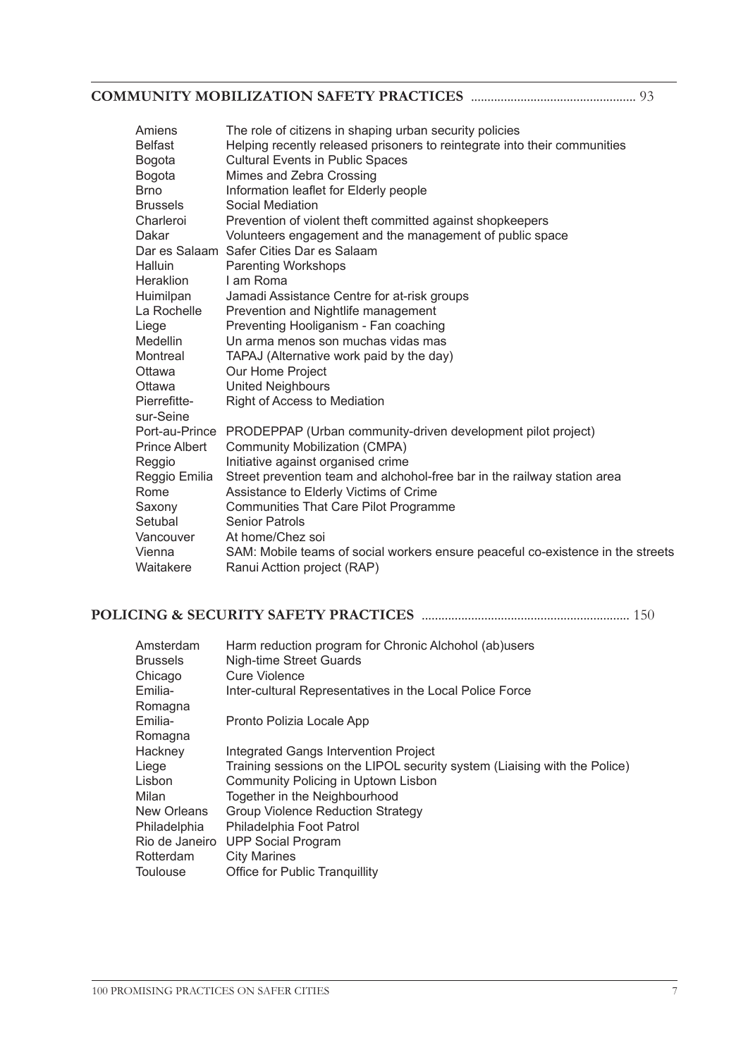## COMMUNITY MOBILIZATION SAFETY PRACTICES ................................................ 93

| | |
|---|---|
| Amiens | The role of citizens in shaping urban security policies |
| Belfast | Helping recently released prisoners to reintegrate into their communities |
| Bogota | Cultural Events in Public Spaces |
| Bogota | Mimes and Zebra Crossing |
| Brno | Information leaflet for Elderly people |
| Brussels | Social Mediation |
| Charleroi | Prevention of violent theft committed against shopkeepers |
| Dakar | Volunteers engagement and the management of public space |
| Dar es Salaam | Safer Cities Dar es Salaam |
| Halluin | Parenting Workshops |
| Heraklion | I am Roma |
| Huimilpan | Jamadi Assistance Centre for at-risk groups |
| La Rochelle | Prevention and Nightlife management |
| Liege | Preventing Hooliganism - Fan coaching |
| Medellin | Un arma menos son muchas vidas mas |
| Montreal | TAPAJ (Alternative work paid by the day) |
| Ottawa | Our Home Project |
| Ottawa | United Neighbours |
| Pierrefitte-sur-Seine | Right of Access to Mediation |
| Port-au-Prince | PRODEPPAP (Urban community-driven development pilot project) |
| Prince Albert | Community Mobilization (CMPA) |
| Reggio | Initiative against organised crime |
| Reggio Emilia | Street prevention team and alchohol-free bar in the railway station area |
| Rome | Assistance to Elderly Victims of Crime |
| Saxony | Communities That Care Pilot Programme |
| Setubal | Senior Patrols |
| Vancouver | At home/Chez soi |
| Vienna | SAM: Mobile teams of social workers ensure peaceful co-existence in the streets |
| Waitakere | Ranui Acttion project (RAP) |

## POLICING & SECURITY SAFETY PRACTICES ............................................................ 150

| | |
|---|---|
| Amsterdam | Harm reduction program for Chronic Alchohol (ab)users |
| Brussels | Nigh-time Street Guards |
| Chicago | Cure Violence |
| Emilia-Romagna | Inter-cultural Representatives in the Local Police Force |
| Emilia-Romagna | Pronto Polizia Locale App |
| Hackney | Integrated Gangs Intervention Project |
| Liege | Training sessions on the LIPOL security system (Liaising with the Police) |
| Lisbon | Community Policing in Uptown Lisbon |
| Milan | Together in the Neighbourhood |
| New Orleans | Group Violence Reduction Strategy |
| Philadelphia | Philadelphia Foot Patrol |
| Rio de Janeiro | UPP Social Program |
| Rotterdam | City Marines |
| Toulouse | Office for Public Tranquillity |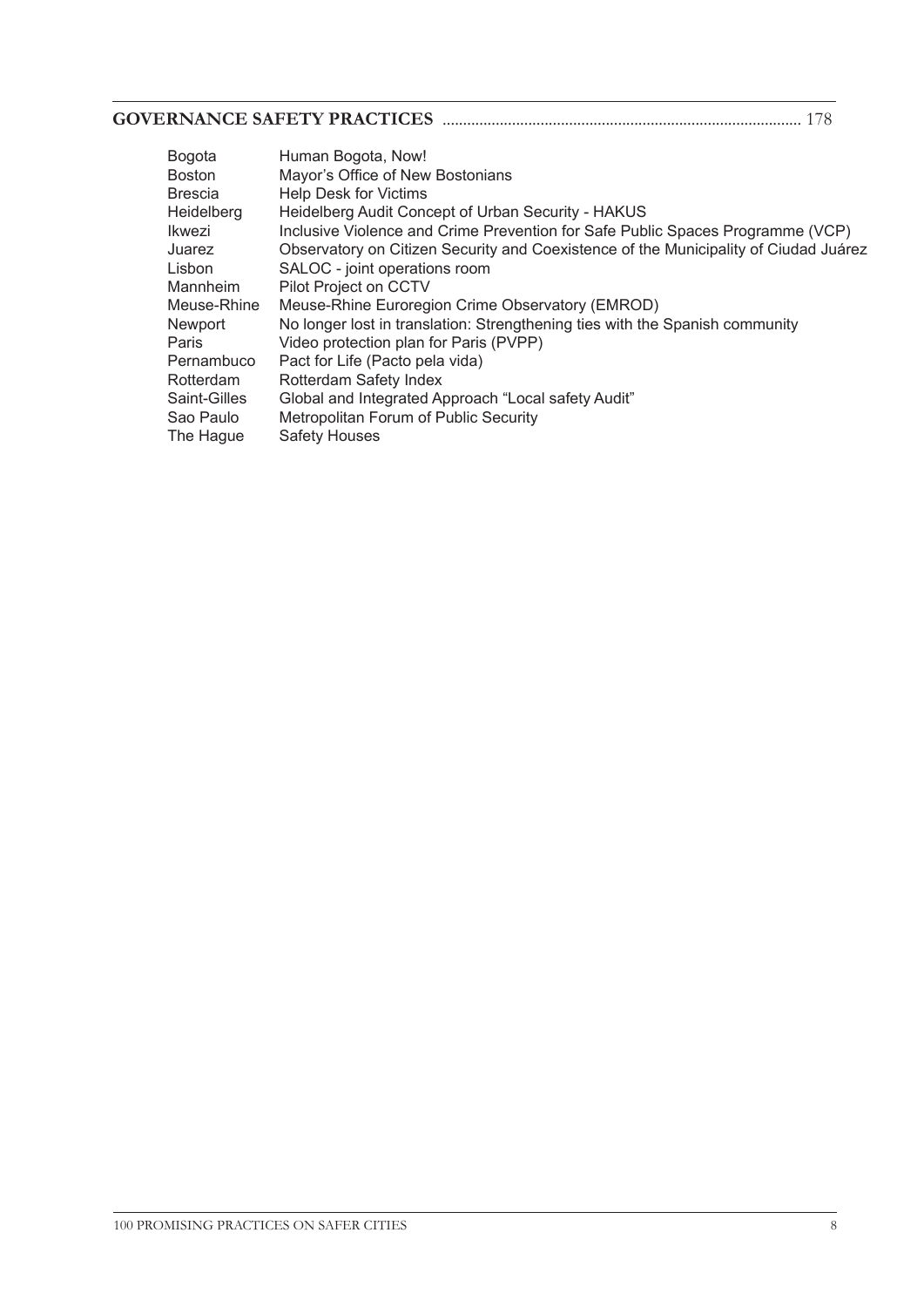**GOVERNANCE SAFETY PRACTICES** ...................................................................................... 178

| | |
|---|---|
| Bogota | Human Bogota, Now! |
| Boston | Mayor's Office of New Bostonians |
| Brescia | Help Desk for Victims |
| Heidelberg | Heidelberg Audit Concept of Urban Security - HAKUS |
| Ikwezi | Inclusive Violence and Crime Prevention for Safe Public Spaces Programme (VCP) |
| Juarez | Observatory on Citizen Security and Coexistence of the Municipality of Ciudad Juárez |
| Lisbon | SALOC - joint operations room |
| Mannheim | Pilot Project on CCTV |
| Meuse-Rhine | Meuse-Rhine Euroregion Crime Observatory (EMROD) |
| Newport | No longer lost in translation: Strengthening ties with the Spanish community |
| Paris | Video protection plan for Paris (PVPP) |
| Pernambuco | Pact for Life (Pacto pela vida) |
| Rotterdam | Rotterdam Safety Index |
| Saint-Gilles | Global and Integrated Approach "Local safety Audit" |
| Sao Paulo | Metropolitan Forum of Public Security |
| The Hague | Safety Houses |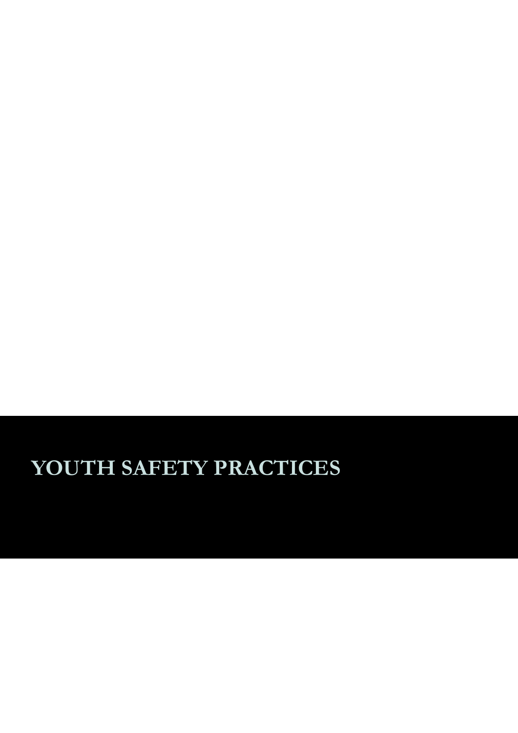# YOUTH SAFETY PRACTICES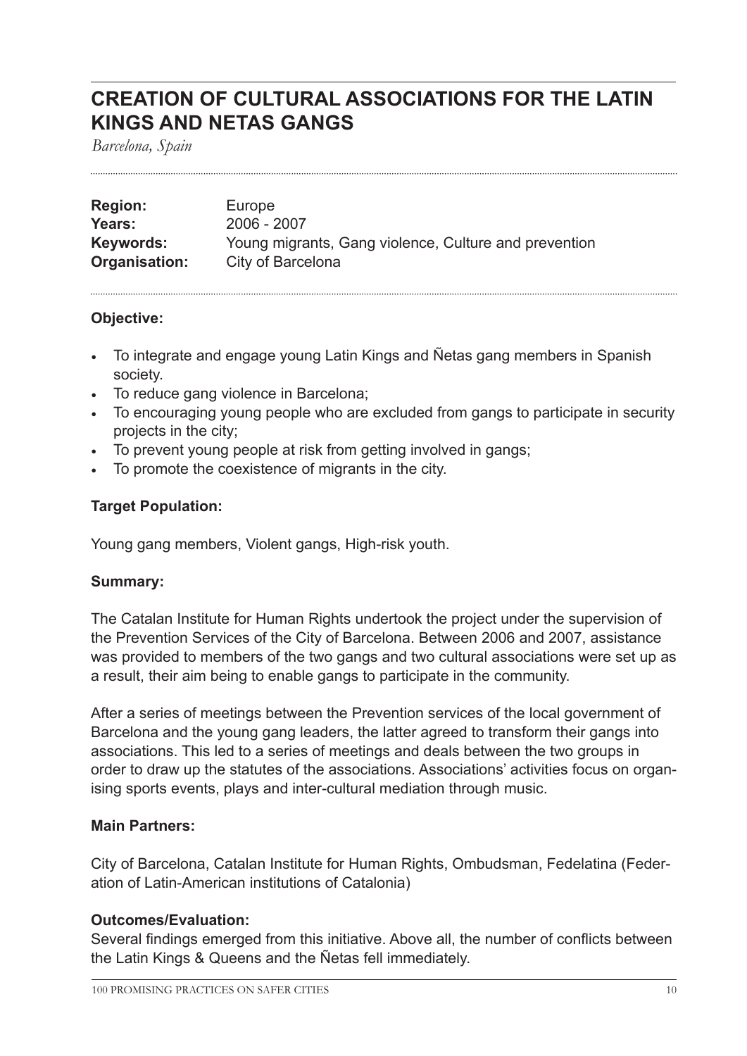# CREATION OF CULTURAL ASSOCIATIONS FOR THE LATIN KINGS AND NETAS GANGS

*Barcelona, Spain*

**Region:** Europe
**Years:** 2006 - 2007
**Keywords:** Young migrants, Gang violence, Culture and prevention
**Organisation:** City of Barcelona

**Objective:**

- To integrate and engage young Latin Kings and Ñetas gang members in Spanish society.
- To reduce gang violence in Barcelona;
- To encouraging young people who are excluded from gangs to participate in security projects in the city;
- To prevent young people at risk from getting involved in gangs;
- To promote the coexistence of migrants in the city.

**Target Population:**

Young gang members, Violent gangs, High-risk youth.

**Summary:**

The Catalan Institute for Human Rights undertook the project under the supervision of the Prevention Services of the City of Barcelona. Between 2006 and 2007, assistance was provided to members of the two gangs and two cultural associations were set up as a result, their aim being to enable gangs to participate in the community.

After a series of meetings between the Prevention services of the local government of Barcelona and the young gang leaders, the latter agreed to transform their gangs into associations. This led to a series of meetings and deals between the two groups in order to draw up the statutes of the associations. Associations' activities focus on organising sports events, plays and inter-cultural mediation through music.

**Main Partners:**

City of Barcelona, Catalan Institute for Human Rights, Ombudsman, Fedelatina (Federation of Latin-American institutions of Catalonia)

**Outcomes/Evaluation:**

Several findings emerged from this initiative. Above all, the number of conflicts between the Latin Kings & Queens and the Ñetas fell immediately.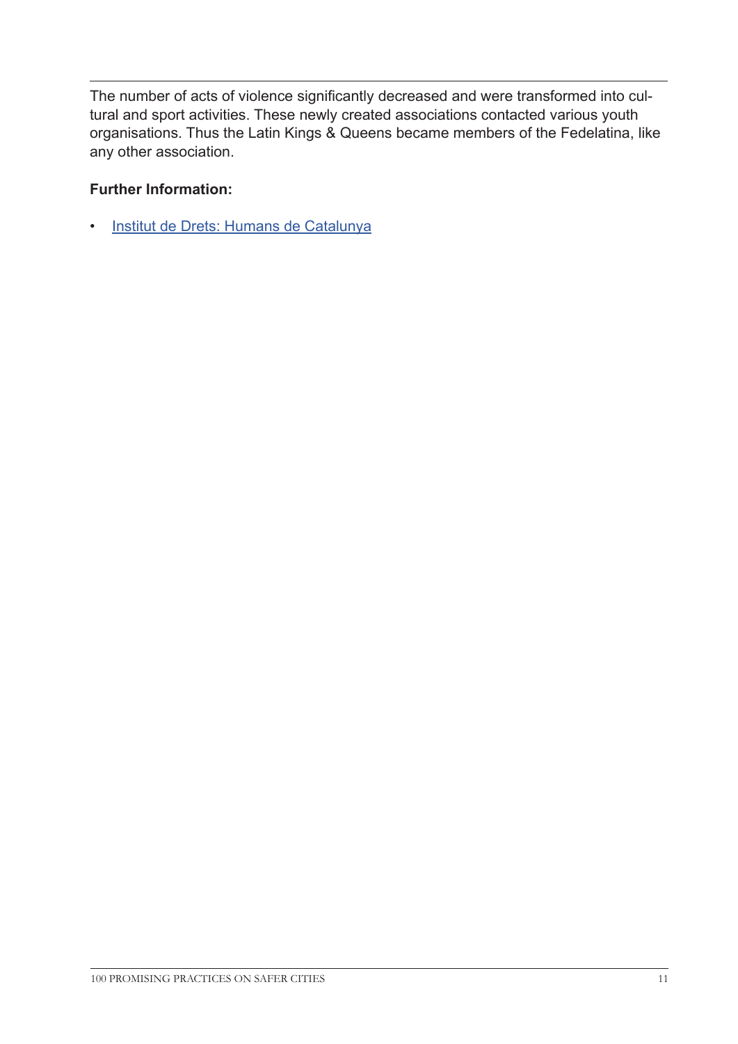The number of acts of violence significantly decreased and were transformed into cultural and sport activities. These newly created associations contacted various youth organisations. Thus the Latin Kings & Queens became members of the Fedelatina, like any other association.

**Further Information:**

- Institut de Drets: Humans de Catalunya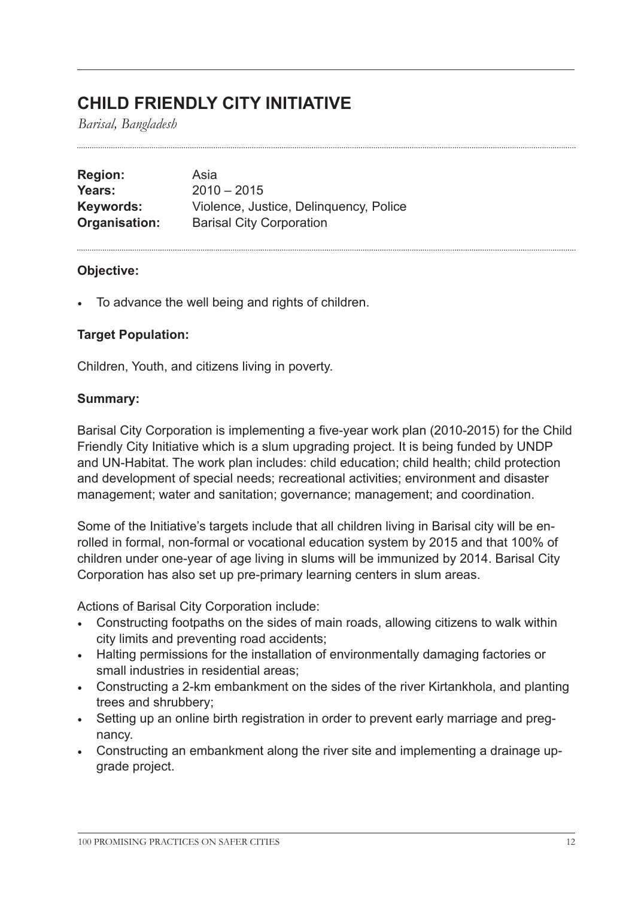# CHILD FRIENDLY CITY INITIATIVE

*Barisal, Bangladesh*

**Region:** Asia
**Years:** 2010 – 2015
**Keywords:** Violence, Justice, Delinquency, Police
**Organisation:** Barisal City Corporation

**Objective:**

- To advance the well being and rights of children.

**Target Population:**

Children, Youth, and citizens living in poverty.

**Summary:**

Barisal City Corporation is implementing a five-year work plan (2010-2015) for the Child Friendly City Initiative which is a slum upgrading project. It is being funded by UNDP and UN-Habitat. The work plan includes: child education; child health; child protection and development of special needs; recreational activities; environment and disaster management; water and sanitation; governance; management; and coordination.

Some of the Initiative's targets include that all children living in Barisal city will be enrolled in formal, non-formal or vocational education system by 2015 and that 100% of children under one-year of age living in slums will be immunized by 2014. Barisal City Corporation has also set up pre-primary learning centers in slum areas.

Actions of Barisal City Corporation include:

- Constructing footpaths on the sides of main roads, allowing citizens to walk within city limits and preventing road accidents;
- Halting permissions for the installation of environmentally damaging factories or small industries in residential areas;
- Constructing a 2-km embankment on the sides of the river Kirtankhola, and planting trees and shrubbery;
- Setting up an online birth registration in order to prevent early marriage and pregnancy.
- Constructing an embankment along the river site and implementing a drainage upgrade project.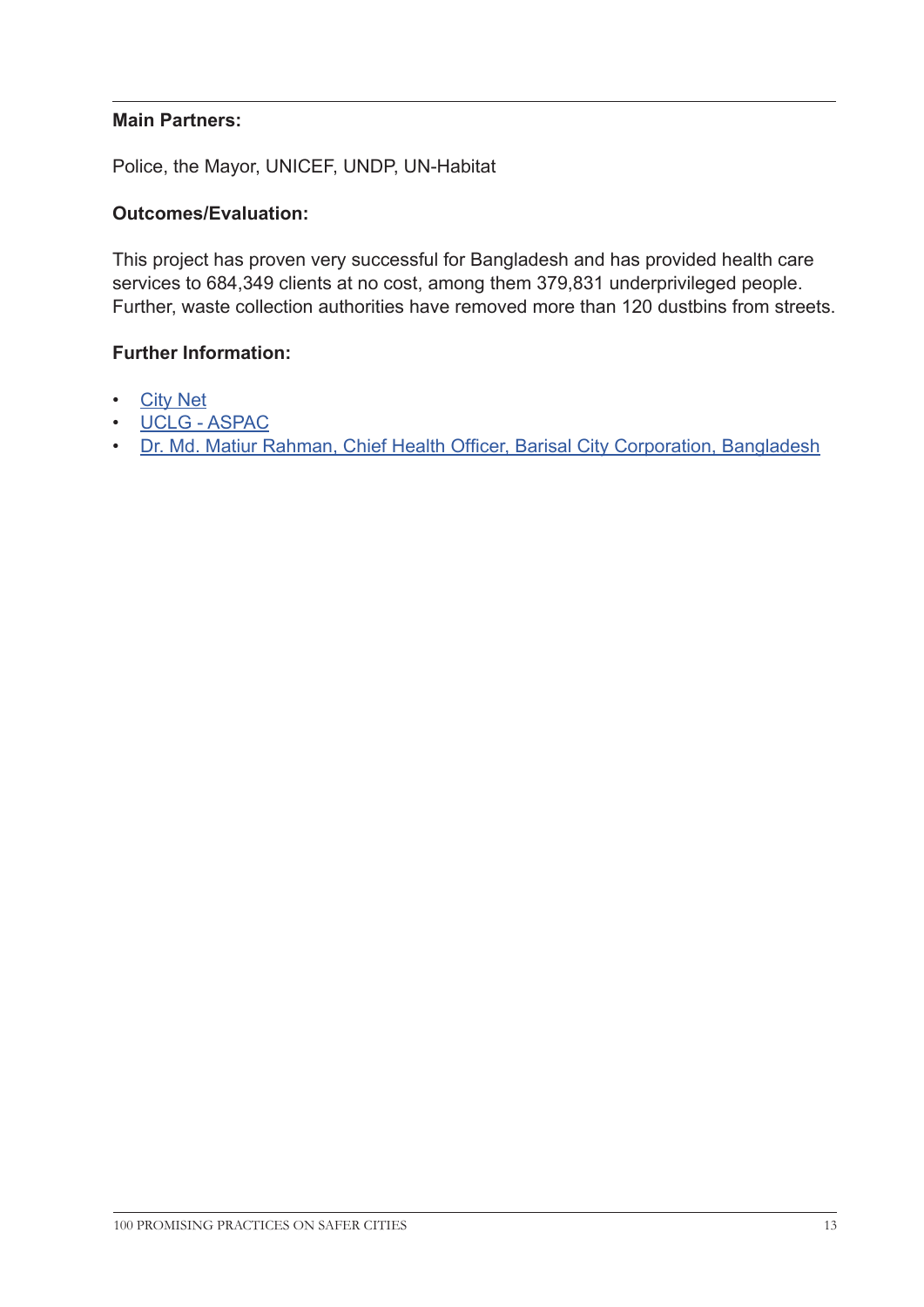**Main Partners:**

Police, the Mayor, UNICEF, UNDP, UN-Habitat

**Outcomes/Evaluation:**

This project has proven very successful for Bangladesh and has provided health care services to 684,349 clients at no cost, among them 379,831 underprivileged people. Further, waste collection authorities have removed more than 120 dustbins from streets.

**Further Information:**

- City Net
- UCLG - ASPAC
- Dr. Md. Matiur Rahman, Chief Health Officer, Barisal City Corporation, Bangladesh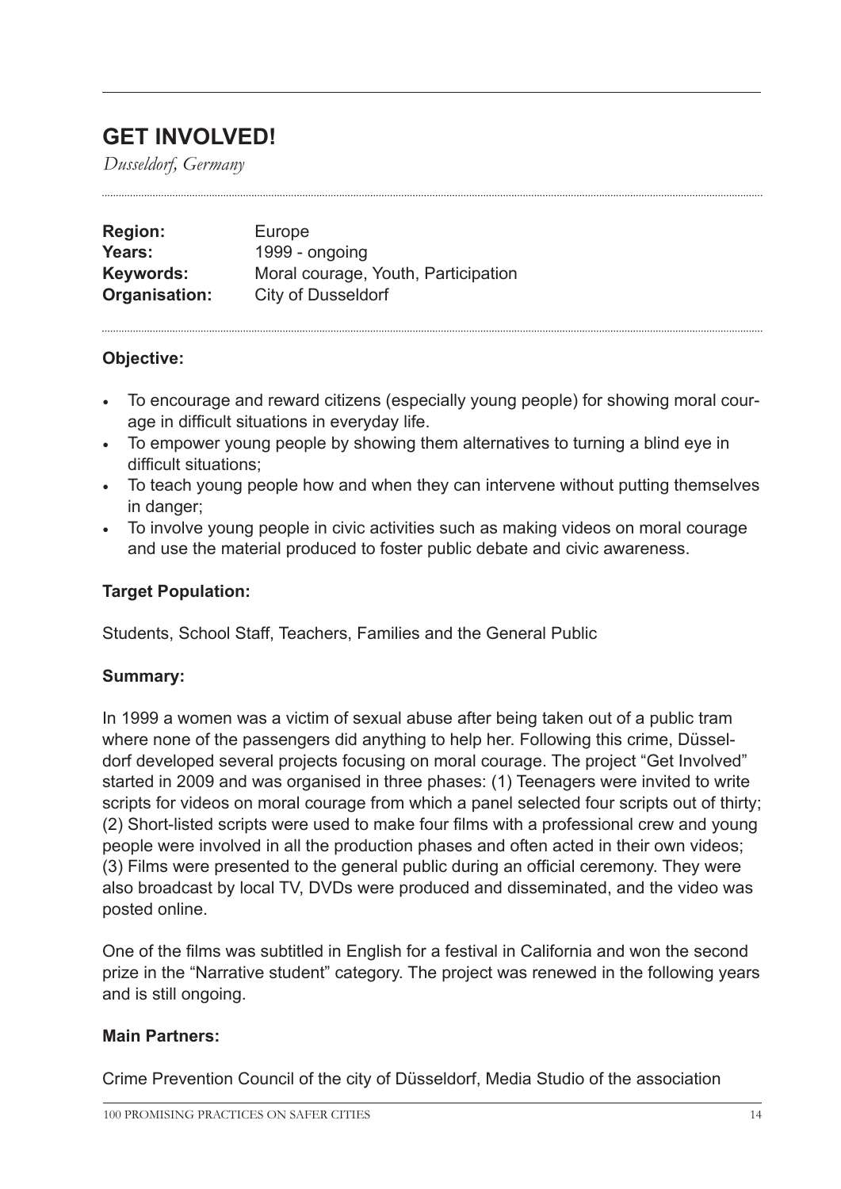## GET INVOLVED!

*Dusseldorf, Germany*

**Region:** Europe
**Years:** 1999 - ongoing
**Keywords:** Moral courage, Youth, Participation
**Organisation:** City of Dusseldorf

**Objective:**

- To encourage and reward citizens (especially young people) for showing moral courage in difficult situations in everyday life.
- To empower young people by showing them alternatives to turning a blind eye in difficult situations;
- To teach young people how and when they can intervene without putting themselves in danger;
- To involve young people in civic activities such as making videos on moral courage and use the material produced to foster public debate and civic awareness.

**Target Population:**

Students, School Staff, Teachers, Families and the General Public

**Summary:**

In 1999 a women was a victim of sexual abuse after being taken out of a public tram where none of the passengers did anything to help her. Following this crime, Düsseldorf developed several projects focusing on moral courage. The project "Get Involved" started in 2009 and was organised in three phases: (1) Teenagers were invited to write scripts for videos on moral courage from which a panel selected four scripts out of thirty; (2) Short-listed scripts were used to make four films with a professional crew and young people were involved in all the production phases and often acted in their own videos; (3) Films were presented to the general public during an official ceremony. They were also broadcast by local TV, DVDs were produced and disseminated, and the video was posted online.

One of the films was subtitled in English for a festival in California and won the second prize in the "Narrative student" category. The project was renewed in the following years and is still ongoing.

**Main Partners:**

Crime Prevention Council of the city of Düsseldorf, Media Studio of the association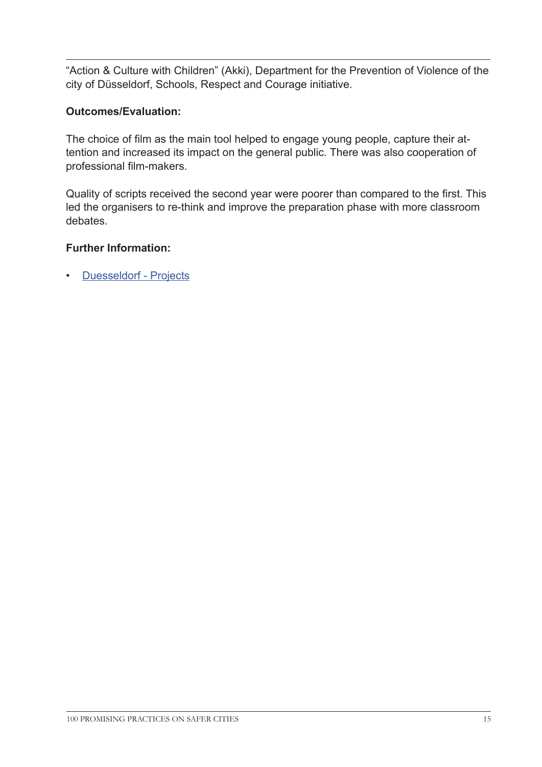"Action & Culture with Children" (Akki), Department for the Prevention of Violence of the city of Düsseldorf, Schools, Respect and Courage initiative.

**Outcomes/Evaluation:**

The choice of film as the main tool helped to engage young people, capture their attention and increased its impact on the general public. There was also cooperation of professional film-makers.

Quality of scripts received the second year were poorer than compared to the first. This led the organisers to re-think and improve the preparation phase with more classroom debates.

**Further Information:**

- Duesseldorf - Projects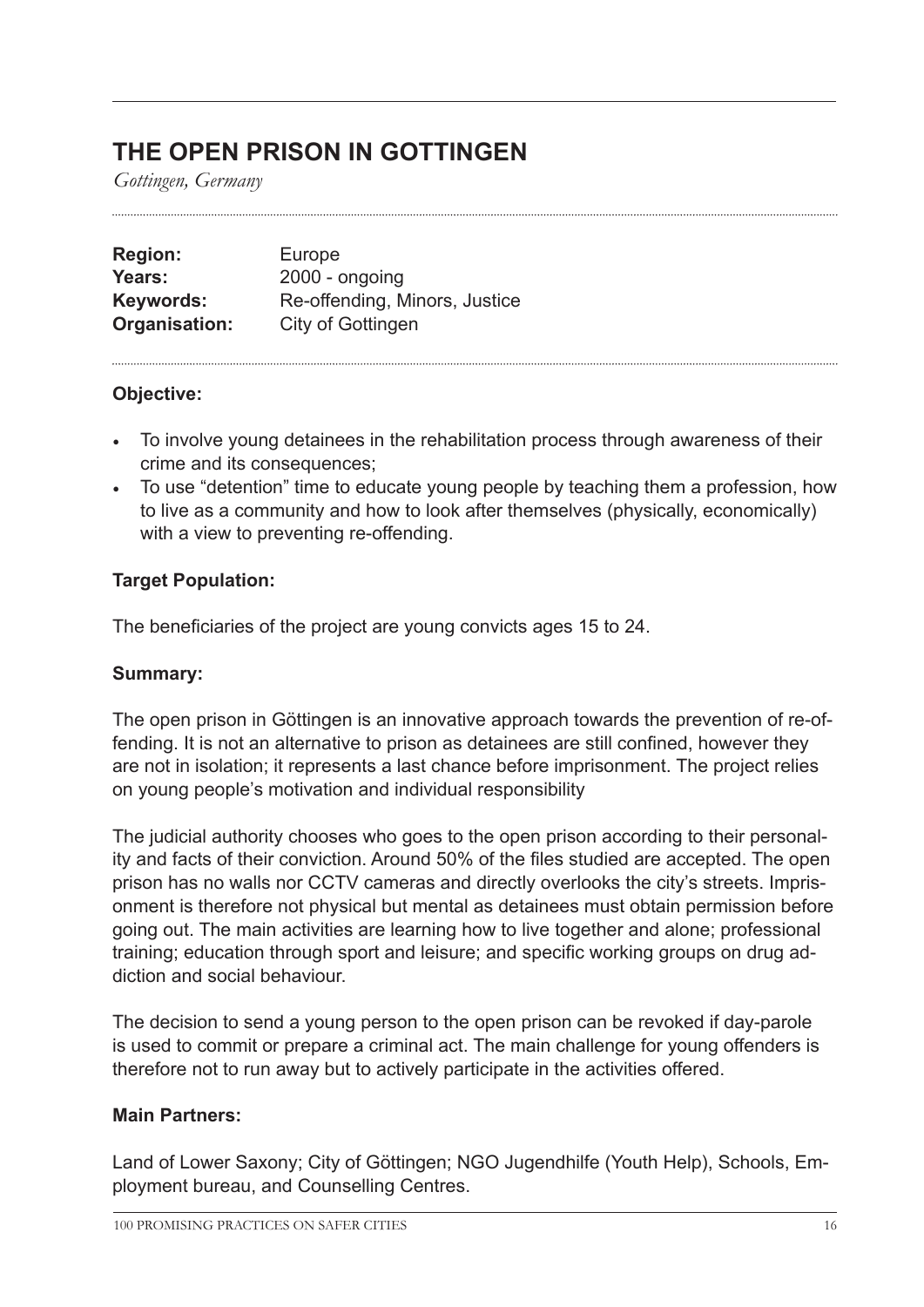# THE OPEN PRISON IN GOTTINGEN

*Gottingen, Germany*

**Region:** Europe
**Years:** 2000 - ongoing
**Keywords:** Re-offending, Minors, Justice
**Organisation:** City of Gottingen

**Objective:**

- To involve young detainees in the rehabilitation process through awareness of their crime and its consequences;
- To use "detention" time to educate young people by teaching them a profession, how to live as a community and how to look after themselves (physically, economically) with a view to preventing re-offending.

**Target Population:**

The beneficiaries of the project are young convicts ages 15 to 24.

**Summary:**

The open prison in Göttingen is an innovative approach towards the prevention of re-offending. It is not an alternative to prison as detainees are still confined, however they are not in isolation; it represents a last chance before imprisonment. The project relies on young people's motivation and individual responsibility

The judicial authority chooses who goes to the open prison according to their personality and facts of their conviction. Around 50% of the files studied are accepted. The open prison has no walls nor CCTV cameras and directly overlooks the city's streets. Imprisonment is therefore not physical but mental as detainees must obtain permission before going out. The main activities are learning how to live together and alone; professional training; education through sport and leisure; and specific working groups on drug addiction and social behaviour.

The decision to send a young person to the open prison can be revoked if day-parole is used to commit or prepare a criminal act. The main challenge for young offenders is therefore not to run away but to actively participate in the activities offered.

**Main Partners:**

Land of Lower Saxony; City of Göttingen; NGO Jugendhilfe (Youth Help), Schools, Employment bureau, and Counselling Centres.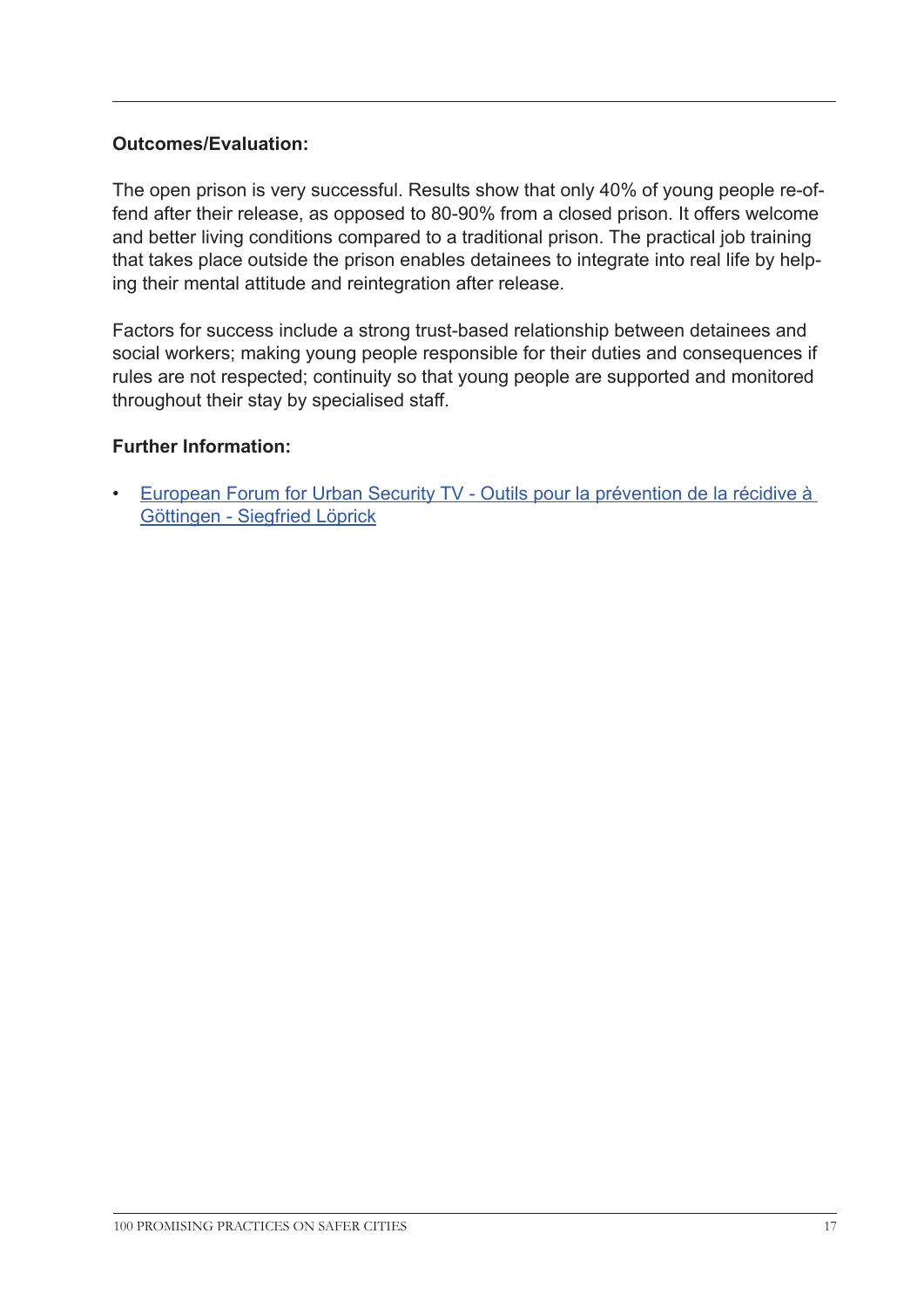**Outcomes/Evaluation:**

The open prison is very successful. Results show that only 40% of young people re-offend after their release, as opposed to 80-90% from a closed prison. It offers welcome and better living conditions compared to a traditional prison. The practical job training that takes place outside the prison enables detainees to integrate into real life by helping their mental attitude and reintegration after release.

Factors for success include a strong trust-based relationship between detainees and social workers; making young people responsible for their duties and consequences if rules are not respected; continuity so that young people are supported and monitored throughout their stay by specialised staff.

**Further Information:**

- European Forum for Urban Security TV - Outils pour la prévention de la récidive à Göttingen - Siegfried Löprick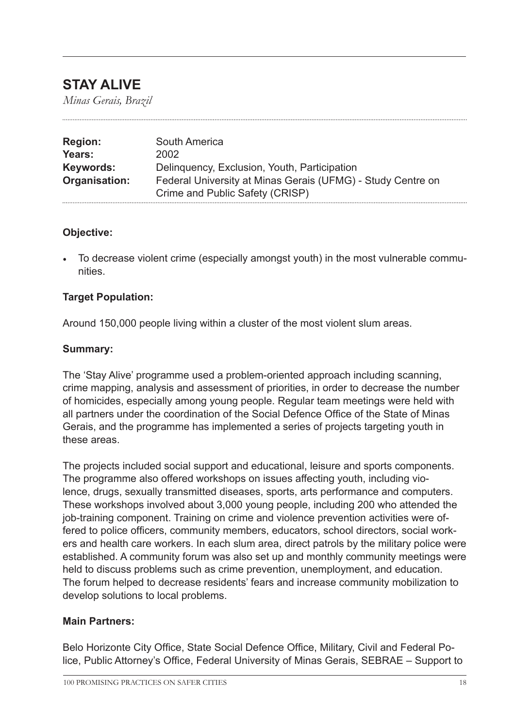## STAY ALIVE

*Minas Gerais, Brazil*

| | |
|---|---|
| **Region:** | South America |
| **Years:** | 2002 |
| **Keywords:** | Delinquency, Exclusion, Youth, Participation |
| **Organisation:** | Federal University at Minas Gerais (UFMG) - Study Centre on Crime and Public Safety (CRISP) |

### Objective:

- To decrease violent crime (especially amongst youth) in the most vulnerable communities.

### Target Population:

Around 150,000 people living within a cluster of the most violent slum areas.

### Summary:

The 'Stay Alive' programme used a problem-oriented approach including scanning, crime mapping, analysis and assessment of priorities, in order to decrease the number of homicides, especially among young people. Regular team meetings were held with all partners under the coordination of the Social Defence Office of the State of Minas Gerais, and the programme has implemented a series of projects targeting youth in these areas.

The projects included social support and educational, leisure and sports components. The programme also offered workshops on issues affecting youth, including violence, drugs, sexually transmitted diseases, sports, arts performance and computers. These workshops involved about 3,000 young people, including 200 who attended the job-training component. Training on crime and violence prevention activities were offered to police officers, community members, educators, school directors, social workers and health care workers. In each slum area, direct patrols by the military police were established. A community forum was also set up and monthly community meetings were held to discuss problems such as crime prevention, unemployment, and education. The forum helped to decrease residents' fears and increase community mobilization to develop solutions to local problems.

### Main Partners:

Belo Horizonte City Office, State Social Defence Office, Military, Civil and Federal Police, Public Attorney's Office, Federal University of Minas Gerais, SEBRAE – Support to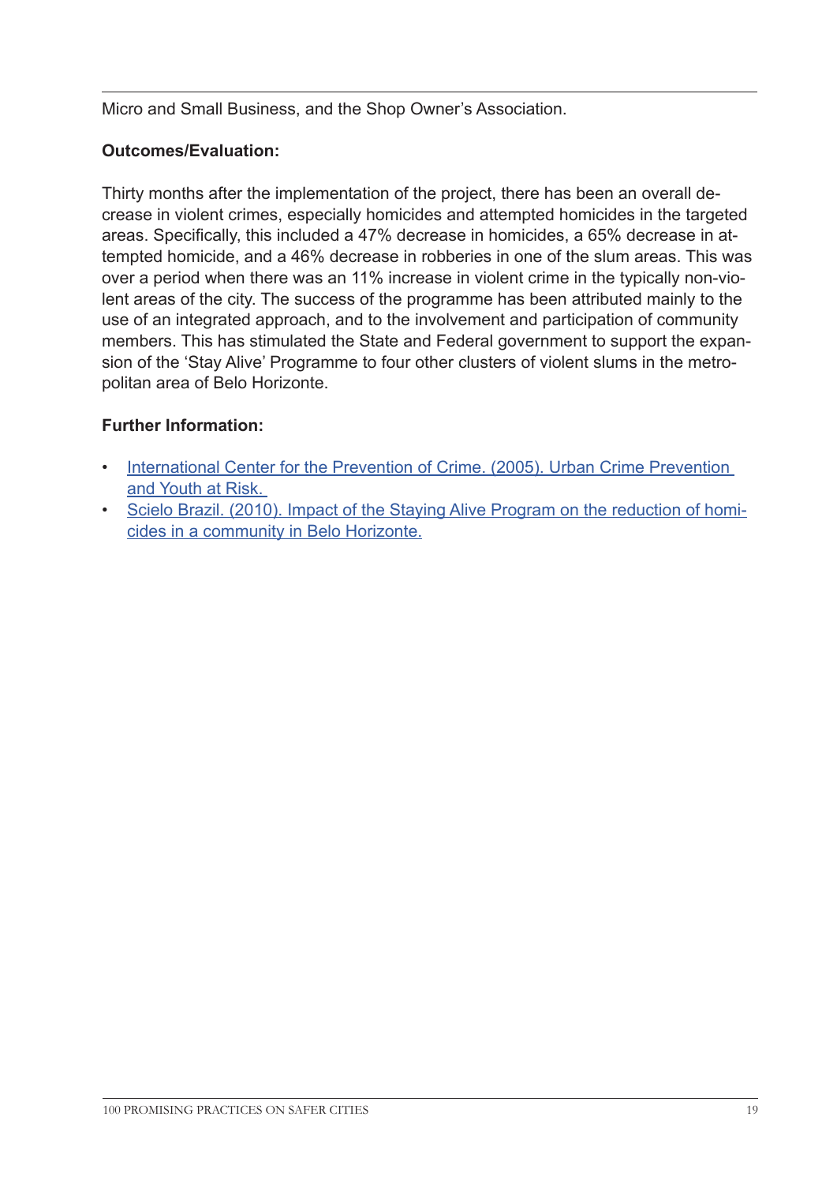Micro and Small Business, and the Shop Owner's Association.

**Outcomes/Evaluation:**

Thirty months after the implementation of the project, there has been an overall decrease in violent crimes, especially homicides and attempted homicides in the targeted areas. Specifically, this included a 47% decrease in homicides, a 65% decrease in attempted homicide, and a 46% decrease in robberies in one of the slum areas. This was over a period when there was an 11% increase in violent crime in the typically non-violent areas of the city. The success of the programme has been attributed mainly to the use of an integrated approach, and to the involvement and participation of community members. This has stimulated the State and Federal government to support the expansion of the 'Stay Alive' Programme to four other clusters of violent slums in the metropolitan area of Belo Horizonte.

**Further Information:**

- International Center for the Prevention of Crime. (2005). Urban Crime Prevention and Youth at Risk.
- Scielo Brazil. (2010). Impact of the Staying Alive Program on the reduction of homicides in a community in Belo Horizonte.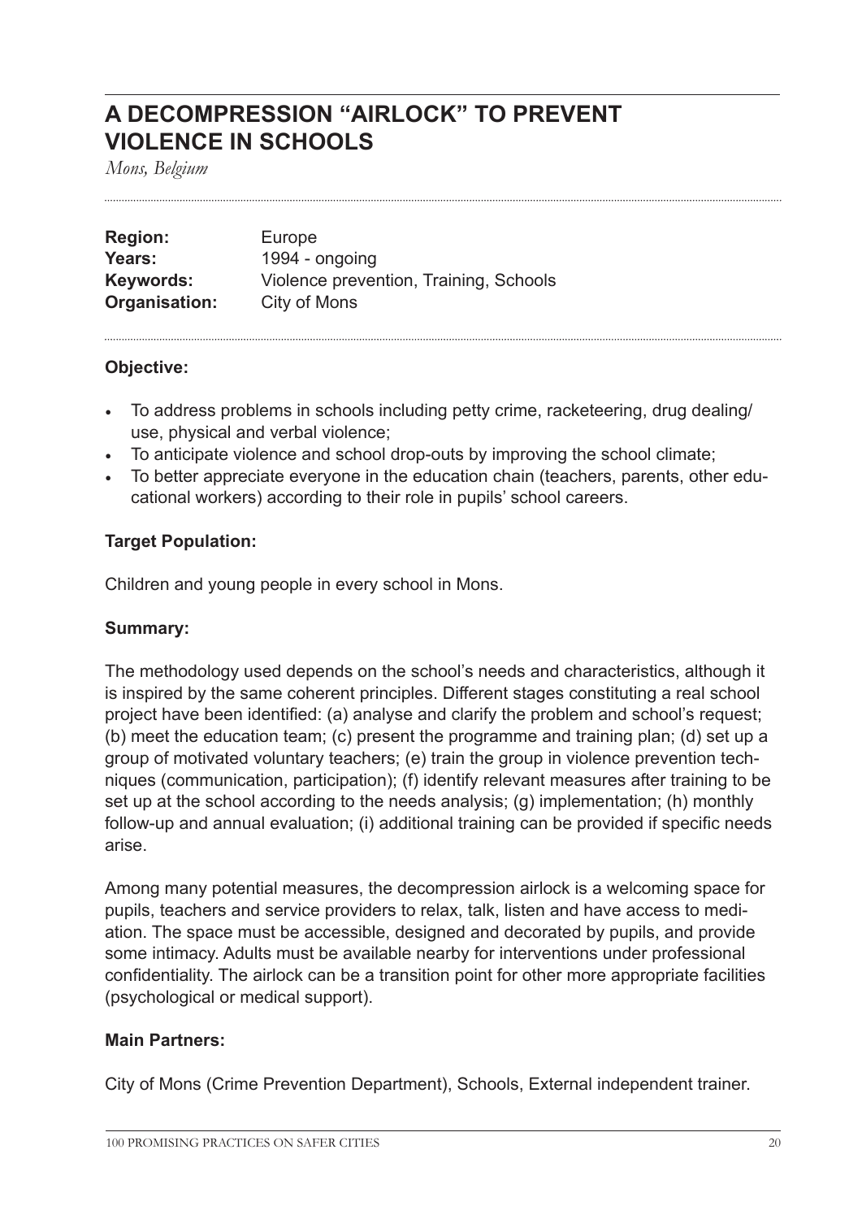# A DECOMPRESSION "AIRLOCK" TO PREVENT VIOLENCE IN SCHOOLS

*Mons, Belgium*

**Region:** Europe
**Years:** 1994 - ongoing
**Keywords:** Violence prevention, Training, Schools
**Organisation:** City of Mons

### Objective:

- To address problems in schools including petty crime, racketeering, drug dealing/use, physical and verbal violence;
- To anticipate violence and school drop-outs by improving the school climate;
- To better appreciate everyone in the education chain (teachers, parents, other educational workers) according to their role in pupils' school careers.

### Target Population:

Children and young people in every school in Mons.

### Summary:

The methodology used depends on the school's needs and characteristics, although it is inspired by the same coherent principles. Different stages constituting a real school project have been identified: (a) analyse and clarify the problem and school's request; (b) meet the education team; (c) present the programme and training plan; (d) set up a group of motivated voluntary teachers; (e) train the group in violence prevention techniques (communication, participation); (f) identify relevant measures after training to be set up at the school according to the needs analysis; (g) implementation; (h) monthly follow-up and annual evaluation; (i) additional training can be provided if specific needs arise.

Among many potential measures, the decompression airlock is a welcoming space for pupils, teachers and service providers to relax, talk, listen and have access to mediation. The space must be accessible, designed and decorated by pupils, and provide some intimacy. Adults must be available nearby for interventions under professional confidentiality. The airlock can be a transition point for other more appropriate facilities (psychological or medical support).

### Main Partners:

City of Mons (Crime Prevention Department), Schools, External independent trainer.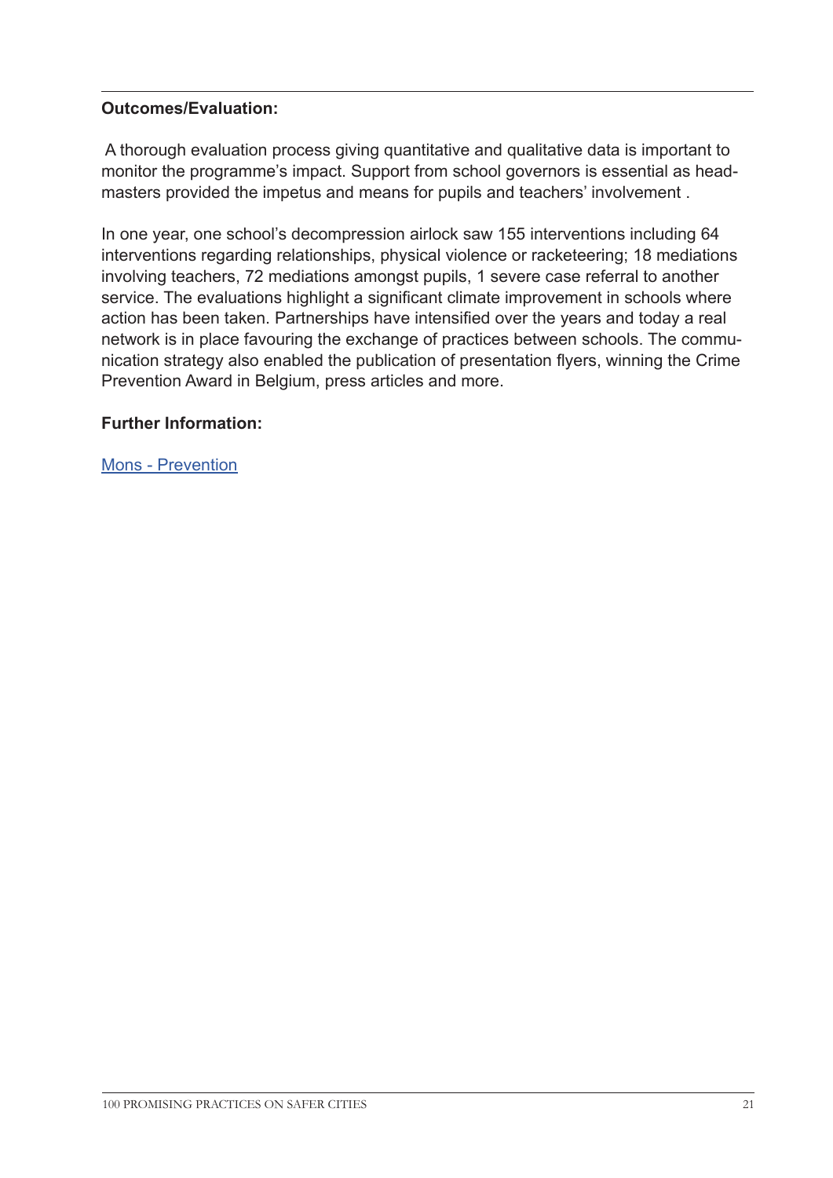**Outcomes/Evaluation:**

A thorough evaluation process giving quantitative and qualitative data is important to monitor the programme's impact. Support from school governors is essential as headmasters provided the impetus and means for pupils and teachers' involvement .

In one year, one school's decompression airlock saw 155 interventions including 64 interventions regarding relationships, physical violence or racketeering; 18 mediations involving teachers, 72 mediations amongst pupils, 1 severe case referral to another service. The evaluations highlight a significant climate improvement in schools where action has been taken. Partnerships have intensified over the years and today a real network is in place favouring the exchange of practices between schools. The communication strategy also enabled the publication of presentation flyers, winning the Crime Prevention Award in Belgium, press articles and more.

**Further Information:**

Mons - Prevention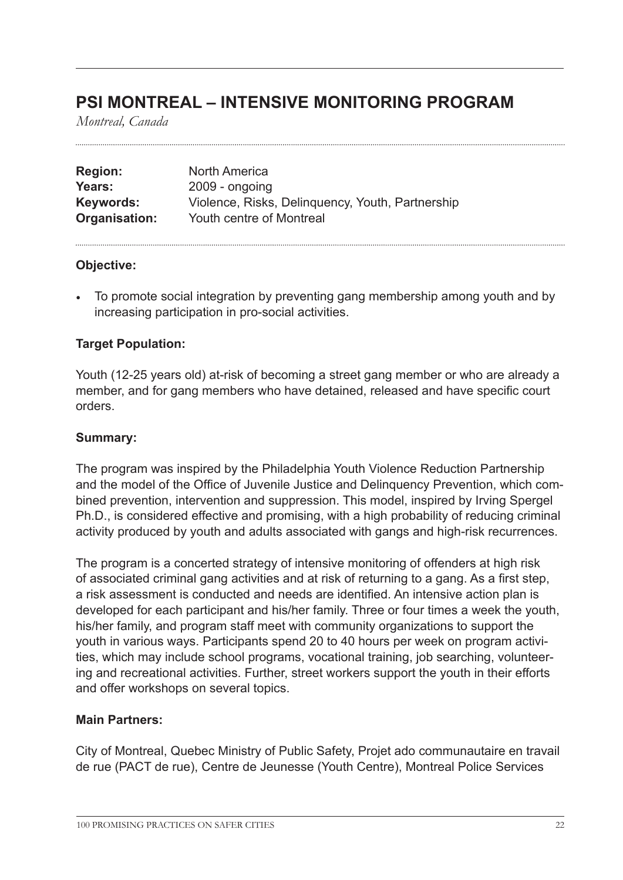## PSI MONTREAL – INTENSIVE MONITORING PROGRAM

*Montreal, Canada*

**Region:** North America
**Years:** 2009 - ongoing
**Keywords:** Violence, Risks, Delinquency, Youth, Partnership
**Organisation:** Youth centre of Montreal

**Objective:**

- To promote social integration by preventing gang membership among youth and by increasing participation in pro-social activities.

**Target Population:**

Youth (12-25 years old) at-risk of becoming a street gang member or who are already a member, and for gang members who have detained, released and have specific court orders.

**Summary:**

The program was inspired by the Philadelphia Youth Violence Reduction Partnership and the model of the Office of Juvenile Justice and Delinquency Prevention, which combined prevention, intervention and suppression. This model, inspired by Irving Spergel Ph.D., is considered effective and promising, with a high probability of reducing criminal activity produced by youth and adults associated with gangs and high-risk recurrences.

The program is a concerted strategy of intensive monitoring of offenders at high risk of associated criminal gang activities and at risk of returning to a gang. As a first step, a risk assessment is conducted and needs are identified. An intensive action plan is developed for each participant and his/her family. Three or four times a week the youth, his/her family, and program staff meet with community organizations to support the youth in various ways. Participants spend 20 to 40 hours per week on program activities, which may include school programs, vocational training, job searching, volunteering and recreational activities. Further, street workers support the youth in their efforts and offer workshops on several topics.

**Main Partners:**

City of Montreal, Quebec Ministry of Public Safety, Projet ado communautaire en travail de rue (PACT de rue), Centre de Jeunesse (Youth Centre), Montreal Police Services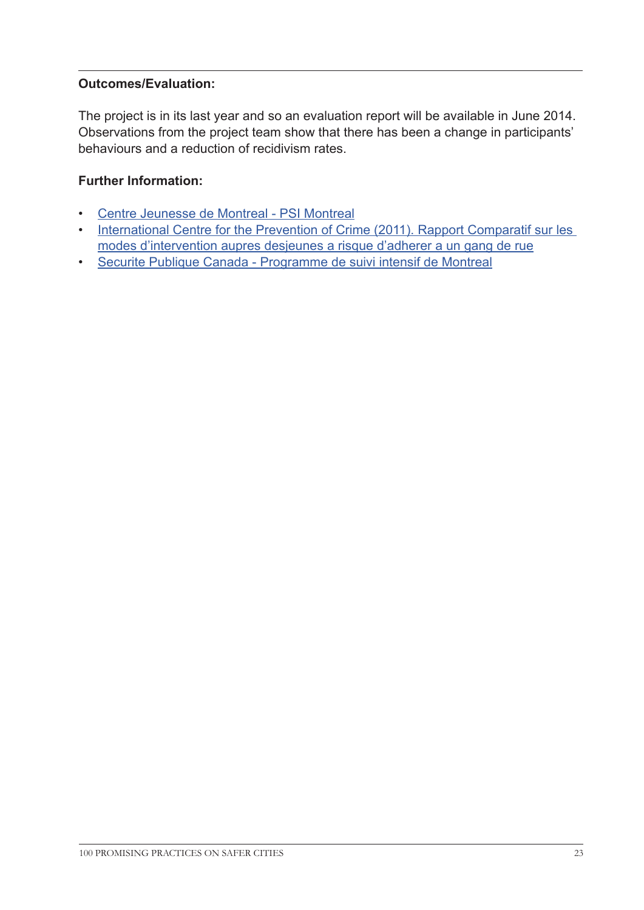**Outcomes/Evaluation:**

The project is in its last year and so an evaluation report will be available in June 2014. Observations from the project team show that there has been a change in participants' behaviours and a reduction of recidivism rates.

**Further Information:**

- Centre Jeunesse de Montreal - PSI Montreal
- International Centre for the Prevention of Crime (2011). Rapport Comparatif sur les modes d'intervention aupres desjeunes a risque d'adherer a un gang de rue
- Securite Publique Canada - Programme de suivi intensif de Montreal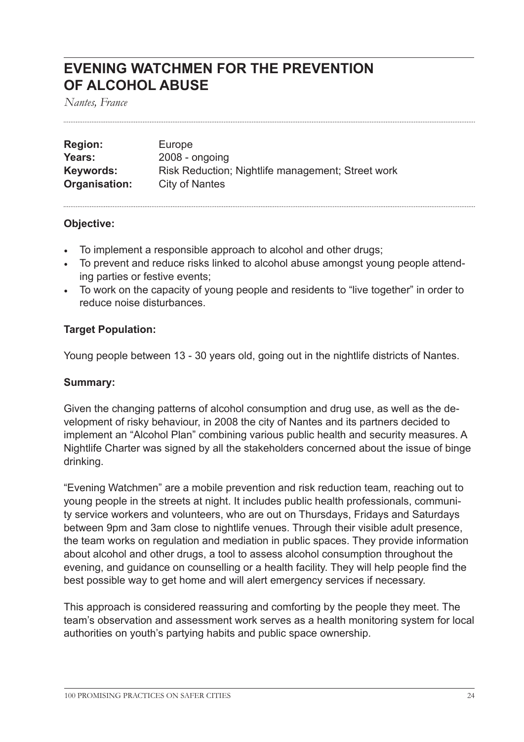# EVENING WATCHMEN FOR THE PREVENTION OF ALCOHOL ABUSE

*Nantes, France*

**Region:** Europe
**Years:** 2008 - ongoing
**Keywords:** Risk Reduction; Nightlife management; Street work
**Organisation:** City of Nantes

**Objective:**

- To implement a responsible approach to alcohol and other drugs;
- To prevent and reduce risks linked to alcohol abuse amongst young people attending parties or festive events;
- To work on the capacity of young people and residents to "live together" in order to reduce noise disturbances.

**Target Population:**

Young people between 13 - 30 years old, going out in the nightlife districts of Nantes.

**Summary:**

Given the changing patterns of alcohol consumption and drug use, as well as the development of risky behaviour, in 2008 the city of Nantes and its partners decided to implement an "Alcohol Plan" combining various public health and security measures. A Nightlife Charter was signed by all the stakeholders concerned about the issue of binge drinking.

"Evening Watchmen" are a mobile prevention and risk reduction team, reaching out to young people in the streets at night. It includes public health professionals, community service workers and volunteers, who are out on Thursdays, Fridays and Saturdays between 9pm and 3am close to nightlife venues. Through their visible adult presence, the team works on regulation and mediation in public spaces. They provide information about alcohol and other drugs, a tool to assess alcohol consumption throughout the evening, and guidance on counselling or a health facility. They will help people find the best possible way to get home and will alert emergency services if necessary.

This approach is considered reassuring and comforting by the people they meet. The team's observation and assessment work serves as a health monitoring system for local authorities on youth's partying habits and public space ownership.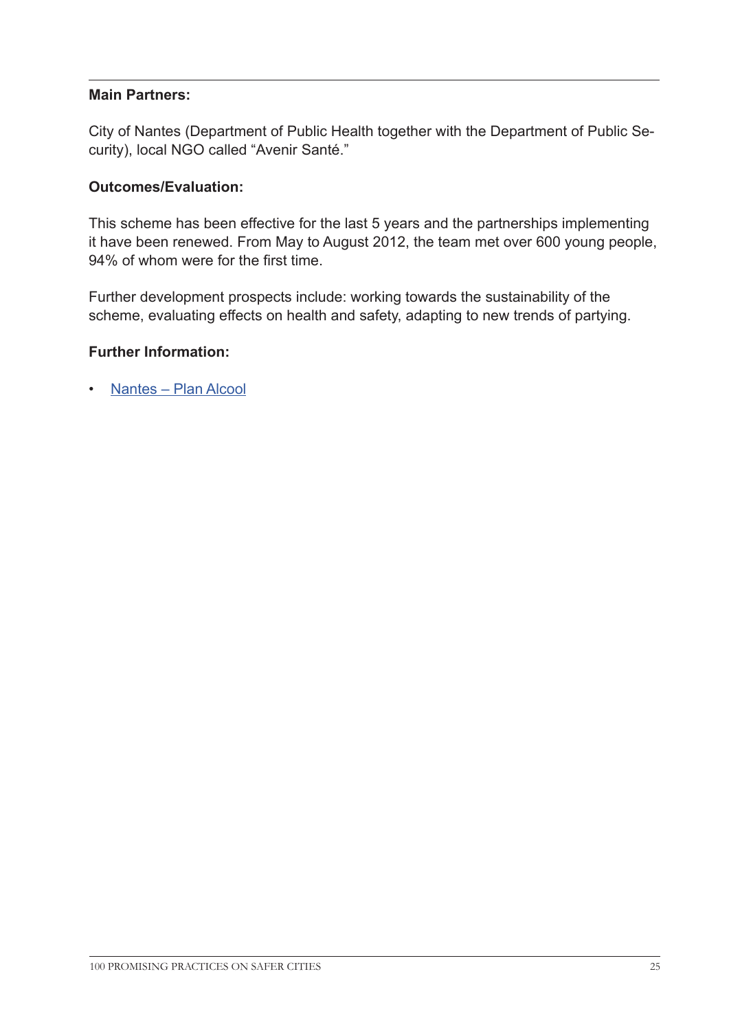**Main Partners:**

City of Nantes (Department of Public Health together with the Department of Public Security), local NGO called "Avenir Santé."

**Outcomes/Evaluation:**

This scheme has been effective for the last 5 years and the partnerships implementing it have been renewed. From May to August 2012, the team met over 600 young people, 94% of whom were for the first time.

Further development prospects include: working towards the sustainability of the scheme, evaluating effects on health and safety, adapting to new trends of partying.

**Further Information:**

- Nantes – Plan Alcool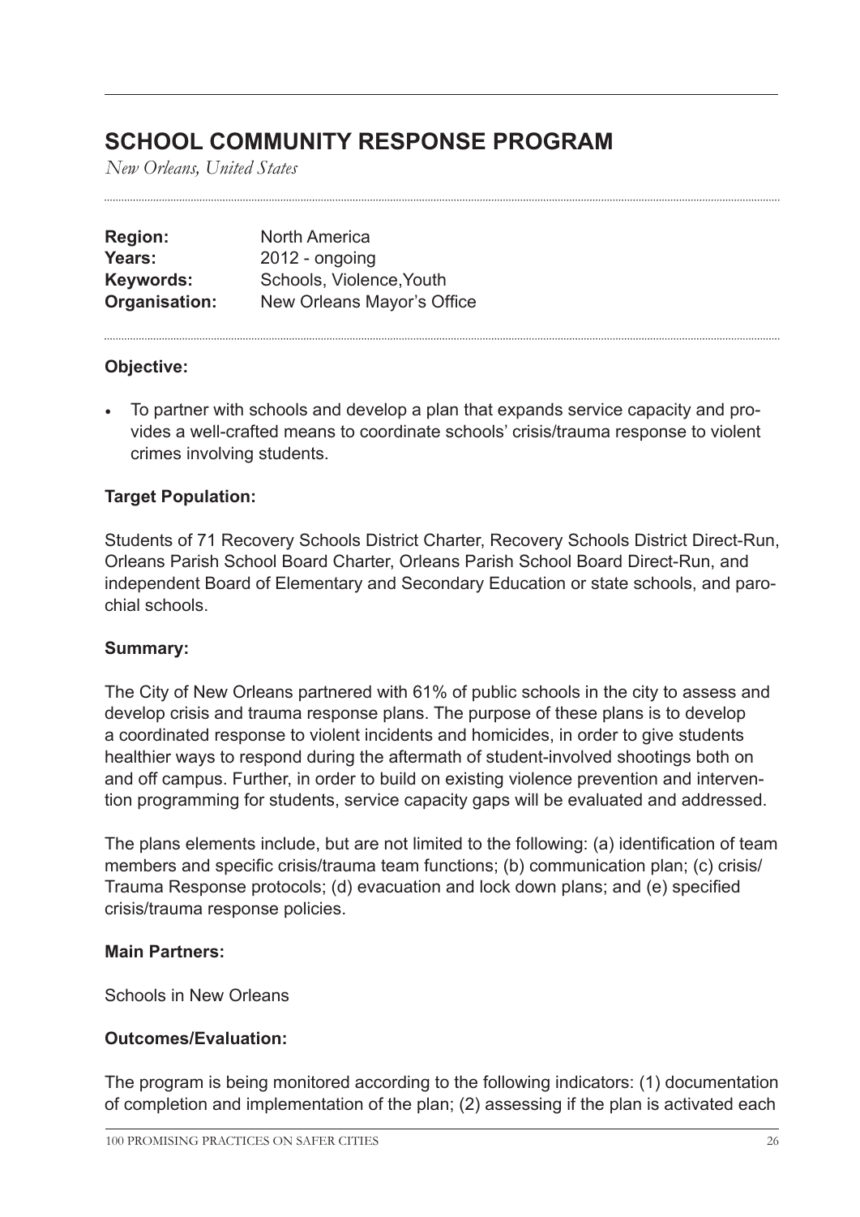## SCHOOL COMMUNITY RESPONSE PROGRAM

*New Orleans, United States*

| | |
|---|---|
| **Region:** | North America |
| **Years:** | 2012 - ongoing |
| **Keywords:** | Schools, Violence,Youth |
| **Organisation:** | New Orleans Mayor's Office |

**Objective:**

- To partner with schools and develop a plan that expands service capacity and provides a well-crafted means to coordinate schools' crisis/trauma response to violent crimes involving students.

**Target Population:**

Students of 71 Recovery Schools District Charter, Recovery Schools District Direct-Run, Orleans Parish School Board Charter, Orleans Parish School Board Direct-Run, and independent Board of Elementary and Secondary Education or state schools, and parochial schools.

**Summary:**

The City of New Orleans partnered with 61% of public schools in the city to assess and develop crisis and trauma response plans. The purpose of these plans is to develop a coordinated response to violent incidents and homicides, in order to give students healthier ways to respond during the aftermath of student-involved shootings both on and off campus. Further, in order to build on existing violence prevention and intervention programming for students, service capacity gaps will be evaluated and addressed.

The plans elements include, but are not limited to the following: (a) identification of team members and specific crisis/trauma team functions; (b) communication plan; (c) crisis/ Trauma Response protocols; (d) evacuation and lock down plans; and (e) specified crisis/trauma response policies.

**Main Partners:**

Schools in New Orleans

**Outcomes/Evaluation:**

The program is being monitored according to the following indicators: (1) documentation of completion and implementation of the plan; (2) assessing if the plan is activated each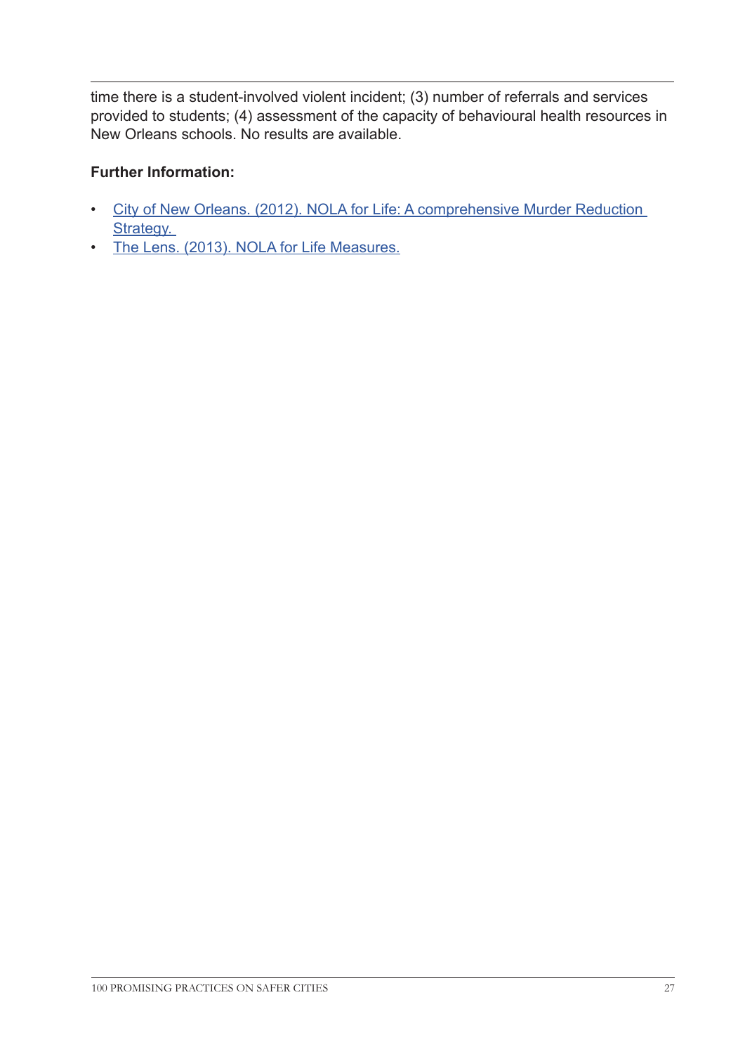time there is a student-involved violent incident; (3) number of referrals and services provided to students; (4) assessment of the capacity of behavioural health resources in New Orleans schools. No results are available.

**Further Information:**

- City of New Orleans. (2012). NOLA for Life: A comprehensive Murder Reduction Strategy.
- The Lens. (2013). NOLA for Life Measures.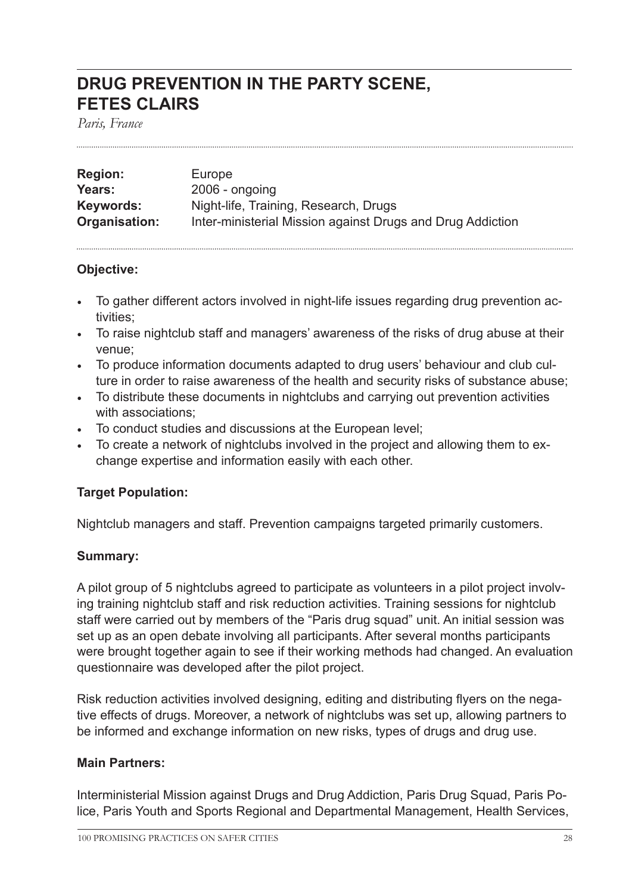# DRUG PREVENTION IN THE PARTY SCENE, FETES CLAIRS

*Paris, France*

**Region:** Europe
**Years:** 2006 - ongoing
**Keywords:** Night-life, Training, Research, Drugs
**Organisation:** Inter-ministerial Mission against Drugs and Drug Addiction

### Objective:

- To gather different actors involved in night-life issues regarding drug prevention activities;
- To raise nightclub staff and managers' awareness of the risks of drug abuse at their venue;
- To produce information documents adapted to drug users' behaviour and club culture in order to raise awareness of the health and security risks of substance abuse;
- To distribute these documents in nightclubs and carrying out prevention activities with associations;
- To conduct studies and discussions at the European level;
- To create a network of nightclubs involved in the project and allowing them to exchange expertise and information easily with each other.

### Target Population:

Nightclub managers and staff. Prevention campaigns targeted primarily customers.

### Summary:

A pilot group of 5 nightclubs agreed to participate as volunteers in a pilot project involving training nightclub staff and risk reduction activities. Training sessions for nightclub staff were carried out by members of the "Paris drug squad" unit. An initial session was set up as an open debate involving all participants. After several months participants were brought together again to see if their working methods had changed. An evaluation questionnaire was developed after the pilot project.

Risk reduction activities involved designing, editing and distributing flyers on the negative effects of drugs. Moreover, a network of nightclubs was set up, allowing partners to be informed and exchange information on new risks, types of drugs and drug use.

### Main Partners:

Interministerial Mission against Drugs and Drug Addiction, Paris Drug Squad, Paris Police, Paris Youth and Sports Regional and Departmental Management, Health Services,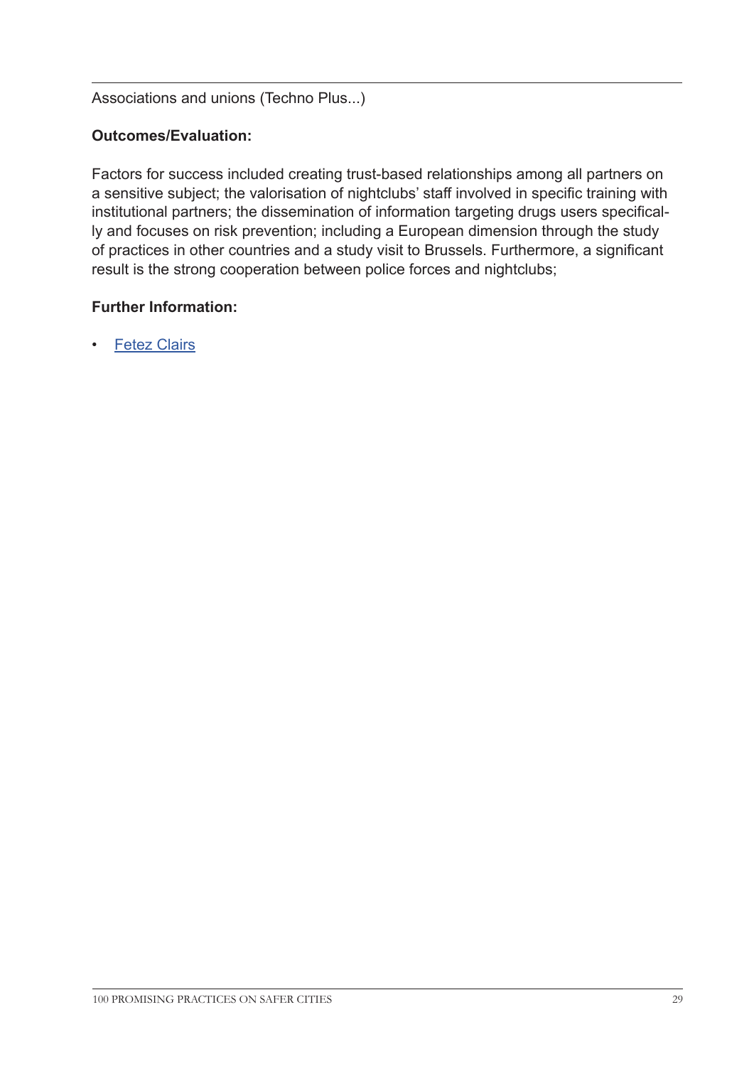Associations and unions (Techno Plus...)

**Outcomes/Evaluation:**

Factors for success included creating trust-based relationships among all partners on a sensitive subject; the valorisation of nightclubs' staff involved in specific training with institutional partners; the dissemination of information targeting drugs users specifically and focuses on risk prevention; including a European dimension through the study of practices in other countries and a study visit to Brussels. Furthermore, a significant result is the strong cooperation between police forces and nightclubs;

**Further Information:**

- Fetez Clairs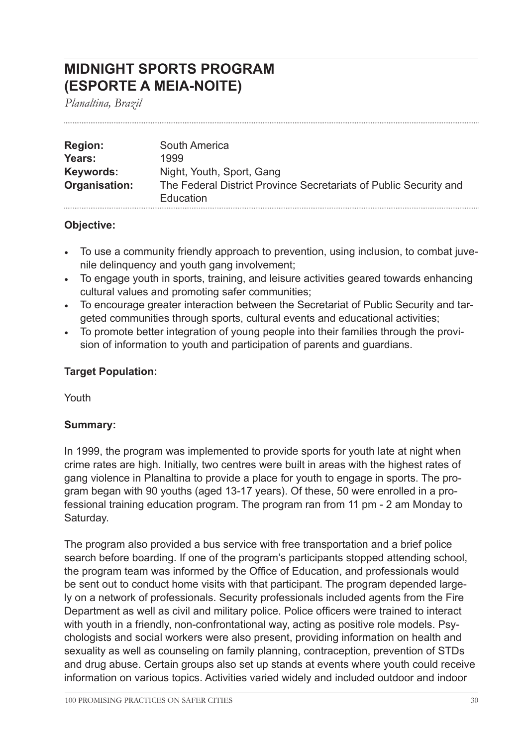# MIDNIGHT SPORTS PROGRAM (ESPORTE A MEIA-NOITE)

*Planaltina, Brazil*

| | |
|---|---|
| **Region:** | South America |
| **Years:** | 1999 |
| **Keywords:** | Night, Youth, Sport, Gang |
| **Organisation:** | The Federal District Province Secretariats of Public Security and Education |

### Objective:

- To use a community friendly approach to prevention, using inclusion, to combat juvenile delinquency and youth gang involvement;
- To engage youth in sports, training, and leisure activities geared towards enhancing cultural values and promoting safer communities;
- To encourage greater interaction between the Secretariat of Public Security and targeted communities through sports, cultural events and educational activities;
- To promote better integration of young people into their families through the provision of information to youth and participation of parents and guardians.

### Target Population:

Youth

### Summary:

In 1999, the program was implemented to provide sports for youth late at night when crime rates are high. Initially, two centres were built in areas with the highest rates of gang violence in Planaltina to provide a place for youth to engage in sports. The program began with 90 youths (aged 13-17 years). Of these, 50 were enrolled in a professional training education program. The program ran from 11 pm - 2 am Monday to Saturday.

The program also provided a bus service with free transportation and a brief police search before boarding. If one of the program's participants stopped attending school, the program team was informed by the Office of Education, and professionals would be sent out to conduct home visits with that participant. The program depended largely on a network of professionals. Security professionals included agents from the Fire Department as well as civil and military police. Police officers were trained to interact with youth in a friendly, non-confrontational way, acting as positive role models. Psychologists and social workers were also present, providing information on health and sexuality as well as counseling on family planning, contraception, prevention of STDs and drug abuse. Certain groups also set up stands at events where youth could receive information on various topics. Activities varied widely and included outdoor and indoor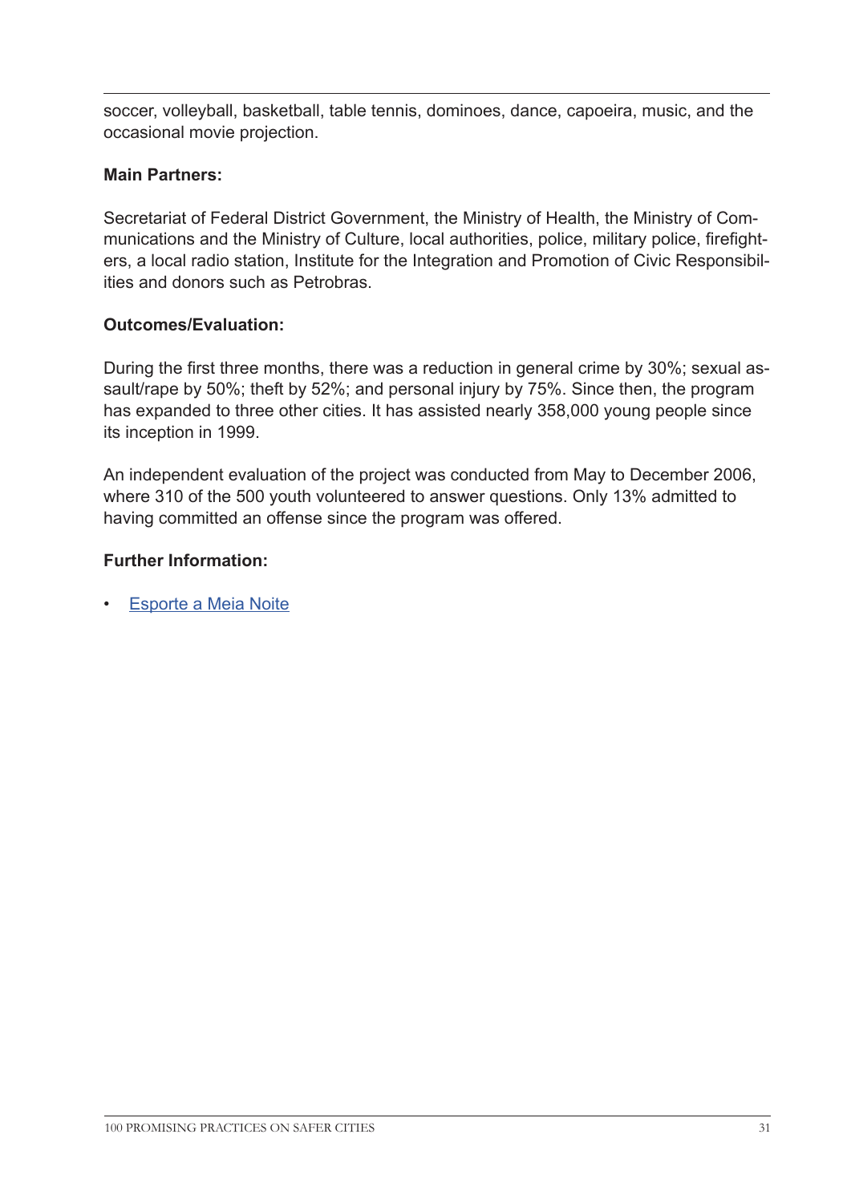soccer, volleyball, basketball, table tennis, dominoes, dance, capoeira, music, and the occasional movie projection.

**Main Partners:**

Secretariat of Federal District Government, the Ministry of Health, the Ministry of Communications and the Ministry of Culture, local authorities, police, military police, firefighters, a local radio station, Institute for the Integration and Promotion of Civic Responsibilities and donors such as Petrobras.

**Outcomes/Evaluation:**

During the first three months, there was a reduction in general crime by 30%; sexual assault/rape by 50%; theft by 52%; and personal injury by 75%. Since then, the program has expanded to three other cities. It has assisted nearly 358,000 young people since its inception in 1999.

An independent evaluation of the project was conducted from May to December 2006, where 310 of the 500 youth volunteered to answer questions. Only 13% admitted to having committed an offense since the program was offered.

**Further Information:**

- Esporte a Meia Noite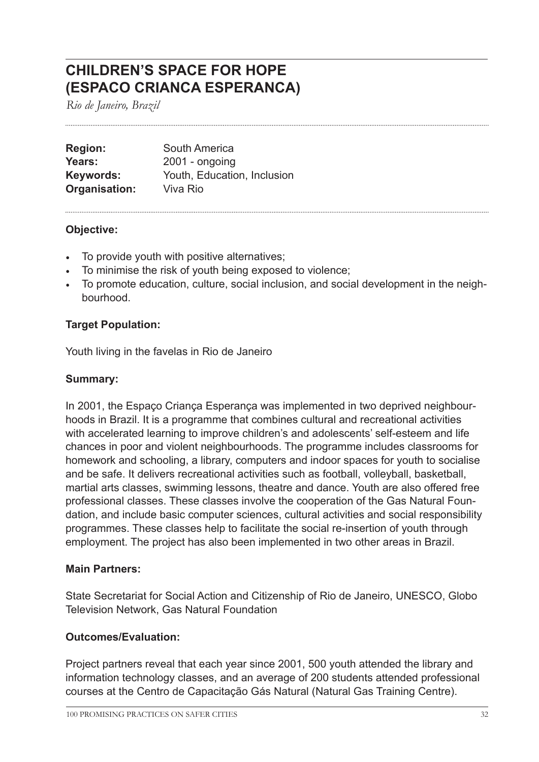# CHILDREN'S SPACE FOR HOPE (ESPACO CRIANCA ESPERANCA)

*Rio de Janeiro, Brazil*

**Region:** South America
**Years:** 2001 - ongoing
**Keywords:** Youth, Education, Inclusion
**Organisation:** Viva Rio

### Objective:

- To provide youth with positive alternatives;
- To minimise the risk of youth being exposed to violence;
- To promote education, culture, social inclusion, and social development in the neighbourhood.

### Target Population:

Youth living in the favelas in Rio de Janeiro

### Summary:

In 2001, the Espaço Criança Esperança was implemented in two deprived neighbourhoods in Brazil. It is a programme that combines cultural and recreational activities with accelerated learning to improve children's and adolescents' self-esteem and life chances in poor and violent neighbourhoods. The programme includes classrooms for homework and schooling, a library, computers and indoor spaces for youth to socialise and be safe. It delivers recreational activities such as football, volleyball, basketball, martial arts classes, swimming lessons, theatre and dance. Youth are also offered free professional classes. These classes involve the cooperation of the Gas Natural Foundation, and include basic computer sciences, cultural activities and social responsibility programmes. These classes help to facilitate the social re-insertion of youth through employment. The project has also been implemented in two other areas in Brazil.

### Main Partners:

State Secretariat for Social Action and Citizenship of Rio de Janeiro, UNESCO, Globo Television Network, Gas Natural Foundation

### Outcomes/Evaluation:

Project partners reveal that each year since 2001, 500 youth attended the library and information technology classes, and an average of 200 students attended professional courses at the Centro de Capacitação Gás Natural (Natural Gas Training Centre).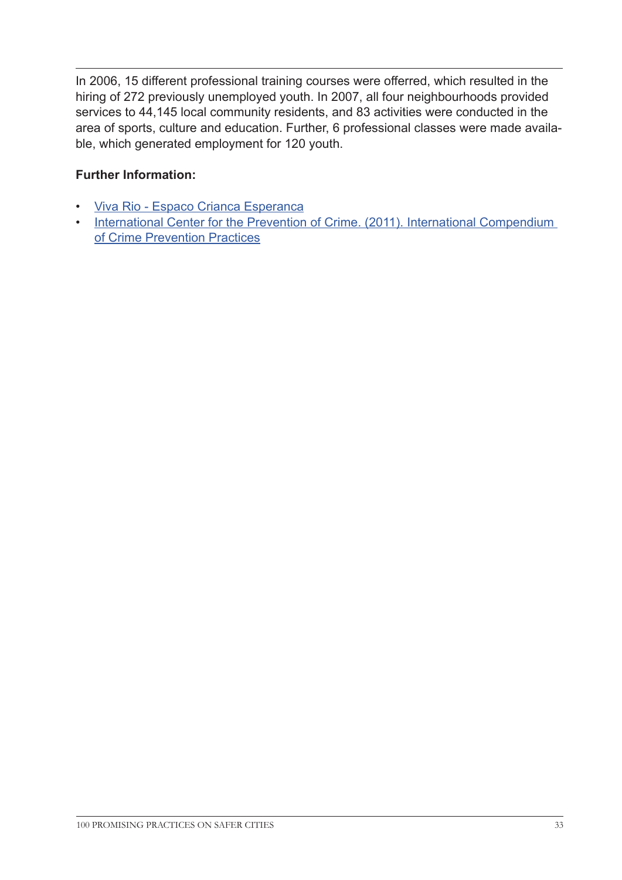In 2006, 15 different professional training courses were offerred, which resulted in the hiring of 272 previously unemployed youth. In 2007, all four neighbourhoods provided services to 44,145 local community residents, and 83 activities were conducted in the area of sports, culture and education. Further, 6 professional classes were made available, which generated employment for 120 youth.

**Further Information:**

- Viva Rio - Espaco Crianca Esperanca
- International Center for the Prevention of Crime. (2011). International Compendium of Crime Prevention Practices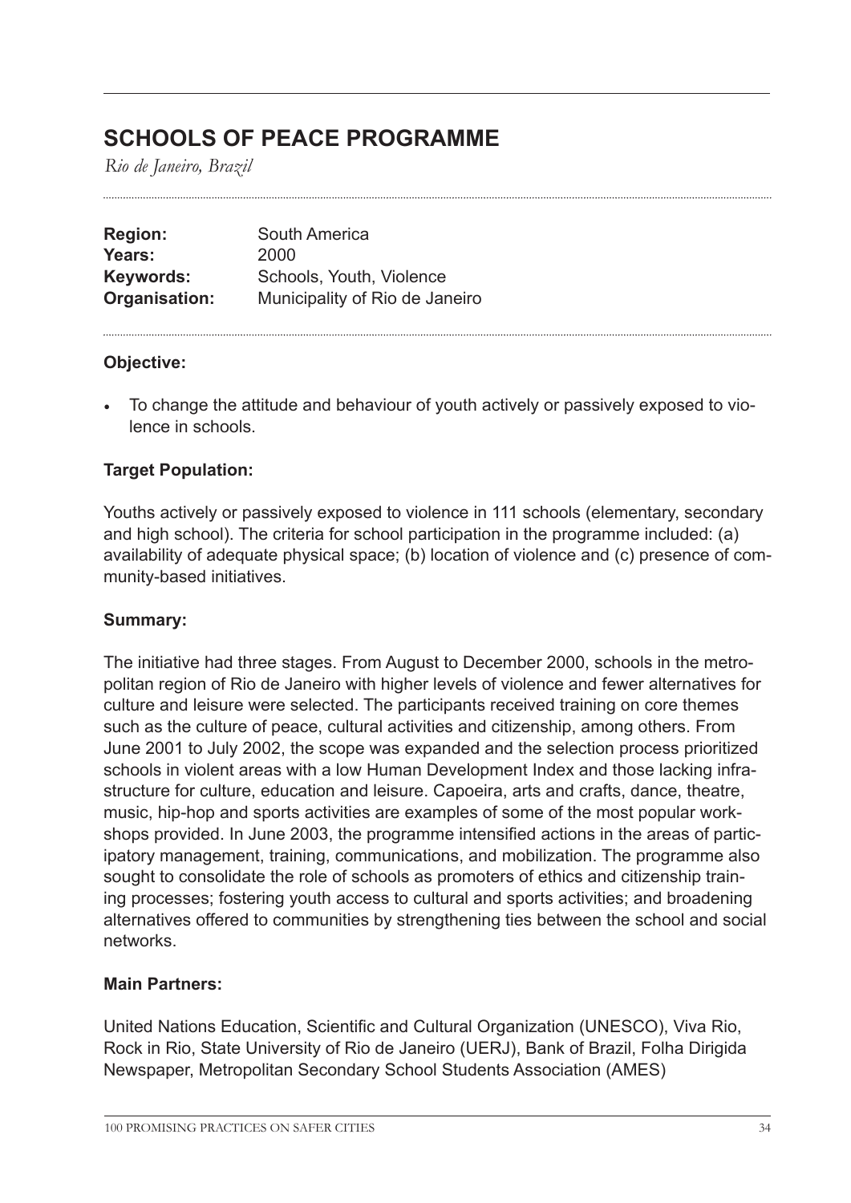# SCHOOLS OF PEACE PROGRAMME

*Rio de Janeiro, Brazil*

| | |
|---|---|
| **Region:** | South America |
| **Years:** | 2000 |
| **Keywords:** | Schools, Youth, Violence |
| **Organisation:** | Municipality of Rio de Janeiro |

### Objective:

- To change the attitude and behaviour of youth actively or passively exposed to violence in schools.

### Target Population:

Youths actively or passively exposed to violence in 111 schools (elementary, secondary and high school). The criteria for school participation in the programme included: (a) availability of adequate physical space; (b) location of violence and (c) presence of community-based initiatives.

### Summary:

The initiative had three stages. From August to December 2000, schools in the metropolitan region of Rio de Janeiro with higher levels of violence and fewer alternatives for culture and leisure were selected. The participants received training on core themes such as the culture of peace, cultural activities and citizenship, among others. From June 2001 to July 2002, the scope was expanded and the selection process prioritized schools in violent areas with a low Human Development Index and those lacking infrastructure for culture, education and leisure. Capoeira, arts and crafts, dance, theatre, music, hip-hop and sports activities are examples of some of the most popular workshops provided. In June 2003, the programme intensified actions in the areas of participatory management, training, communications, and mobilization. The programme also sought to consolidate the role of schools as promoters of ethics and citizenship training processes; fostering youth access to cultural and sports activities; and broadening alternatives offered to communities by strengthening ties between the school and social networks.

### Main Partners:

United Nations Education, Scientific and Cultural Organization (UNESCO), Viva Rio, Rock in Rio, State University of Rio de Janeiro (UERJ), Bank of Brazil, Folha Dirigida Newspaper, Metropolitan Secondary School Students Association (AMES)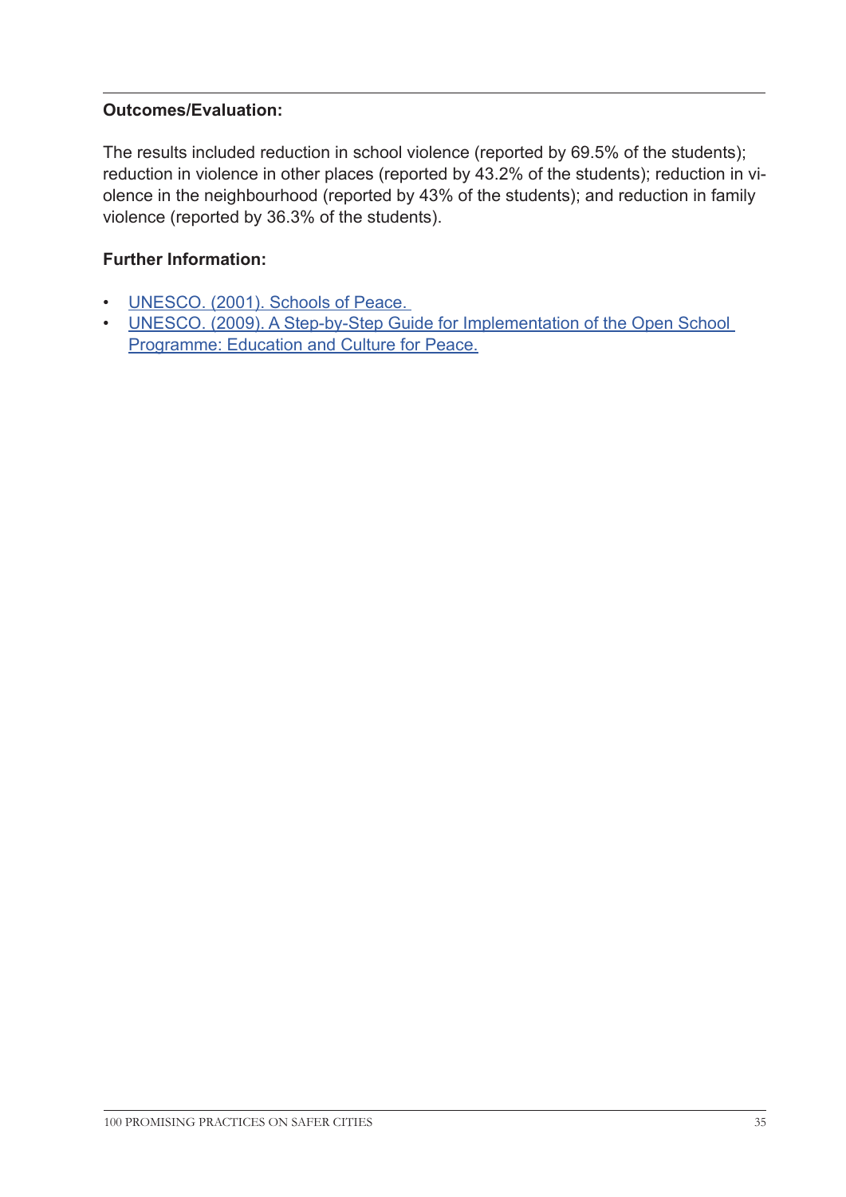**Outcomes/Evaluation:**

The results included reduction in school violence (reported by 69.5% of the students); reduction in violence in other places (reported by 43.2% of the students); reduction in violence in the neighbourhood (reported by 43% of the students); and reduction in family violence (reported by 36.3% of the students).

**Further Information:**

- UNESCO. (2001). Schools of Peace.
- UNESCO. (2009). A Step-by-Step Guide for Implementation of the Open School Programme: Education and Culture for Peace.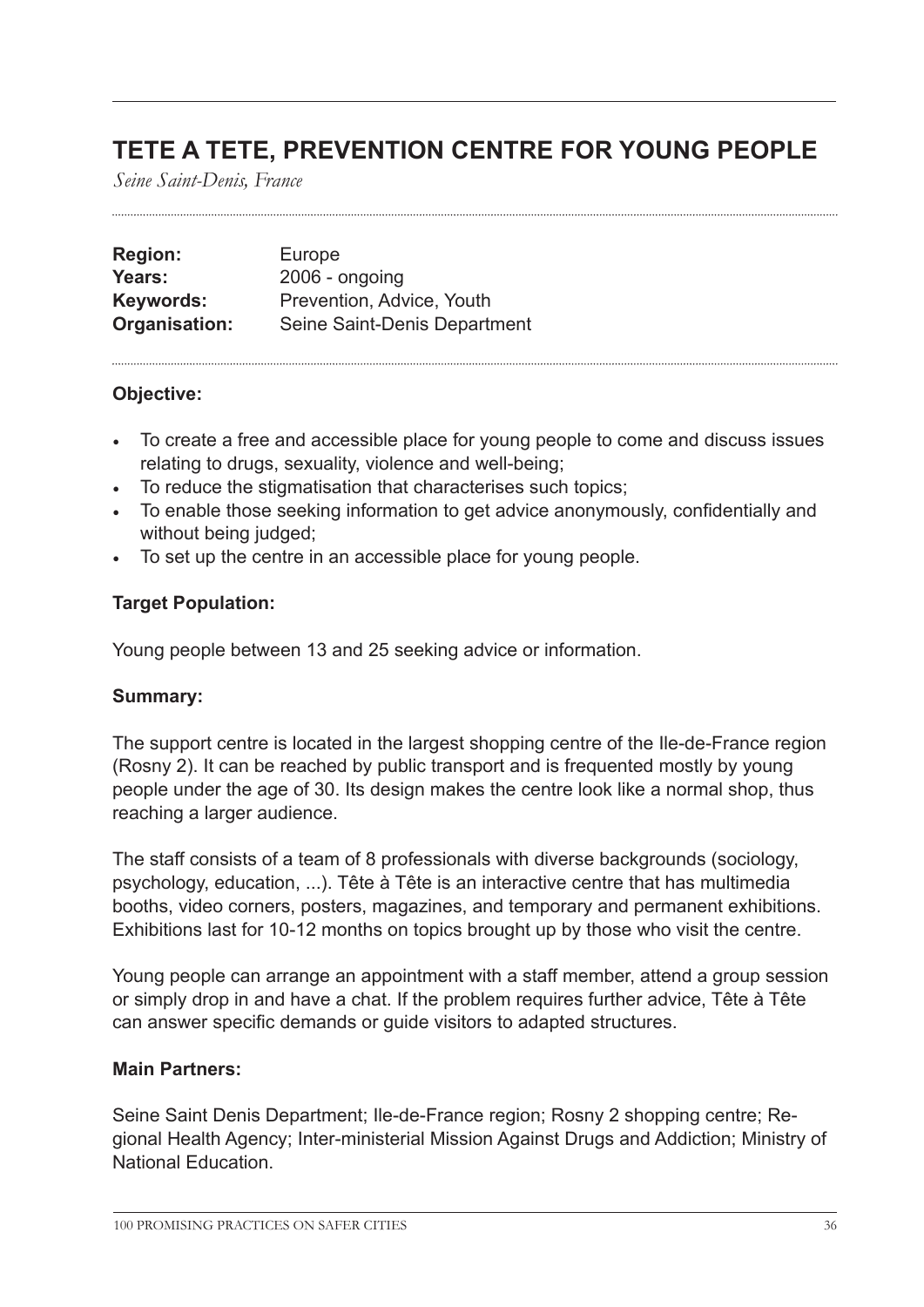# TETE A TETE, PREVENTION CENTRE FOR YOUNG PEOPLE

*Seine Saint-Denis, France*

**Region:** Europe
**Years:** 2006 - ongoing
**Keywords:** Prevention, Advice, Youth
**Organisation:** Seine Saint-Denis Department

**Objective:**

- To create a free and accessible place for young people to come and discuss issues relating to drugs, sexuality, violence and well-being;
- To reduce the stigmatisation that characterises such topics;
- To enable those seeking information to get advice anonymously, confidentially and without being judged;
- To set up the centre in an accessible place for young people.

**Target Population:**

Young people between 13 and 25 seeking advice or information.

**Summary:**

The support centre is located in the largest shopping centre of the Ile-de-France region (Rosny 2). It can be reached by public transport and is frequented mostly by young people under the age of 30. Its design makes the centre look like a normal shop, thus reaching a larger audience.

The staff consists of a team of 8 professionals with diverse backgrounds (sociology, psychology, education, ...). Tête à Tête is an interactive centre that has multimedia booths, video corners, posters, magazines, and temporary and permanent exhibitions. Exhibitions last for 10-12 months on topics brought up by those who visit the centre.

Young people can arrange an appointment with a staff member, attend a group session or simply drop in and have a chat. If the problem requires further advice, Tête à Tête can answer specific demands or guide visitors to adapted structures.

**Main Partners:**

Seine Saint Denis Department; Ile-de-France region; Rosny 2 shopping centre; Regional Health Agency; Inter-ministerial Mission Against Drugs and Addiction; Ministry of National Education.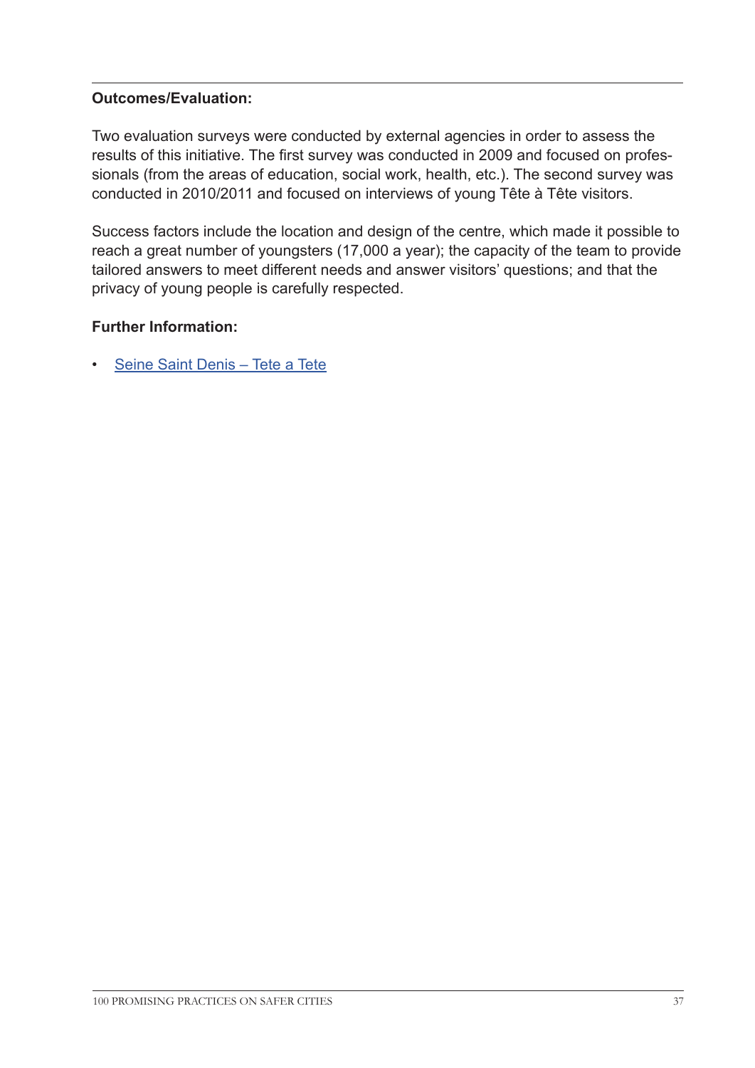**Outcomes/Evaluation:**

Two evaluation surveys were conducted by external agencies in order to assess the results of this initiative. The first survey was conducted in 2009 and focused on professionals (from the areas of education, social work, health, etc.). The second survey was conducted in 2010/2011 and focused on interviews of young Tête à Tête visitors.

Success factors include the location and design of the centre, which made it possible to reach a great number of youngsters (17,000 a year); the capacity of the team to provide tailored answers to meet different needs and answer visitors' questions; and that the privacy of young people is carefully respected.

**Further Information:**

- Seine Saint Denis – Tete a Tete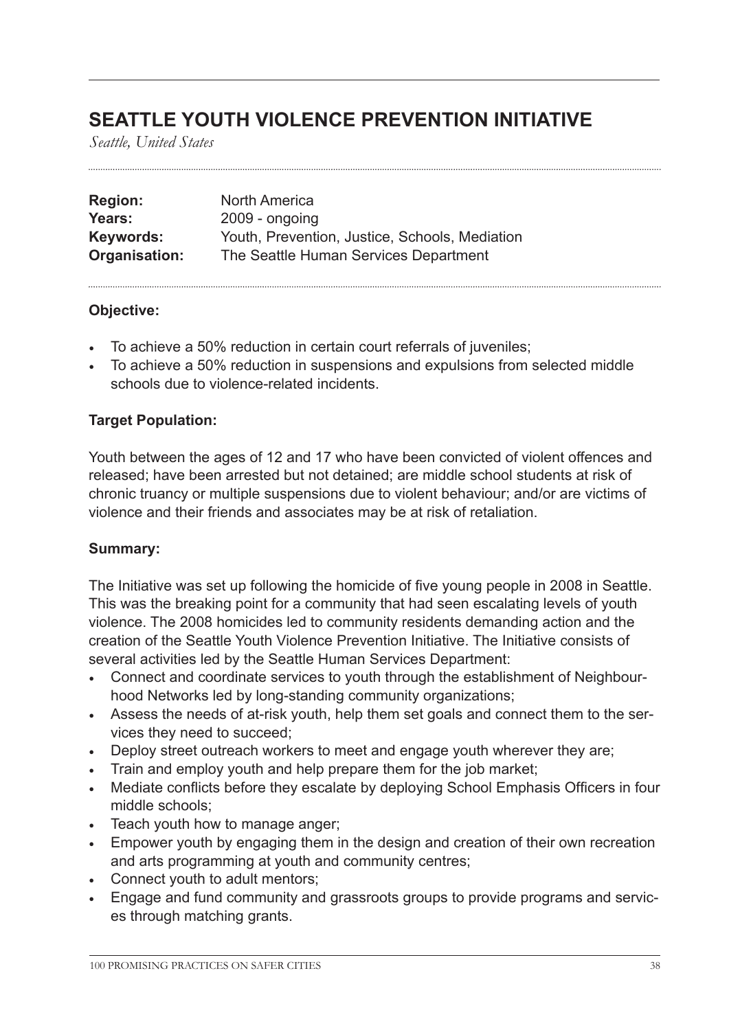# SEATTLE YOUTH VIOLENCE PREVENTION INITIATIVE

*Seattle, United States*

**Region:** North America
**Years:** 2009 - ongoing
**Keywords:** Youth, Prevention, Justice, Schools, Mediation
**Organisation:** The Seattle Human Services Department

### Objective:

- To achieve a 50% reduction in certain court referrals of juveniles;
- To achieve a 50% reduction in suspensions and expulsions from selected middle schools due to violence-related incidents.

### Target Population:

Youth between the ages of 12 and 17 who have been convicted of violent offences and released; have been arrested but not detained; are middle school students at risk of chronic truancy or multiple suspensions due to violent behaviour; and/or are victims of violence and their friends and associates may be at risk of retaliation.

### Summary:

The Initiative was set up following the homicide of five young people in 2008 in Seattle. This was the breaking point for a community that had seen escalating levels of youth violence. The 2008 homicides led to community residents demanding action and the creation of the Seattle Youth Violence Prevention Initiative. The Initiative consists of several activities led by the Seattle Human Services Department:

- Connect and coordinate services to youth through the establishment of Neighbourhood Networks led by long-standing community organizations;
- Assess the needs of at-risk youth, help them set goals and connect them to the services they need to succeed;
- Deploy street outreach workers to meet and engage youth wherever they are;
- Train and employ youth and help prepare them for the job market;
- Mediate conflicts before they escalate by deploying School Emphasis Officers in four middle schools;
- Teach youth how to manage anger;
- Empower youth by engaging them in the design and creation of their own recreation and arts programming at youth and community centres;
- Connect youth to adult mentors;
- Engage and fund community and grassroots groups to provide programs and services through matching grants.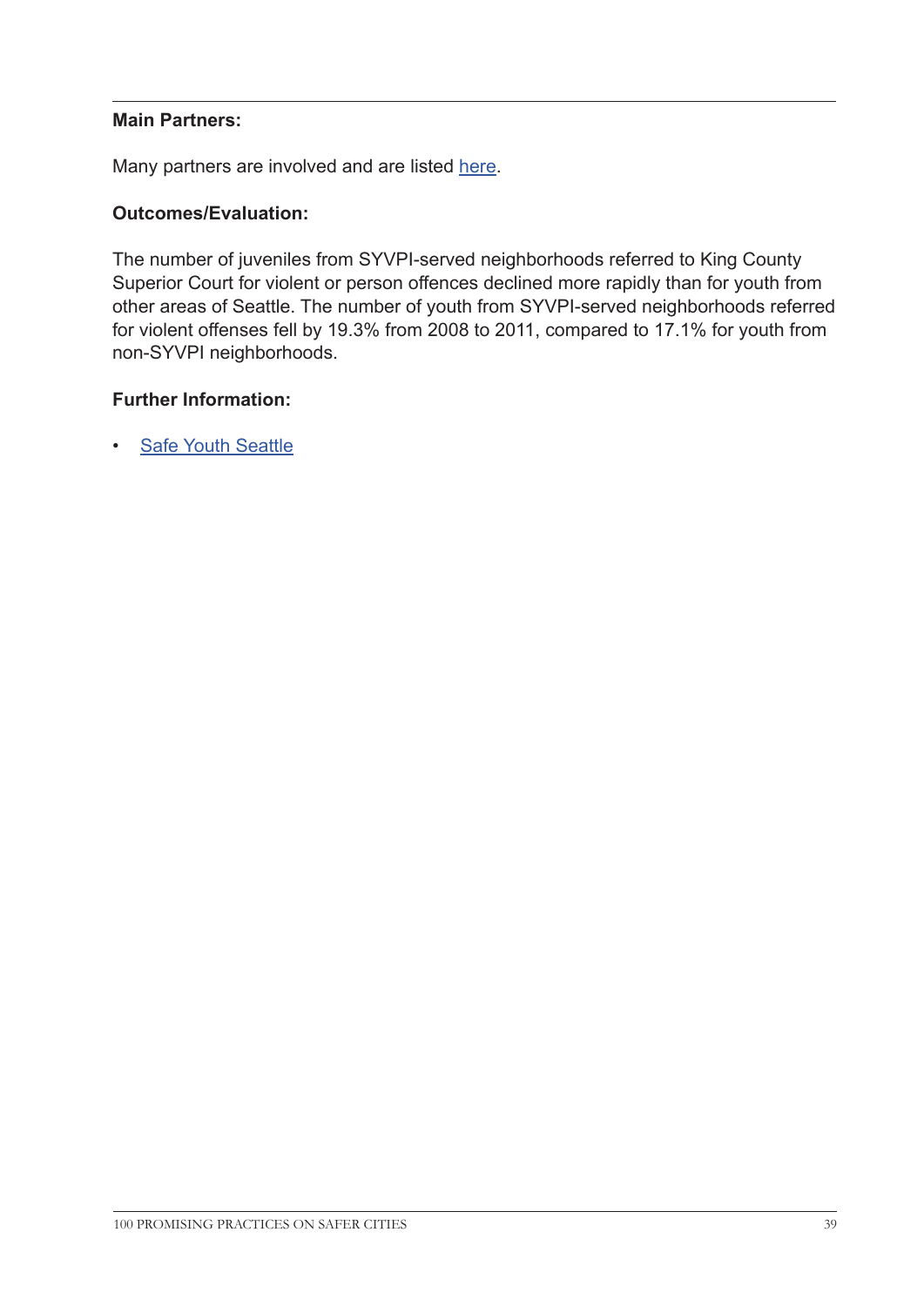**Main Partners:**

Many partners are involved and are listed here.

**Outcomes/Evaluation:**

The number of juveniles from SYVPI-served neighborhoods referred to King County Superior Court for violent or person offences declined more rapidly than for youth from other areas of Seattle. The number of youth from SYVPI-served neighborhoods referred for violent offenses fell by 19.3% from 2008 to 2011, compared to 17.1% for youth from non-SYVPI neighborhoods.

**Further Information:**

- Safe Youth Seattle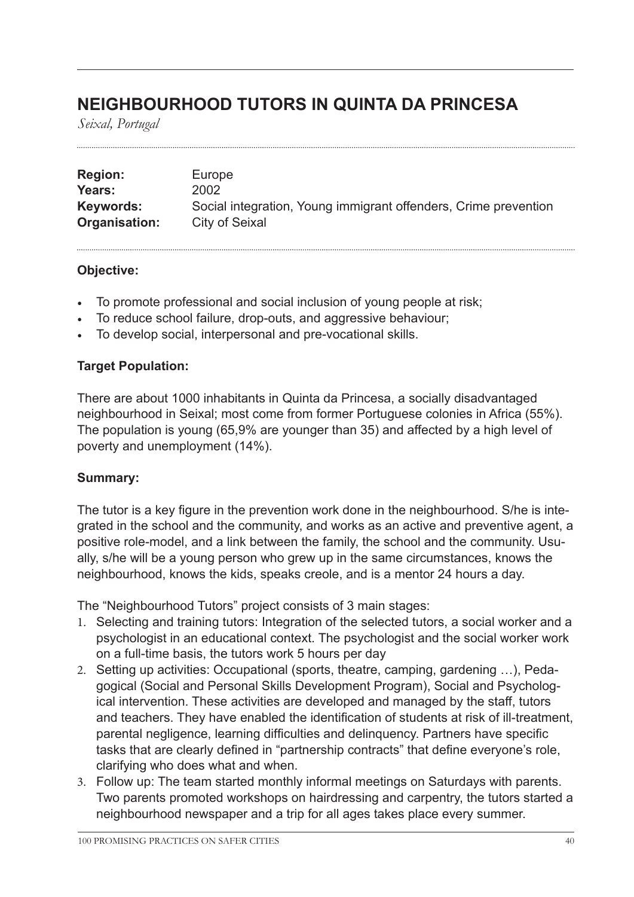# NEIGHBOURHOOD TUTORS IN QUINTA DA PRINCESA

*Seixal, Portugal*

| | |
|---|---|
| **Region:** | Europe |
| **Years:** | 2002 |
| **Keywords:** | Social integration, Young immigrant offenders, Crime prevention |
| **Organisation:** | City of Seixal |

**Objective:**

- To promote professional and social inclusion of young people at risk;
- To reduce school failure, drop-outs, and aggressive behaviour;
- To develop social, interpersonal and pre-vocational skills.

**Target Population:**

There are about 1000 inhabitants in Quinta da Princesa, a socially disadvantaged neighbourhood in Seixal; most come from former Portuguese colonies in Africa (55%). The population is young (65,9% are younger than 35) and affected by a high level of poverty and unemployment (14%).

**Summary:**

The tutor is a key figure in the prevention work done in the neighbourhood. S/he is integrated in the school and the community, and works as an active and preventive agent, a positive role-model, and a link between the family, the school and the community. Usually, s/he will be a young person who grew up in the same circumstances, knows the neighbourhood, knows the kids, speaks creole, and is a mentor 24 hours a day.

The "Neighbourhood Tutors" project consists of 3 main stages:

1. Selecting and training tutors: Integration of the selected tutors, a social worker and a psychologist in an educational context. The psychologist and the social worker work on a full-time basis, the tutors work 5 hours per day
2. Setting up activities: Occupational (sports, theatre, camping, gardening …), Pedagogical (Social and Personal Skills Development Program), Social and Psychological intervention. These activities are developed and managed by the staff, tutors and teachers. They have enabled the identification of students at risk of ill-treatment, parental negligence, learning difficulties and delinquency. Partners have specific tasks that are clearly defined in "partnership contracts" that define everyone's role, clarifying who does what and when.
3. Follow up: The team started monthly informal meetings on Saturdays with parents. Two parents promoted workshops on hairdressing and carpentry, the tutors started a neighbourhood newspaper and a trip for all ages takes place every summer.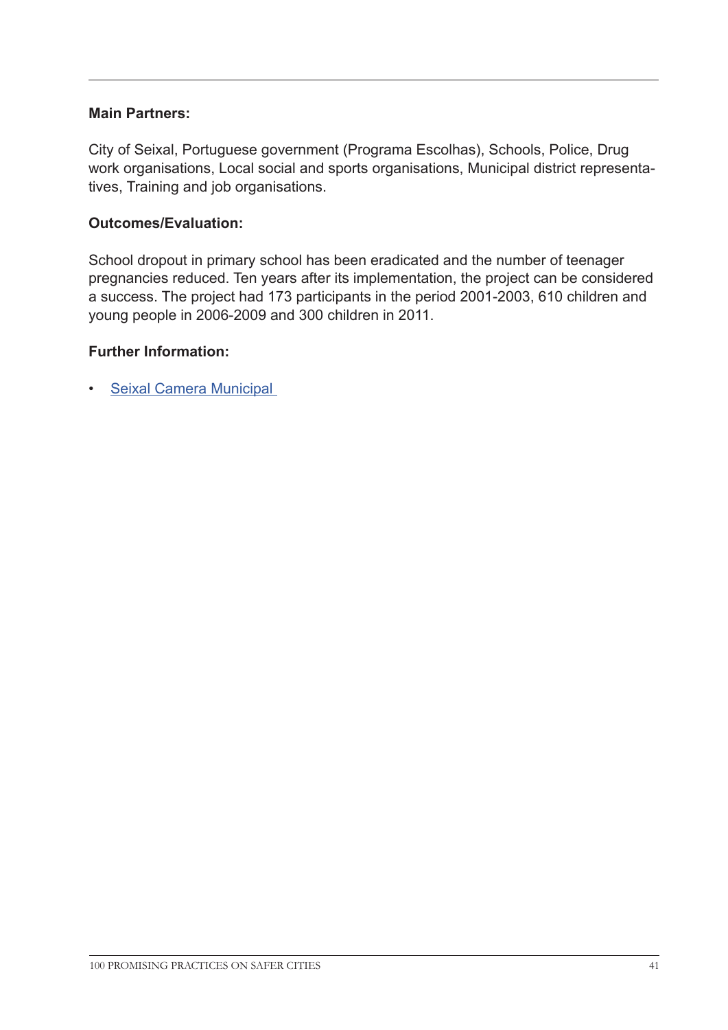**Main Partners:**

City of Seixal, Portuguese government (Programa Escolhas), Schools, Police, Drug work organisations, Local social and sports organisations, Municipal district representatives, Training and job organisations.

**Outcomes/Evaluation:**

School dropout in primary school has been eradicated and the number of teenager pregnancies reduced. Ten years after its implementation, the project can be considered a success. The project had 173 participants in the period 2001-2003, 610 children and young people in 2006-2009 and 300 children in 2011.

**Further Information:**

- Seixal Camera Municipal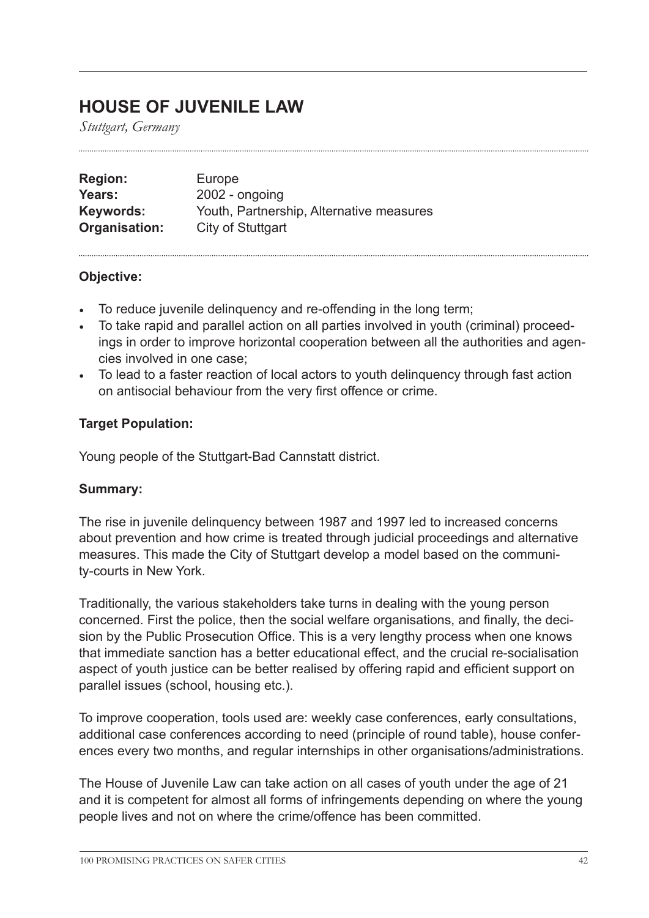# HOUSE OF JUVENILE LAW

*Stuttgart, Germany*

**Region:** Europe
**Years:** 2002 - ongoing
**Keywords:** Youth, Partnership, Alternative measures
**Organisation:** City of Stuttgart

### Objective:

- To reduce juvenile delinquency and re-offending in the long term;
- To take rapid and parallel action on all parties involved in youth (criminal) proceedings in order to improve horizontal cooperation between all the authorities and agencies involved in one case;
- To lead to a faster reaction of local actors to youth delinquency through fast action on antisocial behaviour from the very first offence or crime.

### Target Population:

Young people of the Stuttgart-Bad Cannstatt district.

### Summary:

The rise in juvenile delinquency between 1987 and 1997 led to increased concerns about prevention and how crime is treated through judicial proceedings and alternative measures. This made the City of Stuttgart develop a model based on the community-courts in New York.

Traditionally, the various stakeholders take turns in dealing with the young person concerned. First the police, then the social welfare organisations, and finally, the decision by the Public Prosecution Office. This is a very lengthy process when one knows that immediate sanction has a better educational effect, and the crucial re-socialisation aspect of youth justice can be better realised by offering rapid and efficient support on parallel issues (school, housing etc.).

To improve cooperation, tools used are: weekly case conferences, early consultations, additional case conferences according to need (principle of round table), house conferences every two months, and regular internships in other organisations/administrations.

The House of Juvenile Law can take action on all cases of youth under the age of 21 and it is competent for almost all forms of infringements depending on where the young people lives and not on where the crime/offence has been committed.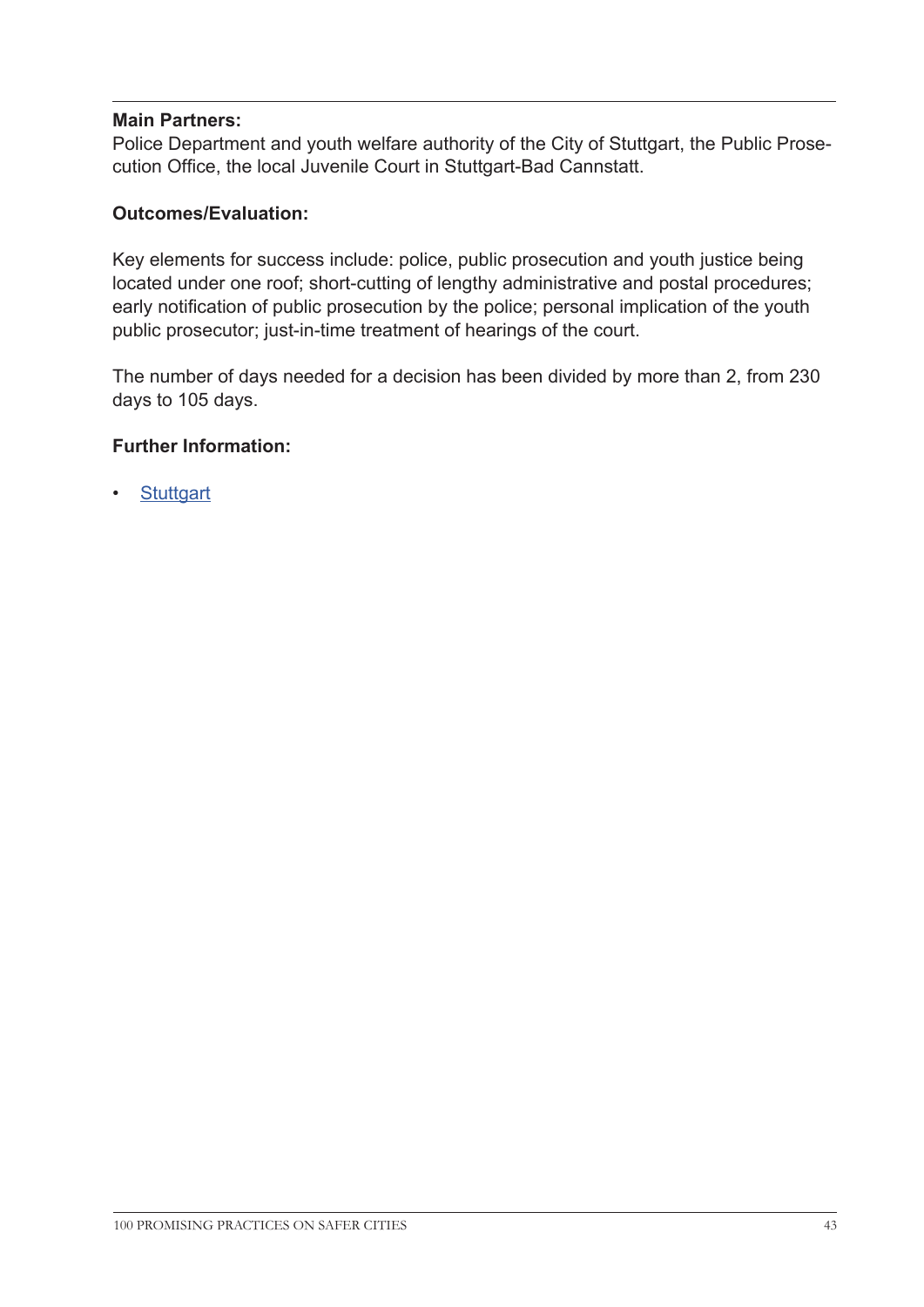**Main Partners:**
Police Department and youth welfare authority of the City of Stuttgart, the Public Prosecution Office, the local Juvenile Court in Stuttgart-Bad Cannstatt.

**Outcomes/Evaluation:**

Key elements for success include: police, public prosecution and youth justice being located under one roof; short-cutting of lengthy administrative and postal procedures; early notification of public prosecution by the police; personal implication of the youth public prosecutor; just-in-time treatment of hearings of the court.

The number of days needed for a decision has been divided by more than 2, from 230 days to 105 days.

**Further Information:**

- Stuttgart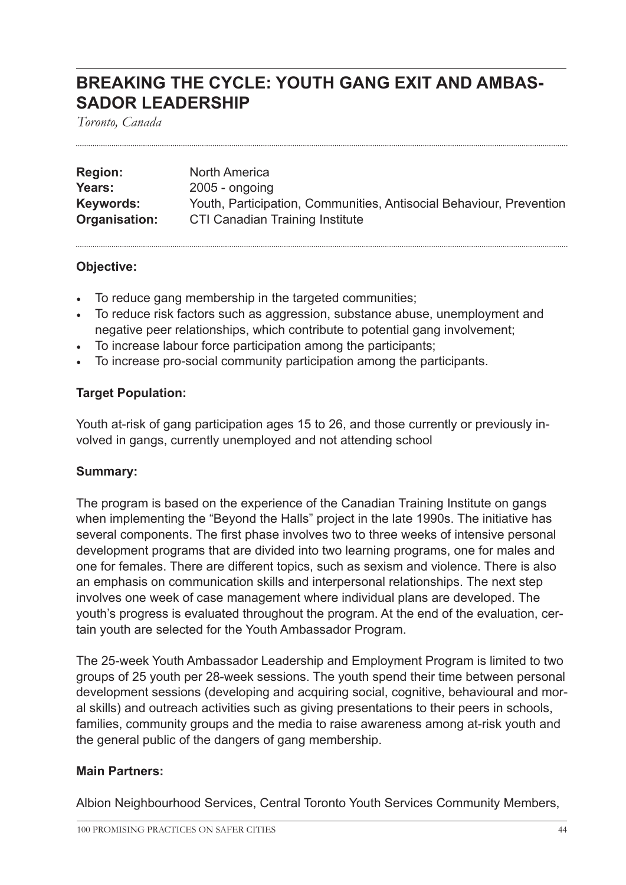## BREAKING THE CYCLE: YOUTH GANG EXIT AND AMBASSADOR LEADERSHIP

*Toronto, Canada*

**Region:** North America
**Years:** 2005 - ongoing
**Keywords:** Youth, Participation, Communities, Antisocial Behaviour, Prevention
**Organisation:** CTI Canadian Training Institute

### Objective:

- To reduce gang membership in the targeted communities;
- To reduce risk factors such as aggression, substance abuse, unemployment and negative peer relationships, which contribute to potential gang involvement;
- To increase labour force participation among the participants;
- To increase pro-social community participation among the participants.

### Target Population:

Youth at-risk of gang participation ages 15 to 26, and those currently or previously involved in gangs, currently unemployed and not attending school

### Summary:

The program is based on the experience of the Canadian Training Institute on gangs when implementing the "Beyond the Halls" project in the late 1990s. The initiative has several components. The first phase involves two to three weeks of intensive personal development programs that are divided into two learning programs, one for males and one for females. There are different topics, such as sexism and violence. There is also an emphasis on communication skills and interpersonal relationships. The next step involves one week of case management where individual plans are developed. The youth's progress is evaluated throughout the program. At the end of the evaluation, certain youth are selected for the Youth Ambassador Program.

The 25-week Youth Ambassador Leadership and Employment Program is limited to two groups of 25 youth per 28-week sessions. The youth spend their time between personal development sessions (developing and acquiring social, cognitive, behavioural and moral skills) and outreach activities such as giving presentations to their peers in schools, families, community groups and the media to raise awareness among at-risk youth and the general public of the dangers of gang membership.

### Main Partners:

Albion Neighbourhood Services, Central Toronto Youth Services Community Members,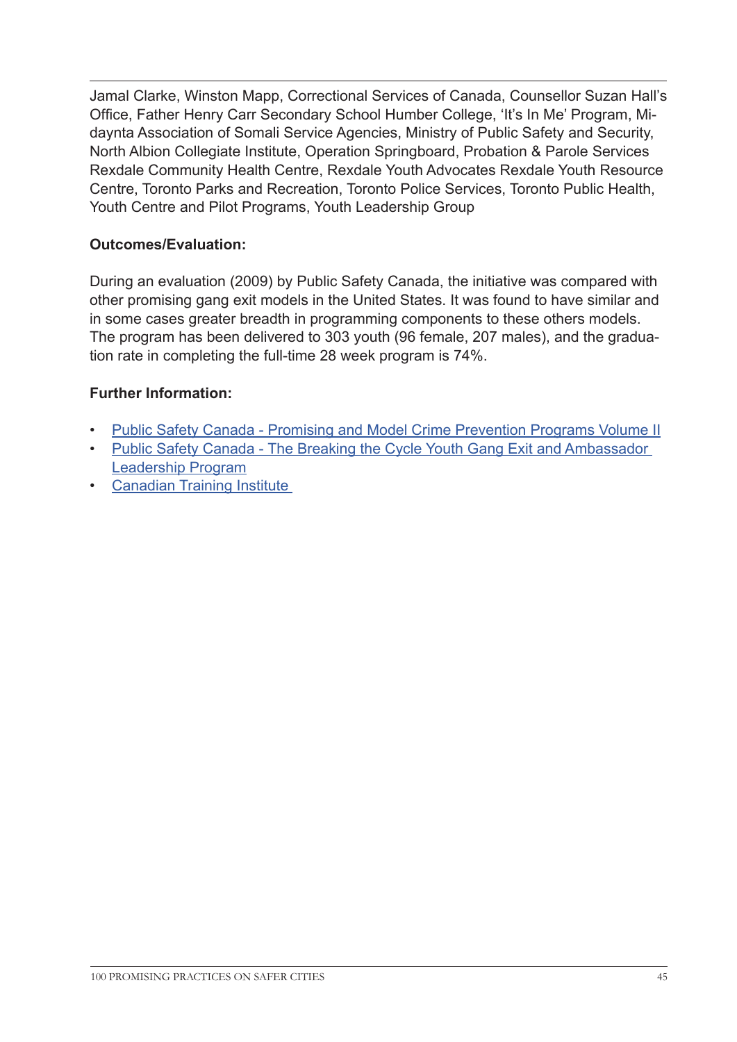Jamal Clarke, Winston Mapp, Correctional Services of Canada, Counsellor Suzan Hall's Office, Father Henry Carr Secondary School Humber College, 'It's In Me' Program, Midaynta Association of Somali Service Agencies, Ministry of Public Safety and Security, North Albion Collegiate Institute, Operation Springboard, Probation & Parole Services Rexdale Community Health Centre, Rexdale Youth Advocates Rexdale Youth Resource Centre, Toronto Parks and Recreation, Toronto Police Services, Toronto Public Health, Youth Centre and Pilot Programs, Youth Leadership Group

**Outcomes/Evaluation:**

During an evaluation (2009) by Public Safety Canada, the initiative was compared with other promising gang exit models in the United States. It was found to have similar and in some cases greater breadth in programming components to these others models. The program has been delivered to 303 youth (96 female, 207 males), and the graduation rate in completing the full-time 28 week program is 74%.

**Further Information:**

- Public Safety Canada - Promising and Model Crime Prevention Programs Volume II
- Public Safety Canada - The Breaking the Cycle Youth Gang Exit and Ambassador Leadership Program
- Canadian Training Institute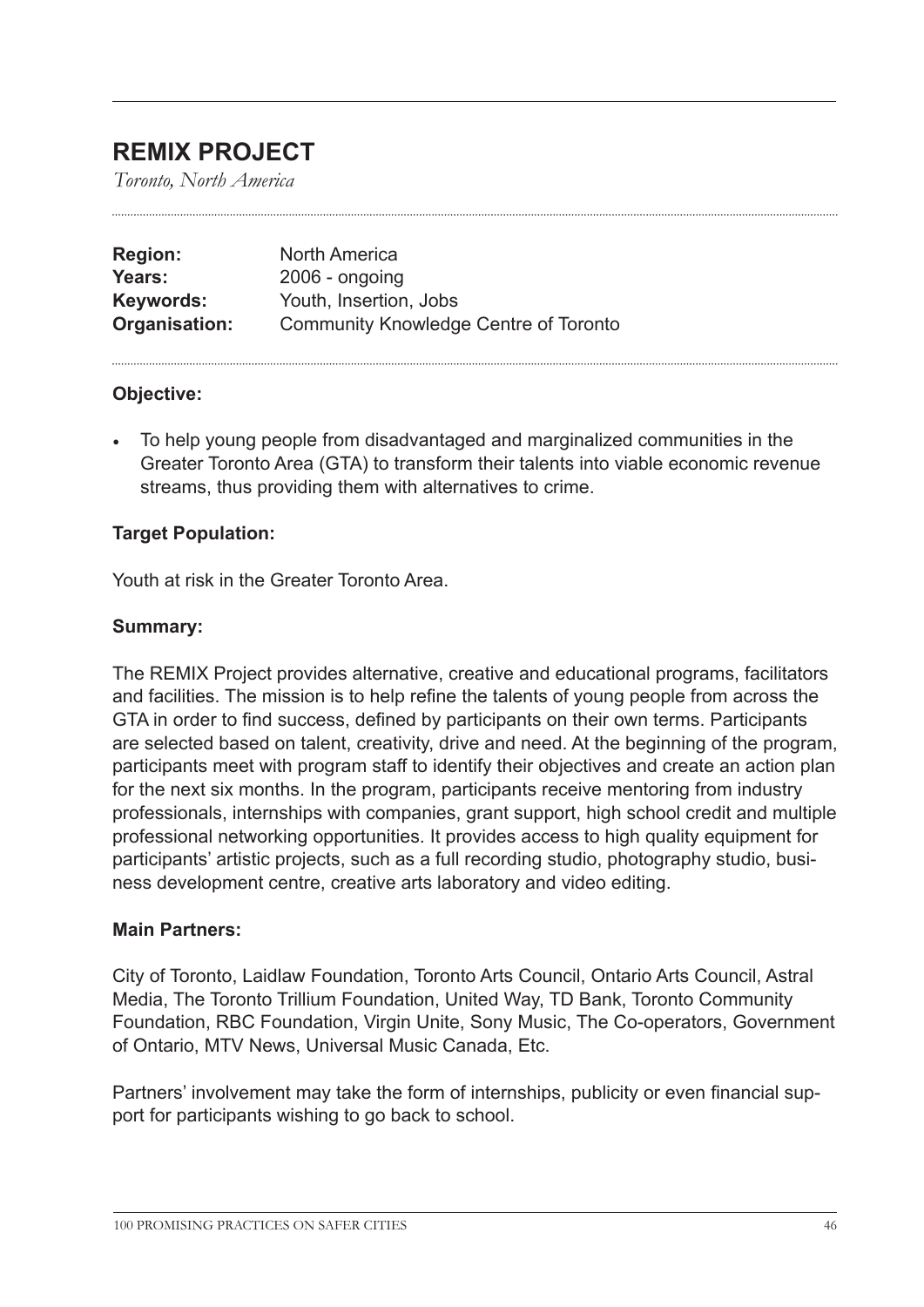# REMIX PROJECT

*Toronto, North America*

| | |
|---|---|
| **Region:** | North America |
| **Years:** | 2006 - ongoing |
| **Keywords:** | Youth, Insertion, Jobs |
| **Organisation:** | Community Knowledge Centre of Toronto |

**Objective:**

- To help young people from disadvantaged and marginalized communities in the Greater Toronto Area (GTA) to transform their talents into viable economic revenue streams, thus providing them with alternatives to crime.

**Target Population:**

Youth at risk in the Greater Toronto Area.

**Summary:**

The REMIX Project provides alternative, creative and educational programs, facilitators and facilities. The mission is to help refine the talents of young people from across the GTA in order to find success, defined by participants on their own terms. Participants are selected based on talent, creativity, drive and need. At the beginning of the program, participants meet with program staff to identify their objectives and create an action plan for the next six months. In the program, participants receive mentoring from industry professionals, internships with companies, grant support, high school credit and multiple professional networking opportunities. It provides access to high quality equipment for participants' artistic projects, such as a full recording studio, photography studio, business development centre, creative arts laboratory and video editing.

**Main Partners:**

City of Toronto, Laidlaw Foundation, Toronto Arts Council, Ontario Arts Council, Astral Media, The Toronto Trillium Foundation, United Way, TD Bank, Toronto Community Foundation, RBC Foundation, Virgin Unite, Sony Music, The Co-operators, Government of Ontario, MTV News, Universal Music Canada, Etc.

Partners' involvement may take the form of internships, publicity or even financial support for participants wishing to go back to school.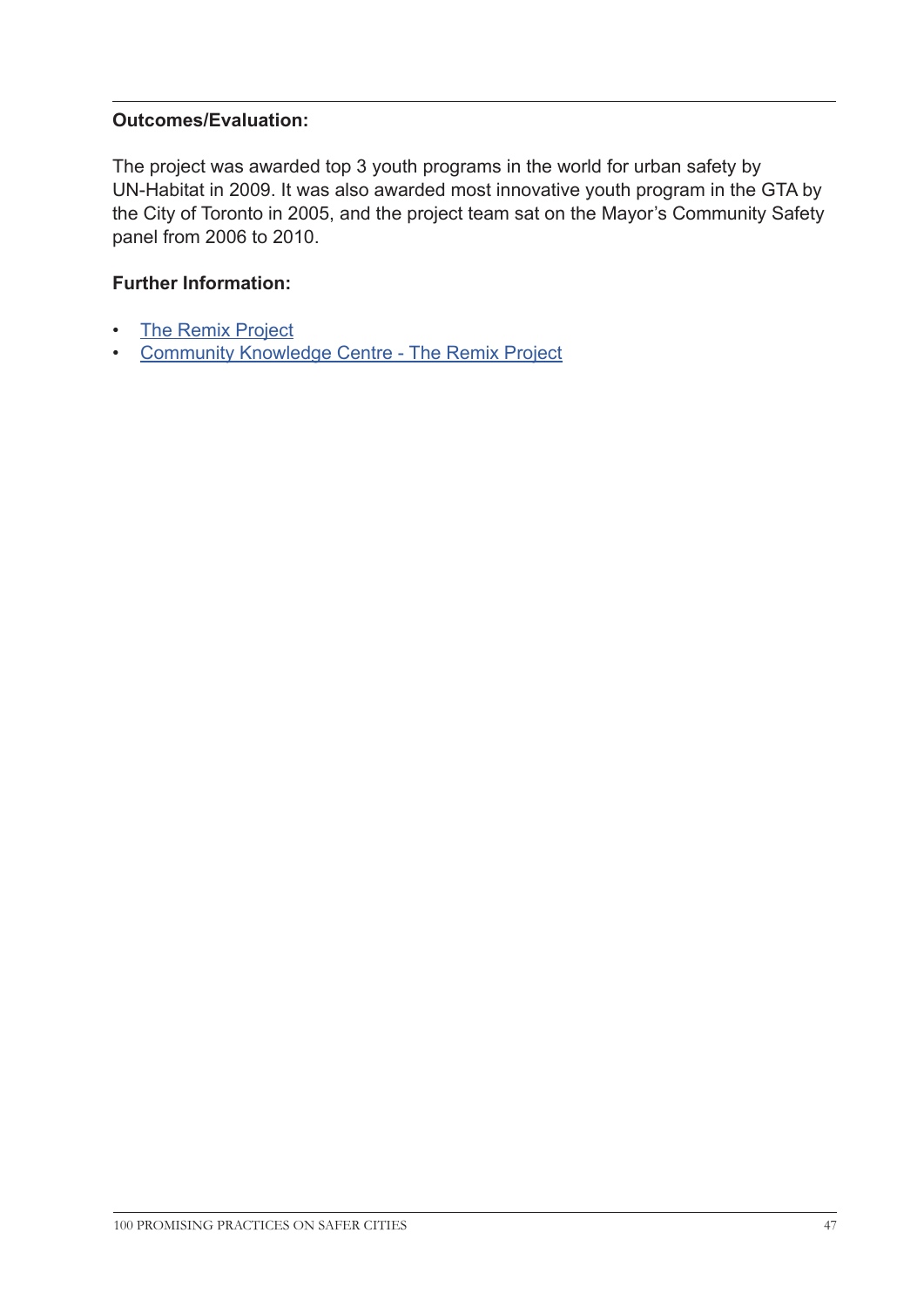**Outcomes/Evaluation:**

The project was awarded top 3 youth programs in the world for urban safety by UN-Habitat in 2009. It was also awarded most innovative youth program in the GTA by the City of Toronto in 2005, and the project team sat on the Mayor's Community Safety panel from 2006 to 2010.

**Further Information:**

- The Remix Project
- Community Knowledge Centre - The Remix Project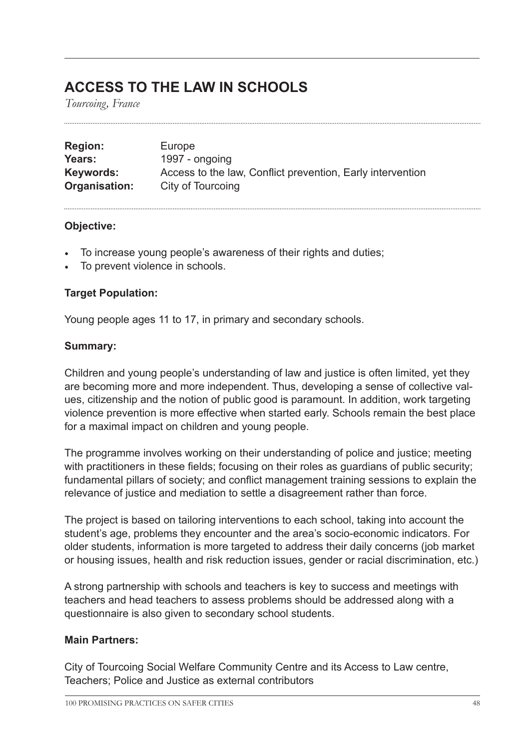## ACCESS TO THE LAW IN SCHOOLS

*Tourcoing, France*

**Region:** Europe
**Years:** 1997 - ongoing
**Keywords:** Access to the law, Conflict prevention, Early intervention
**Organisation:** City of Tourcoing

### Objective:

- To increase young people's awareness of their rights and duties;
- To prevent violence in schools.

### Target Population:

Young people ages 11 to 17, in primary and secondary schools.

### Summary:

Children and young people's understanding of law and justice is often limited, yet they are becoming more and more independent. Thus, developing a sense of collective values, citizenship and the notion of public good is paramount. In addition, work targeting violence prevention is more effective when started early. Schools remain the best place for a maximal impact on children and young people.

The programme involves working on their understanding of police and justice; meeting with practitioners in these fields; focusing on their roles as guardians of public security; fundamental pillars of society; and conflict management training sessions to explain the relevance of justice and mediation to settle a disagreement rather than force.

The project is based on tailoring interventions to each school, taking into account the student's age, problems they encounter and the area's socio-economic indicators. For older students, information is more targeted to address their daily concerns (job market or housing issues, health and risk reduction issues, gender or racial discrimination, etc.)

A strong partnership with schools and teachers is key to success and meetings with teachers and head teachers to assess problems should be addressed along with a questionnaire is also given to secondary school students.

### Main Partners:

City of Tourcoing Social Welfare Community Centre and its Access to Law centre, Teachers; Police and Justice as external contributors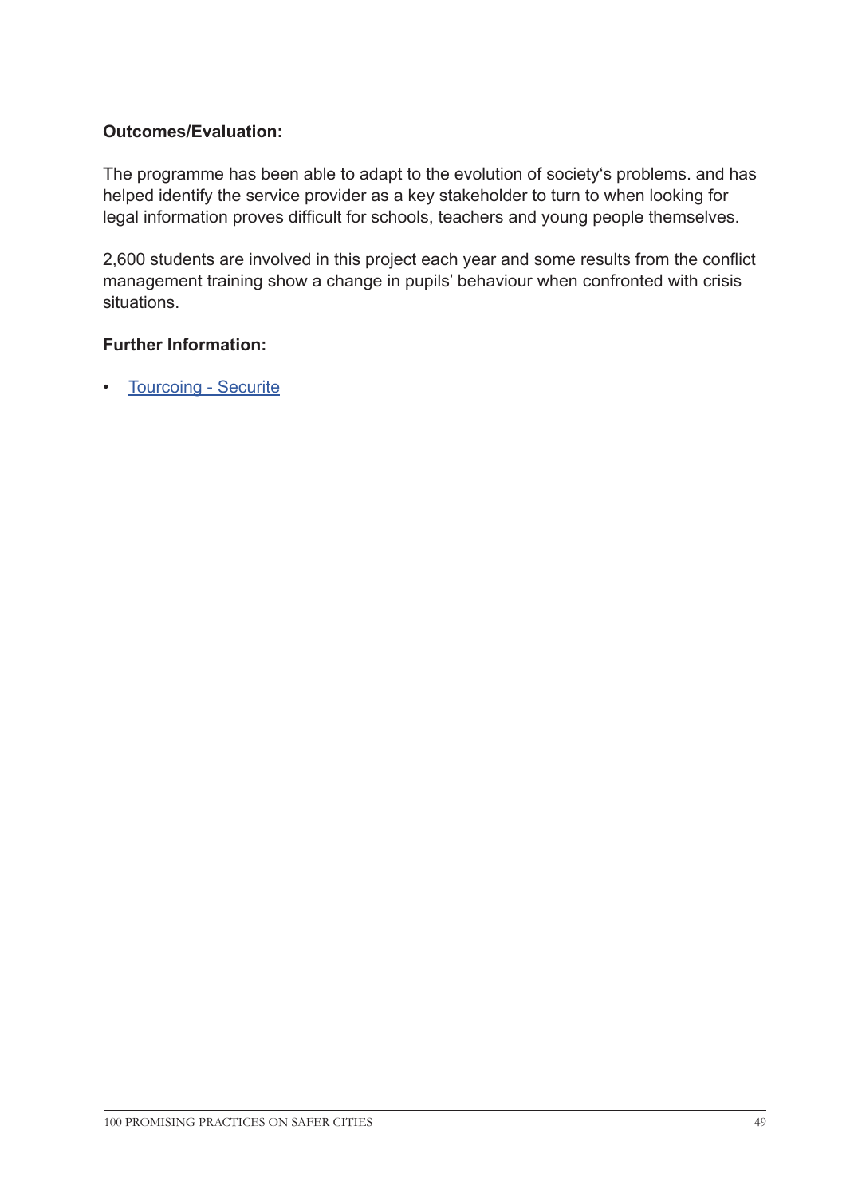**Outcomes/Evaluation:**

The programme has been able to adapt to the evolution of society's problems. and has helped identify the service provider as a key stakeholder to turn to when looking for legal information proves difficult for schools, teachers and young people themselves.

2,600 students are involved in this project each year and some results from the conflict management training show a change in pupils' behaviour when confronted with crisis situations.

**Further Information:**

- Tourcoing - Securite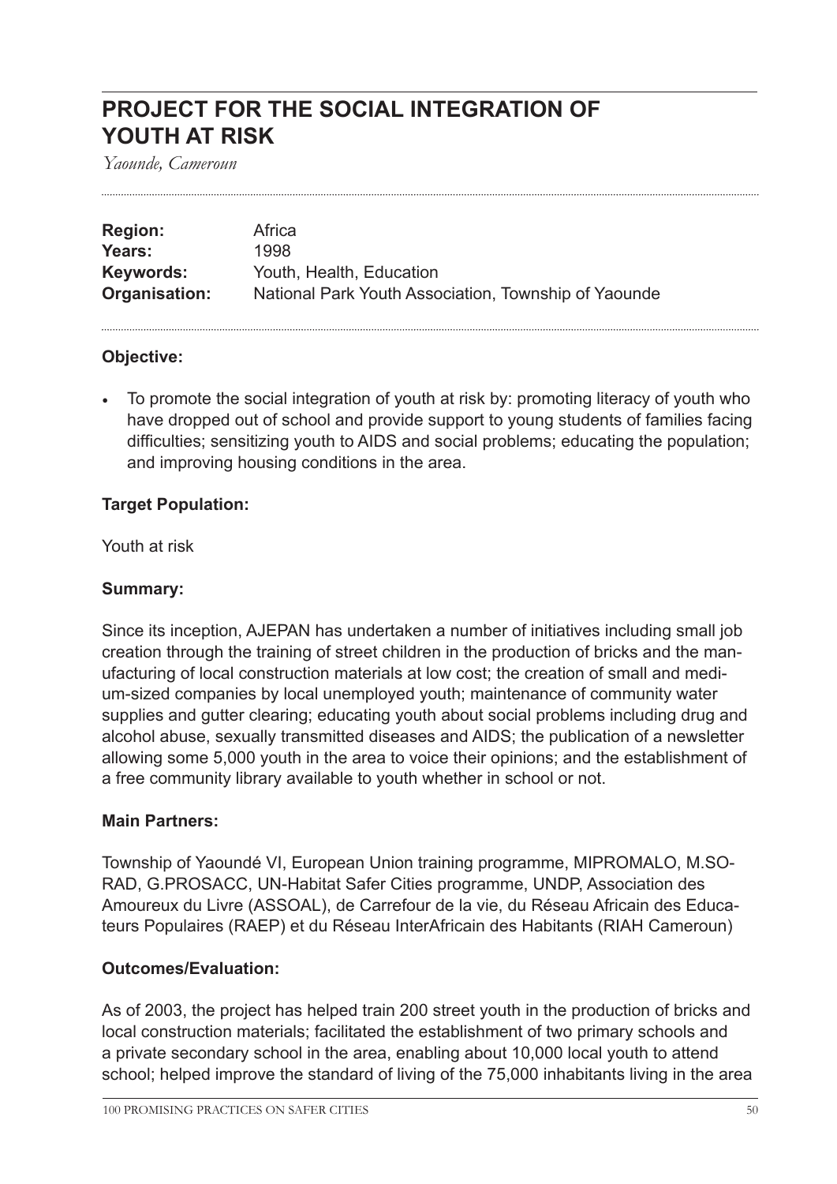## PROJECT FOR THE SOCIAL INTEGRATION OF YOUTH AT RISK

*Yaounde, Cameroun*

| | |
|---|---|
| **Region:** | Africa |
| **Years:** | 1998 |
| **Keywords:** | Youth, Health, Education |
| **Organisation:** | National Park Youth Association, Township of Yaounde |

### Objective:

- To promote the social integration of youth at risk by: promoting literacy of youth who have dropped out of school and provide support to young students of families facing difficulties; sensitizing youth to AIDS and social problems; educating the population; and improving housing conditions in the area.

### Target Population:

Youth at risk

### Summary:

Since its inception, AJEPAN has undertaken a number of initiatives including small job creation through the training of street children in the production of bricks and the manufacturing of local construction materials at low cost; the creation of small and medium-sized companies by local unemployed youth; maintenance of community water supplies and gutter clearing; educating youth about social problems including drug and alcohol abuse, sexually transmitted diseases and AIDS; the publication of a newsletter allowing some 5,000 youth in the area to voice their opinions; and the establishment of a free community library available to youth whether in school or not.

### Main Partners:

Township of Yaoundé VI, European Union training programme, MIPROMALO, M.SORAD, G.PROSACC, UN-Habitat Safer Cities programme, UNDP, Association des Amoureux du Livre (ASSOAL), de Carrefour de la vie, du Réseau Africain des Educateurs Populaires (RAEP) et du Réseau InterAfricain des Habitants (RIAH Cameroun)

### Outcomes/Evaluation:

As of 2003, the project has helped train 200 street youth in the production of bricks and local construction materials; facilitated the establishment of two primary schools and a private secondary school in the area, enabling about 10,000 local youth to attend school; helped improve the standard of living of the 75,000 inhabitants living in the area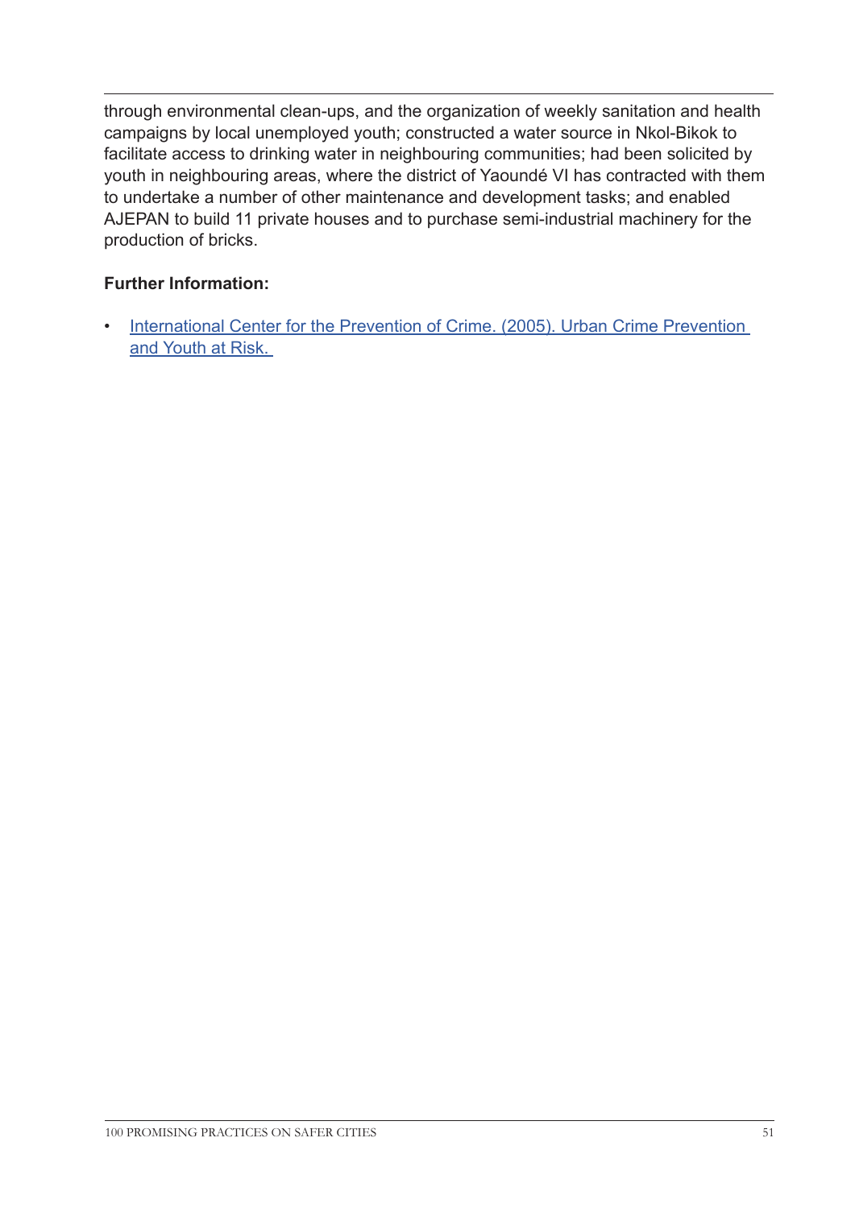through environmental clean-ups, and the organization of weekly sanitation and health campaigns by local unemployed youth; constructed a water source in Nkol-Bikok to facilitate access to drinking water in neighbouring communities; had been solicited by youth in neighbouring areas, where the district of Yaoundé VI has contracted with them to undertake a number of other maintenance and development tasks; and enabled AJEPAN to build 11 private houses and to purchase semi-industrial machinery for the production of bricks.

**Further Information:**

- International Center for the Prevention of Crime. (2005). Urban Crime Prevention and Youth at Risk.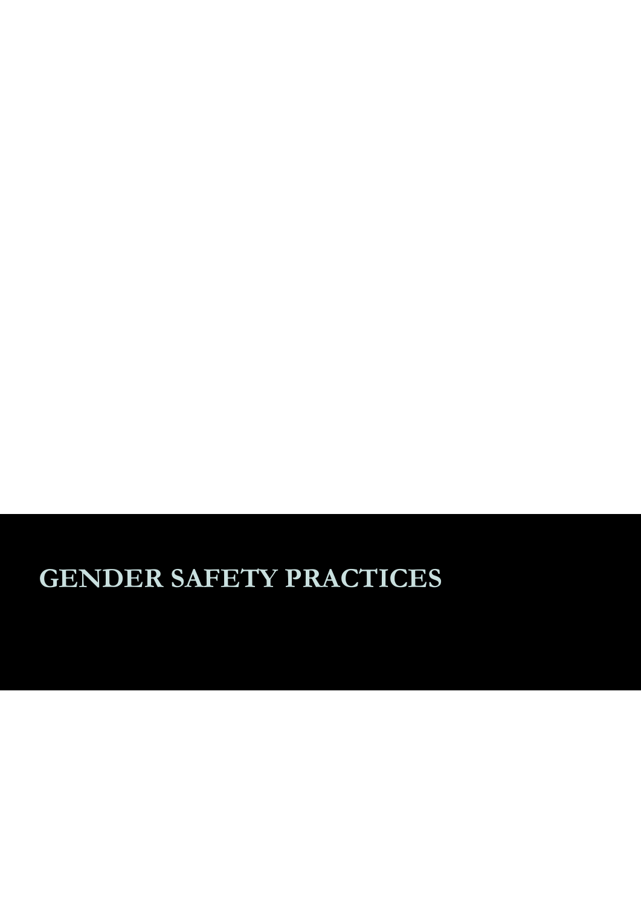# GENDER SAFETY PRACTICES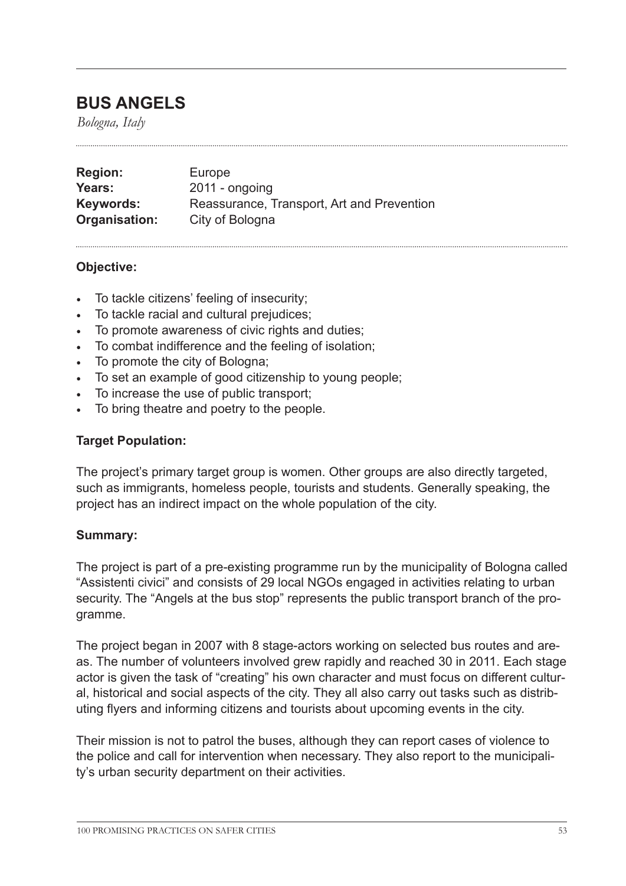## BUS ANGELS

*Bologna, Italy*

**Region:** Europe
**Years:** 2011 - ongoing
**Keywords:** Reassurance, Transport, Art and Prevention
**Organisation:** City of Bologna

**Objective:**

- To tackle citizens' feeling of insecurity;
- To tackle racial and cultural prejudices;
- To promote awareness of civic rights and duties;
- To combat indifference and the feeling of isolation;
- To promote the city of Bologna;
- To set an example of good citizenship to young people;
- To increase the use of public transport;
- To bring theatre and poetry to the people.

**Target Population:**

The project's primary target group is women. Other groups are also directly targeted, such as immigrants, homeless people, tourists and students. Generally speaking, the project has an indirect impact on the whole population of the city.

**Summary:**

The project is part of a pre-existing programme run by the municipality of Bologna called "Assistenti civici" and consists of 29 local NGOs engaged in activities relating to urban security. The "Angels at the bus stop" represents the public transport branch of the programme.

The project began in 2007 with 8 stage-actors working on selected bus routes and areas. The number of volunteers involved grew rapidly and reached 30 in 2011. Each stage actor is given the task of "creating" his own character and must focus on different cultural, historical and social aspects of the city. They all also carry out tasks such as distributing flyers and informing citizens and tourists about upcoming events in the city.

Their mission is not to patrol the buses, although they can report cases of violence to the police and call for intervention when necessary. They also report to the municipality's urban security department on their activities.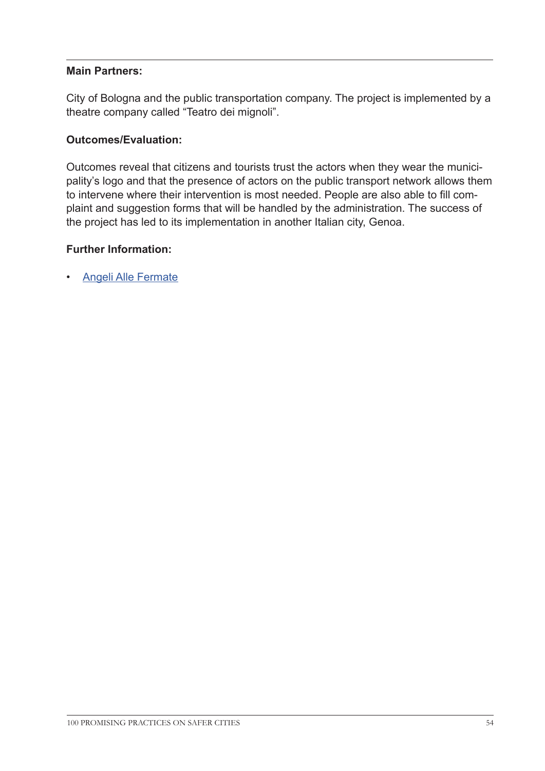**Main Partners:**

City of Bologna and the public transportation company. The project is implemented by a theatre company called "Teatro dei mignoli".

**Outcomes/Evaluation:**

Outcomes reveal that citizens and tourists trust the actors when they wear the municipality's logo and that the presence of actors on the public transport network allows them to intervene where their intervention is most needed. People are also able to fill complaint and suggestion forms that will be handled by the administration. The success of the project has led to its implementation in another Italian city, Genoa.

**Further Information:**

- Angeli Alle Fermate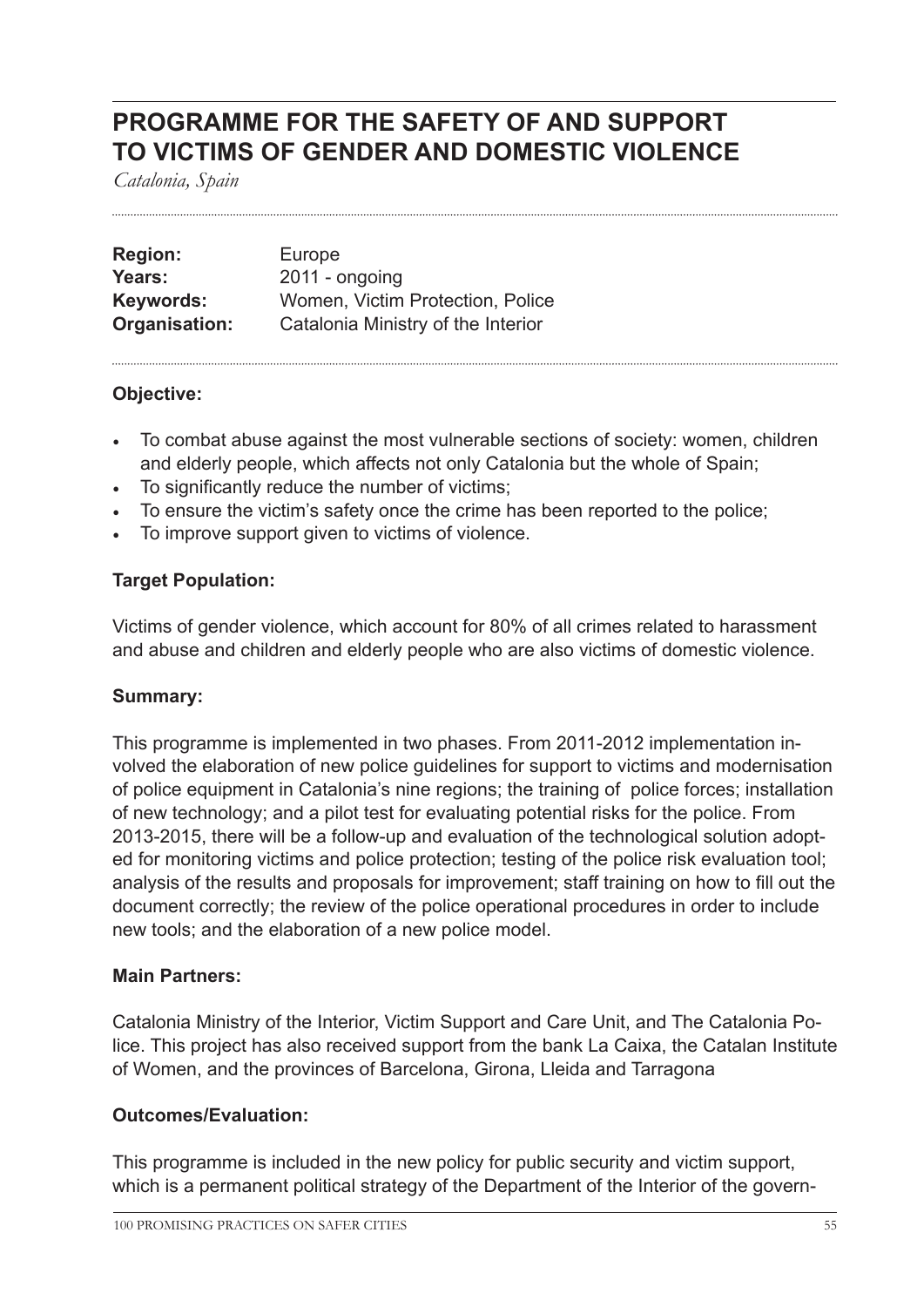# PROGRAMME FOR THE SAFETY OF AND SUPPORT TO VICTIMS OF GENDER AND DOMESTIC VIOLENCE

*Catalonia, Spain*

| | |
|---|---|
| **Region:** | Europe |
| **Years:** | 2011 - ongoing |
| **Keywords:** | Women, Victim Protection, Police |
| **Organisation:** | Catalonia Ministry of the Interior |

**Objective:**

- To combat abuse against the most vulnerable sections of society: women, children and elderly people, which affects not only Catalonia but the whole of Spain;
- To significantly reduce the number of victims;
- To ensure the victim's safety once the crime has been reported to the police;
- To improve support given to victims of violence.

**Target Population:**

Victims of gender violence, which account for 80% of all crimes related to harassment and abuse and children and elderly people who are also victims of domestic violence.

**Summary:**

This programme is implemented in two phases. From 2011-2012 implementation involved the elaboration of new police guidelines for support to victims and modernisation of police equipment in Catalonia's nine regions; the training of police forces; installation of new technology; and a pilot test for evaluating potential risks for the police. From 2013-2015, there will be a follow-up and evaluation of the technological solution adopted for monitoring victims and police protection; testing of the police risk evaluation tool; analysis of the results and proposals for improvement; staff training on how to fill out the document correctly; the review of the police operational procedures in order to include new tools; and the elaboration of a new police model.

**Main Partners:**

Catalonia Ministry of the Interior, Victim Support and Care Unit, and The Catalonia Police. This project has also received support from the bank La Caixa, the Catalan Institute of Women, and the provinces of Barcelona, Girona, Lleida and Tarragona

**Outcomes/Evaluation:**

This programme is included in the new policy for public security and victim support, which is a permanent political strategy of the Department of the Interior of the govern-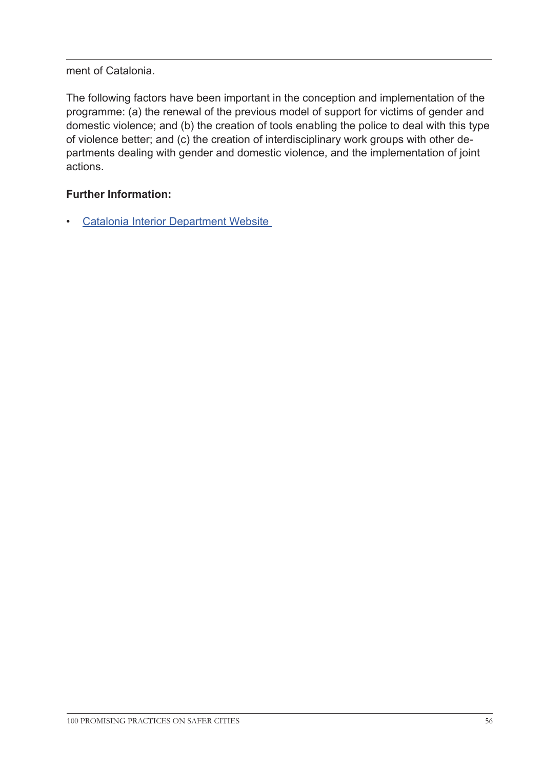ment of Catalonia.

The following factors have been important in the conception and implementation of the programme: (a) the renewal of the previous model of support for victims of gender and domestic violence; and (b) the creation of tools enabling the police to deal with this type of violence better; and (c) the creation of interdisciplinary work groups with other departments dealing with gender and domestic violence, and the implementation of joint actions.

**Further Information:**

- Catalonia Interior Department Website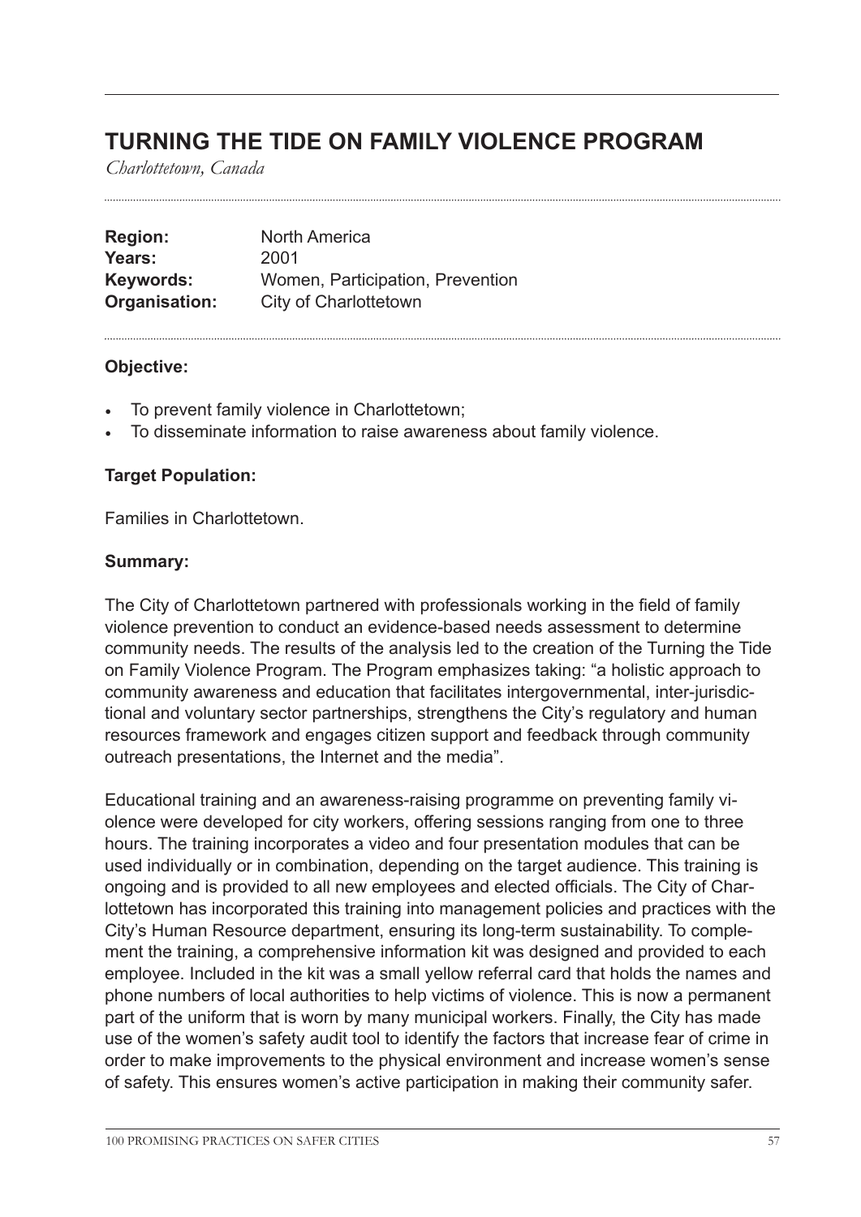# TURNING THE TIDE ON FAMILY VIOLENCE PROGRAM

*Charlottetown, Canada*

**Region:** North America
**Years:** 2001
**Keywords:** Women, Participation, Prevention
**Organisation:** City of Charlottetown

**Objective:**

- To prevent family violence in Charlottetown;
- To disseminate information to raise awareness about family violence.

**Target Population:**

Families in Charlottetown.

**Summary:**

The City of Charlottetown partnered with professionals working in the field of family violence prevention to conduct an evidence-based needs assessment to determine community needs. The results of the analysis led to the creation of the Turning the Tide on Family Violence Program. The Program emphasizes taking: "a holistic approach to community awareness and education that facilitates intergovernmental, inter-jurisdictional and voluntary sector partnerships, strengthens the City's regulatory and human resources framework and engages citizen support and feedback through community outreach presentations, the Internet and the media".

Educational training and an awareness-raising programme on preventing family violence were developed for city workers, offering sessions ranging from one to three hours. The training incorporates a video and four presentation modules that can be used individually or in combination, depending on the target audience. This training is ongoing and is provided to all new employees and elected officials. The City of Charlottetown has incorporated this training into management policies and practices with the City's Human Resource department, ensuring its long-term sustainability. To complement the training, a comprehensive information kit was designed and provided to each employee. Included in the kit was a small yellow referral card that holds the names and phone numbers of local authorities to help victims of violence. This is now a permanent part of the uniform that is worn by many municipal workers. Finally, the City has made use of the women's safety audit tool to identify the factors that increase fear of crime in order to make improvements to the physical environment and increase women's sense of safety. This ensures women's active participation in making their community safer.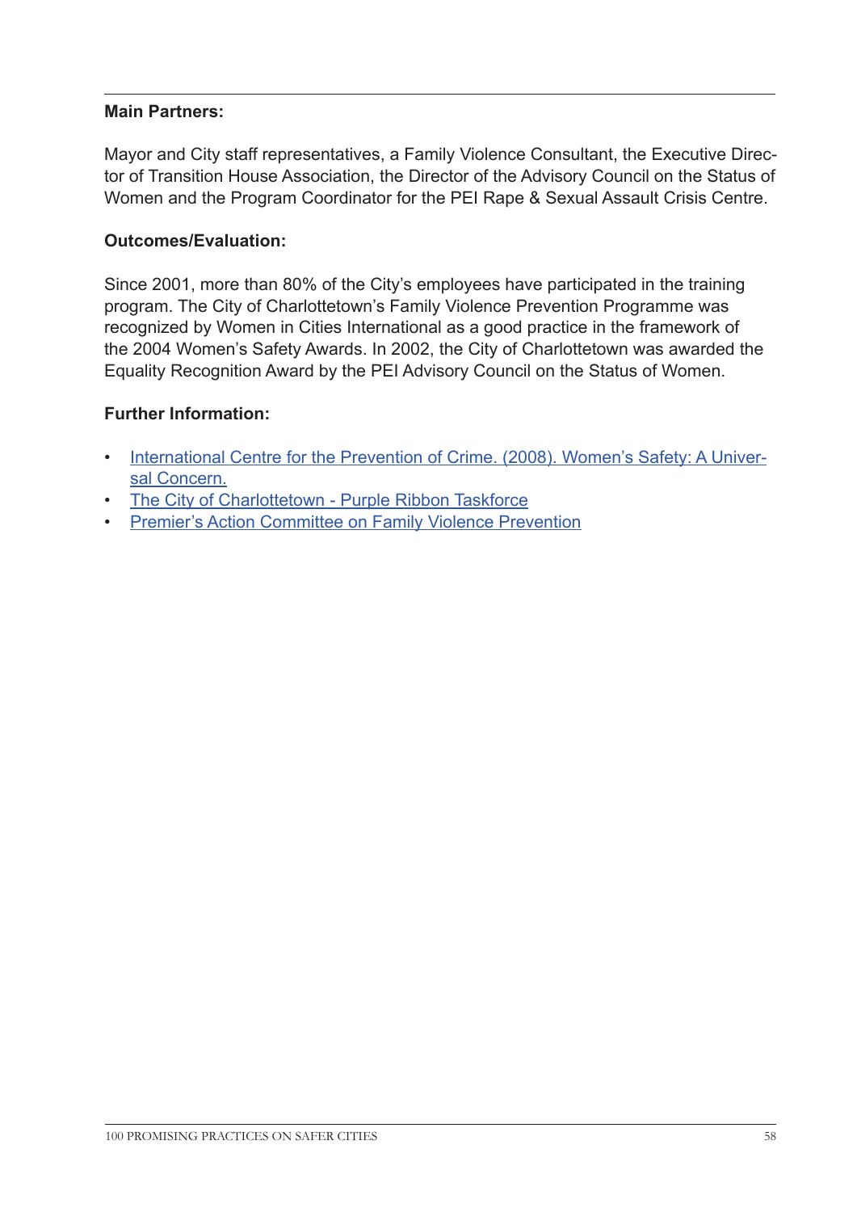**Main Partners:**

Mayor and City staff representatives, a Family Violence Consultant, the Executive Director of Transition House Association, the Director of the Advisory Council on the Status of Women and the Program Coordinator for the PEI Rape & Sexual Assault Crisis Centre.

**Outcomes/Evaluation:**

Since 2001, more than 80% of the City's employees have participated in the training program. The City of Charlottetown's Family Violence Prevention Programme was recognized by Women in Cities International as a good practice in the framework of the 2004 Women's Safety Awards. In 2002, the City of Charlottetown was awarded the Equality Recognition Award by the PEI Advisory Council on the Status of Women.

**Further Information:**

- International Centre for the Prevention of Crime. (2008). Women's Safety: A Universal Concern.
- The City of Charlottetown - Purple Ribbon Taskforce
- Premier's Action Committee on Family Violence Prevention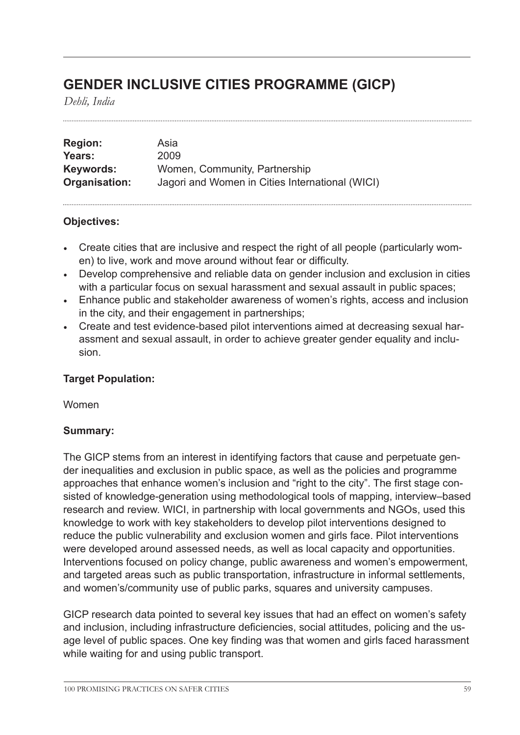# GENDER INCLUSIVE CITIES PROGRAMME (GICP)

*Dehli, India*

**Region:** Asia
**Years:** 2009
**Keywords:** Women, Community, Partnership
**Organisation:** Jagori and Women in Cities International (WICI)

**Objectives:**

- Create cities that are inclusive and respect the right of all people (particularly women) to live, work and move around without fear or difficulty.
- Develop comprehensive and reliable data on gender inclusion and exclusion in cities with a particular focus on sexual harassment and sexual assault in public spaces;
- Enhance public and stakeholder awareness of women's rights, access and inclusion in the city, and their engagement in partnerships;
- Create and test evidence-based pilot interventions aimed at decreasing sexual harassment and sexual assault, in order to achieve greater gender equality and inclusion.

**Target Population:**

Women

**Summary:**

The GICP stems from an interest in identifying factors that cause and perpetuate gender inequalities and exclusion in public space, as well as the policies and programme approaches that enhance women's inclusion and "right to the city". The first stage consisted of knowledge-generation using methodological tools of mapping, interview–based research and review. WICI, in partnership with local governments and NGOs, used this knowledge to work with key stakeholders to develop pilot interventions designed to reduce the public vulnerability and exclusion women and girls face. Pilot interventions were developed around assessed needs, as well as local capacity and opportunities. Interventions focused on policy change, public awareness and women's empowerment, and targeted areas such as public transportation, infrastructure in informal settlements, and women's/community use of public parks, squares and university campuses.

GICP research data pointed to several key issues that had an effect on women's safety and inclusion, including infrastructure deficiencies, social attitudes, policing and the usage level of public spaces. One key finding was that women and girls faced harassment while waiting for and using public transport.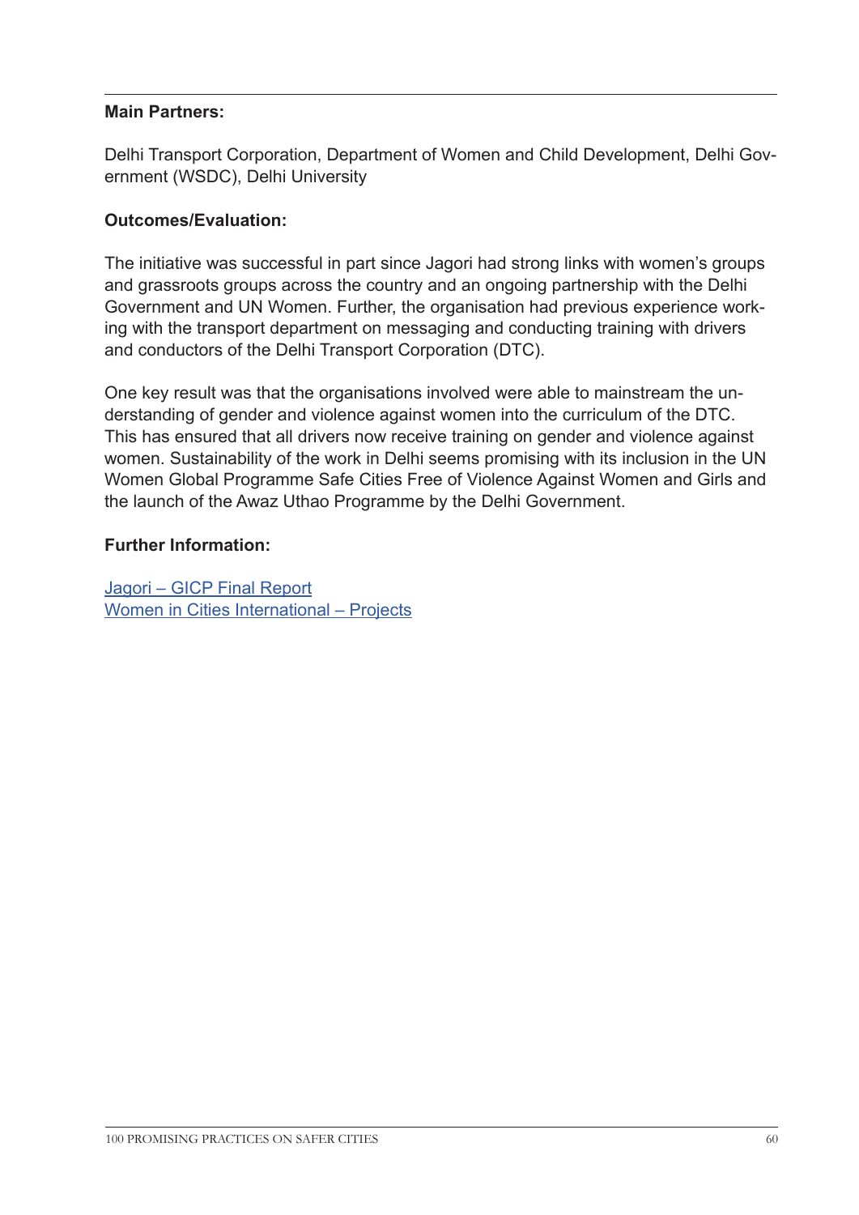**Main Partners:**

Delhi Transport Corporation, Department of Women and Child Development, Delhi Government (WSDC), Delhi University

**Outcomes/Evaluation:**

The initiative was successful in part since Jagori had strong links with women's groups and grassroots groups across the country and an ongoing partnership with the Delhi Government and UN Women. Further, the organisation had previous experience working with the transport department on messaging and conducting training with drivers and conductors of the Delhi Transport Corporation (DTC).

One key result was that the organisations involved were able to mainstream the understanding of gender and violence against women into the curriculum of the DTC. This has ensured that all drivers now receive training on gender and violence against women. Sustainability of the work in Delhi seems promising with its inclusion in the UN Women Global Programme Safe Cities Free of Violence Against Women and Girls and the launch of the Awaz Uthao Programme by the Delhi Government.

**Further Information:**

Jagori – GICP Final Report
Women in Cities International – Projects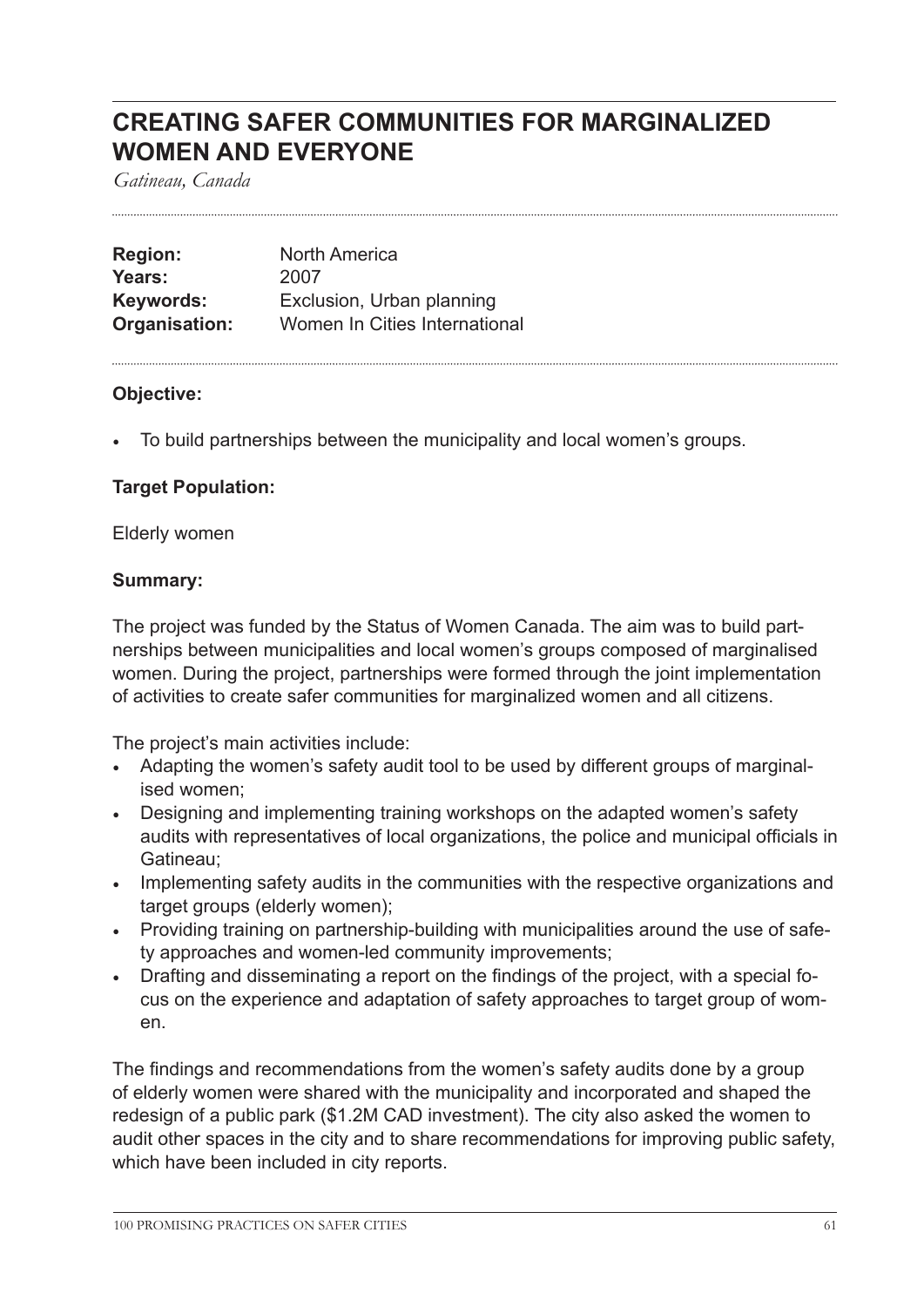# CREATING SAFER COMMUNITIES FOR MARGINALIZED WOMEN AND EVERYONE

*Gatineau, Canada*

| | |
|---|---|
| **Region:** | North America |
| **Years:** | 2007 |
| **Keywords:** | Exclusion, Urban planning |
| **Organisation:** | Women In Cities International |

**Objective:**

- To build partnerships between the municipality and local women's groups.

**Target Population:**

Elderly women

**Summary:**

The project was funded by the Status of Women Canada. The aim was to build partnerships between municipalities and local women's groups composed of marginalised women. During the project, partnerships were formed through the joint implementation of activities to create safer communities for marginalized women and all citizens.

The project's main activities include:

- Adapting the women's safety audit tool to be used by different groups of marginalised women;
- Designing and implementing training workshops on the adapted women's safety audits with representatives of local organizations, the police and municipal officials in Gatineau;
- Implementing safety audits in the communities with the respective organizations and target groups (elderly women);
- Providing training on partnership-building with municipalities around the use of safety approaches and women-led community improvements;
- Drafting and disseminating a report on the findings of the project, with a special focus on the experience and adaptation of safety approaches to target group of women.

The findings and recommendations from the women's safety audits done by a group of elderly women were shared with the municipality and incorporated and shaped the redesign of a public park ($1.2M CAD investment). The city also asked the women to audit other spaces in the city and to share recommendations for improving public safety, which have been included in city reports.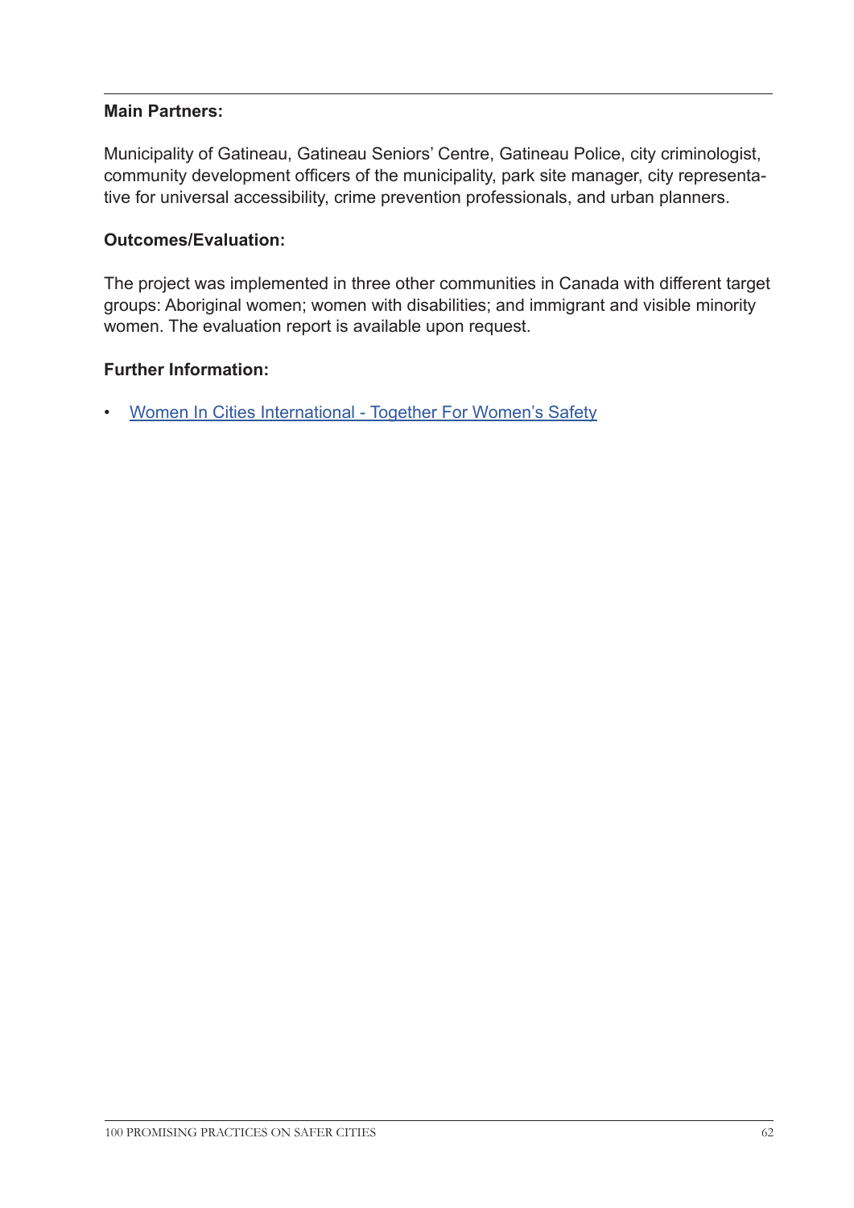**Main Partners:**

Municipality of Gatineau, Gatineau Seniors' Centre, Gatineau Police, city criminologist, community development officers of the municipality, park site manager, city representative for universal accessibility, crime prevention professionals, and urban planners.

**Outcomes/Evaluation:**

The project was implemented in three other communities in Canada with different target groups: Aboriginal women; women with disabilities; and immigrant and visible minority women. The evaluation report is available upon request.

**Further Information:**

- Women In Cities International - Together For Women's Safety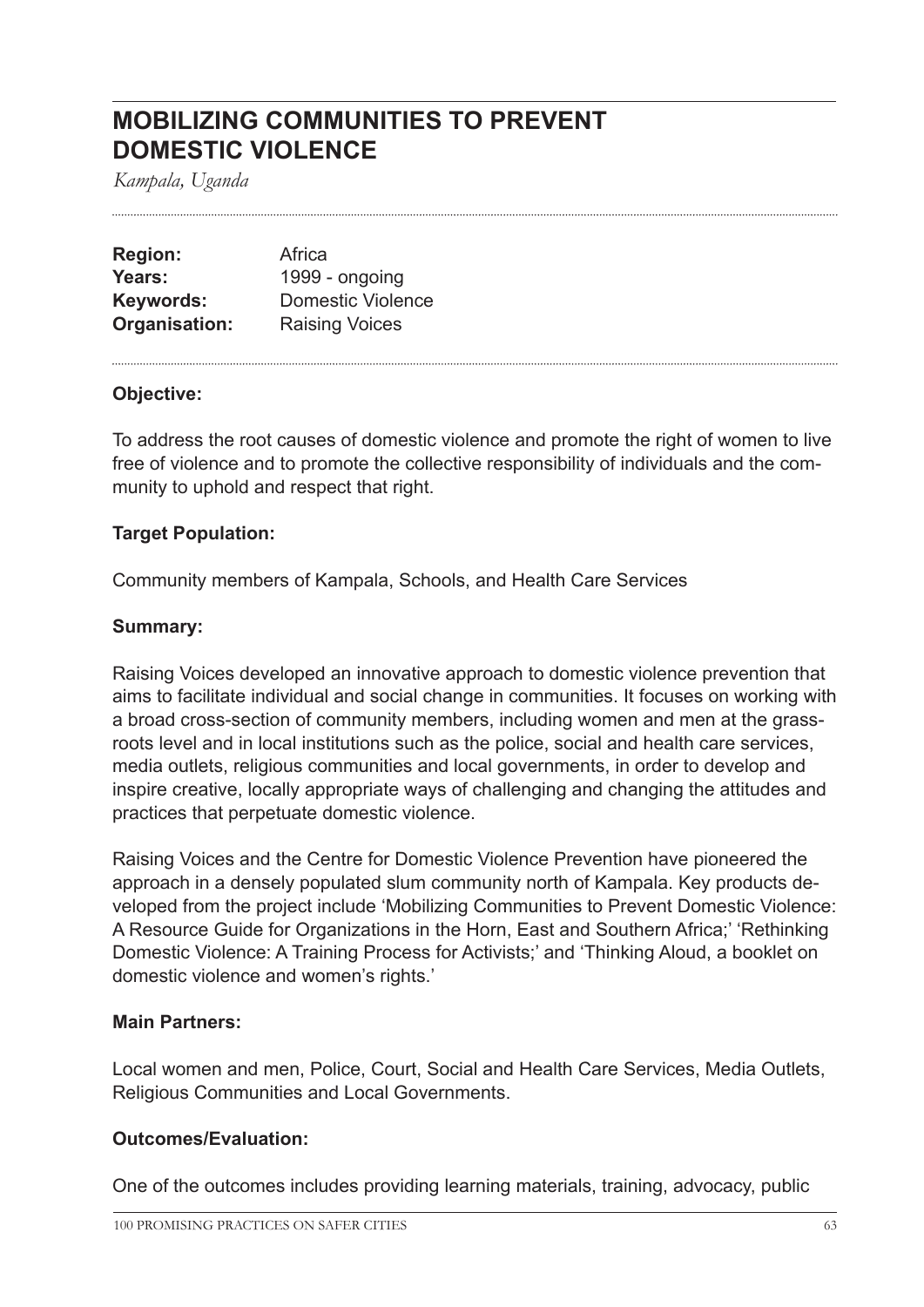# MOBILIZING COMMUNITIES TO PREVENT DOMESTIC VIOLENCE

*Kampala, Uganda*

| | |
|---|---|
| **Region:** | Africa |
| **Years:** | 1999 - ongoing |
| **Keywords:** | Domestic Violence |
| **Organisation:** | Raising Voices |

**Objective:**

To address the root causes of domestic violence and promote the right of women to live free of violence and to promote the collective responsibility of individuals and the community to uphold and respect that right.

**Target Population:**

Community members of Kampala, Schools, and Health Care Services

**Summary:**

Raising Voices developed an innovative approach to domestic violence prevention that aims to facilitate individual and social change in communities. It focuses on working with a broad cross-section of community members, including women and men at the grassroots level and in local institutions such as the police, social and health care services, media outlets, religious communities and local governments, in order to develop and inspire creative, locally appropriate ways of challenging and changing the attitudes and practices that perpetuate domestic violence.

Raising Voices and the Centre for Domestic Violence Prevention have pioneered the approach in a densely populated slum community north of Kampala. Key products developed from the project include 'Mobilizing Communities to Prevent Domestic Violence: A Resource Guide for Organizations in the Horn, East and Southern Africa;' 'Rethinking Domestic Violence: A Training Process for Activists;' and 'Thinking Aloud, a booklet on domestic violence and women's rights.'

**Main Partners:**

Local women and men, Police, Court, Social and Health Care Services, Media Outlets, Religious Communities and Local Governments.

**Outcomes/Evaluation:**

One of the outcomes includes providing learning materials, training, advocacy, public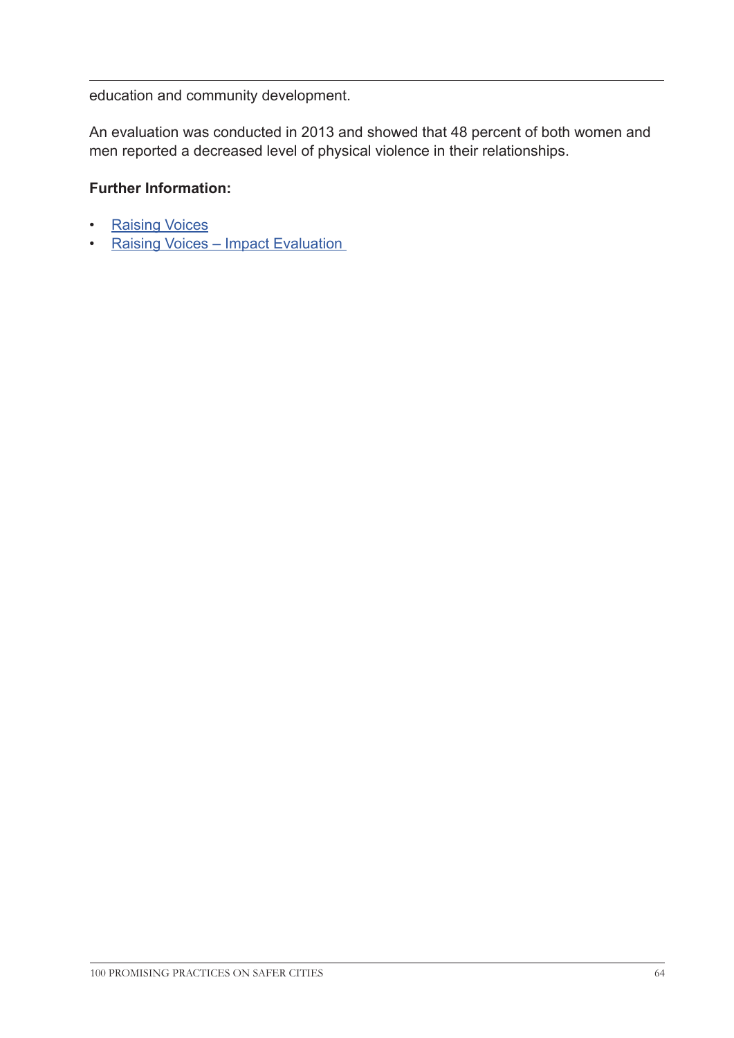education and community development.

An evaluation was conducted in 2013 and showed that 48 percent of both women and men reported a decreased level of physical violence in their relationships.

**Further Information:**

- Raising Voices
- Raising Voices – Impact Evaluation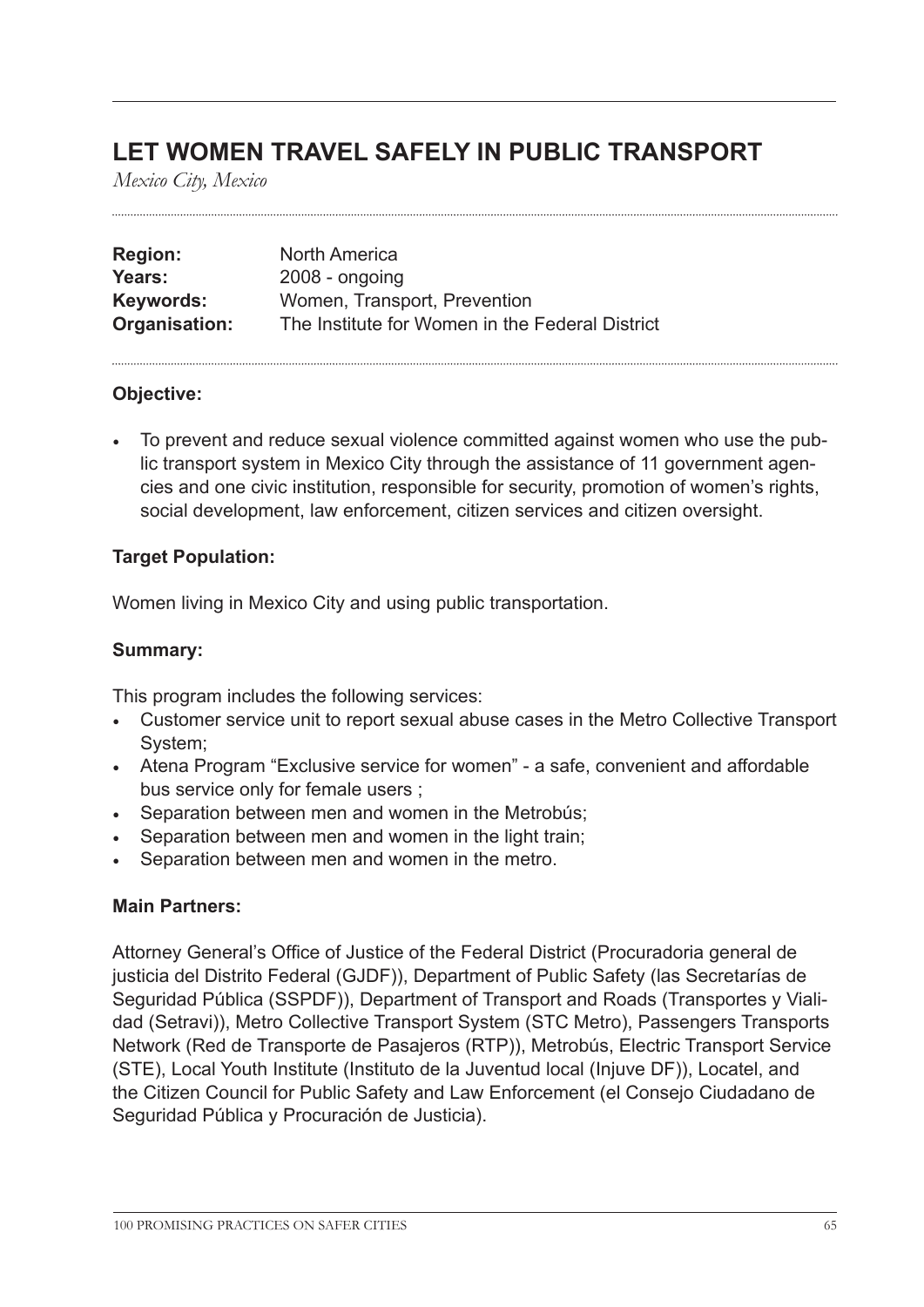# LET WOMEN TRAVEL SAFELY IN PUBLIC TRANSPORT

*Mexico City, Mexico*

| | |
|---|---|
| **Region:** | North America |
| **Years:** | 2008 - ongoing |
| **Keywords:** | Women, Transport, Prevention |
| **Organisation:** | The Institute for Women in the Federal District |

**Objective:**

- To prevent and reduce sexual violence committed against women who use the public transport system in Mexico City through the assistance of 11 government agencies and one civic institution, responsible for security, promotion of women's rights, social development, law enforcement, citizen services and citizen oversight.

**Target Population:**

Women living in Mexico City and using public transportation.

**Summary:**

This program includes the following services:

- Customer service unit to report sexual abuse cases in the Metro Collective Transport System;
- Atena Program "Exclusive service for women" - a safe, convenient and affordable bus service only for female users ;
- Separation between men and women in the Metrobús;
- Separation between men and women in the light train;
- Separation between men and women in the metro.

**Main Partners:**

Attorney General's Office of Justice of the Federal District (Procuradoria general de justicia del Distrito Federal (GJDF)), Department of Public Safety (las Secretarías de Seguridad Pública (SSPDF)), Department of Transport and Roads (Transportes y Vialidad (Setravi)), Metro Collective Transport System (STC Metro), Passengers Transports Network (Red de Transporte de Pasajeros (RTP)), Metrobús, Electric Transport Service (STE), Local Youth Institute (Instituto de la Juventud local (Injuve DF)), Locatel, and the Citizen Council for Public Safety and Law Enforcement (el Consejo Ciudadano de Seguridad Pública y Procuración de Justicia).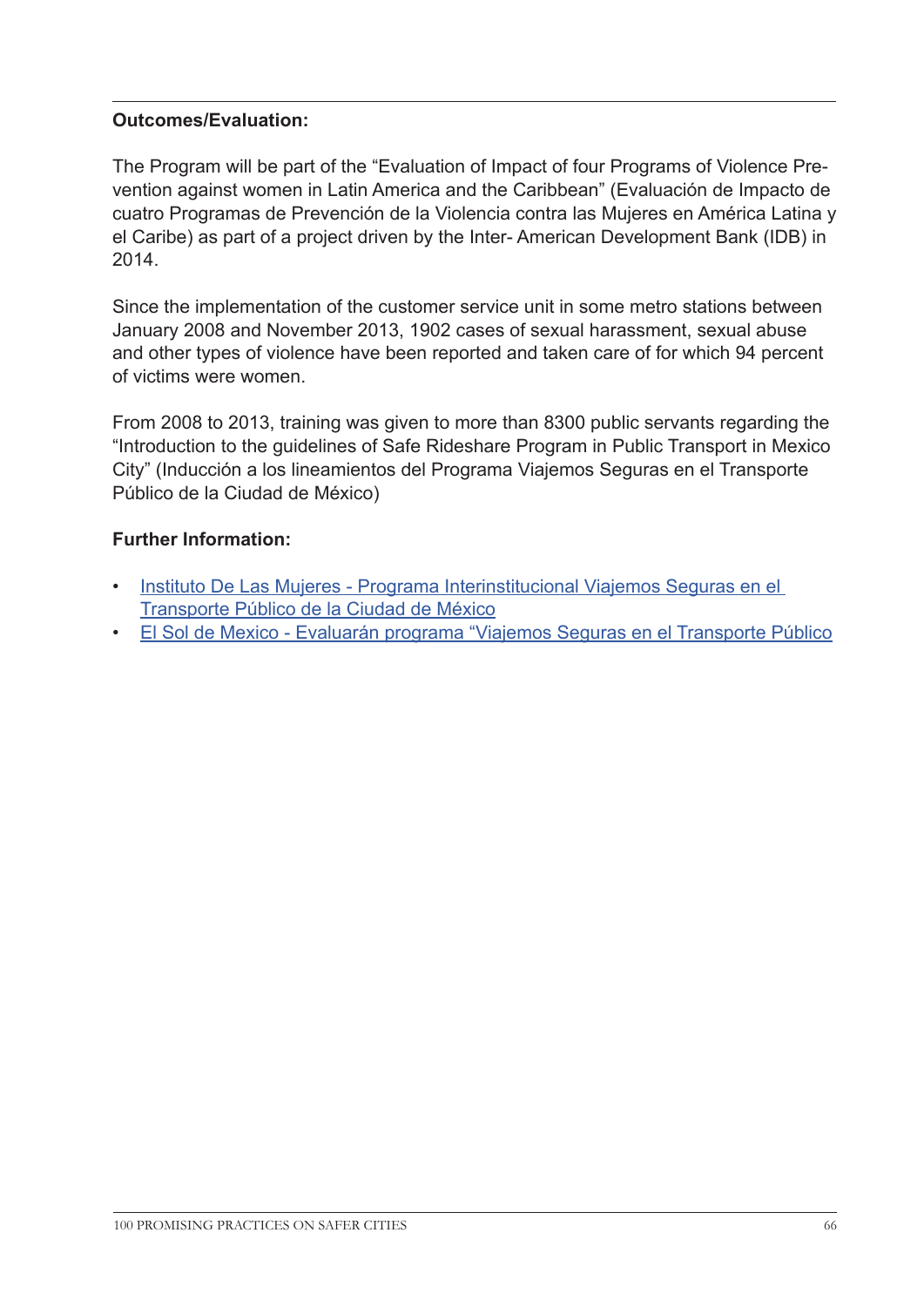**Outcomes/Evaluation:**

The Program will be part of the "Evaluation of Impact of four Programs of Violence Prevention against women in Latin America and the Caribbean" (Evaluación de Impacto de cuatro Programas de Prevención de la Violencia contra las Mujeres en América Latina y el Caribe) as part of a project driven by the Inter- American Development Bank (IDB) in 2014.

Since the implementation of the customer service unit in some metro stations between January 2008 and November 2013, 1902 cases of sexual harassment, sexual abuse and other types of violence have been reported and taken care of for which 94 percent of victims were women.

From 2008 to 2013, training was given to more than 8300 public servants regarding the "Introduction to the guidelines of Safe Rideshare Program in Public Transport in Mexico City" (Inducción a los lineamientos del Programa Viajemos Seguras en el Transporte Público de la Ciudad de México)

**Further Information:**

- Instituto De Las Mujeres - Programa Interinstitucional Viajemos Seguras en el Transporte Público de la Ciudad de México
- El Sol de Mexico - Evaluarán programa "Viajemos Seguras en el Transporte Público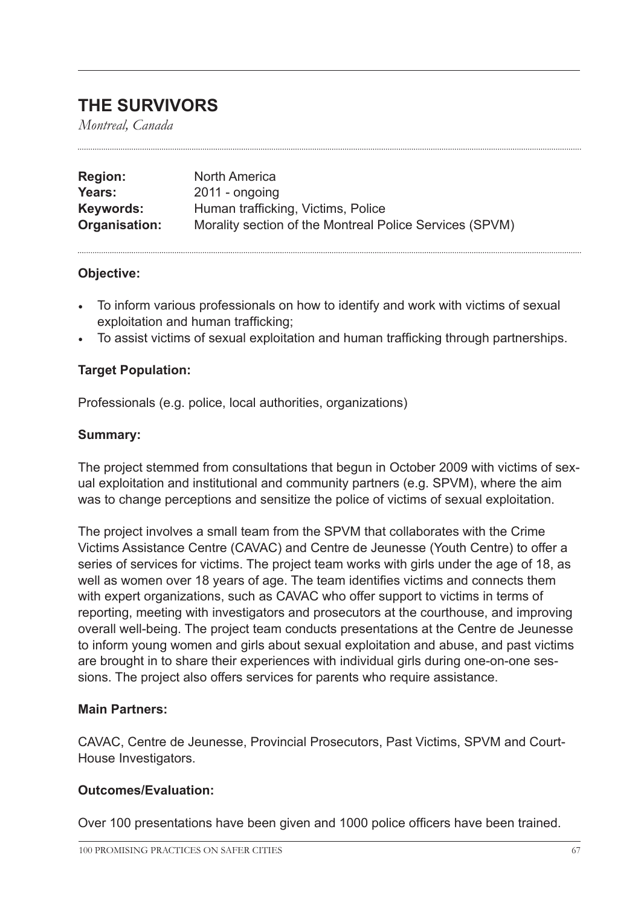## THE SURVIVORS

*Montreal, Canada*

**Region:** North America
**Years:** 2011 - ongoing
**Keywords:** Human trafficking, Victims, Police
**Organisation:** Morality section of the Montreal Police Services (SPVM)

**Objective:**

- To inform various professionals on how to identify and work with victims of sexual exploitation and human trafficking;
- To assist victims of sexual exploitation and human trafficking through partnerships.

**Target Population:**

Professionals (e.g. police, local authorities, organizations)

**Summary:**

The project stemmed from consultations that begun in October 2009 with victims of sexual exploitation and institutional and community partners (e.g. SPVM), where the aim was to change perceptions and sensitize the police of victims of sexual exploitation.

The project involves a small team from the SPVM that collaborates with the Crime Victims Assistance Centre (CAVAC) and Centre de Jeunesse (Youth Centre) to offer a series of services for victims. The project team works with girls under the age of 18, as well as women over 18 years of age. The team identifies victims and connects them with expert organizations, such as CAVAC who offer support to victims in terms of reporting, meeting with investigators and prosecutors at the courthouse, and improving overall well-being. The project team conducts presentations at the Centre de Jeunesse to inform young women and girls about sexual exploitation and abuse, and past victims are brought in to share their experiences with individual girls during one-on-one sessions. The project also offers services for parents who require assistance.

**Main Partners:**

CAVAC, Centre de Jeunesse, Provincial Prosecutors, Past Victims, SPVM and Court-House Investigators.

**Outcomes/Evaluation:**

Over 100 presentations have been given and 1000 police officers have been trained.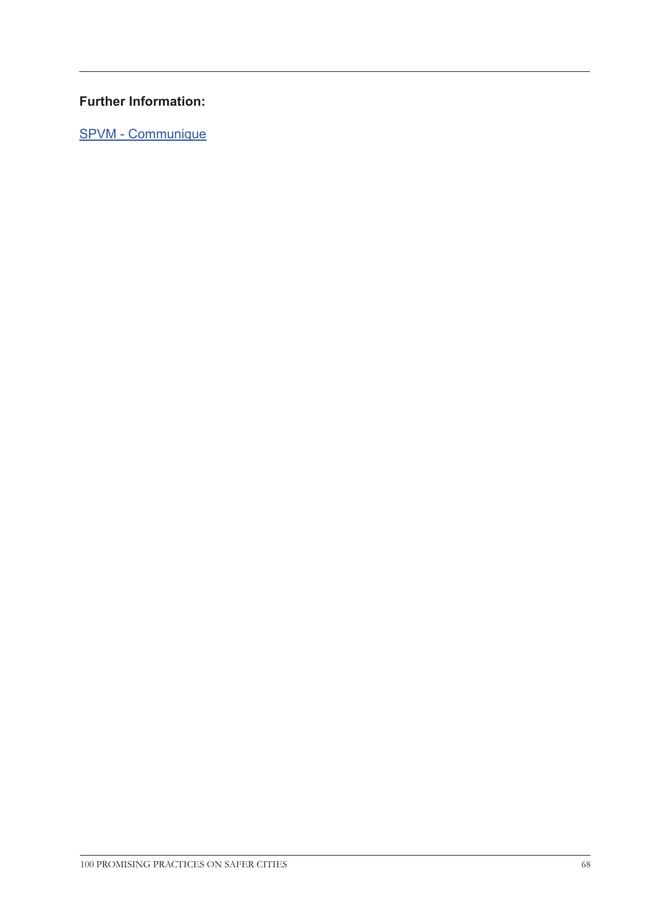**Further Information:**

[SPVM - Communique]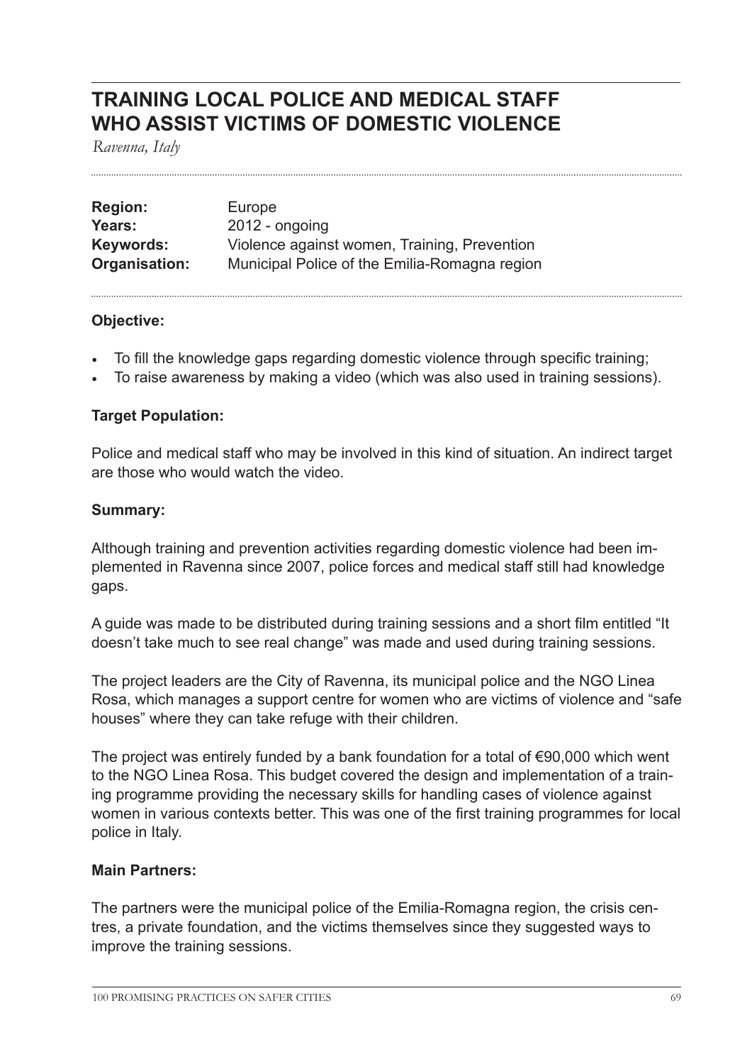# TRAINING LOCAL POLICE AND MEDICAL STAFF WHO ASSIST VICTIMS OF DOMESTIC VIOLENCE

*Ravenna, Italy*

**Region:** Europe
**Years:** 2012 - ongoing
**Keywords:** Violence against women, Training, Prevention
**Organisation:** Municipal Police of the Emilia-Romagna region

### Objective:

- To fill the knowledge gaps regarding domestic violence through specific training;
- To raise awareness by making a video (which was also used in training sessions).

### Target Population:

Police and medical staff who may be involved in this kind of situation. An indirect target are those who would watch the video.

### Summary:

Although training and prevention activities regarding domestic violence had been implemented in Ravenna since 2007, police forces and medical staff still had knowledge gaps.

A guide was made to be distributed during training sessions and a short film entitled "It doesn't take much to see real change" was made and used during training sessions.

The project leaders are the City of Ravenna, its municipal police and the NGO Linea Rosa, which manages a support centre for women who are victims of violence and "safe houses" where they can take refuge with their children.

The project was entirely funded by a bank foundation for a total of €90,000 which went to the NGO Linea Rosa. This budget covered the design and implementation of a training programme providing the necessary skills for handling cases of violence against women in various contexts better. This was one of the first training programmes for local police in Italy.

### Main Partners:

The partners were the municipal police of the Emilia-Romagna region, the crisis centres, a private foundation, and the victims themselves since they suggested ways to improve the training sessions.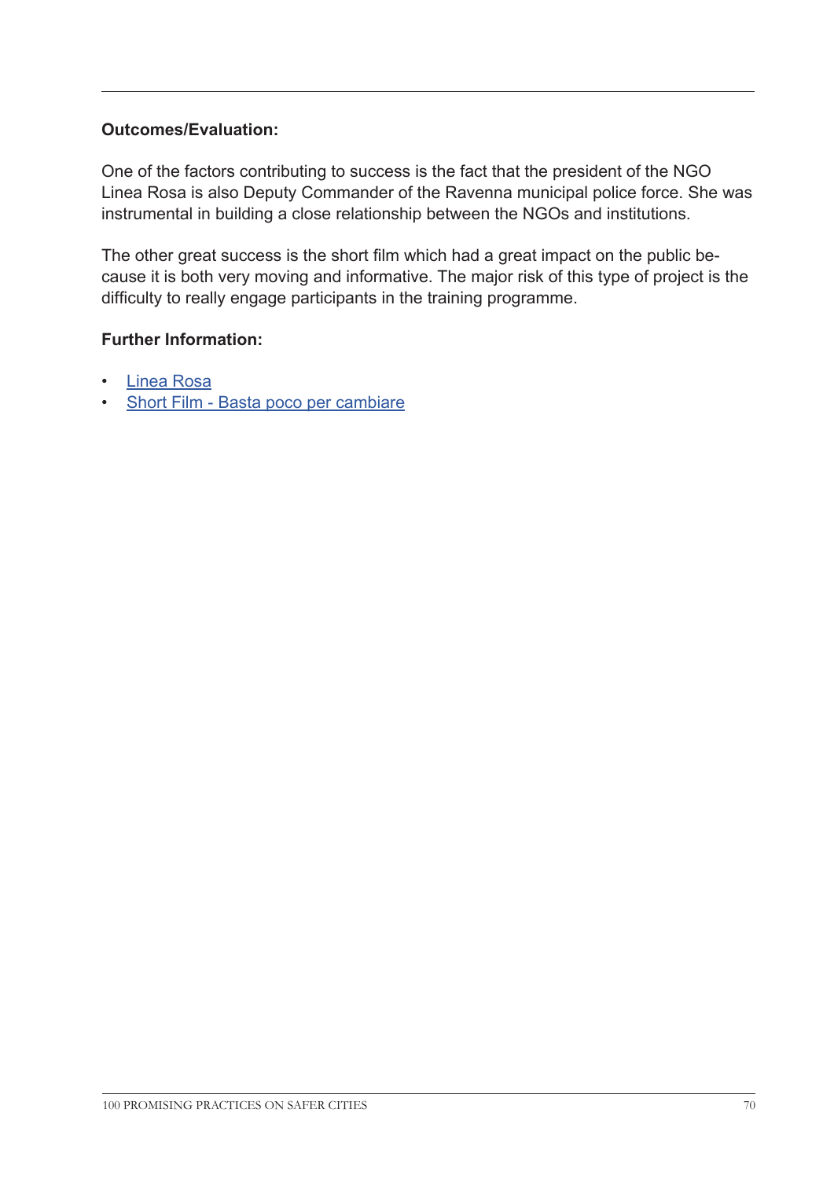**Outcomes/Evaluation:**

One of the factors contributing to success is the fact that the president of the NGO Linea Rosa is also Deputy Commander of the Ravenna municipal police force. She was instrumental in building a close relationship between the NGOs and institutions.

The other great success is the short film which had a great impact on the public because it is both very moving and informative. The major risk of this type of project is the difficulty to really engage participants in the training programme.

**Further Information:**

- Linea Rosa
- Short Film - Basta poco per cambiare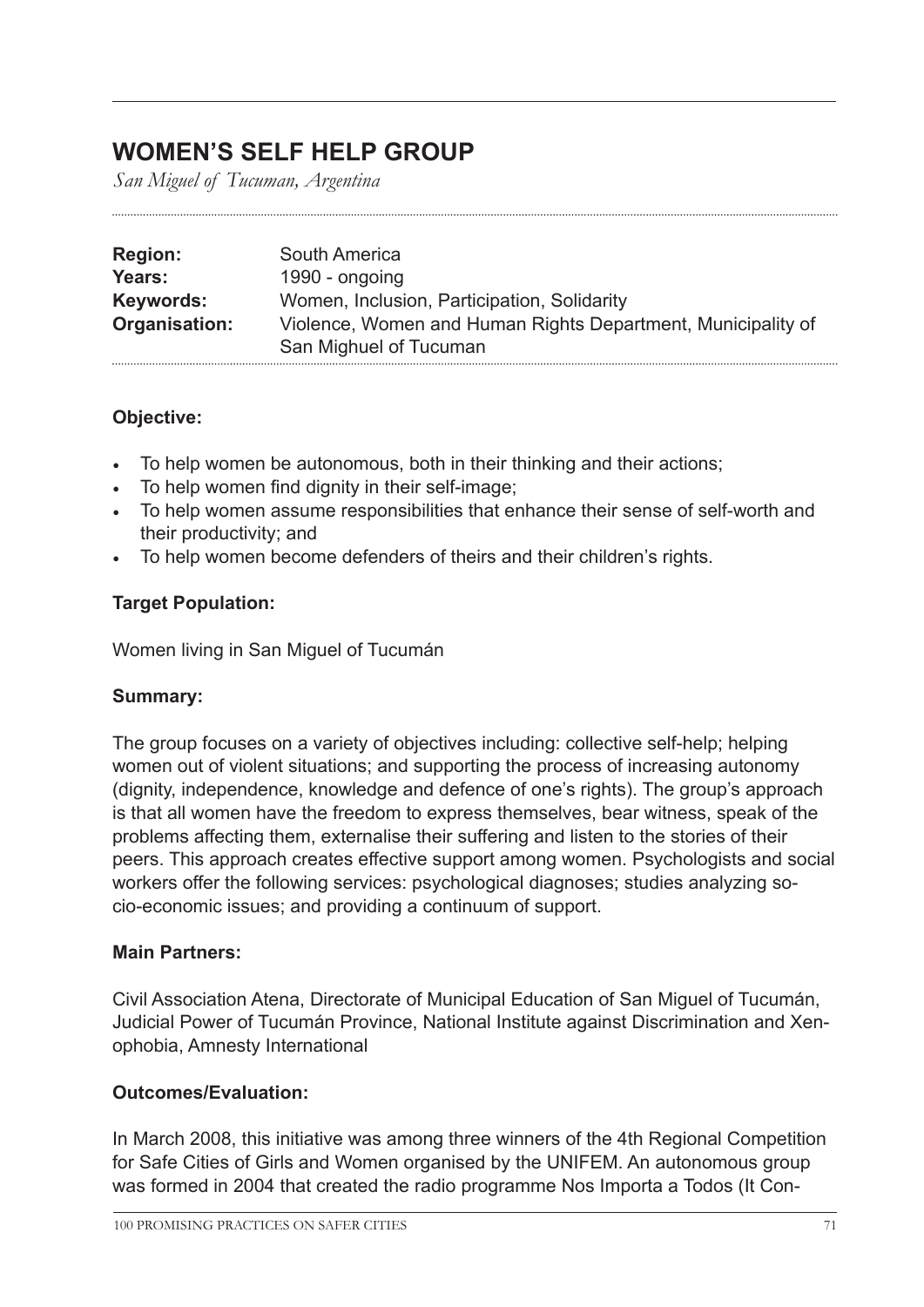## WOMEN'S SELF HELP GROUP

*San Miguel of Tucuman, Argentina*

| | |
|---|---|
| **Region:** | South America |
| **Years:** | 1990 - ongoing |
| **Keywords:** | Women, Inclusion, Participation, Solidarity |
| **Organisation:** | Violence, Women and Human Rights Department, Municipality of San Mighuel of Tucuman |

**Objective:**

- To help women be autonomous, both in their thinking and their actions;
- To help women find dignity in their self-image;
- To help women assume responsibilities that enhance their sense of self-worth and their productivity; and
- To help women become defenders of theirs and their children's rights.

**Target Population:**

Women living in San Miguel of Tucumán

**Summary:**

The group focuses on a variety of objectives including: collective self-help; helping women out of violent situations; and supporting the process of increasing autonomy (dignity, independence, knowledge and defence of one's rights). The group's approach is that all women have the freedom to express themselves, bear witness, speak of the problems affecting them, externalise their suffering and listen to the stories of their peers. This approach creates effective support among women. Psychologists and social workers offer the following services: psychological diagnoses; studies analyzing socio-economic issues; and providing a continuum of support.

**Main Partners:**

Civil Association Atena, Directorate of Municipal Education of San Miguel of Tucumán, Judicial Power of Tucumán Province, National Institute against Discrimination and Xenophobia, Amnesty International

**Outcomes/Evaluation:**

In March 2008, this initiative was among three winners of the 4th Regional Competition for Safe Cities of Girls and Women organised by the UNIFEM. An autonomous group was formed in 2004 that created the radio programme Nos Importa a Todos (It Con-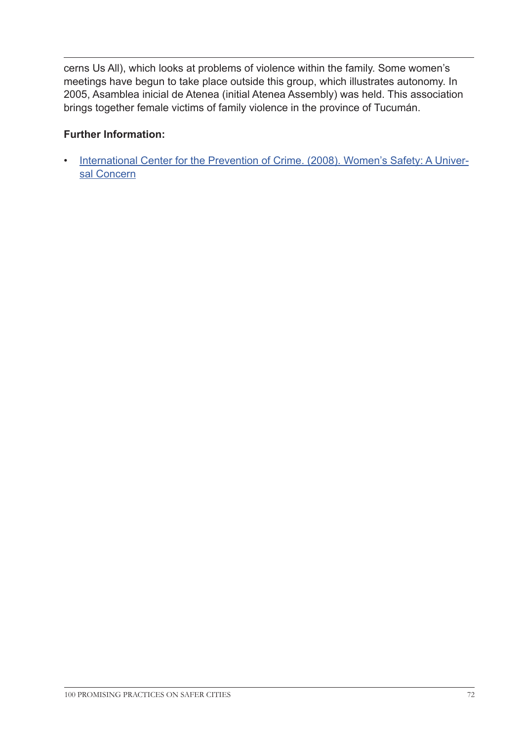cerns Us All), which looks at problems of violence within the family. Some women's meetings have begun to take place outside this group, which illustrates autonomy. In 2005, Asamblea inicial de Atenea (initial Atenea Assembly) was held. This association brings together female victims of family violence in the province of Tucumán.

**Further Information:**

- International Center for the Prevention of Crime. (2008). Women's Safety: A Universal Concern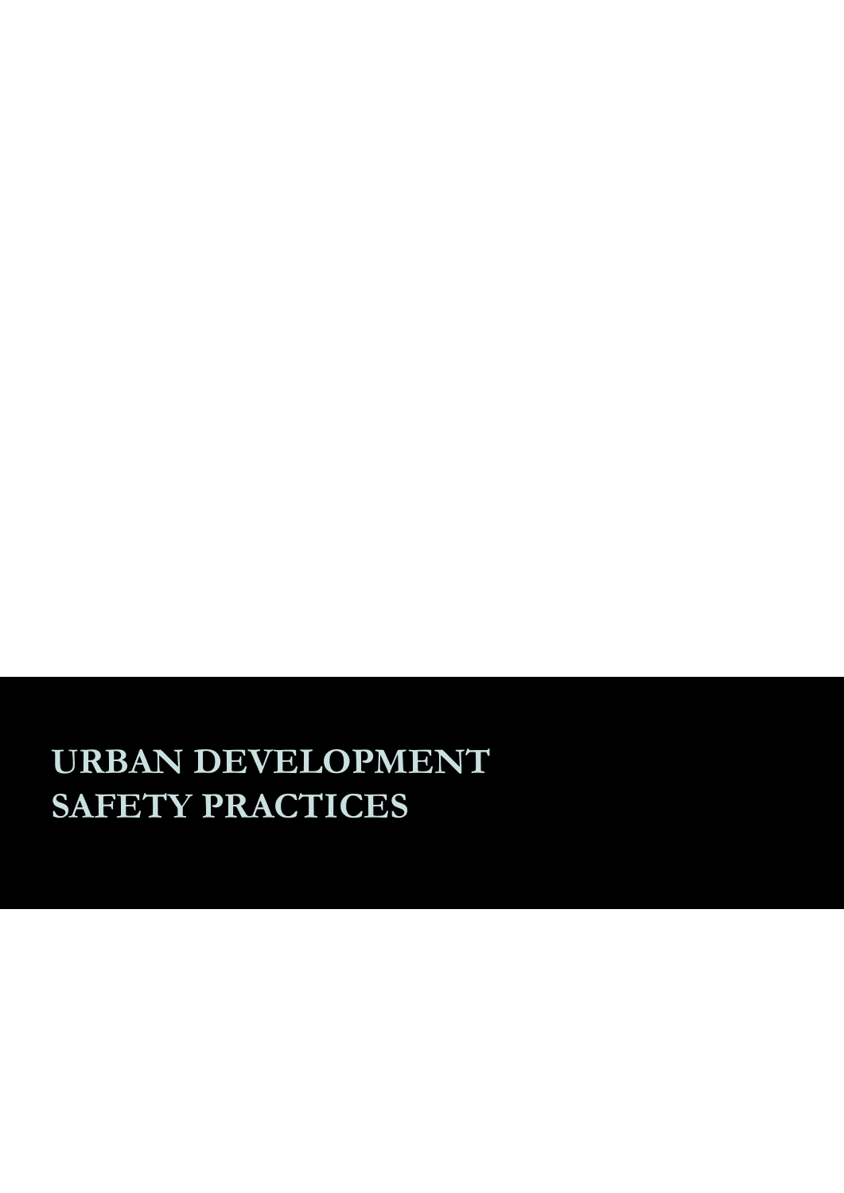# URBAN DEVELOPMENT SAFETY PRACTICES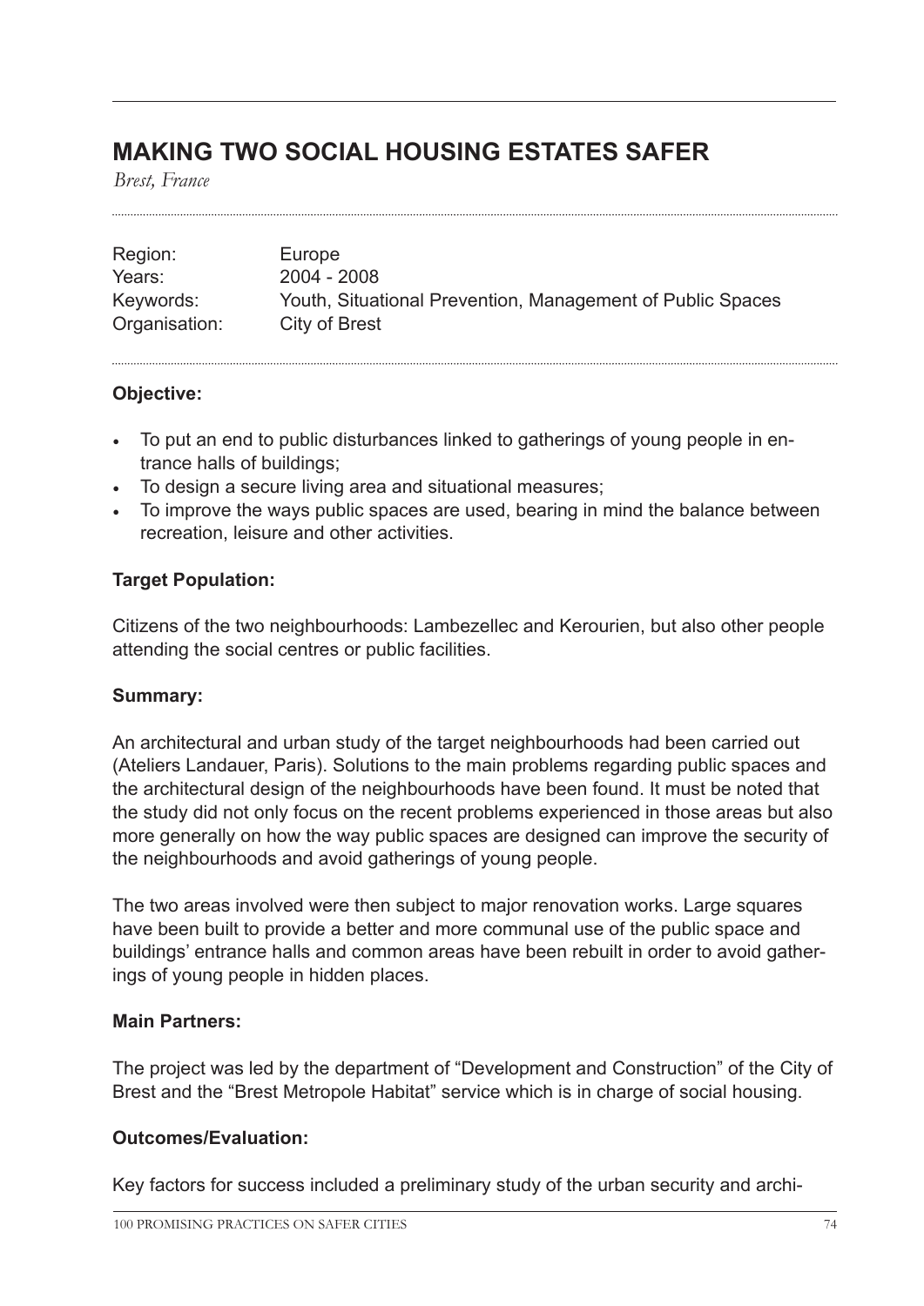# MAKING TWO SOCIAL HOUSING ESTATES SAFER

*Brest, France*

| | |
|---|---|
| Region: | Europe |
| Years: | 2004 - 2008 |
| Keywords: | Youth, Situational Prevention, Management of Public Spaces |
| Organisation: | City of Brest |

**Objective:**

- To put an end to public disturbances linked to gatherings of young people in entrance halls of buildings;
- To design a secure living area and situational measures;
- To improve the ways public spaces are used, bearing in mind the balance between recreation, leisure and other activities.

**Target Population:**

Citizens of the two neighbourhoods: Lambezellec and Kerourien, but also other people attending the social centres or public facilities.

**Summary:**

An architectural and urban study of the target neighbourhoods had been carried out (Ateliers Landauer, Paris). Solutions to the main problems regarding public spaces and the architectural design of the neighbourhoods have been found. It must be noted that the study did not only focus on the recent problems experienced in those areas but also more generally on how the way public spaces are designed can improve the security of the neighbourhoods and avoid gatherings of young people.

The two areas involved were then subject to major renovation works. Large squares have been built to provide a better and more communal use of the public space and buildings' entrance halls and common areas have been rebuilt in order to avoid gatherings of young people in hidden places.

**Main Partners:**

The project was led by the department of "Development and Construction" of the City of Brest and the "Brest Metropole Habitat" service which is in charge of social housing.

**Outcomes/Evaluation:**

Key factors for success included a preliminary study of the urban security and archi-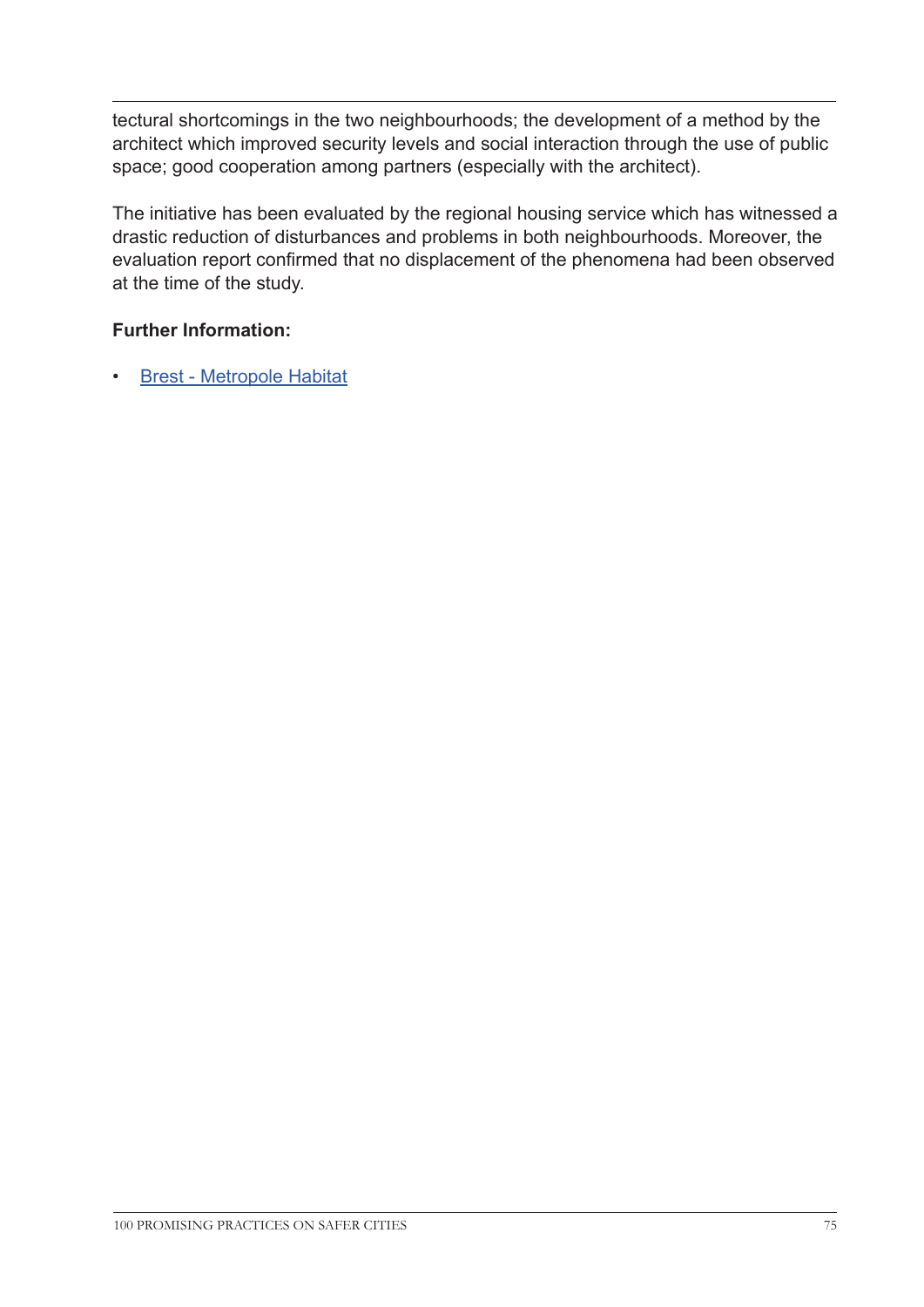tectural shortcomings in the two neighbourhoods; the development of a method by the architect which improved security levels and social interaction through the use of public space; good cooperation among partners (especially with the architect).

The initiative has been evaluated by the regional housing service which has witnessed a drastic reduction of disturbances and problems in both neighbourhoods. Moreover, the evaluation report confirmed that no displacement of the phenomena had been observed at the time of the study.

**Further Information:**

- Brest - Metropole Habitat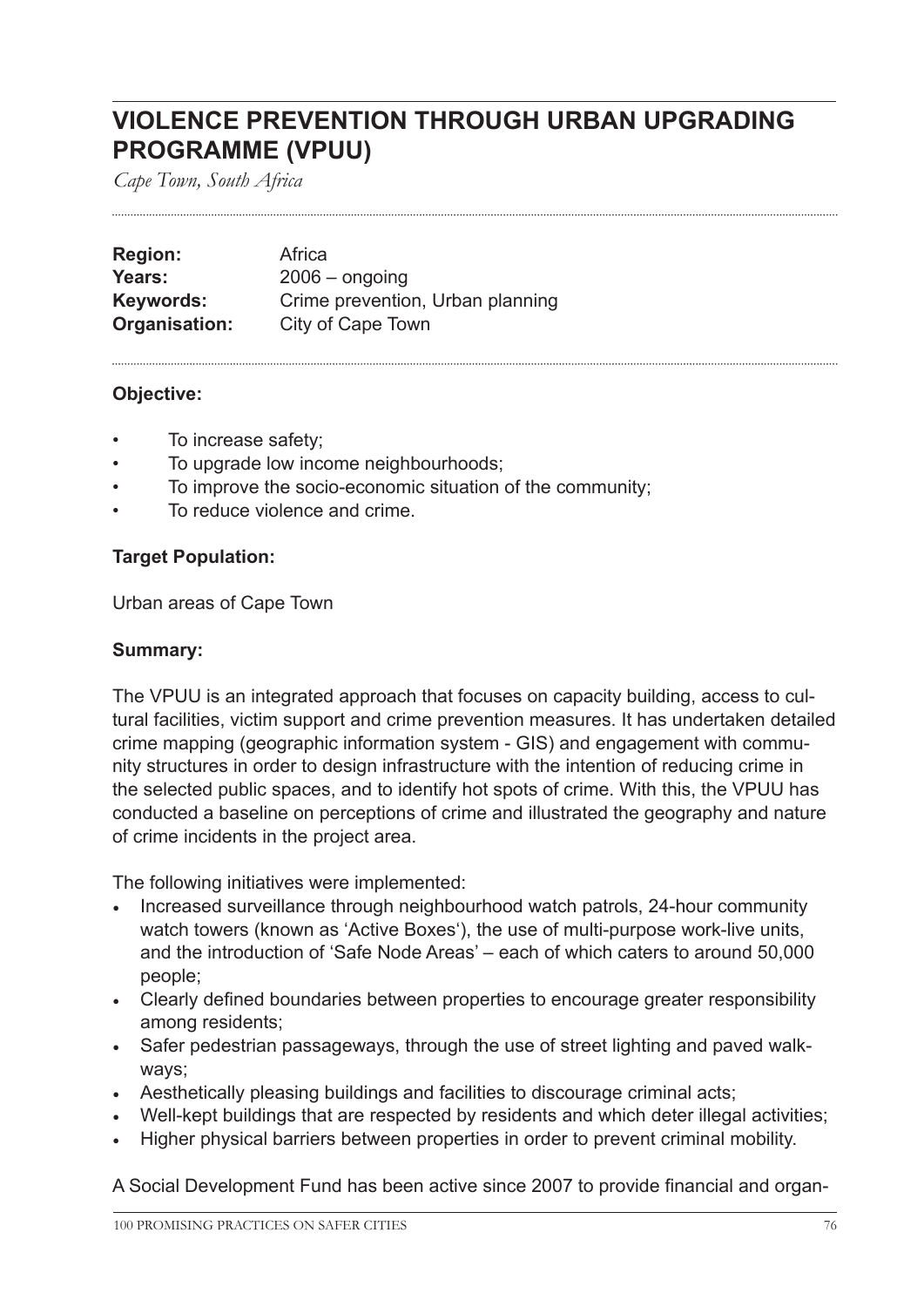# VIOLENCE PREVENTION THROUGH URBAN UPGRADING PROGRAMME (VPUU)

*Cape Town, South Africa*

**Region:** Africa
**Years:** 2006 – ongoing
**Keywords:** Crime prevention, Urban planning
**Organisation:** City of Cape Town

**Objective:**

- To increase safety;
- To upgrade low income neighbourhoods;
- To improve the socio-economic situation of the community;
- To reduce violence and crime.

**Target Population:**

Urban areas of Cape Town

**Summary:**

The VPUU is an integrated approach that focuses on capacity building, access to cultural facilities, victim support and crime prevention measures. It has undertaken detailed crime mapping (geographic information system - GIS) and engagement with community structures in order to design infrastructure with the intention of reducing crime in the selected public spaces, and to identify hot spots of crime. With this, the VPUU has conducted a baseline on perceptions of crime and illustrated the geography and nature of crime incidents in the project area.

The following initiatives were implemented:

- Increased surveillance through neighbourhood watch patrols, 24-hour community watch towers (known as 'Active Boxes'), the use of multi-purpose work-live units, and the introduction of 'Safe Node Areas' – each of which caters to around 50,000 people;
- Clearly defined boundaries between properties to encourage greater responsibility among residents;
- Safer pedestrian passageways, through the use of street lighting and paved walkways;
- Aesthetically pleasing buildings and facilities to discourage criminal acts;
- Well-kept buildings that are respected by residents and which deter illegal activities;
- Higher physical barriers between properties in order to prevent criminal mobility.

A Social Development Fund has been active since 2007 to provide financial and organ-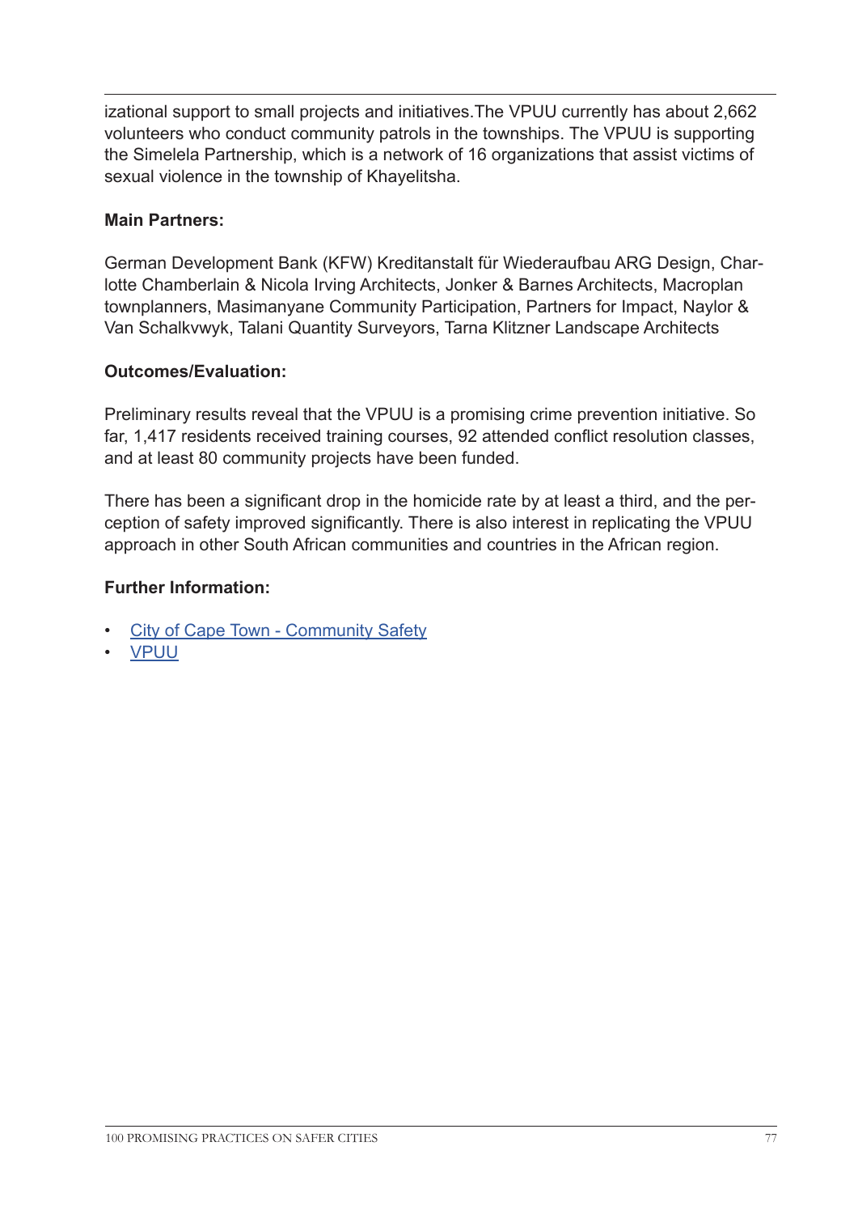izational support to small projects and initiatives.The VPUU currently has about 2,662 volunteers who conduct community patrols in the townships. The VPUU is supporting the Simelela Partnership, which is a network of 16 organizations that assist victims of sexual violence in the township of Khayelitsha.

**Main Partners:**

German Development Bank (KFW) Kreditanstalt für Wiederaufbau ARG Design, Charlotte Chamberlain & Nicola Irving Architects, Jonker & Barnes Architects, Macroplan townplanners, Masimanyane Community Participation, Partners for Impact, Naylor & Van Schalkvwyk, Talani Quantity Surveyors, Tarna Klitzner Landscape Architects

**Outcomes/Evaluation:**

Preliminary results reveal that the VPUU is a promising crime prevention initiative. So far, 1,417 residents received training courses, 92 attended conflict resolution classes, and at least 80 community projects have been funded.

There has been a significant drop in the homicide rate by at least a third, and the perception of safety improved significantly. There is also interest in replicating the VPUU approach in other South African communities and countries in the African region.

**Further Information:**

- City of Cape Town - Community Safety
- VPUU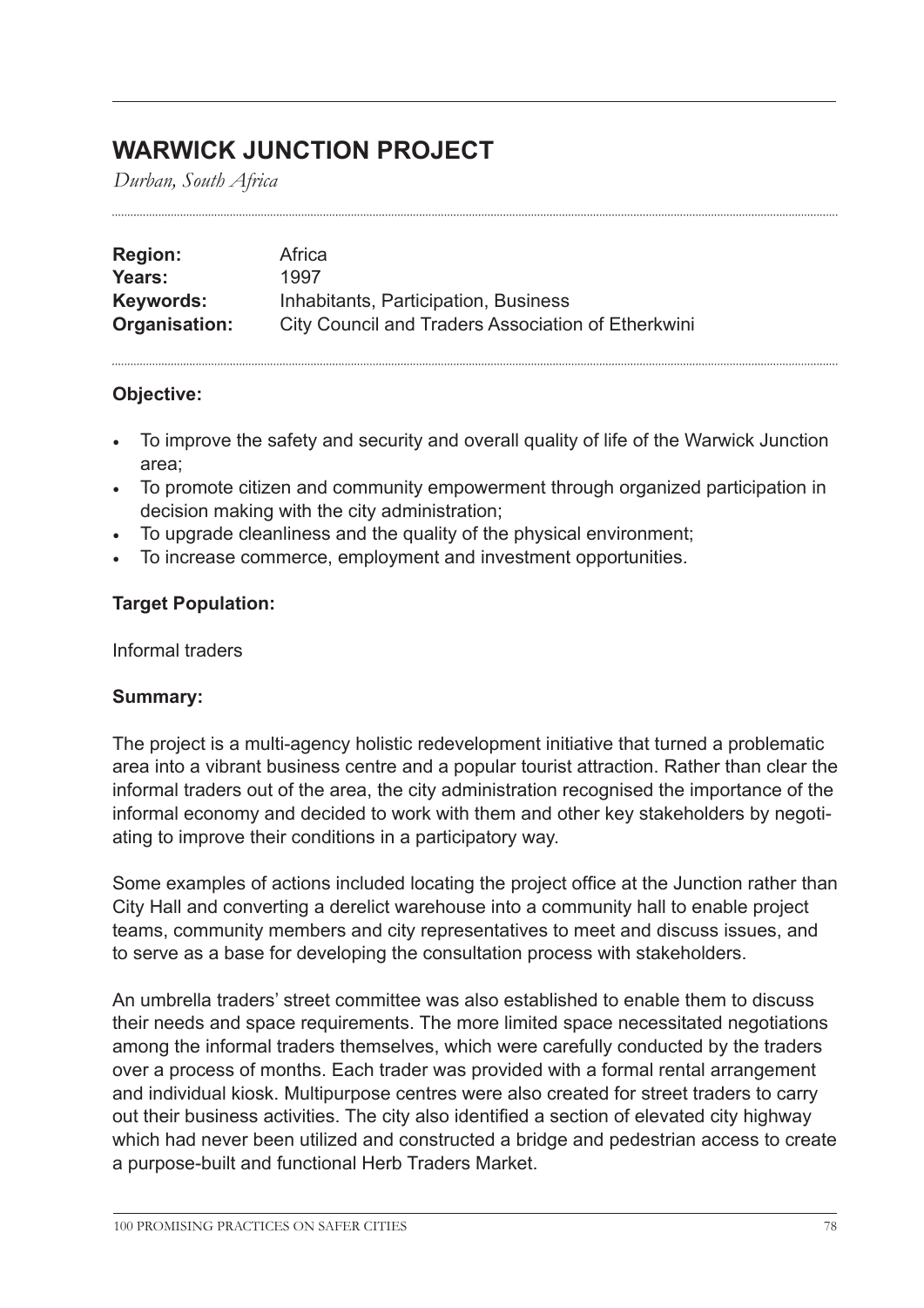# WARWICK JUNCTION PROJECT

*Durban, South Africa*

| | |
|---|---|
| **Region:** | Africa |
| **Years:** | 1997 |
| **Keywords:** | Inhabitants, Participation, Business |
| **Organisation:** | City Council and Traders Association of Etherkwini |

**Objective:**

- To improve the safety and security and overall quality of life of the Warwick Junction area;
- To promote citizen and community empowerment through organized participation in decision making with the city administration;
- To upgrade cleanliness and the quality of the physical environment;
- To increase commerce, employment and investment opportunities.

**Target Population:**

Informal traders

**Summary:**

The project is a multi-agency holistic redevelopment initiative that turned a problematic area into a vibrant business centre and a popular tourist attraction. Rather than clear the informal traders out of the area, the city administration recognised the importance of the informal economy and decided to work with them and other key stakeholders by negotiating to improve their conditions in a participatory way.

Some examples of actions included locating the project office at the Junction rather than City Hall and converting a derelict warehouse into a community hall to enable project teams, community members and city representatives to meet and discuss issues, and to serve as a base for developing the consultation process with stakeholders.

An umbrella traders' street committee was also established to enable them to discuss their needs and space requirements. The more limited space necessitated negotiations among the informal traders themselves, which were carefully conducted by the traders over a process of months. Each trader was provided with a formal rental arrangement and individual kiosk. Multipurpose centres were also created for street traders to carry out their business activities. The city also identified a section of elevated city highway which had never been utilized and constructed a bridge and pedestrian access to create a purpose-built and functional Herb Traders Market.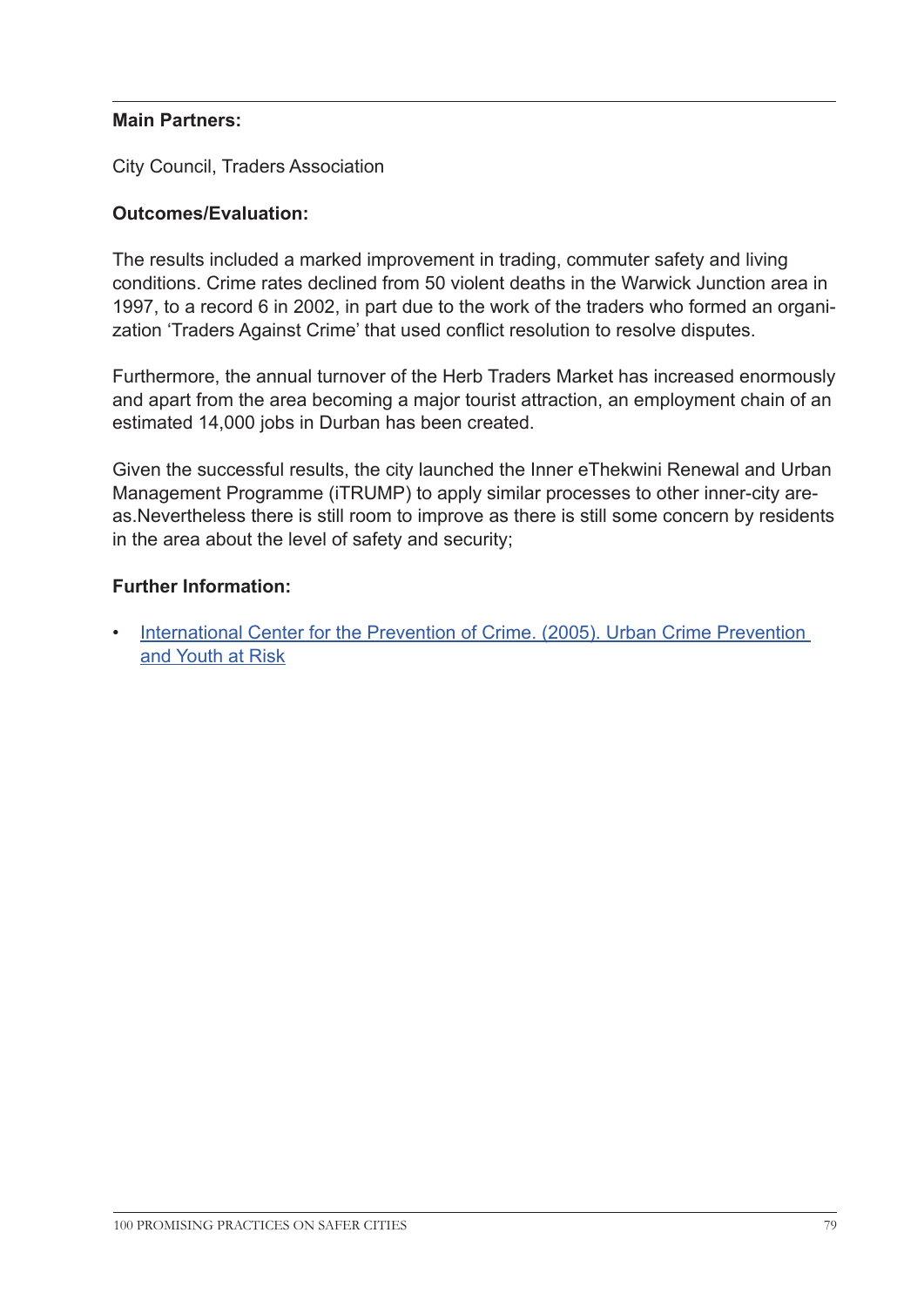**Main Partners:**

City Council, Traders Association

**Outcomes/Evaluation:**

The results included a marked improvement in trading, commuter safety and living conditions. Crime rates declined from 50 violent deaths in the Warwick Junction area in 1997, to a record 6 in 2002, in part due to the work of the traders who formed an organization 'Traders Against Crime' that used conflict resolution to resolve disputes.

Furthermore, the annual turnover of the Herb Traders Market has increased enormously and apart from the area becoming a major tourist attraction, an employment chain of an estimated 14,000 jobs in Durban has been created.

Given the successful results, the city launched the Inner eThekwini Renewal and Urban Management Programme (iTRUMP) to apply similar processes to other inner-city areas.Nevertheless there is still room to improve as there is still some concern by residents in the area about the level of safety and security;

**Further Information:**

- International Center for the Prevention of Crime. (2005). Urban Crime Prevention and Youth at Risk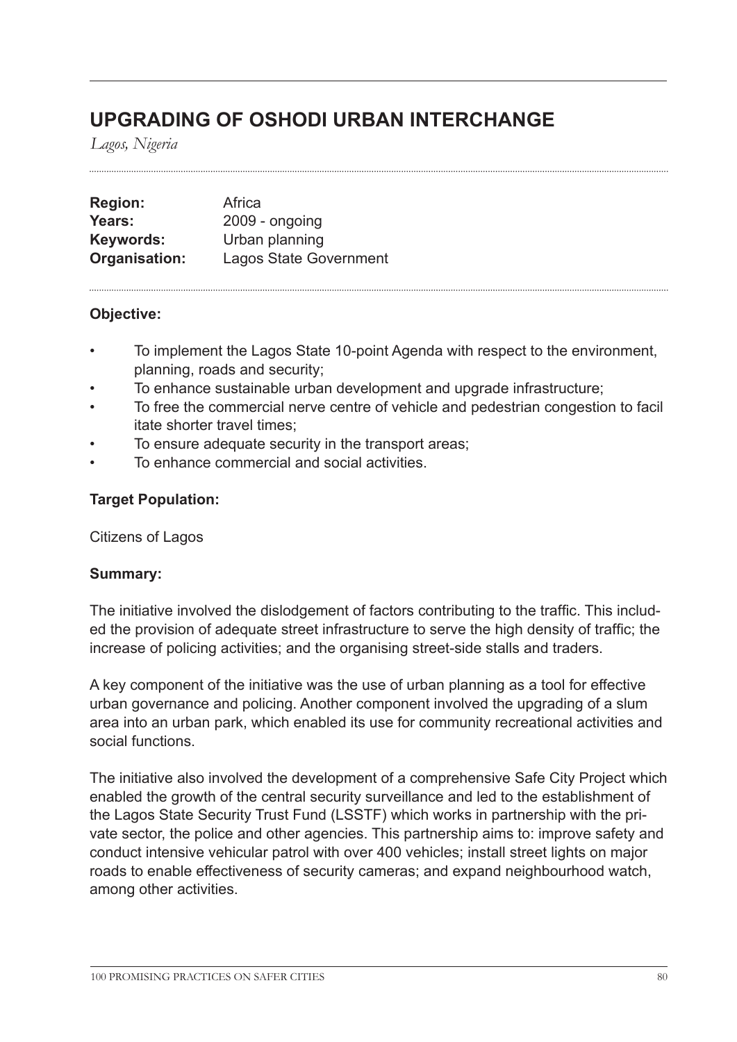## UPGRADING OF OSHODI URBAN INTERCHANGE

*Lagos, Nigeria*

**Region:** Africa
**Years:** 2009 - ongoing
**Keywords:** Urban planning
**Organisation:** Lagos State Government

**Objective:**

- To implement the Lagos State 10-point Agenda with respect to the environment, planning, roads and security;
- To enhance sustainable urban development and upgrade infrastructure;
- To free the commercial nerve centre of vehicle and pedestrian congestion to facilitate shorter travel times;
- To ensure adequate security in the transport areas;
- To enhance commercial and social activities.

**Target Population:**

Citizens of Lagos

**Summary:**

The initiative involved the dislodgement of factors contributing to the traffic. This included the provision of adequate street infrastructure to serve the high density of traffic; the increase of policing activities; and the organising street-side stalls and traders.

A key component of the initiative was the use of urban planning as a tool for effective urban governance and policing. Another component involved the upgrading of a slum area into an urban park, which enabled its use for community recreational activities and social functions.

The initiative also involved the development of a comprehensive Safe City Project which enabled the growth of the central security surveillance and led to the establishment of the Lagos State Security Trust Fund (LSSTF) which works in partnership with the private sector, the police and other agencies. This partnership aims to: improve safety and conduct intensive vehicular patrol with over 400 vehicles; install street lights on major roads to enable effectiveness of security cameras; and expand neighbourhood watch, among other activities.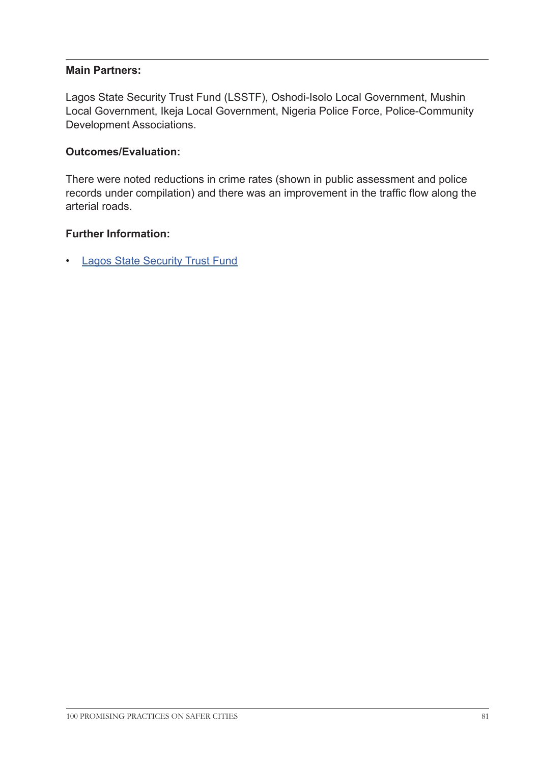**Main Partners:**

Lagos State Security Trust Fund (LSSTF), Oshodi-Isolo Local Government, Mushin Local Government, Ikeja Local Government, Nigeria Police Force, Police-Community Development Associations.

**Outcomes/Evaluation:**

There were noted reductions in crime rates (shown in public assessment and police records under compilation) and there was an improvement in the traffic flow along the arterial roads.

**Further Information:**

- Lagos State Security Trust Fund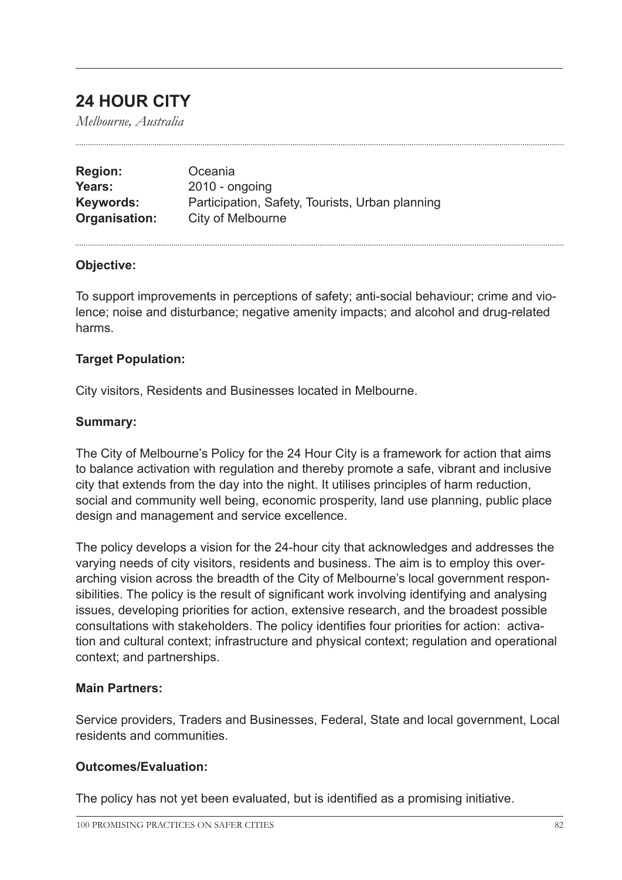# 24 HOUR CITY

*Melbourne, Australia*

| | |
|---|---|
| **Region:** | Oceania |
| **Years:** | 2010 - ongoing |
| **Keywords:** | Participation, Safety, Tourists, Urban planning |
| **Organisation:** | City of Melbourne |

**Objective:**

To support improvements in perceptions of safety; anti-social behaviour; crime and violence; noise and disturbance; negative amenity impacts; and alcohol and drug-related harms.

**Target Population:**

City visitors, Residents and Businesses located in Melbourne.

**Summary:**

The City of Melbourne's Policy for the 24 Hour City is a framework for action that aims to balance activation with regulation and thereby promote a safe, vibrant and inclusive city that extends from the day into the night. It utilises principles of harm reduction, social and community well being, economic prosperity, land use planning, public place design and management and service excellence.

The policy develops a vision for the 24-hour city that acknowledges and addresses the varying needs of city visitors, residents and business. The aim is to employ this overarching vision across the breadth of the City of Melbourne's local government responsibilities. The policy is the result of significant work involving identifying and analysing issues, developing priorities for action, extensive research, and the broadest possible consultations with stakeholders. The policy identifies four priorities for action: activation and cultural context; infrastructure and physical context; regulation and operational context; and partnerships.

**Main Partners:**

Service providers, Traders and Businesses, Federal, State and local government, Local residents and communities.

**Outcomes/Evaluation:**

The policy has not yet been evaluated, but is identified as a promising initiative.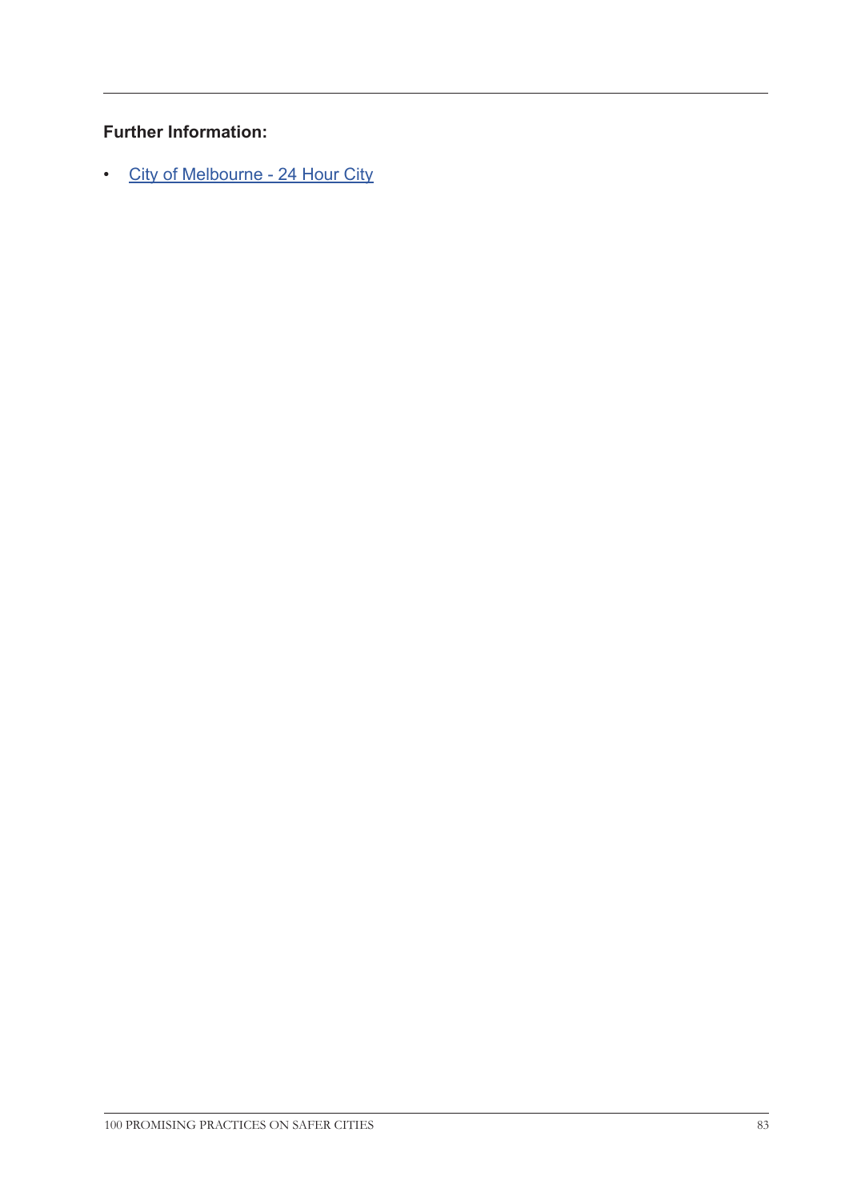**Further Information:**

- City of Melbourne - 24 Hour City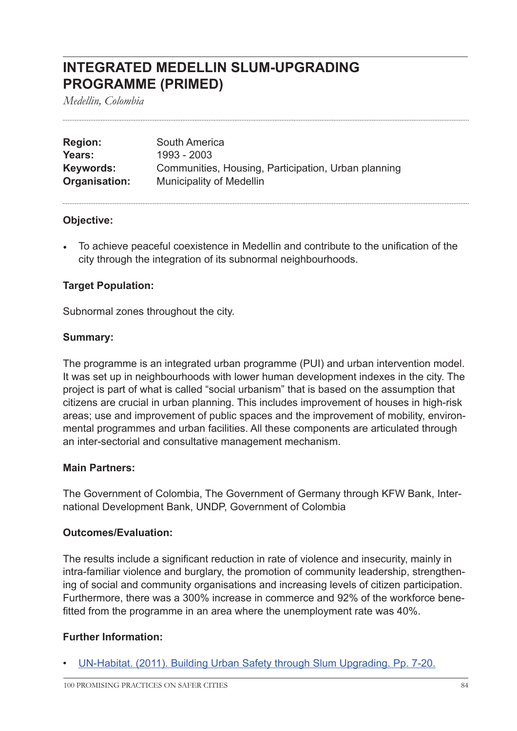# INTEGRATED MEDELLIN SLUM-UPGRADING PROGRAMME (PRIMED)

*Medellin, Colombia*

| | |
|---|---|
| **Region:** | South America |
| **Years:** | 1993 - 2003 |
| **Keywords:** | Communities, Housing, Participation, Urban planning |
| **Organisation:** | Municipality of Medellin |

**Objective:**

- To achieve peaceful coexistence in Medellin and contribute to the unification of the city through the integration of its subnormal neighbourhoods.

**Target Population:**

Subnormal zones throughout the city.

**Summary:**

The programme is an integrated urban programme (PUI) and urban intervention model. It was set up in neighbourhoods with lower human development indexes in the city. The project is part of what is called "social urbanism" that is based on the assumption that citizens are crucial in urban planning. This includes improvement of houses in high-risk areas; use and improvement of public spaces and the improvement of mobility, environmental programmes and urban facilities. All these components are articulated through an inter-sectorial and consultative management mechanism.

**Main Partners:**

The Government of Colombia, The Government of Germany through KFW Bank, International Development Bank, UNDP, Government of Colombia

**Outcomes/Evaluation:**

The results include a significant reduction in rate of violence and insecurity, mainly in intra-familiar violence and burglary, the promotion of community leadership, strengthening of social and community organisations and increasing levels of citizen participation. Furthermore, there was a 300% increase in commerce and 92% of the workforce benefitted from the programme in an area where the unemployment rate was 40%.

**Further Information:**

- UN-Habitat. (2011). Building Urban Safety through Slum Upgrading. Pp. 7-20.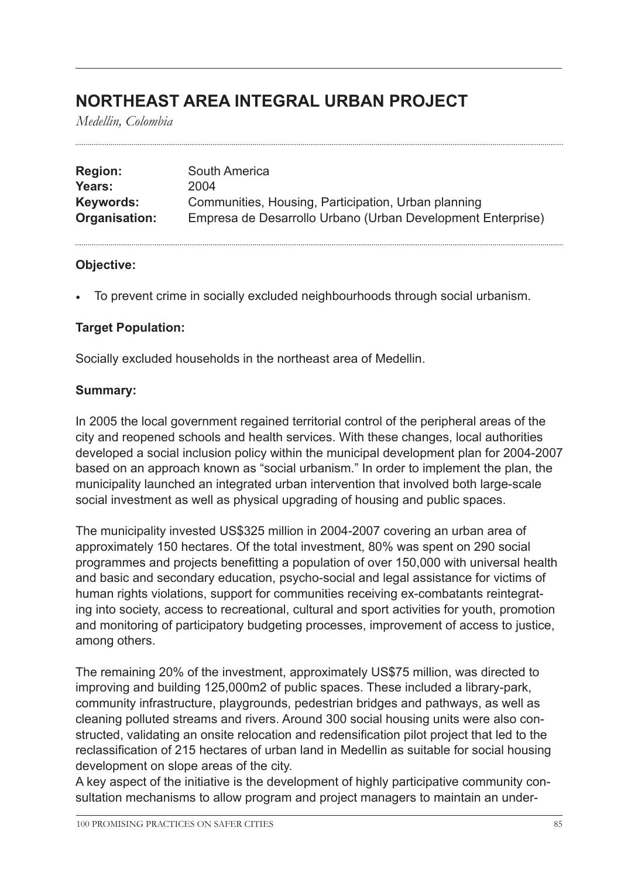# NORTHEAST AREA INTEGRAL URBAN PROJECT

*Medellin, Colombia*

**Region:** South America
**Years:** 2004
**Keywords:** Communities, Housing, Participation, Urban planning
**Organisation:** Empresa de Desarrollo Urbano (Urban Development Enterprise)

### Objective:

- To prevent crime in socially excluded neighbourhoods through social urbanism.

### Target Population:

Socially excluded households in the northeast area of Medellin.

### Summary:

In 2005 the local government regained territorial control of the peripheral areas of the city and reopened schools and health services. With these changes, local authorities developed a social inclusion policy within the municipal development plan for 2004-2007 based on an approach known as "social urbanism." In order to implement the plan, the municipality launched an integrated urban intervention that involved both large-scale social investment as well as physical upgrading of housing and public spaces.

The municipality invested US$325 million in 2004-2007 covering an urban area of approximately 150 hectares. Of the total investment, 80% was spent on 290 social programmes and projects benefitting a population of over 150,000 with universal health and basic and secondary education, psycho-social and legal assistance for victims of human rights violations, support for communities receiving ex-combatants reintegrating into society, access to recreational, cultural and sport activities for youth, promotion and monitoring of participatory budgeting processes, improvement of access to justice, among others.

The remaining 20% of the investment, approximately US$75 million, was directed to improving and building 125,000m2 of public spaces. These included a library-park, community infrastructure, playgrounds, pedestrian bridges and pathways, as well as cleaning polluted streams and rivers. Around 300 social housing units were also constructed, validating an onsite relocation and redensification pilot project that led to the reclassification of 215 hectares of urban land in Medellin as suitable for social housing development on slope areas of the city.

A key aspect of the initiative is the development of highly participative community consultation mechanisms to allow program and project managers to maintain an under-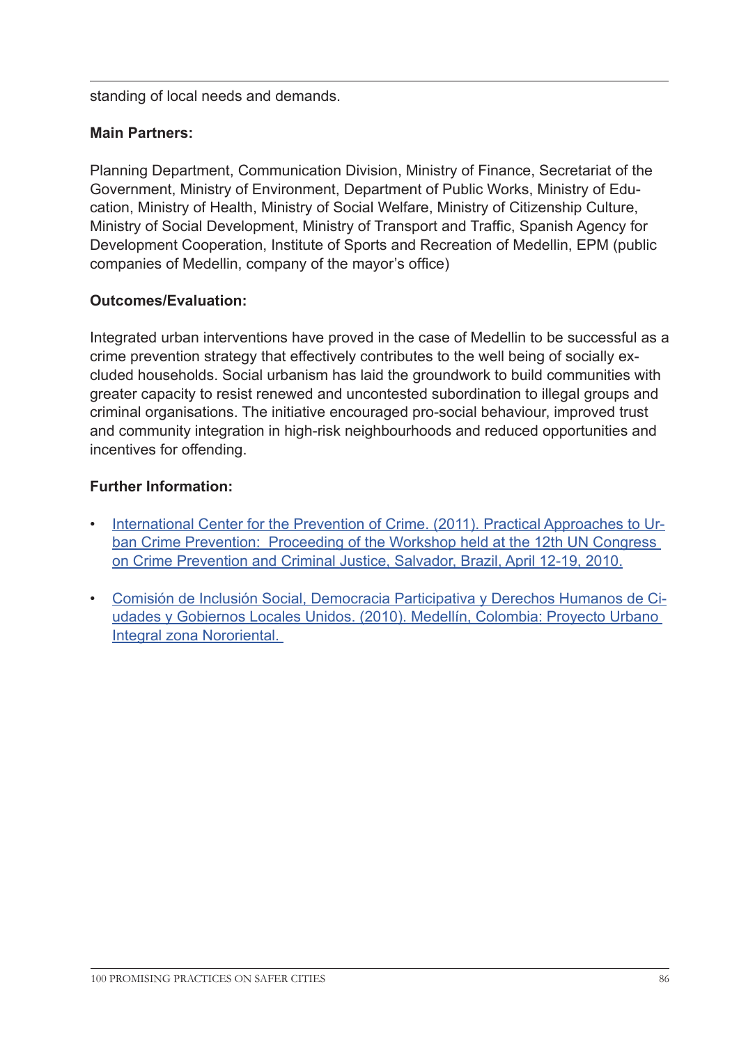standing of local needs and demands.

**Main Partners:**

Planning Department, Communication Division, Ministry of Finance, Secretariat of the Government, Ministry of Environment, Department of Public Works, Ministry of Education, Ministry of Health, Ministry of Social Welfare, Ministry of Citizenship Culture, Ministry of Social Development, Ministry of Transport and Traffic, Spanish Agency for Development Cooperation, Institute of Sports and Recreation of Medellin, EPM (public companies of Medellin, company of the mayor's office)

**Outcomes/Evaluation:**

Integrated urban interventions have proved in the case of Medellin to be successful as a crime prevention strategy that effectively contributes to the well being of socially excluded households. Social urbanism has laid the groundwork to build communities with greater capacity to resist renewed and uncontested subordination to illegal groups and criminal organisations. The initiative encouraged pro-social behaviour, improved trust and community integration in high-risk neighbourhoods and reduced opportunities and incentives for offending.

**Further Information:**

- International Center for the Prevention of Crime. (2011). Practical Approaches to Urban Crime Prevention: Proceeding of the Workshop held at the 12th UN Congress on Crime Prevention and Criminal Justice, Salvador, Brazil, April 12-19, 2010.
- Comisión de Inclusión Social, Democracia Participativa y Derechos Humanos de Ciudades y Gobiernos Locales Unidos. (2010). Medellín, Colombia: Proyecto Urbano Integral zona Nororiental.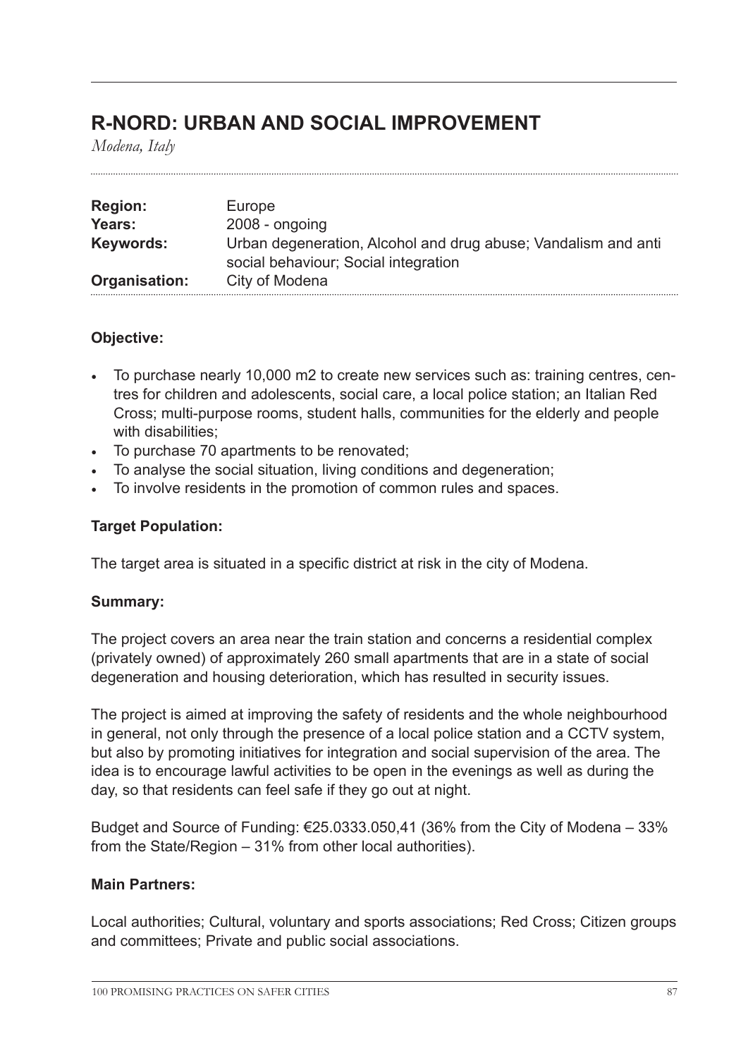## R-NORD: URBAN AND SOCIAL IMPROVEMENT

*Modena, Italy*

| | |
|---|---|
| **Region:** | Europe |
| **Years:** | 2008 - ongoing |
| **Keywords:** | Urban degeneration, Alcohol and drug abuse; Vandalism and anti social behaviour; Social integration |
| **Organisation:** | City of Modena |

### Objective:

- To purchase nearly 10,000 m2 to create new services such as: training centres, centres for children and adolescents, social care, a local police station; an Italian Red Cross; multi-purpose rooms, student halls, communities for the elderly and people with disabilities;
- To purchase 70 apartments to be renovated;
- To analyse the social situation, living conditions and degeneration;
- To involve residents in the promotion of common rules and spaces.

### Target Population:

The target area is situated in a specific district at risk in the city of Modena.

### Summary:

The project covers an area near the train station and concerns a residential complex (privately owned) of approximately 260 small apartments that are in a state of social degeneration and housing deterioration, which has resulted in security issues.

The project is aimed at improving the safety of residents and the whole neighbourhood in general, not only through the presence of a local police station and a CCTV system, but also by promoting initiatives for integration and social supervision of the area. The idea is to encourage lawful activities to be open in the evenings as well as during the day, so that residents can feel safe if they go out at night.

Budget and Source of Funding: €25.0333.050,41 (36% from the City of Modena – 33% from the State/Region – 31% from other local authorities).

### Main Partners:

Local authorities; Cultural, voluntary and sports associations; Red Cross; Citizen groups and committees; Private and public social associations.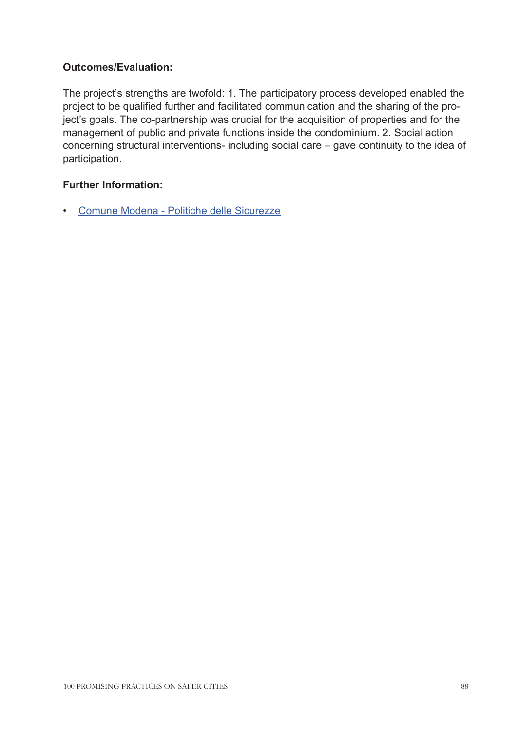**Outcomes/Evaluation:**

The project's strengths are twofold: 1. The participatory process developed enabled the project to be qualified further and facilitated communication and the sharing of the project's goals. The co-partnership was crucial for the acquisition of properties and for the management of public and private functions inside the condominium. 2. Social action concerning structural interventions- including social care – gave continuity to the idea of participation.

**Further Information:**

- Comune Modena - Politiche delle Sicurezze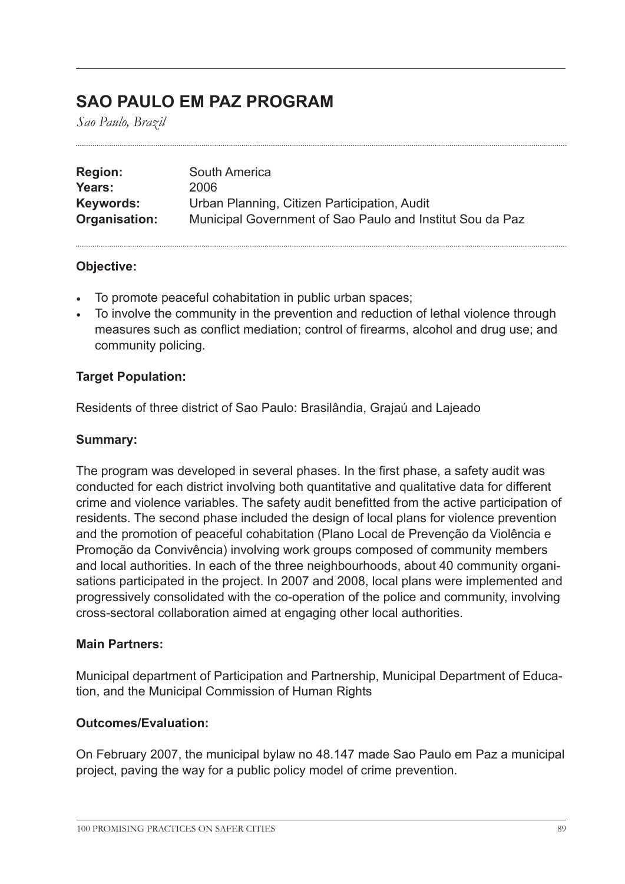## SAO PAULO EM PAZ PROGRAM

*Sao Paulo, Brazil*

| | |
|---|---|
| **Region:** | South America |
| **Years:** | 2006 |
| **Keywords:** | Urban Planning, Citizen Participation, Audit |
| **Organisation:** | Municipal Government of Sao Paulo and Institut Sou da Paz |

### Objective:

- To promote peaceful cohabitation in public urban spaces;
- To involve the community in the prevention and reduction of lethal violence through measures such as conflict mediation; control of firearms, alcohol and drug use; and community policing.

### Target Population:

Residents of three district of Sao Paulo: Brasilândia, Grajaú and Lajeado

### Summary:

The program was developed in several phases. In the first phase, a safety audit was conducted for each district involving both quantitative and qualitative data for different crime and violence variables. The safety audit benefitted from the active participation of residents. The second phase included the design of local plans for violence prevention and the promotion of peaceful cohabitation (Plano Local de Prevenção da Violência e Promoção da Convivência) involving work groups composed of community members and local authorities. In each of the three neighbourhoods, about 40 community organisations participated in the project. In 2007 and 2008, local plans were implemented and progressively consolidated with the co-operation of the police and community, involving cross-sectoral collaboration aimed at engaging other local authorities.

### Main Partners:

Municipal department of Participation and Partnership, Municipal Department of Education, and the Municipal Commission of Human Rights

### Outcomes/Evaluation:

On February 2007, the municipal bylaw no 48.147 made Sao Paulo em Paz a municipal project, paving the way for a public policy model of crime prevention.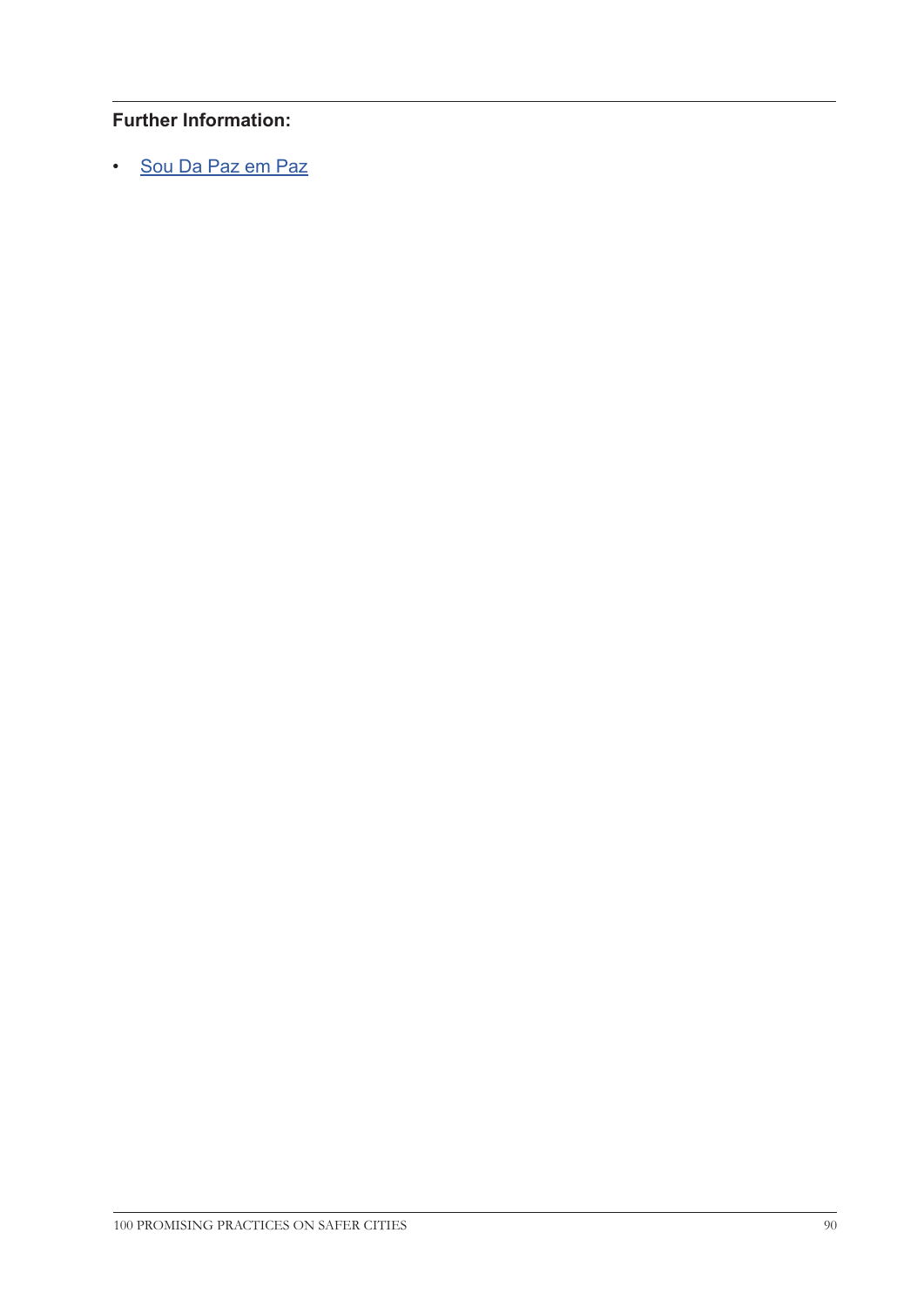**Further Information:**

- Sou Da Paz em Paz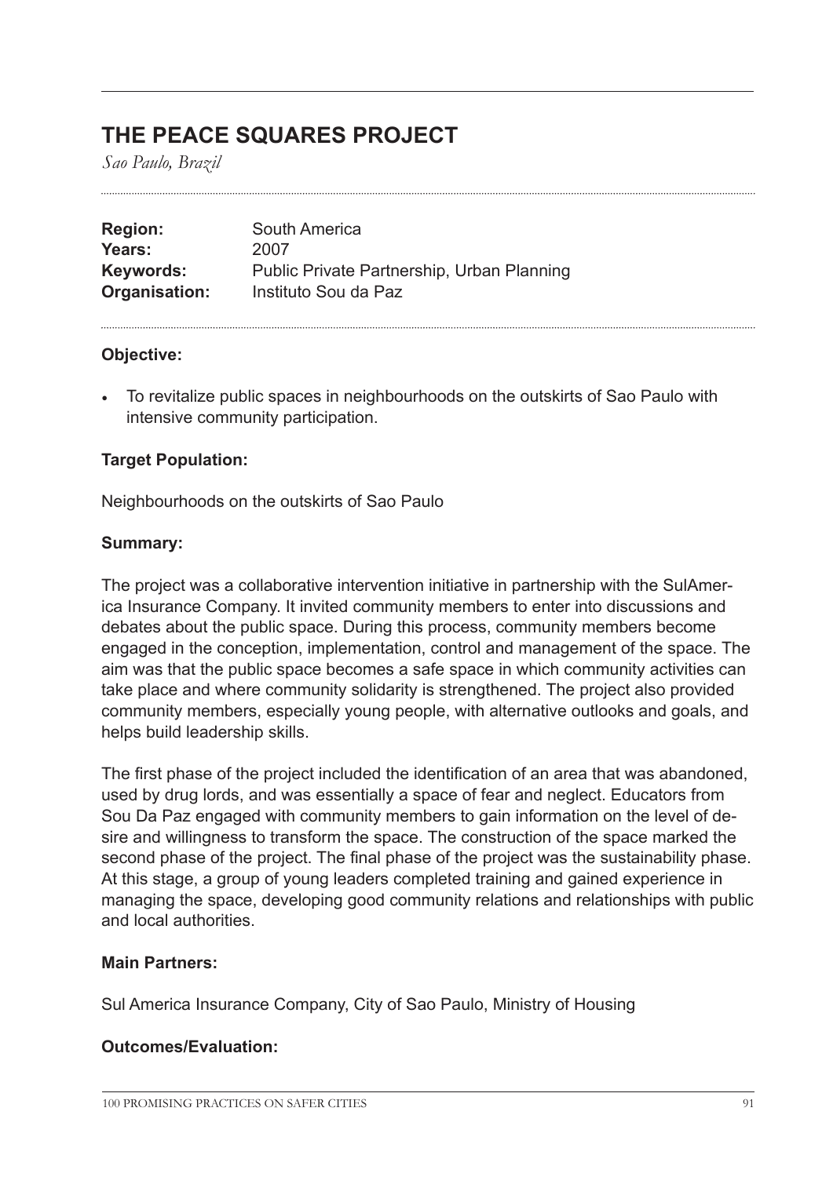## THE PEACE SQUARES PROJECT

*Sao Paulo, Brazil*

**Region:** South America
**Years:** 2007
**Keywords:** Public Private Partnership, Urban Planning
**Organisation:** Instituto Sou da Paz

### Objective:

- To revitalize public spaces in neighbourhoods on the outskirts of Sao Paulo with intensive community participation.

### Target Population:

Neighbourhoods on the outskirts of Sao Paulo

### Summary:

The project was a collaborative intervention initiative in partnership with the SulAmerica Insurance Company. It invited community members to enter into discussions and debates about the public space. During this process, community members become engaged in the conception, implementation, control and management of the space. The aim was that the public space becomes a safe space in which community activities can take place and where community solidarity is strengthened. The project also provided community members, especially young people, with alternative outlooks and goals, and helps build leadership skills.

The first phase of the project included the identification of an area that was abandoned, used by drug lords, and was essentially a space of fear and neglect. Educators from Sou Da Paz engaged with community members to gain information on the level of desire and willingness to transform the space. The construction of the space marked the second phase of the project. The final phase of the project was the sustainability phase. At this stage, a group of young leaders completed training and gained experience in managing the space, developing good community relations and relationships with public and local authorities.

### Main Partners:

Sul America Insurance Company, City of Sao Paulo, Ministry of Housing

### Outcomes/Evaluation: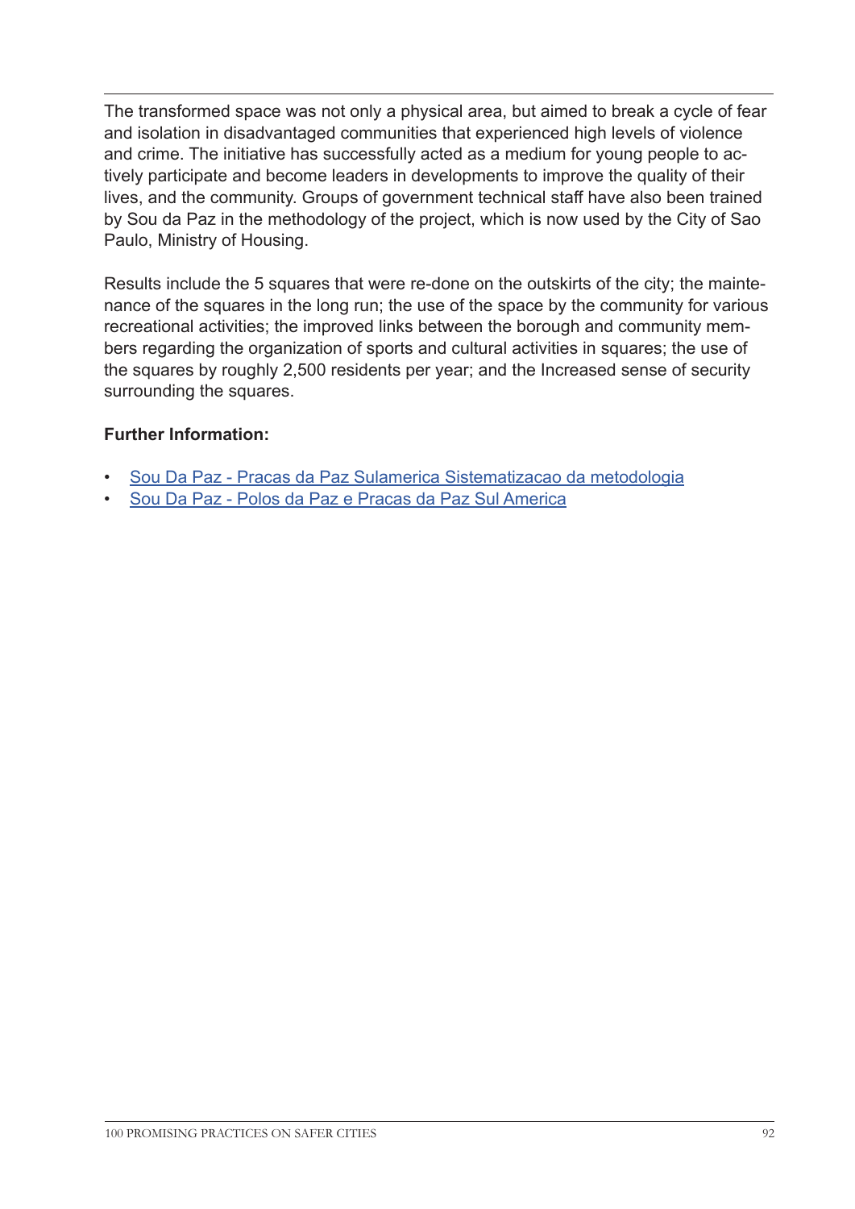The transformed space was not only a physical area, but aimed to break a cycle of fear and isolation in disadvantaged communities that experienced high levels of violence and crime. The initiative has successfully acted as a medium for young people to actively participate and become leaders in developments to improve the quality of their lives, and the community. Groups of government technical staff have also been trained by Sou da Paz in the methodology of the project, which is now used by the City of Sao Paulo, Ministry of Housing.

Results include the 5 squares that were re-done on the outskirts of the city; the maintenance of the squares in the long run; the use of the space by the community for various recreational activities; the improved links between the borough and community members regarding the organization of sports and cultural activities in squares; the use of the squares by roughly 2,500 residents per year; and the Increased sense of security surrounding the squares.

**Further Information:**

- Sou Da Paz - Pracas da Paz Sulamerica Sistematizacao da metodologia
- Sou Da Paz - Polos da Paz e Pracas da Paz Sul America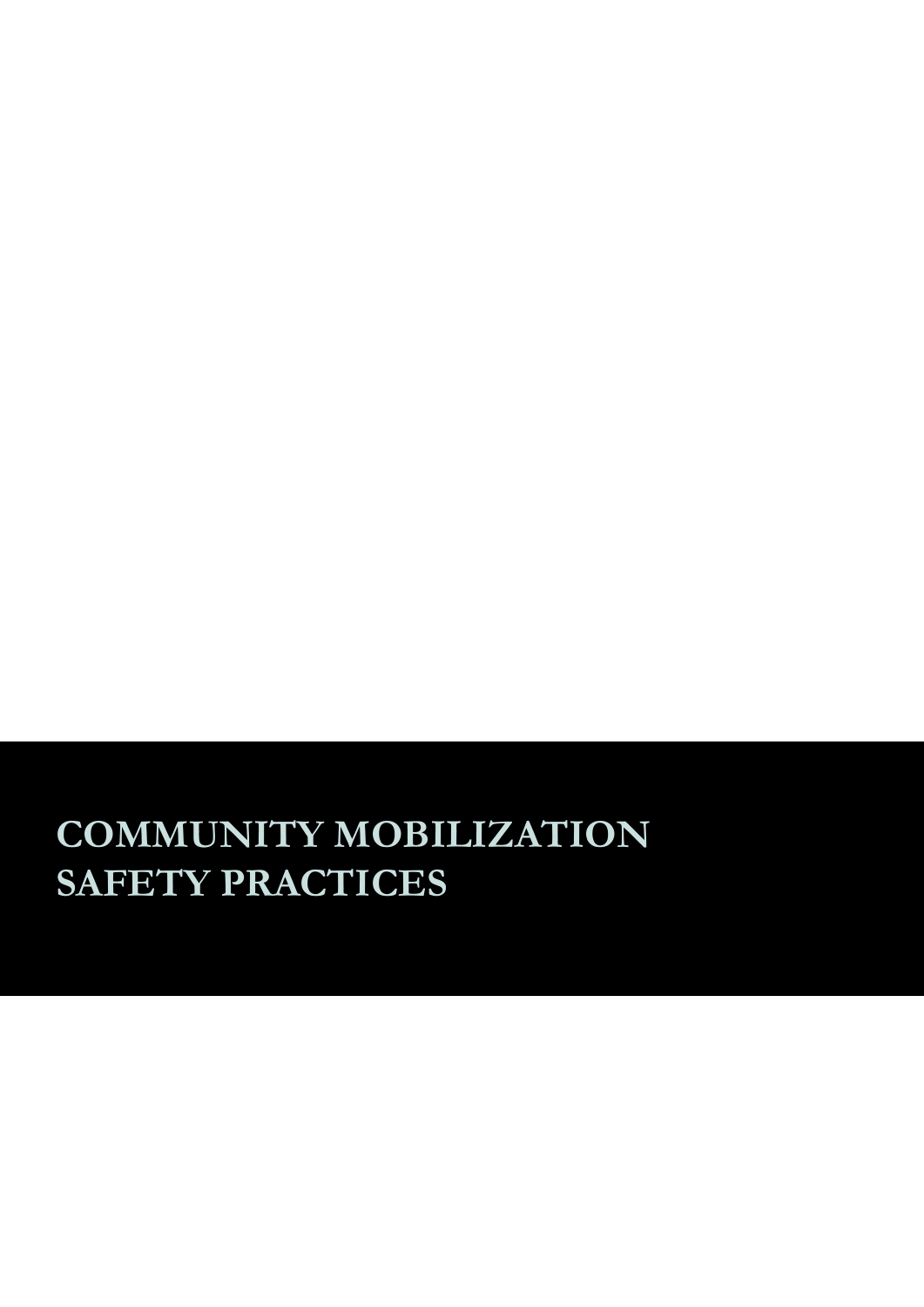# COMMUNITY MOBILIZATION SAFETY PRACTICES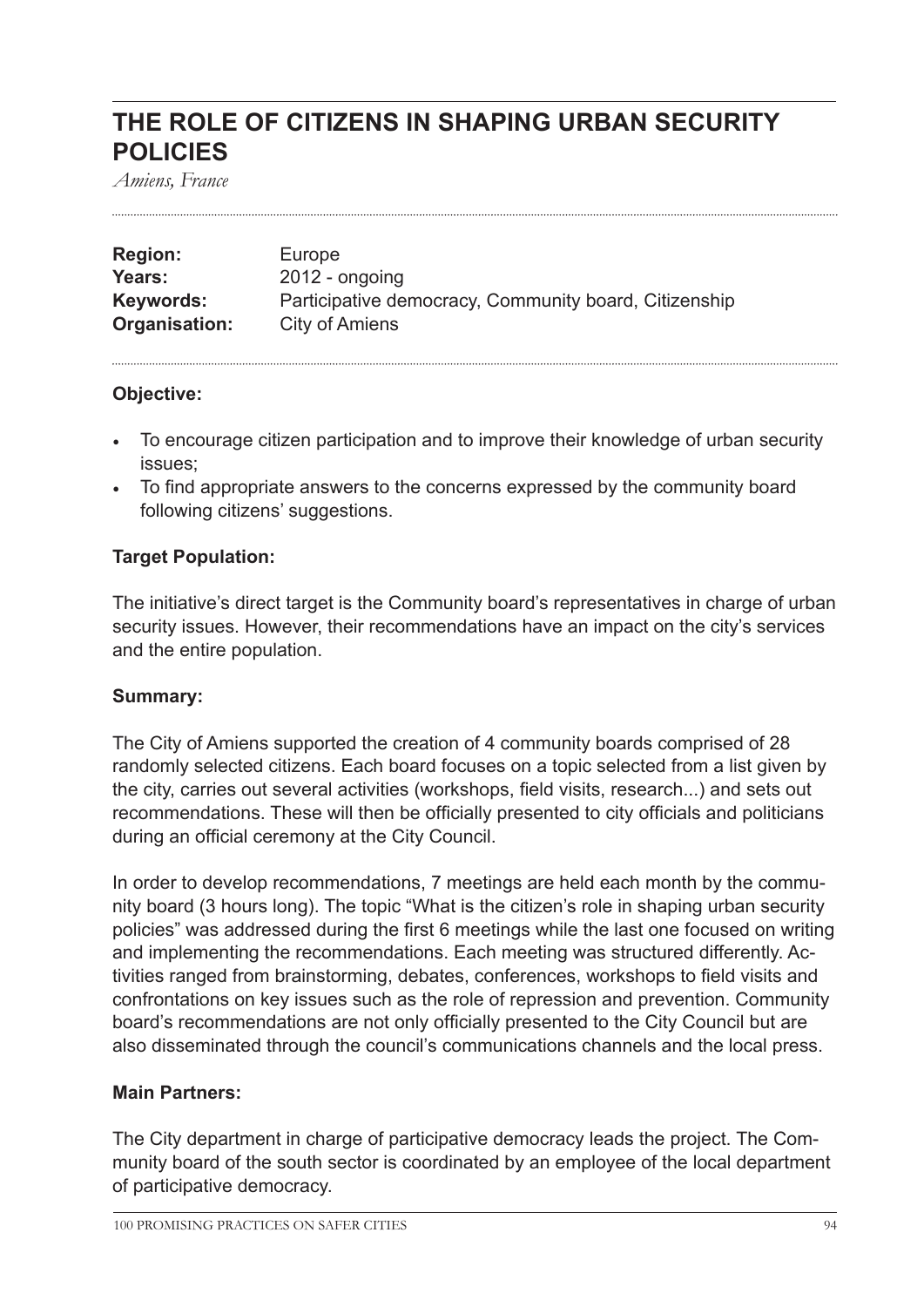# THE ROLE OF CITIZENS IN SHAPING URBAN SECURITY POLICIES

*Amiens, France*

**Region:** Europe
**Years:** 2012 - ongoing
**Keywords:** Participative democracy, Community board, Citizenship
**Organisation:** City of Amiens

**Objective:**

- To encourage citizen participation and to improve their knowledge of urban security issues;
- To find appropriate answers to the concerns expressed by the community board following citizens' suggestions.

**Target Population:**

The initiative's direct target is the Community board's representatives in charge of urban security issues. However, their recommendations have an impact on the city's services and the entire population.

**Summary:**

The City of Amiens supported the creation of 4 community boards comprised of 28 randomly selected citizens. Each board focuses on a topic selected from a list given by the city, carries out several activities (workshops, field visits, research...) and sets out recommendations. These will then be officially presented to city officials and politicians during an official ceremony at the City Council.

In order to develop recommendations, 7 meetings are held each month by the community board (3 hours long). The topic "What is the citizen's role in shaping urban security policies" was addressed during the first 6 meetings while the last one focused on writing and implementing the recommendations. Each meeting was structured differently. Activities ranged from brainstorming, debates, conferences, workshops to field visits and confrontations on key issues such as the role of repression and prevention. Community board's recommendations are not only officially presented to the City Council but are also disseminated through the council's communications channels and the local press.

**Main Partners:**

The City department in charge of participative democracy leads the project. The Community board of the south sector is coordinated by an employee of the local department of participative democracy.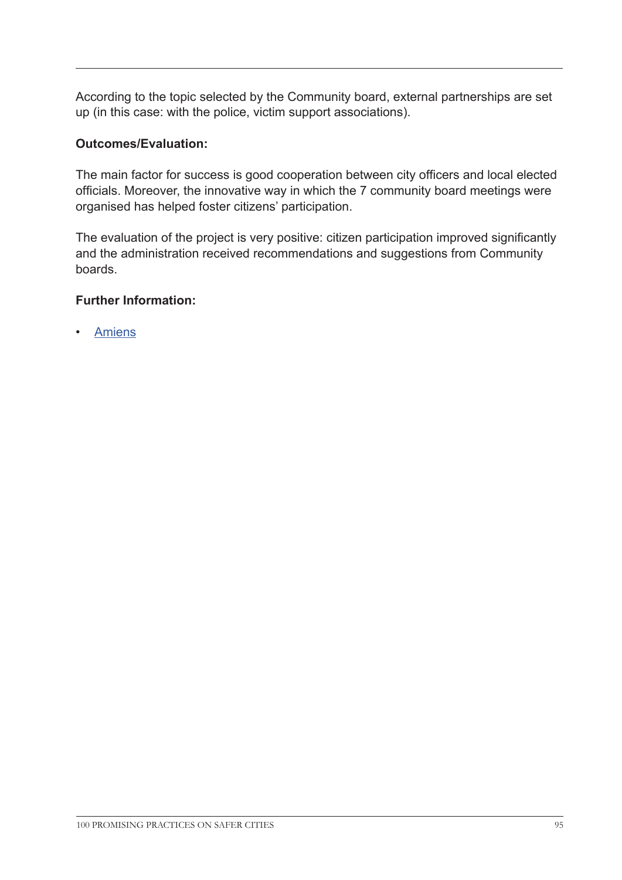According to the topic selected by the Community board, external partnerships are set up (in this case: with the police, victim support associations).

**Outcomes/Evaluation:**

The main factor for success is good cooperation between city officers and local elected officials. Moreover, the innovative way in which the 7 community board meetings were organised has helped foster citizens' participation.

The evaluation of the project is very positive: citizen participation improved significantly and the administration received recommendations and suggestions from Community boards.

**Further Information:**

- Amiens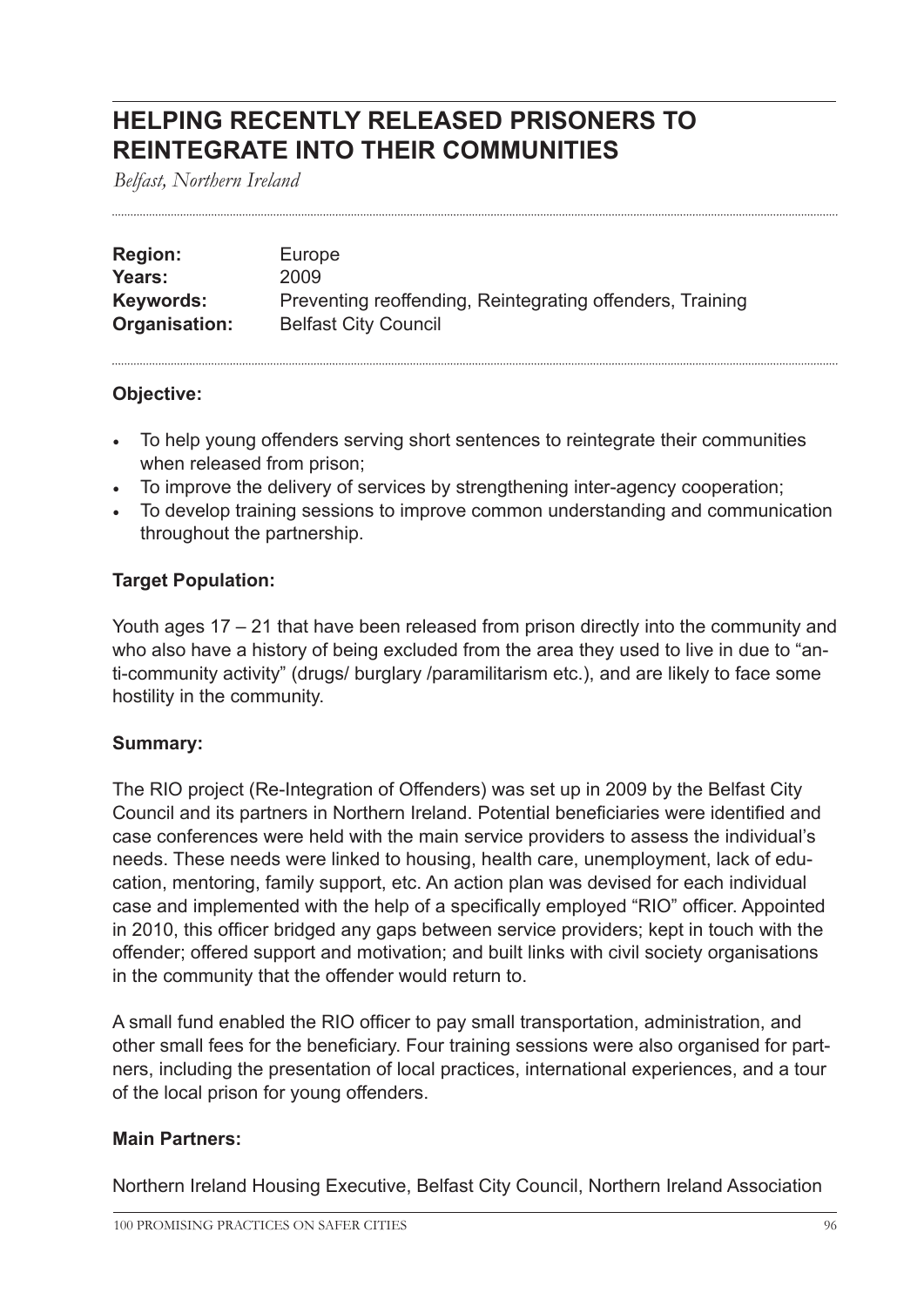# HELPING RECENTLY RELEASED PRISONERS TO REINTEGRATE INTO THEIR COMMUNITIES

*Belfast, Northern Ireland*

| | |
|---|---|
| **Region:** | Europe |
| **Years:** | 2009 |
| **Keywords:** | Preventing reoffending, Reintegrating offenders, Training |
| **Organisation:** | Belfast City Council |

**Objective:**

- To help young offenders serving short sentences to reintegrate their communities when released from prison;
- To improve the delivery of services by strengthening inter-agency cooperation;
- To develop training sessions to improve common understanding and communication throughout the partnership.

**Target Population:**

Youth ages 17 – 21 that have been released from prison directly into the community and who also have a history of being excluded from the area they used to live in due to "anti-community activity" (drugs/ burglary /paramilitarism etc.), and are likely to face some hostility in the community.

**Summary:**

The RIO project (Re-Integration of Offenders) was set up in 2009 by the Belfast City Council and its partners in Northern Ireland. Potential beneficiaries were identified and case conferences were held with the main service providers to assess the individual's needs. These needs were linked to housing, health care, unemployment, lack of education, mentoring, family support, etc. An action plan was devised for each individual case and implemented with the help of a specifically employed "RIO" officer. Appointed in 2010, this officer bridged any gaps between service providers; kept in touch with the offender; offered support and motivation; and built links with civil society organisations in the community that the offender would return to.

A small fund enabled the RIO officer to pay small transportation, administration, and other small fees for the beneficiary. Four training sessions were also organised for partners, including the presentation of local practices, international experiences, and a tour of the local prison for young offenders.

**Main Partners:**

Northern Ireland Housing Executive, Belfast City Council, Northern Ireland Association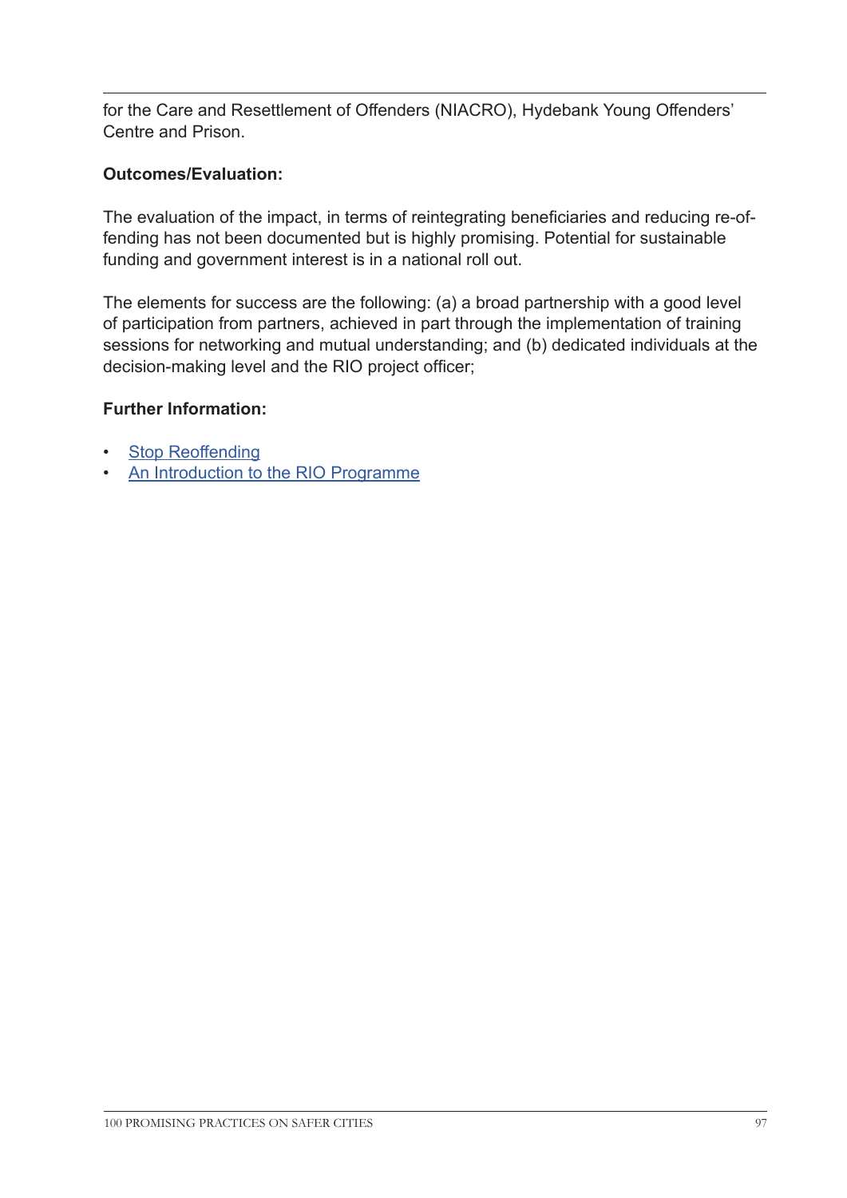for the Care and Resettlement of Offenders (NIACRO), Hydebank Young Offenders' Centre and Prison.

**Outcomes/Evaluation:**

The evaluation of the impact, in terms of reintegrating beneficiaries and reducing re-offending has not been documented but is highly promising. Potential for sustainable funding and government interest is in a national roll out.

The elements for success are the following: (a) a broad partnership with a good level of participation from partners, achieved in part through the implementation of training sessions for networking and mutual understanding; and (b) dedicated individuals at the decision-making level and the RIO project officer;

**Further Information:**

- Stop Reoffending
- An Introduction to the RIO Programme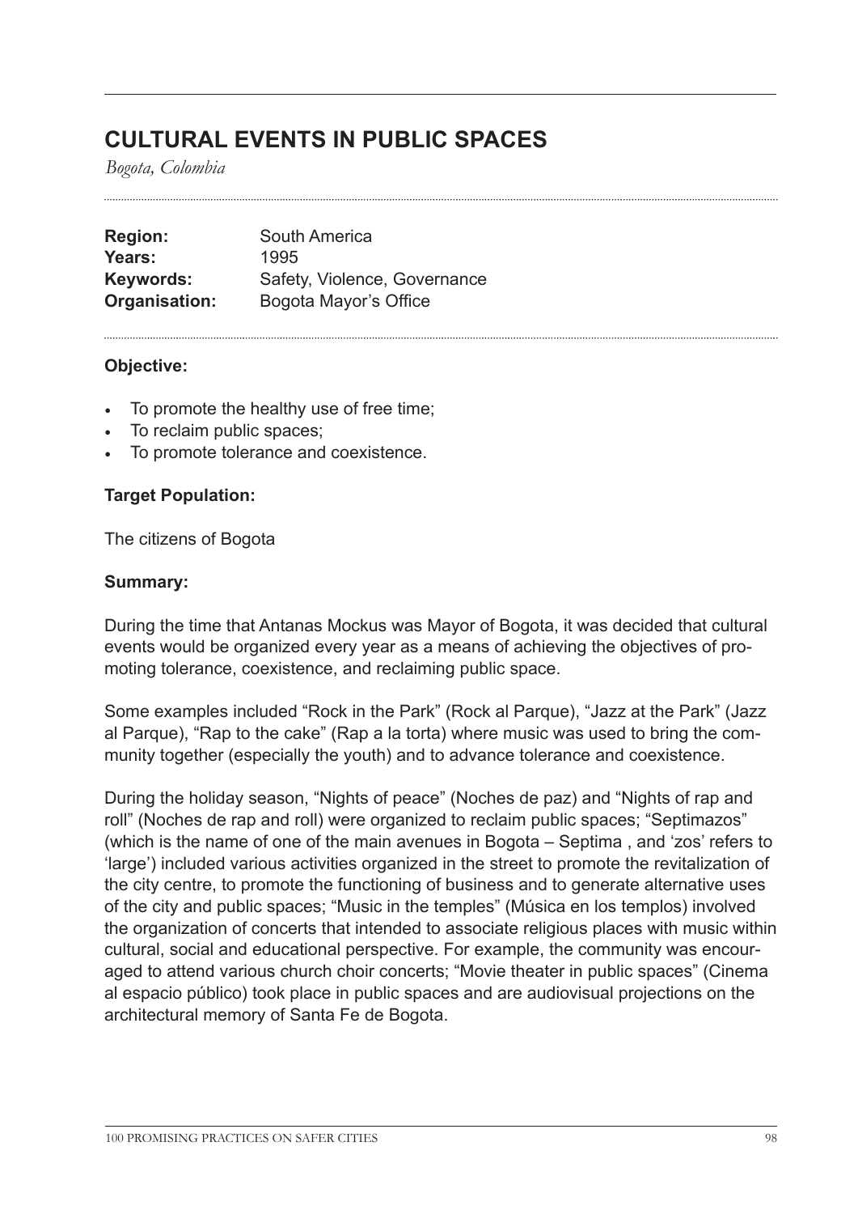## CULTURAL EVENTS IN PUBLIC SPACES

*Bogota, Colombia*

| | |
|---|---|
| **Region:** | South America |
| **Years:** | 1995 |
| **Keywords:** | Safety, Violence, Governance |
| **Organisation:** | Bogota Mayor's Office |

**Objective:**

- To promote the healthy use of free time;
- To reclaim public spaces;
- To promote tolerance and coexistence.

**Target Population:**

The citizens of Bogota

**Summary:**

During the time that Antanas Mockus was Mayor of Bogota, it was decided that cultural events would be organized every year as a means of achieving the objectives of promoting tolerance, coexistence, and reclaiming public space.

Some examples included "Rock in the Park" (Rock al Parque), "Jazz at the Park" (Jazz al Parque), "Rap to the cake" (Rap a la torta) where music was used to bring the community together (especially the youth) and to advance tolerance and coexistence.

During the holiday season, "Nights of peace" (Noches de paz) and "Nights of rap and roll" (Noches de rap and roll) were organized to reclaim public spaces; "Septimazos" (which is the name of one of the main avenues in Bogota – Septima , and 'zos' refers to 'large') included various activities organized in the street to promote the revitalization of the city centre, to promote the functioning of business and to generate alternative uses of the city and public spaces; "Music in the temples" (Música en los templos) involved the organization of concerts that intended to associate religious places with music within cultural, social and educational perspective. For example, the community was encouraged to attend various church choir concerts; "Movie theater in public spaces" (Cinema al espacio público) took place in public spaces and are audiovisual projections on the architectural memory of Santa Fe de Bogota.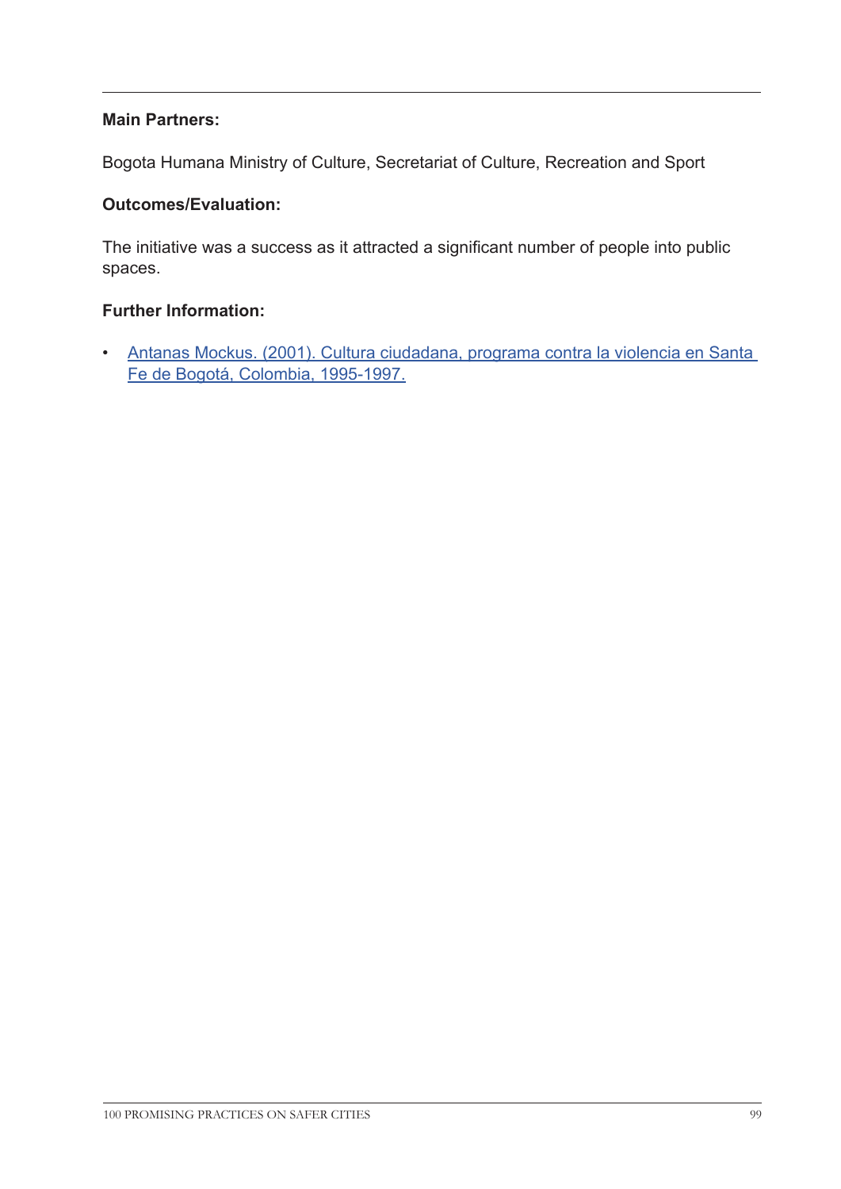**Main Partners:**

Bogota Humana Ministry of Culture, Secretariat of Culture, Recreation and Sport

**Outcomes/Evaluation:**

The initiative was a success as it attracted a significant number of people into public spaces.

**Further Information:**

- Antanas Mockus. (2001). Cultura ciudadana, programa contra la violencia en Santa Fe de Bogotá, Colombia, 1995-1997.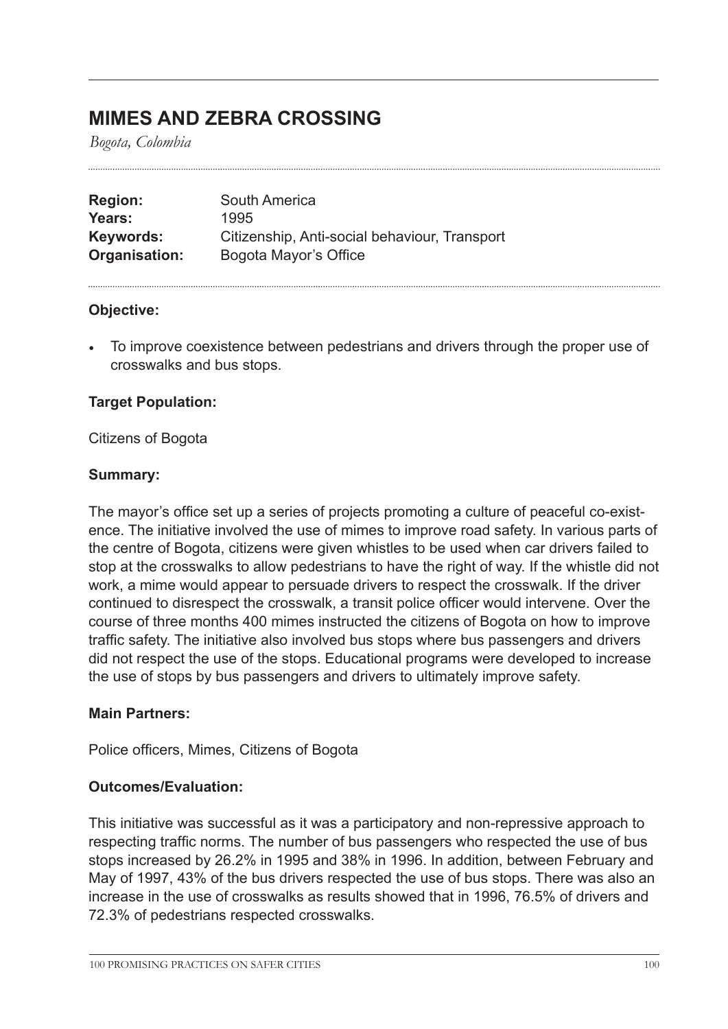# MIMES AND ZEBRA CROSSING

*Bogota, Colombia*

| | |
|---|---|
| **Region:** | South America |
| **Years:** | 1995 |
| **Keywords:** | Citizenship, Anti-social behaviour, Transport |
| **Organisation:** | Bogota Mayor's Office |

**Objective:**

- To improve coexistence between pedestrians and drivers through the proper use of crosswalks and bus stops.

**Target Population:**

Citizens of Bogota

**Summary:**

The mayor's office set up a series of projects promoting a culture of peaceful co-existence. The initiative involved the use of mimes to improve road safety. In various parts of the centre of Bogota, citizens were given whistles to be used when car drivers failed to stop at the crosswalks to allow pedestrians to have the right of way. If the whistle did not work, a mime would appear to persuade drivers to respect the crosswalk. If the driver continued to disrespect the crosswalk, a transit police officer would intervene. Over the course of three months 400 mimes instructed the citizens of Bogota on how to improve traffic safety. The initiative also involved bus stops where bus passengers and drivers did not respect the use of the stops. Educational programs were developed to increase the use of stops by bus passengers and drivers to ultimately improve safety.

**Main Partners:**

Police officers, Mimes, Citizens of Bogota

**Outcomes/Evaluation:**

This initiative was successful as it was a participatory and non-repressive approach to respecting traffic norms. The number of bus passengers who respected the use of bus stops increased by 26.2% in 1995 and 38% in 1996. In addition, between February and May of 1997, 43% of the bus drivers respected the use of bus stops. There was also an increase in the use of crosswalks as results showed that in 1996, 76.5% of drivers and 72.3% of pedestrians respected crosswalks.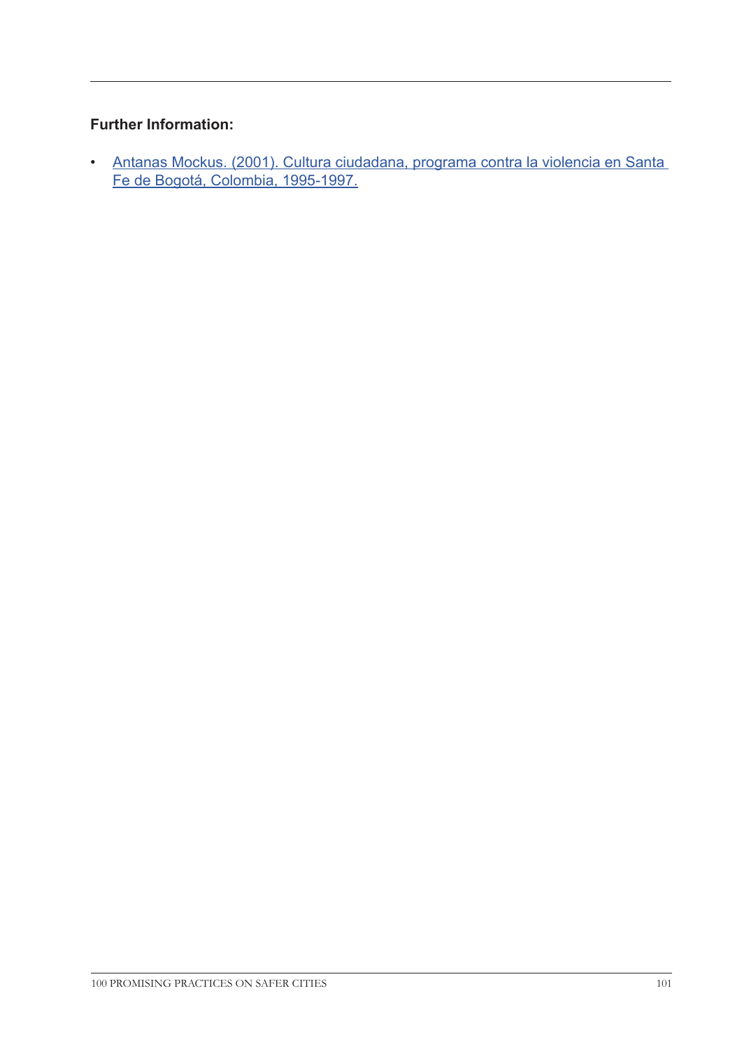**Further Information:**

- Antanas Mockus. (2001). Cultura ciudadana, programa contra la violencia en Santa Fe de Bogotá, Colombia, 1995-1997.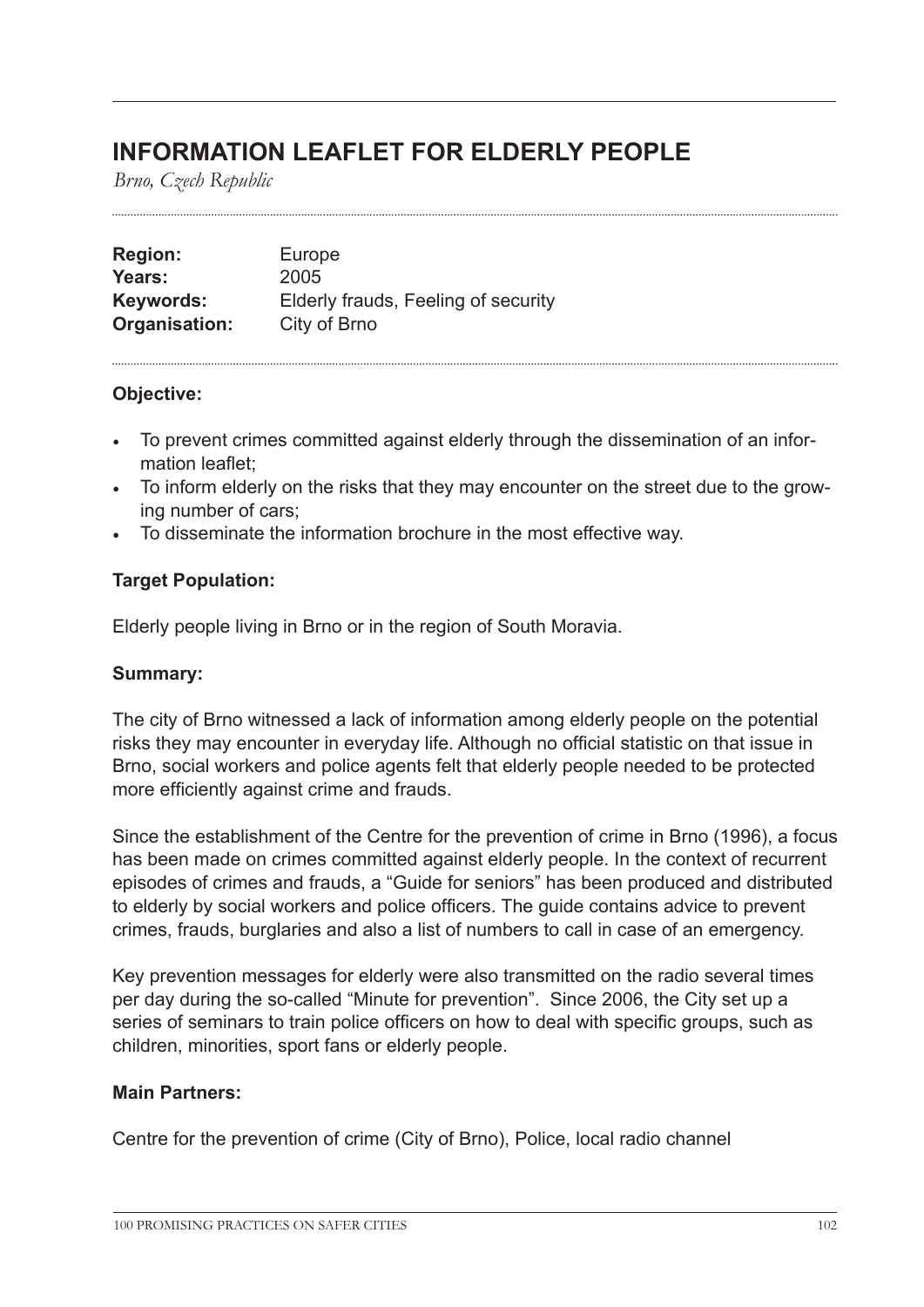# INFORMATION LEAFLET FOR ELDERLY PEOPLE

*Brno, Czech Republic*

**Region:** Europe
**Years:** 2005
**Keywords:** Elderly frauds, Feeling of security
**Organisation:** City of Brno

### Objective:

- To prevent crimes committed against elderly through the dissemination of an information leaflet;
- To inform elderly on the risks that they may encounter on the street due to the growing number of cars;
- To disseminate the information brochure in the most effective way.

### Target Population:

Elderly people living in Brno or in the region of South Moravia.

### Summary:

The city of Brno witnessed a lack of information among elderly people on the potential risks they may encounter in everyday life. Although no official statistic on that issue in Brno, social workers and police agents felt that elderly people needed to be protected more efficiently against crime and frauds.

Since the establishment of the Centre for the prevention of crime in Brno (1996), a focus has been made on crimes committed against elderly people. In the context of recurrent episodes of crimes and frauds, a "Guide for seniors" has been produced and distributed to elderly by social workers and police officers. The guide contains advice to prevent crimes, frauds, burglaries and also a list of numbers to call in case of an emergency.

Key prevention messages for elderly were also transmitted on the radio several times per day during the so-called "Minute for prevention". Since 2006, the City set up a series of seminars to train police officers on how to deal with specific groups, such as children, minorities, sport fans or elderly people.

### Main Partners:

Centre for the prevention of crime (City of Brno), Police, local radio channel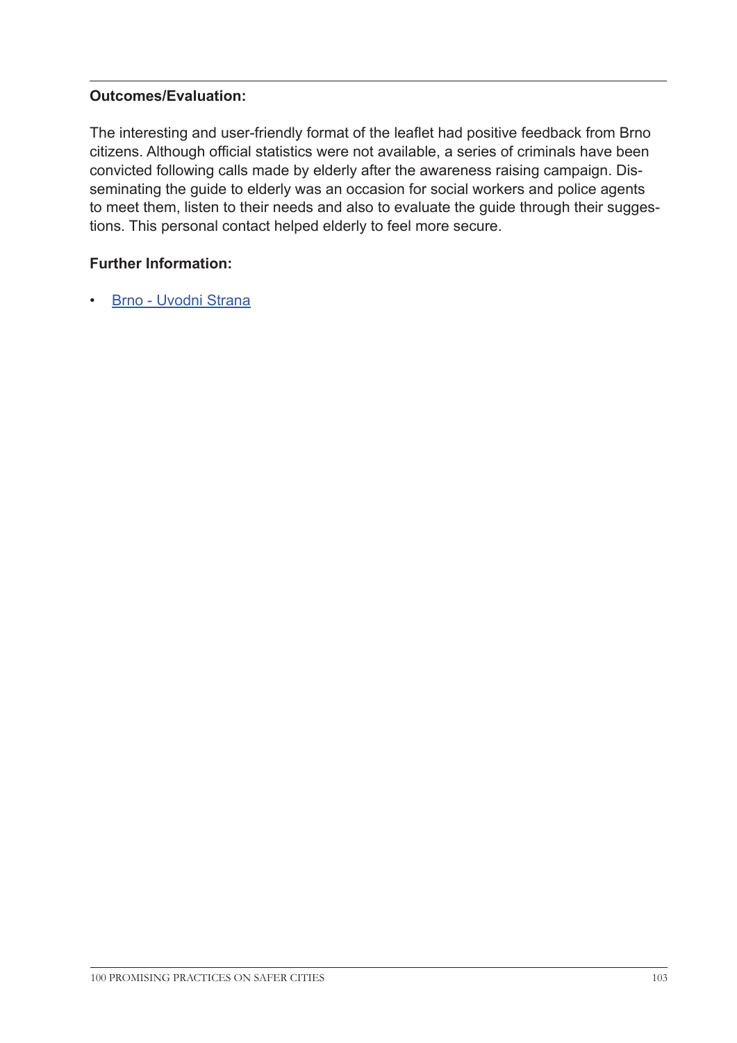**Outcomes/Evaluation:**

The interesting and user-friendly format of the leaflet had positive feedback from Brno citizens. Although official statistics were not available, a series of criminals have been convicted following calls made by elderly after the awareness raising campaign. Disseminating the guide to elderly was an occasion for social workers and police agents to meet them, listen to their needs and also to evaluate the guide through their suggestions. This personal contact helped elderly to feel more secure.

**Further Information:**

- Brno - Uvodni Strana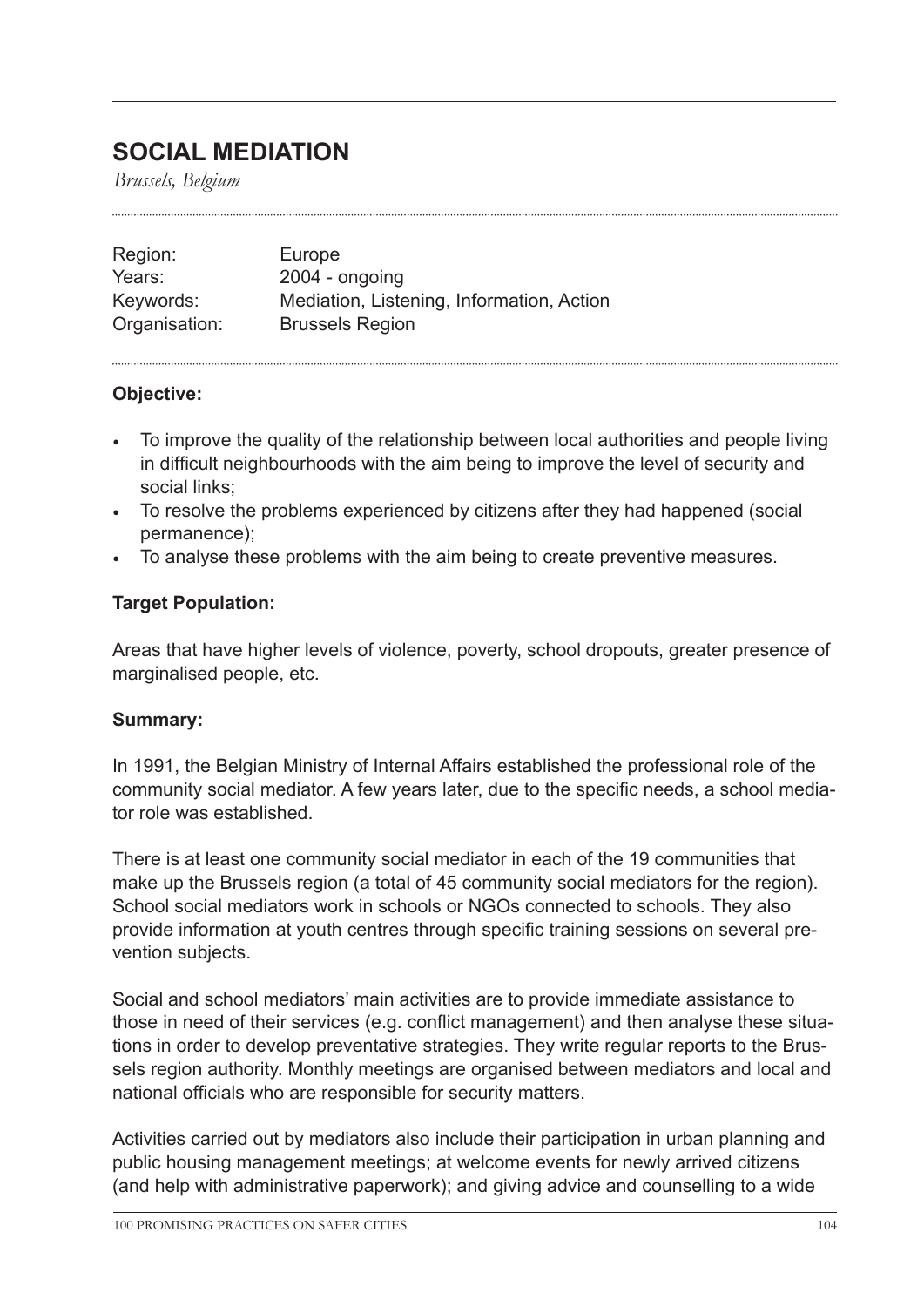## SOCIAL MEDIATION

*Brussels, Belgium*

| | |
|---|---|
| Region: | Europe |
| Years: | 2004 - ongoing |
| Keywords: | Mediation, Listening, Information, Action |
| Organisation: | Brussels Region |

**Objective:**

- To improve the quality of the relationship between local authorities and people living in difficult neighbourhoods with the aim being to improve the level of security and social links;
- To resolve the problems experienced by citizens after they had happened (social permanence);
- To analyse these problems with the aim being to create preventive measures.

**Target Population:**

Areas that have higher levels of violence, poverty, school dropouts, greater presence of marginalised people, etc.

**Summary:**

In 1991, the Belgian Ministry of Internal Affairs established the professional role of the community social mediator. A few years later, due to the specific needs, a school mediator role was established.

There is at least one community social mediator in each of the 19 communities that make up the Brussels region (a total of 45 community social mediators for the region). School social mediators work in schools or NGOs connected to schools. They also provide information at youth centres through specific training sessions on several prevention subjects.

Social and school mediators' main activities are to provide immediate assistance to those in need of their services (e.g. conflict management) and then analyse these situations in order to develop preventative strategies. They write regular reports to the Brussels region authority. Monthly meetings are organised between mediators and local and national officials who are responsible for security matters.

Activities carried out by mediators also include their participation in urban planning and public housing management meetings; at welcome events for newly arrived citizens (and help with administrative paperwork); and giving advice and counselling to a wide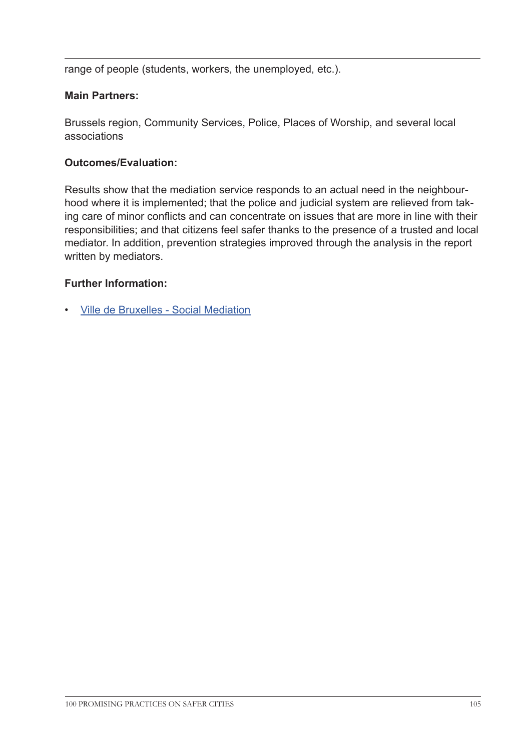range of people (students, workers, the unemployed, etc.).

**Main Partners:**

Brussels region, Community Services, Police, Places of Worship, and several local associations

**Outcomes/Evaluation:**

Results show that the mediation service responds to an actual need in the neighbourhood where it is implemented; that the police and judicial system are relieved from taking care of minor conflicts and can concentrate on issues that are more in line with their responsibilities; and that citizens feel safer thanks to the presence of a trusted and local mediator. In addition, prevention strategies improved through the analysis in the report written by mediators.

**Further Information:**

- Ville de Bruxelles - Social Mediation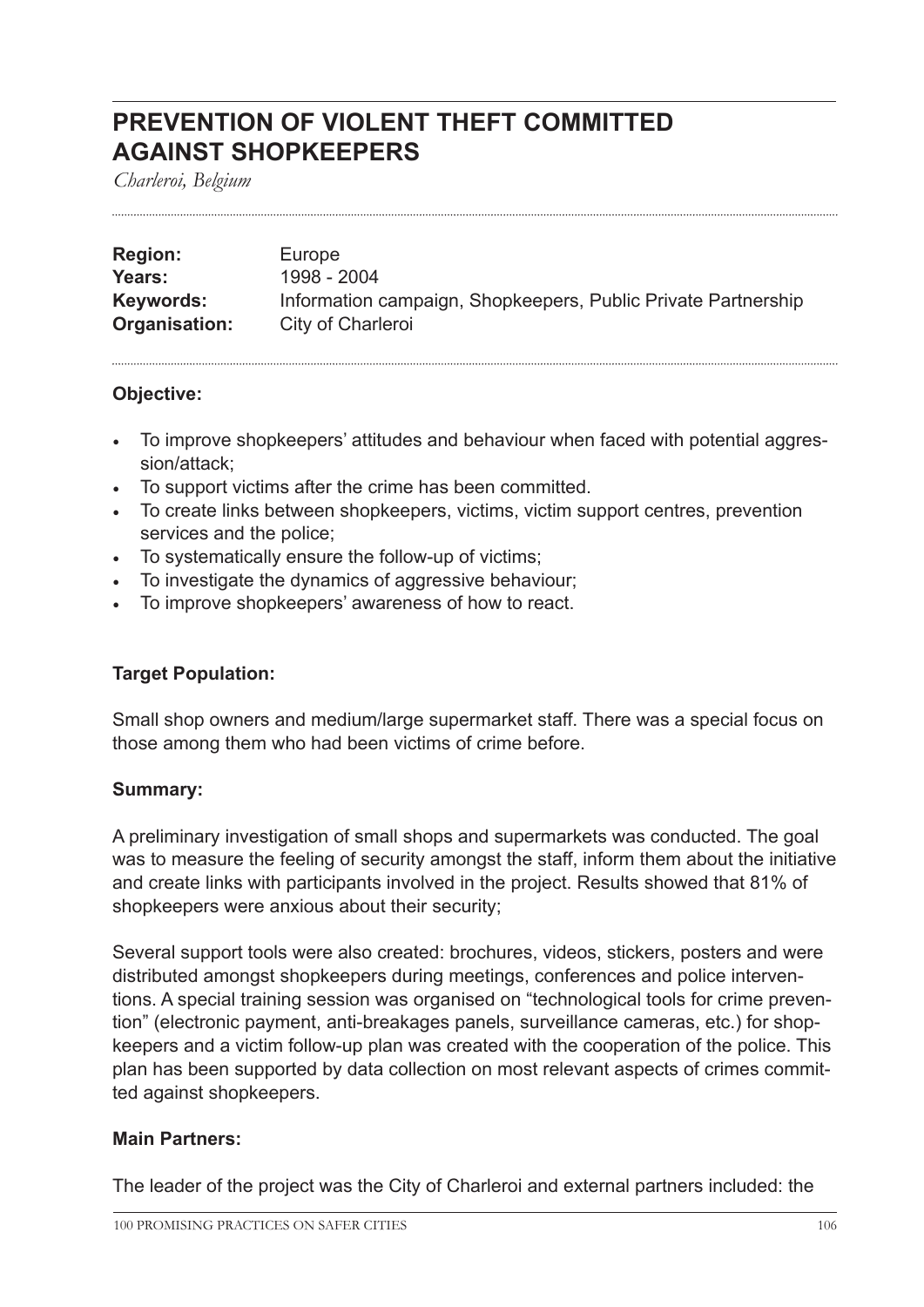# PREVENTION OF VIOLENT THEFT COMMITTED AGAINST SHOPKEEPERS

*Charleroi, Belgium*

**Region:** Europe
**Years:** 1998 - 2004
**Keywords:** Information campaign, Shopkeepers, Public Private Partnership
**Organisation:** City of Charleroi

**Objective:**

- To improve shopkeepers' attitudes and behaviour when faced with potential aggression/attack;
- To support victims after the crime has been committed.
- To create links between shopkeepers, victims, victim support centres, prevention services and the police;
- To systematically ensure the follow-up of victims;
- To investigate the dynamics of aggressive behaviour;
- To improve shopkeepers' awareness of how to react.

**Target Population:**

Small shop owners and medium/large supermarket staff. There was a special focus on those among them who had been victims of crime before.

**Summary:**

A preliminary investigation of small shops and supermarkets was conducted. The goal was to measure the feeling of security amongst the staff, inform them about the initiative and create links with participants involved in the project. Results showed that 81% of shopkeepers were anxious about their security;

Several support tools were also created: brochures, videos, stickers, posters and were distributed amongst shopkeepers during meetings, conferences and police interventions. A special training session was organised on "technological tools for crime prevention" (electronic payment, anti-breakages panels, surveillance cameras, etc.) for shopkeepers and a victim follow-up plan was created with the cooperation of the police. This plan has been supported by data collection on most relevant aspects of crimes committed against shopkeepers.

**Main Partners:**

The leader of the project was the City of Charleroi and external partners included: the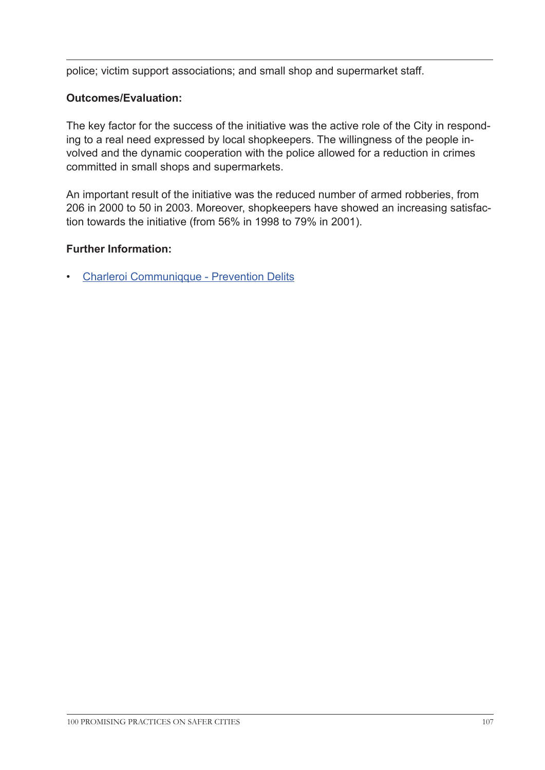police; victim support associations; and small shop and supermarket staff.

**Outcomes/Evaluation:**

The key factor for the success of the initiative was the active role of the City in responding to a real need expressed by local shopkeepers. The willingness of the people involved and the dynamic cooperation with the police allowed for a reduction in crimes committed in small shops and supermarkets.

An important result of the initiative was the reduced number of armed robberies, from 206 in 2000 to 50 in 2003. Moreover, shopkeepers have showed an increasing satisfaction towards the initiative (from 56% in 1998 to 79% in 2001).

**Further Information:**

- Charleroi Communiqque - Prevention Delits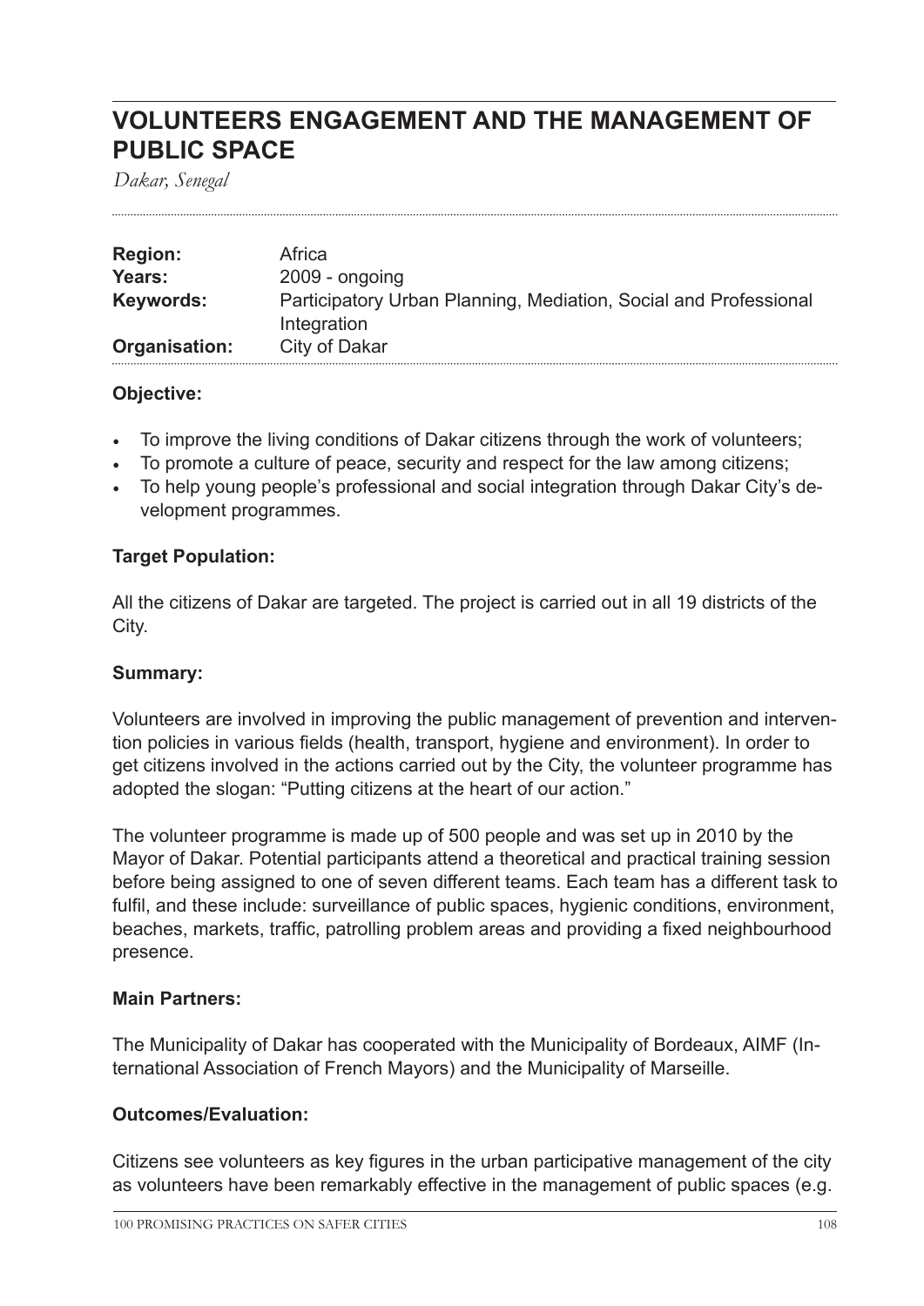# VOLUNTEERS ENGAGEMENT AND THE MANAGEMENT OF PUBLIC SPACE

*Dakar, Senegal*

| | |
|---|---|
| **Region:** | Africa |
| **Years:** | 2009 - ongoing |
| **Keywords:** | Participatory Urban Planning, Mediation, Social and Professional Integration |
| **Organisation:** | City of Dakar |

**Objective:**

- To improve the living conditions of Dakar citizens through the work of volunteers;
- To promote a culture of peace, security and respect for the law among citizens;
- To help young people's professional and social integration through Dakar City's development programmes.

**Target Population:**

All the citizens of Dakar are targeted. The project is carried out in all 19 districts of the City.

**Summary:**

Volunteers are involved in improving the public management of prevention and intervention policies in various fields (health, transport, hygiene and environment). In order to get citizens involved in the actions carried out by the City, the volunteer programme has adopted the slogan: "Putting citizens at the heart of our action."

The volunteer programme is made up of 500 people and was set up in 2010 by the Mayor of Dakar. Potential participants attend a theoretical and practical training session before being assigned to one of seven different teams. Each team has a different task to fulfil, and these include: surveillance of public spaces, hygienic conditions, environment, beaches, markets, traffic, patrolling problem areas and providing a fixed neighbourhood presence.

**Main Partners:**

The Municipality of Dakar has cooperated with the Municipality of Bordeaux, AIMF (International Association of French Mayors) and the Municipality of Marseille.

**Outcomes/Evaluation:**

Citizens see volunteers as key figures in the urban participative management of the city as volunteers have been remarkably effective in the management of public spaces (e.g.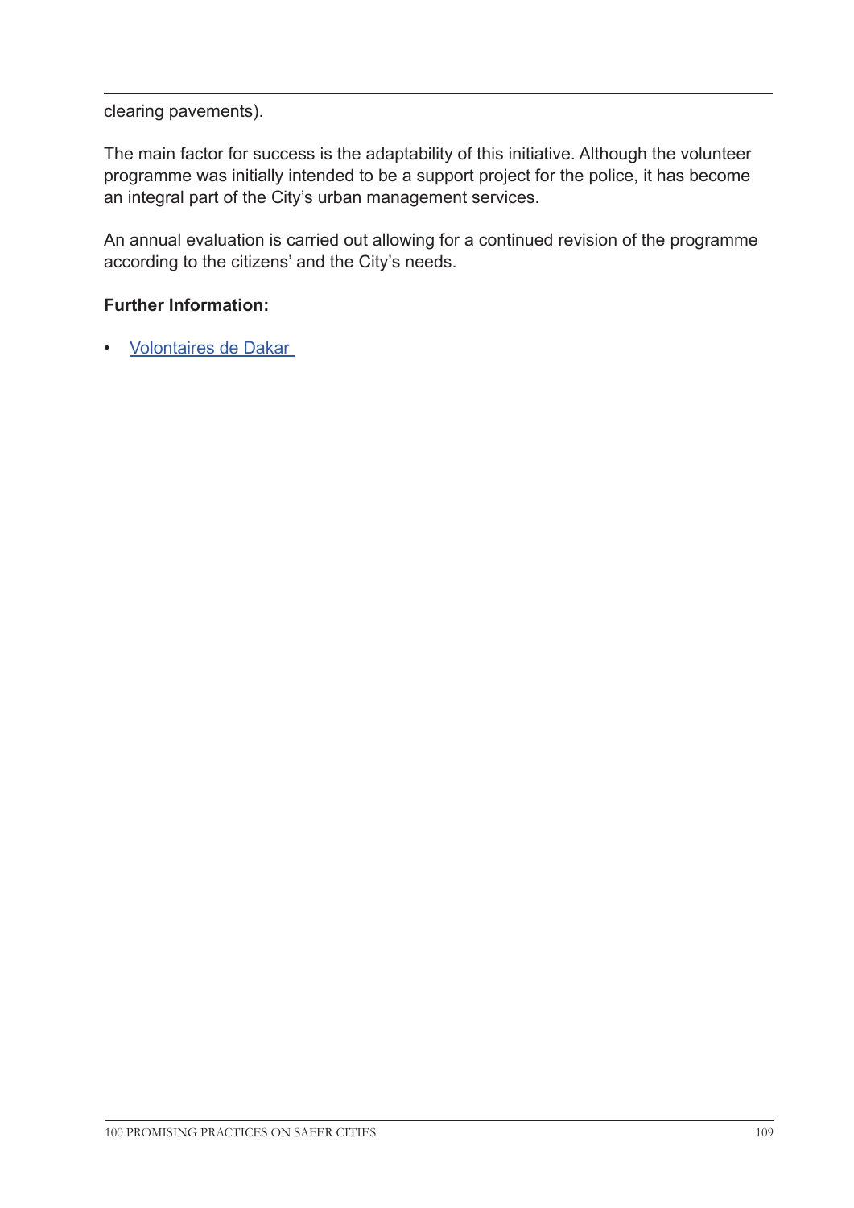clearing pavements).

The main factor for success is the adaptability of this initiative. Although the volunteer programme was initially intended to be a support project for the police, it has become an integral part of the City's urban management services.

An annual evaluation is carried out allowing for a continued revision of the programme according to the citizens' and the City's needs.

**Further Information:**

- Volontaires de Dakar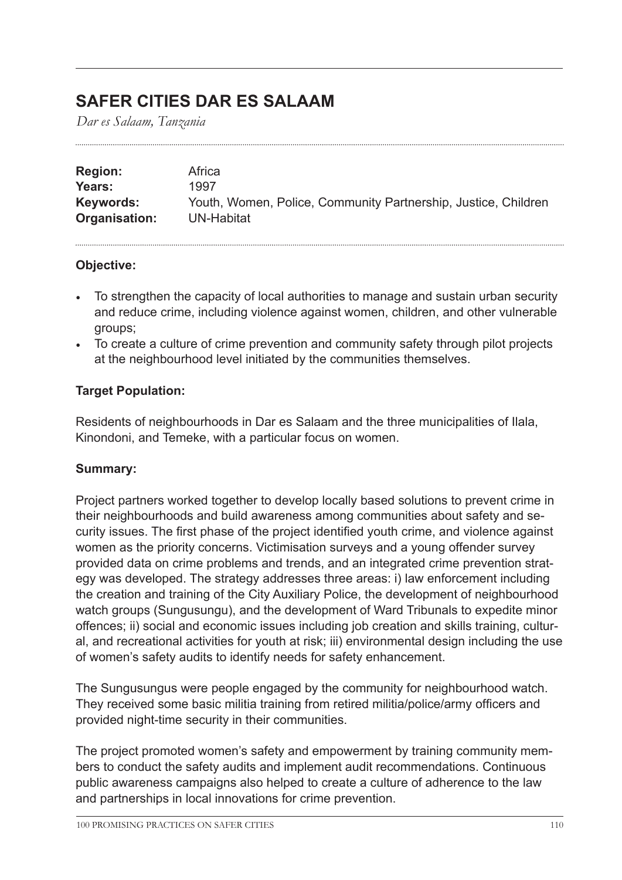## SAFER CITIES DAR ES SALAAM

*Dar es Salaam, Tanzania*

| | |
|---|---|
| **Region:** | Africa |
| **Years:** | 1997 |
| **Keywords:** | Youth, Women, Police, Community Partnership, Justice, Children |
| **Organisation:** | UN-Habitat |

### Objective:

- To strengthen the capacity of local authorities to manage and sustain urban security and reduce crime, including violence against women, children, and other vulnerable groups;
- To create a culture of crime prevention and community safety through pilot projects at the neighbourhood level initiated by the communities themselves.

### Target Population:

Residents of neighbourhoods in Dar es Salaam and the three municipalities of Ilala, Kinondoni, and Temeke, with a particular focus on women.

### Summary:

Project partners worked together to develop locally based solutions to prevent crime in their neighbourhoods and build awareness among communities about safety and security issues. The first phase of the project identified youth crime, and violence against women as the priority concerns. Victimisation surveys and a young offender survey provided data on crime problems and trends, and an integrated crime prevention strategy was developed. The strategy addresses three areas: i) law enforcement including the creation and training of the City Auxiliary Police, the development of neighbourhood watch groups (Sungusungu), and the development of Ward Tribunals to expedite minor offences; ii) social and economic issues including job creation and skills training, cultural, and recreational activities for youth at risk; iii) environmental design including the use of women's safety audits to identify needs for safety enhancement.

The Sungusungus were people engaged by the community for neighbourhood watch. They received some basic militia training from retired militia/police/army officers and provided night-time security in their communities.

The project promoted women's safety and empowerment by training community members to conduct the safety audits and implement audit recommendations. Continuous public awareness campaigns also helped to create a culture of adherence to the law and partnerships in local innovations for crime prevention.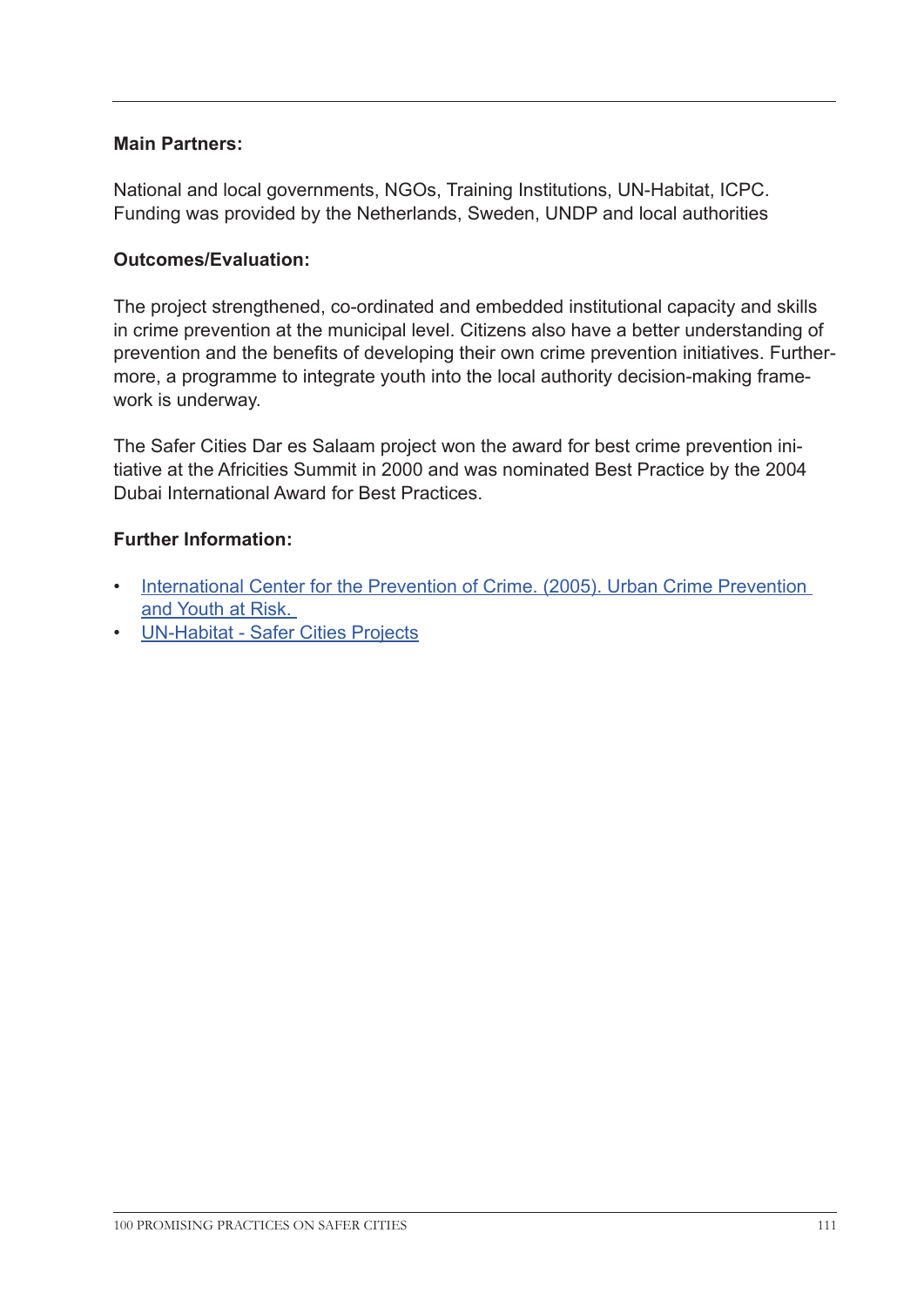**Main Partners:**

National and local governments, NGOs, Training Institutions, UN-Habitat, ICPC. Funding was provided by the Netherlands, Sweden, UNDP and local authorities

**Outcomes/Evaluation:**

The project strengthened, co-ordinated and embedded institutional capacity and skills in crime prevention at the municipal level. Citizens also have a better understanding of prevention and the benefits of developing their own crime prevention initiatives. Furthermore, a programme to integrate youth into the local authority decision-making framework is underway.

The Safer Cities Dar es Salaam project won the award for best crime prevention initiative at the Africities Summit in 2000 and was nominated Best Practice by the 2004 Dubai International Award for Best Practices.

**Further Information:**

- International Center for the Prevention of Crime. (2005). Urban Crime Prevention and Youth at Risk.
- UN-Habitat - Safer Cities Projects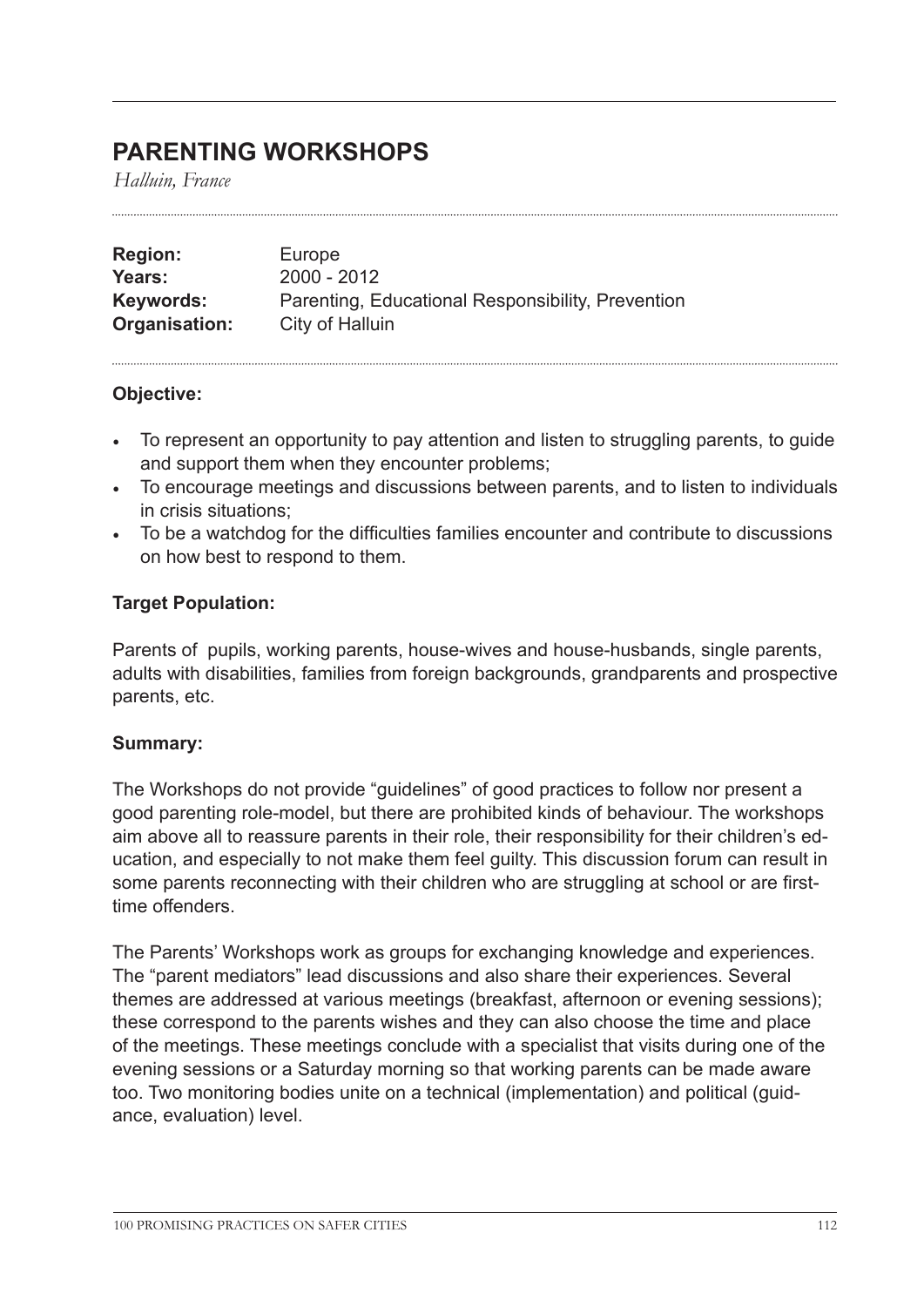## PARENTING WORKSHOPS

*Halluin, France*

| | |
|---|---|
| **Region:** | Europe |
| **Years:** | 2000 - 2012 |
| **Keywords:** | Parenting, Educational Responsibility, Prevention |
| **Organisation:** | City of Halluin |

### Objective:

- To represent an opportunity to pay attention and listen to struggling parents, to guide and support them when they encounter problems;
- To encourage meetings and discussions between parents, and to listen to individuals in crisis situations;
- To be a watchdog for the difficulties families encounter and contribute to discussions on how best to respond to them.

### Target Population:

Parents of pupils, working parents, house-wives and house-husbands, single parents, adults with disabilities, families from foreign backgrounds, grandparents and prospective parents, etc.

### Summary:

The Workshops do not provide "guidelines" of good practices to follow nor present a good parenting role-model, but there are prohibited kinds of behaviour. The workshops aim above all to reassure parents in their role, their responsibility for their children's education, and especially to not make them feel guilty. This discussion forum can result in some parents reconnecting with their children who are struggling at school or are first-time offenders.

The Parents' Workshops work as groups for exchanging knowledge and experiences. The "parent mediators" lead discussions and also share their experiences. Several themes are addressed at various meetings (breakfast, afternoon or evening sessions); these correspond to the parents wishes and they can also choose the time and place of the meetings. These meetings conclude with a specialist that visits during one of the evening sessions or a Saturday morning so that working parents can be made aware too. Two monitoring bodies unite on a technical (implementation) and political (guidance, evaluation) level.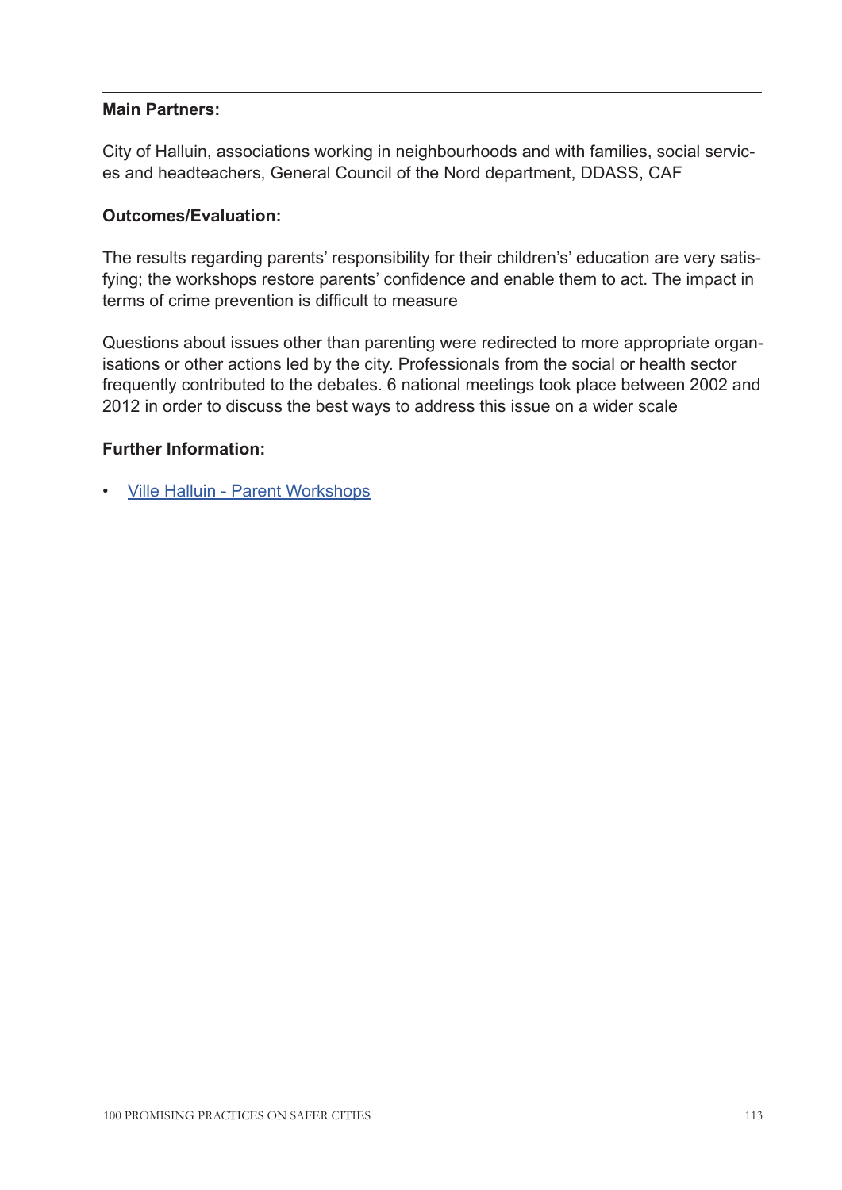**Main Partners:**

City of Halluin, associations working in neighbourhoods and with families, social services and headteachers, General Council of the Nord department, DDASS, CAF

**Outcomes/Evaluation:**

The results regarding parents' responsibility for their children's' education are very satisfying; the workshops restore parents' confidence and enable them to act. The impact in terms of crime prevention is difficult to measure

Questions about issues other than parenting were redirected to more appropriate organisations or other actions led by the city. Professionals from the social or health sector frequently contributed to the debates. 6 national meetings took place between 2002 and 2012 in order to discuss the best ways to address this issue on a wider scale

**Further Information:**

- Ville Halluin - Parent Workshops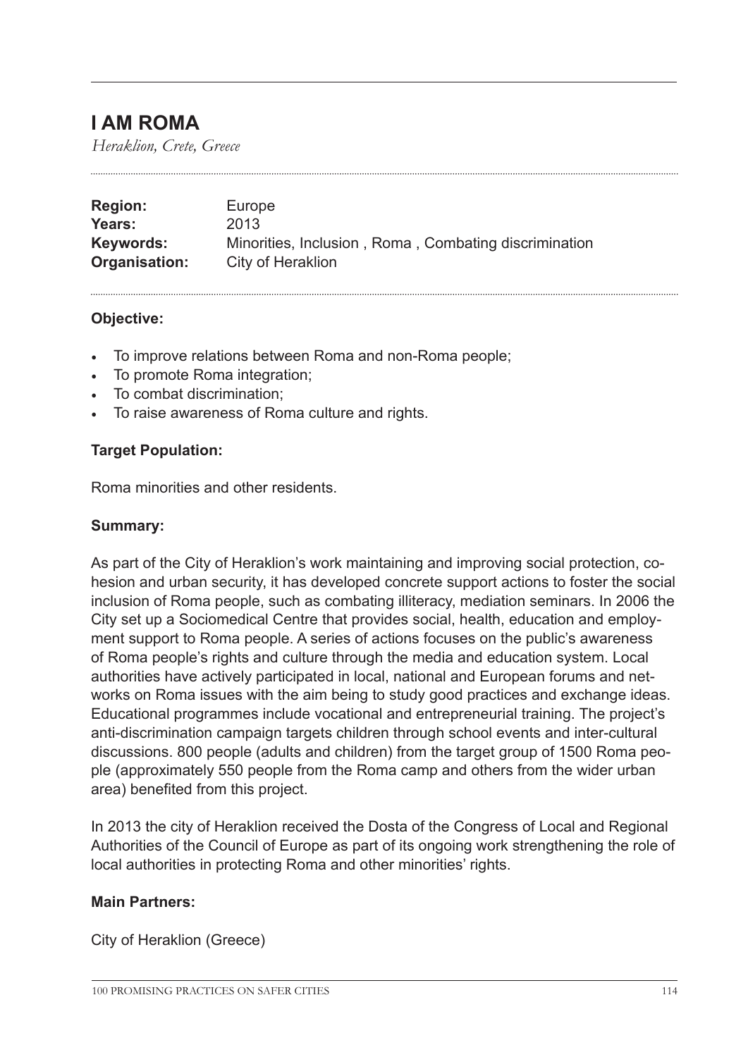# I AM ROMA

*Heraklion, Crete, Greece*

**Region:** Europe
**Years:** 2013
**Keywords:** Minorities, Inclusion , Roma , Combating discrimination
**Organisation:** City of Heraklion

**Objective:**

- To improve relations between Roma and non-Roma people;
- To promote Roma integration;
- To combat discrimination;
- To raise awareness of Roma culture and rights.

**Target Population:**

Roma minorities and other residents.

**Summary:**

As part of the City of Heraklion's work maintaining and improving social protection, cohesion and urban security, it has developed concrete support actions to foster the social inclusion of Roma people, such as combating illiteracy, mediation seminars. In 2006 the City set up a Sociomedical Centre that provides social, health, education and employment support to Roma people. A series of actions focuses on the public's awareness of Roma people's rights and culture through the media and education system. Local authorities have actively participated in local, national and European forums and networks on Roma issues with the aim being to study good practices and exchange ideas. Educational programmes include vocational and entrepreneurial training. The project's anti-discrimination campaign targets children through school events and inter-cultural discussions. 800 people (adults and children) from the target group of 1500 Roma people (approximately 550 people from the Roma camp and others from the wider urban area) benefited from this project.

In 2013 the city of Heraklion received the Dosta of the Congress of Local and Regional Authorities of the Council of Europe as part of its ongoing work strengthening the role of local authorities in protecting Roma and other minorities' rights.

**Main Partners:**

City of Heraklion (Greece)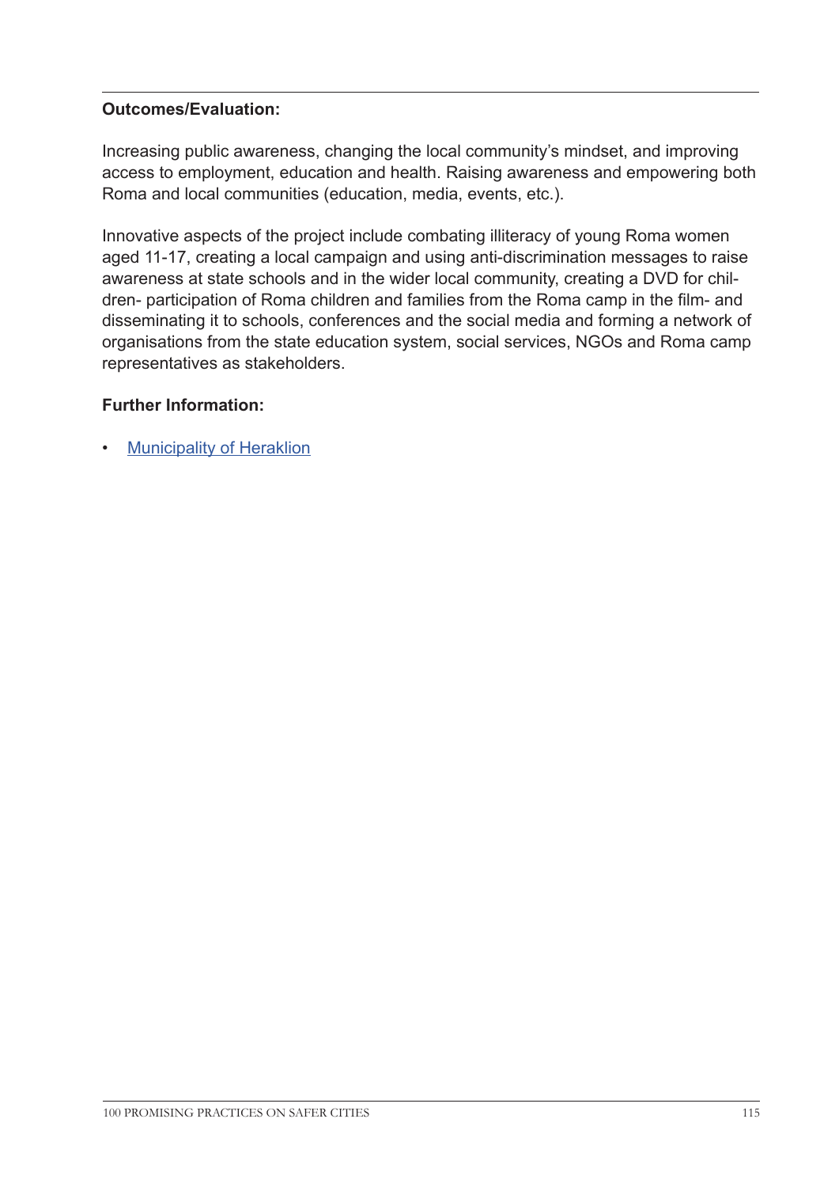**Outcomes/Evaluation:**

Increasing public awareness, changing the local community's mindset, and improving access to employment, education and health. Raising awareness and empowering both Roma and local communities (education, media, events, etc.).

Innovative aspects of the project include combating illiteracy of young Roma women aged 11-17, creating a local campaign and using anti-discrimination messages to raise awareness at state schools and in the wider local community, creating a DVD for children- participation of Roma children and families from the Roma camp in the film- and disseminating it to schools, conferences and the social media and forming a network of organisations from the state education system, social services, NGOs and Roma camp representatives as stakeholders.

**Further Information:**

- Municipality of Heraklion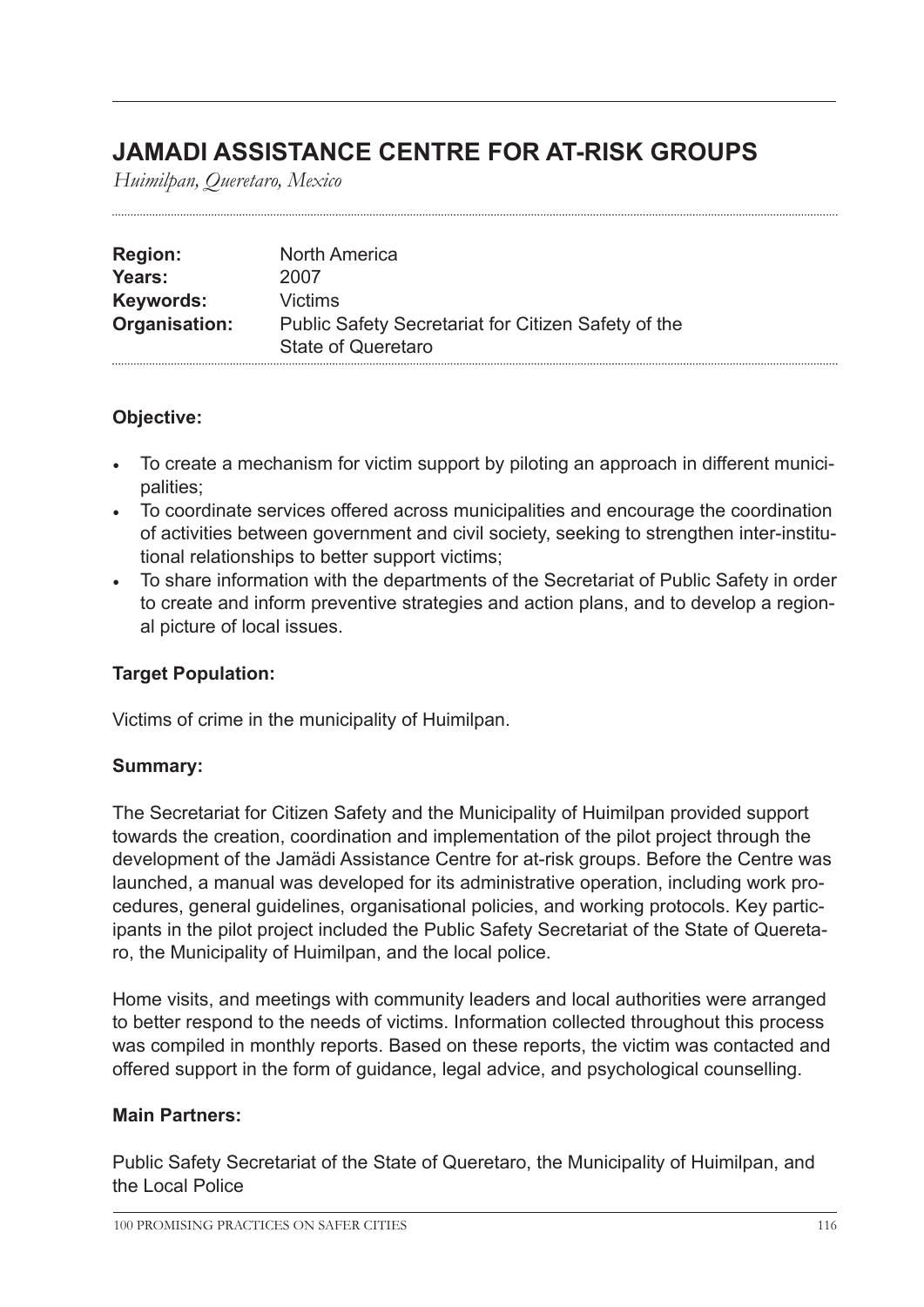# JAMADI ASSISTANCE CENTRE FOR AT-RISK GROUPS

*Huimilpan, Queretaro, Mexico*

| | |
|---|---|
| **Region:** | North America |
| **Years:** | 2007 |
| **Keywords:** | Victims |
| **Organisation:** | Public Safety Secretariat for Citizen Safety of the State of Queretaro |

**Objective:**

- To create a mechanism for victim support by piloting an approach in different municipalities;
- To coordinate services offered across municipalities and encourage the coordination of activities between government and civil society, seeking to strengthen inter-institutional relationships to better support victims;
- To share information with the departments of the Secretariat of Public Safety in order to create and inform preventive strategies and action plans, and to develop a regional picture of local issues.

**Target Population:**

Victims of crime in the municipality of Huimilpan.

**Summary:**

The Secretariat for Citizen Safety and the Municipality of Huimilpan provided support towards the creation, coordination and implementation of the pilot project through the development of the Jamädi Assistance Centre for at-risk groups. Before the Centre was launched, a manual was developed for its administrative operation, including work procedures, general guidelines, organisational policies, and working protocols. Key participants in the pilot project included the Public Safety Secretariat of the State of Queretaro, the Municipality of Huimilpan, and the local police.

Home visits, and meetings with community leaders and local authorities were arranged to better respond to the needs of victims. Information collected throughout this process was compiled in monthly reports. Based on these reports, the victim was contacted and offered support in the form of guidance, legal advice, and psychological counselling.

**Main Partners:**

Public Safety Secretariat of the State of Queretaro, the Municipality of Huimilpan, and the Local Police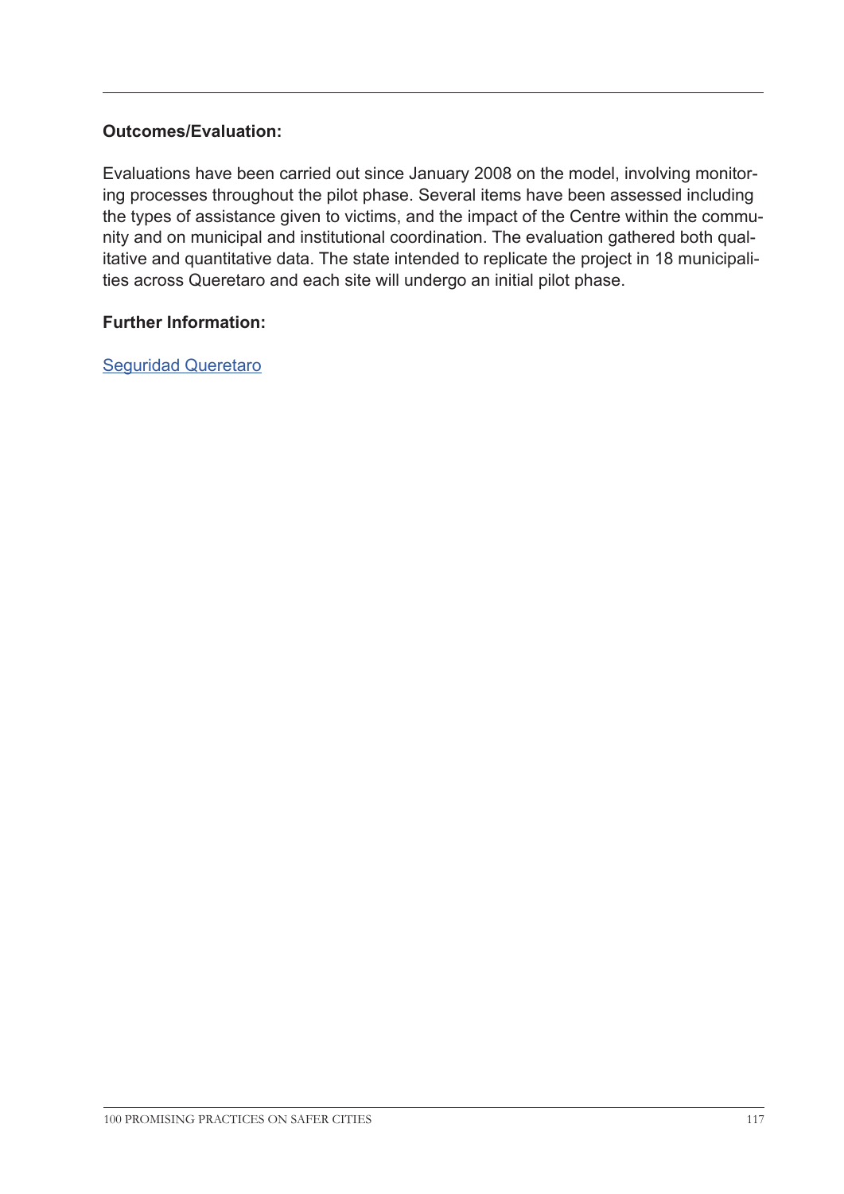**Outcomes/Evaluation:**

Evaluations have been carried out since January 2008 on the model, involving monitoring processes throughout the pilot phase. Several items have been assessed including the types of assistance given to victims, and the impact of the Centre within the community and on municipal and institutional coordination. The evaluation gathered both qualitative and quantitative data. The state intended to replicate the project in 18 municipalities across Queretaro and each site will undergo an initial pilot phase.

**Further Information:**

Seguridad Queretaro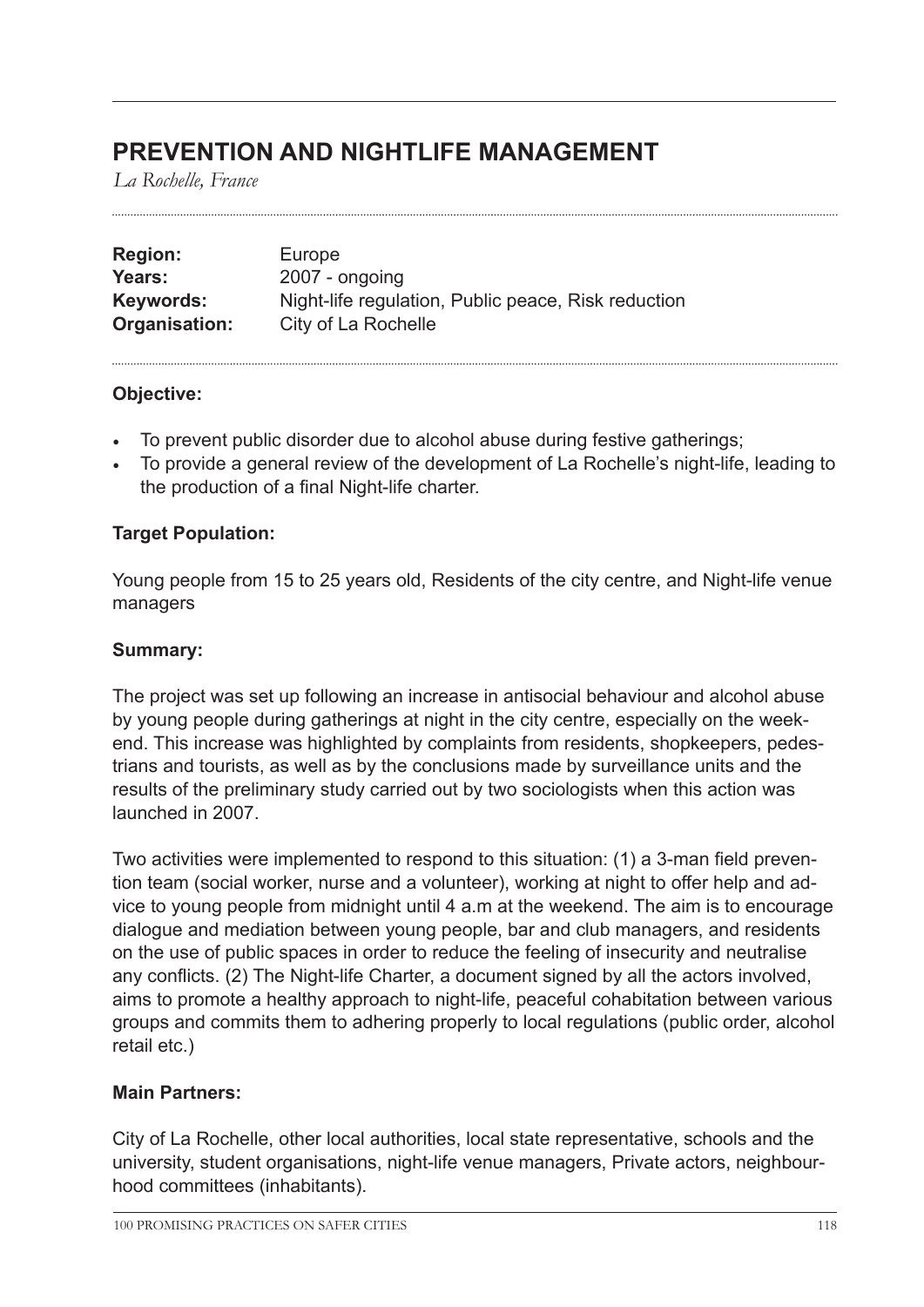# PREVENTION AND NIGHTLIFE MANAGEMENT

*La Rochelle, France*

**Region:** Europe
**Years:** 2007 - ongoing
**Keywords:** Night-life regulation, Public peace, Risk reduction
**Organisation:** City of La Rochelle

**Objective:**

- To prevent public disorder due to alcohol abuse during festive gatherings;
- To provide a general review of the development of La Rochelle's night-life, leading to the production of a final Night-life charter.

**Target Population:**

Young people from 15 to 25 years old, Residents of the city centre, and Night-life venue managers

**Summary:**

The project was set up following an increase in antisocial behaviour and alcohol abuse by young people during gatherings at night in the city centre, especially on the weekend. This increase was highlighted by complaints from residents, shopkeepers, pedestrians and tourists, as well as by the conclusions made by surveillance units and the results of the preliminary study carried out by two sociologists when this action was launched in 2007.

Two activities were implemented to respond to this situation: (1) a 3-man field prevention team (social worker, nurse and a volunteer), working at night to offer help and advice to young people from midnight until 4 a.m at the weekend. The aim is to encourage dialogue and mediation between young people, bar and club managers, and residents on the use of public spaces in order to reduce the feeling of insecurity and neutralise any conflicts. (2) The Night-life Charter, a document signed by all the actors involved, aims to promote a healthy approach to night-life, peaceful cohabitation between various groups and commits them to adhering properly to local regulations (public order, alcohol retail etc.)

**Main Partners:**

City of La Rochelle, other local authorities, local state representative, schools and the university, student organisations, night-life venue managers, Private actors, neighbourhood committees (inhabitants).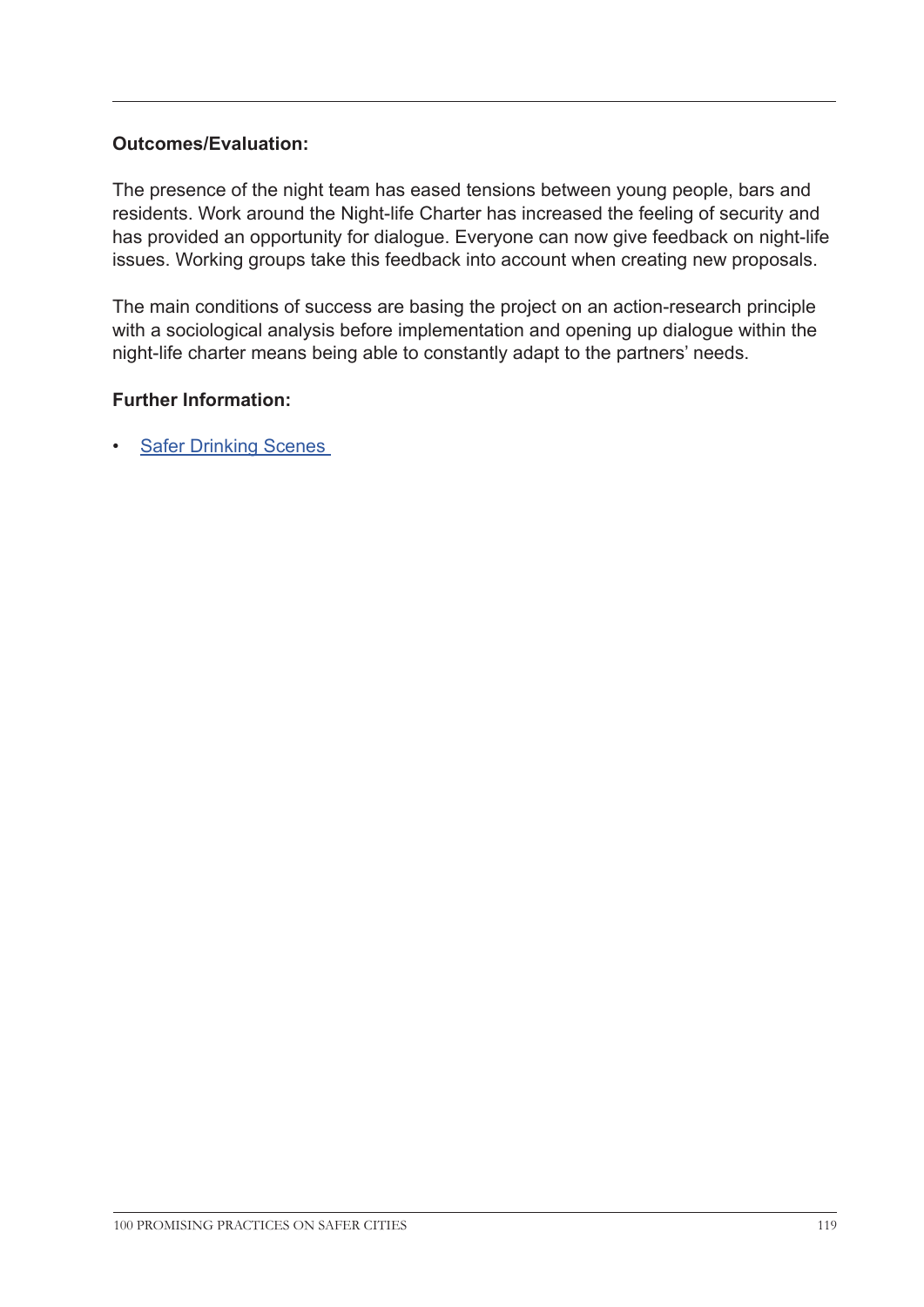**Outcomes/Evaluation:**

The presence of the night team has eased tensions between young people, bars and residents. Work around the Night-life Charter has increased the feeling of security and has provided an opportunity for dialogue. Everyone can now give feedback on night-life issues. Working groups take this feedback into account when creating new proposals.

The main conditions of success are basing the project on an action-research principle with a sociological analysis before implementation and opening up dialogue within the night-life charter means being able to constantly adapt to the partners' needs.

**Further Information:**

- Safer Drinking Scenes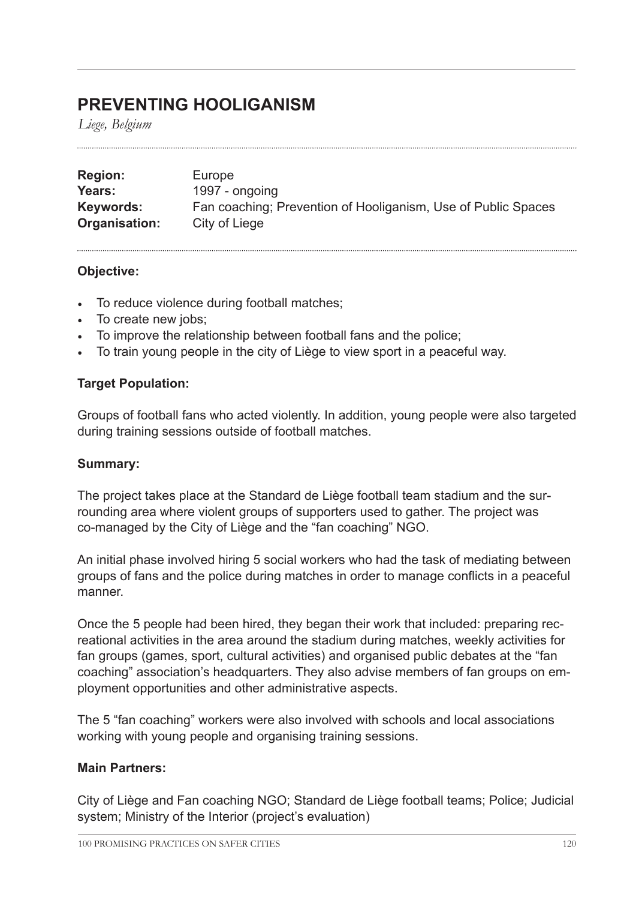## PREVENTING HOOLIGANISM

*Liege, Belgium*

**Region:** Europe
**Years:** 1997 - ongoing
**Keywords:** Fan coaching; Prevention of Hooliganism, Use of Public Spaces
**Organisation:** City of Liege

**Objective:**

- To reduce violence during football matches;
- To create new jobs;
- To improve the relationship between football fans and the police;
- To train young people in the city of Liège to view sport in a peaceful way.

**Target Population:**

Groups of football fans who acted violently. In addition, young people were also targeted during training sessions outside of football matches.

**Summary:**

The project takes place at the Standard de Liège football team stadium and the surrounding area where violent groups of supporters used to gather. The project was co-managed by the City of Liège and the "fan coaching" NGO.

An initial phase involved hiring 5 social workers who had the task of mediating between groups of fans and the police during matches in order to manage conflicts in a peaceful manner.

Once the 5 people had been hired, they began their work that included: preparing recreational activities in the area around the stadium during matches, weekly activities for fan groups (games, sport, cultural activities) and organised public debates at the "fan coaching" association's headquarters. They also advise members of fan groups on employment opportunities and other administrative aspects.

The 5 "fan coaching" workers were also involved with schools and local associations working with young people and organising training sessions.

**Main Partners:**

City of Liège and Fan coaching NGO; Standard de Liège football teams; Police; Judicial system; Ministry of the Interior (project's evaluation)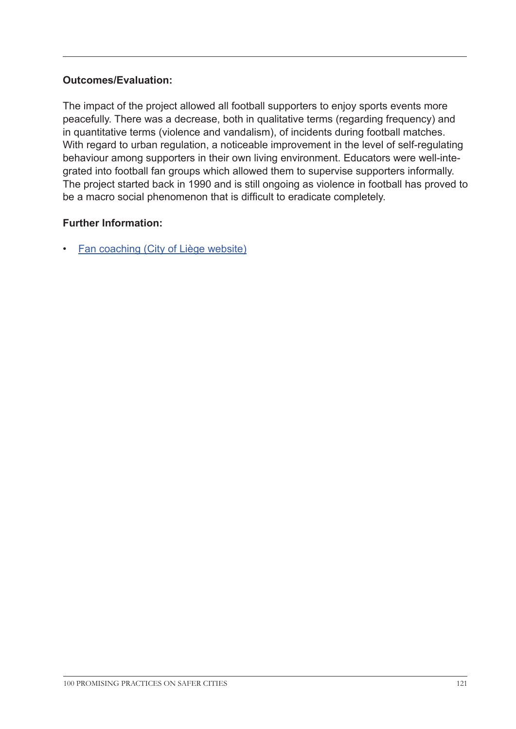**Outcomes/Evaluation:**

The impact of the project allowed all football supporters to enjoy sports events more peacefully. There was a decrease, both in qualitative terms (regarding frequency) and in quantitative terms (violence and vandalism), of incidents during football matches. With regard to urban regulation, a noticeable improvement in the level of self-regulating behaviour among supporters in their own living environment. Educators were well-integrated into football fan groups which allowed them to supervise supporters informally. The project started back in 1990 and is still ongoing as violence in football has proved to be a macro social phenomenon that is difficult to eradicate completely.

**Further Information:**

- Fan coaching (City of Liège website)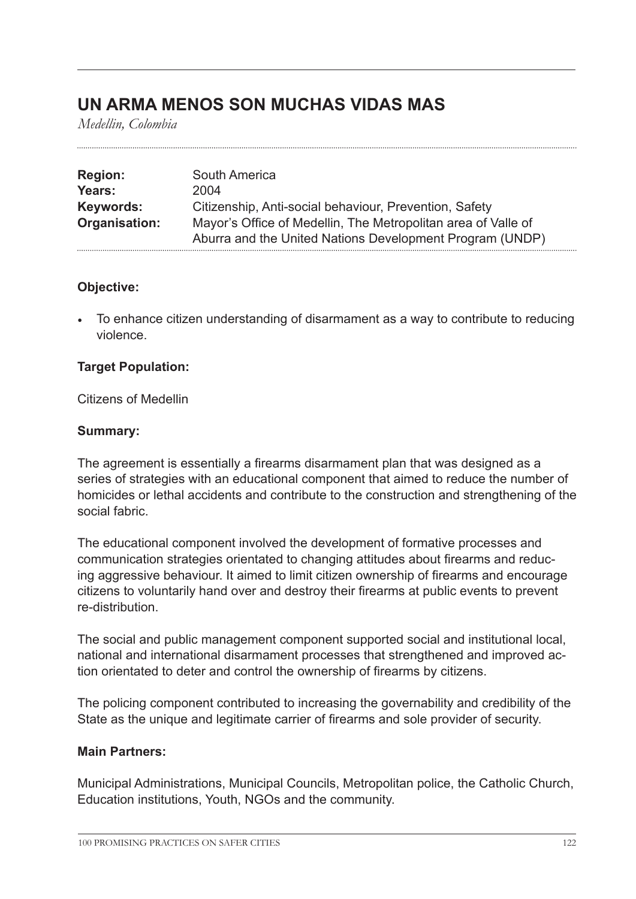# UN ARMA MENOS SON MUCHAS VIDAS MAS

*Medellin, Colombia*

| | |
|---|---|
| **Region:** | South America |
| **Years:** | 2004 |
| **Keywords:** | Citizenship, Anti-social behaviour, Prevention, Safety |
| **Organisation:** | Mayor's Office of Medellin, The Metropolitan area of Valle of Aburra and the United Nations Development Program (UNDP) |

**Objective:**

- To enhance citizen understanding of disarmament as a way to contribute to reducing violence.

**Target Population:**

Citizens of Medellin

**Summary:**

The agreement is essentially a firearms disarmament plan that was designed as a series of strategies with an educational component that aimed to reduce the number of homicides or lethal accidents and contribute to the construction and strengthening of the social fabric.

The educational component involved the development of formative processes and communication strategies orientated to changing attitudes about firearms and reducing aggressive behaviour. It aimed to limit citizen ownership of firearms and encourage citizens to voluntarily hand over and destroy their firearms at public events to prevent re-distribution.

The social and public management component supported social and institutional local, national and international disarmament processes that strengthened and improved action orientated to deter and control the ownership of firearms by citizens.

The policing component contributed to increasing the governability and credibility of the State as the unique and legitimate carrier of firearms and sole provider of security.

**Main Partners:**

Municipal Administrations, Municipal Councils, Metropolitan police, the Catholic Church, Education institutions, Youth, NGOs and the community.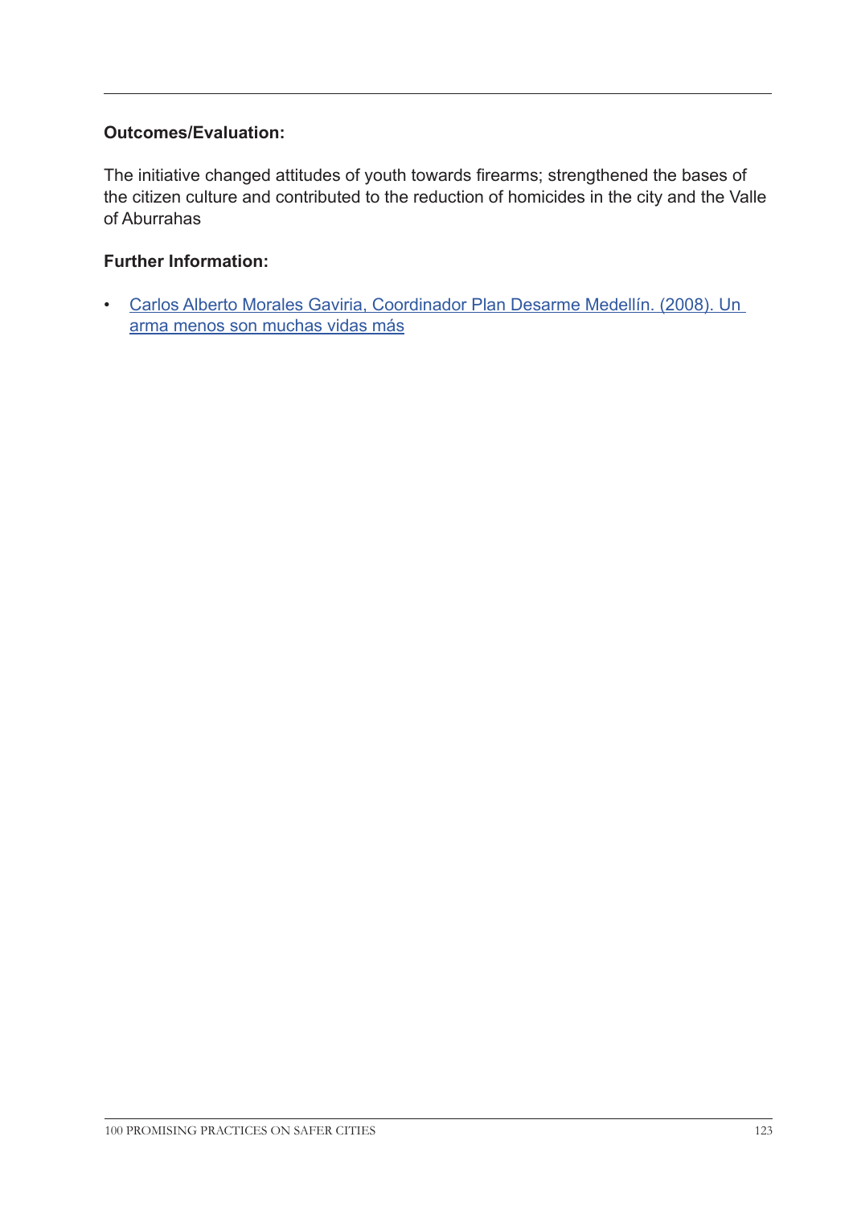**Outcomes/Evaluation:**

The initiative changed attitudes of youth towards firearms; strengthened the bases of the citizen culture and contributed to the reduction of homicides in the city and the Valle of Aburrahas

**Further Information:**

- Carlos Alberto Morales Gaviria, Coordinador Plan Desarme Medellín. (2008). Un arma menos son muchas vidas más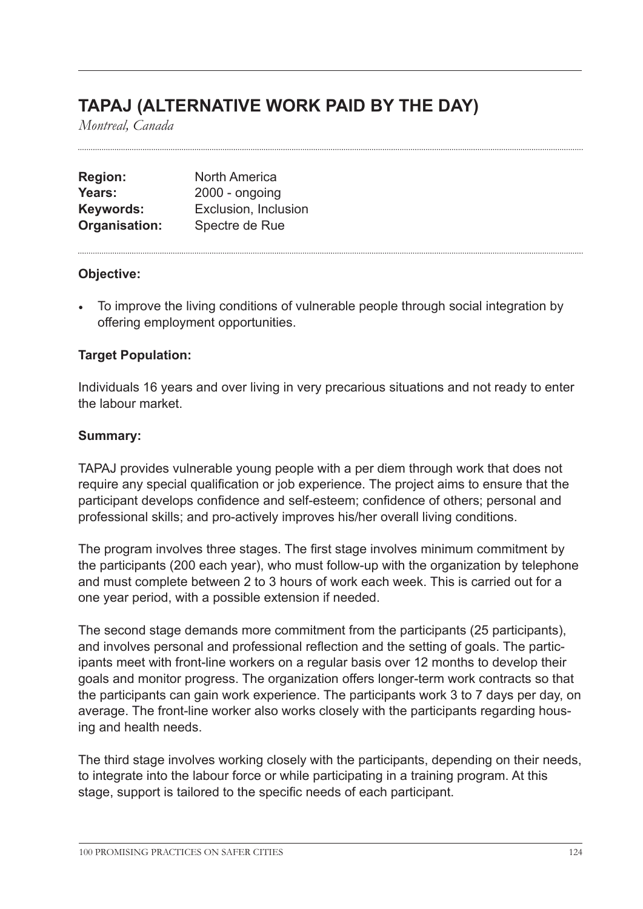## TAPAJ (ALTERNATIVE WORK PAID BY THE DAY)

*Montreal, Canada*

**Region:** North America
**Years:** 2000 - ongoing
**Keywords:** Exclusion, Inclusion
**Organisation:** Spectre de Rue

**Objective:**

- To improve the living conditions of vulnerable people through social integration by offering employment opportunities.

**Target Population:**

Individuals 16 years and over living in very precarious situations and not ready to enter the labour market.

**Summary:**

TAPAJ provides vulnerable young people with a per diem through work that does not require any special qualification or job experience. The project aims to ensure that the participant develops confidence and self-esteem; confidence of others; personal and professional skills; and pro-actively improves his/her overall living conditions.

The program involves three stages. The first stage involves minimum commitment by the participants (200 each year), who must follow-up with the organization by telephone and must complete between 2 to 3 hours of work each week. This is carried out for a one year period, with a possible extension if needed.

The second stage demands more commitment from the participants (25 participants), and involves personal and professional reflection and the setting of goals. The participants meet with front-line workers on a regular basis over 12 months to develop their goals and monitor progress. The organization offers longer-term work contracts so that the participants can gain work experience. The participants work 3 to 7 days per day, on average. The front-line worker also works closely with the participants regarding housing and health needs.

The third stage involves working closely with the participants, depending on their needs, to integrate into the labour force or while participating in a training program. At this stage, support is tailored to the specific needs of each participant.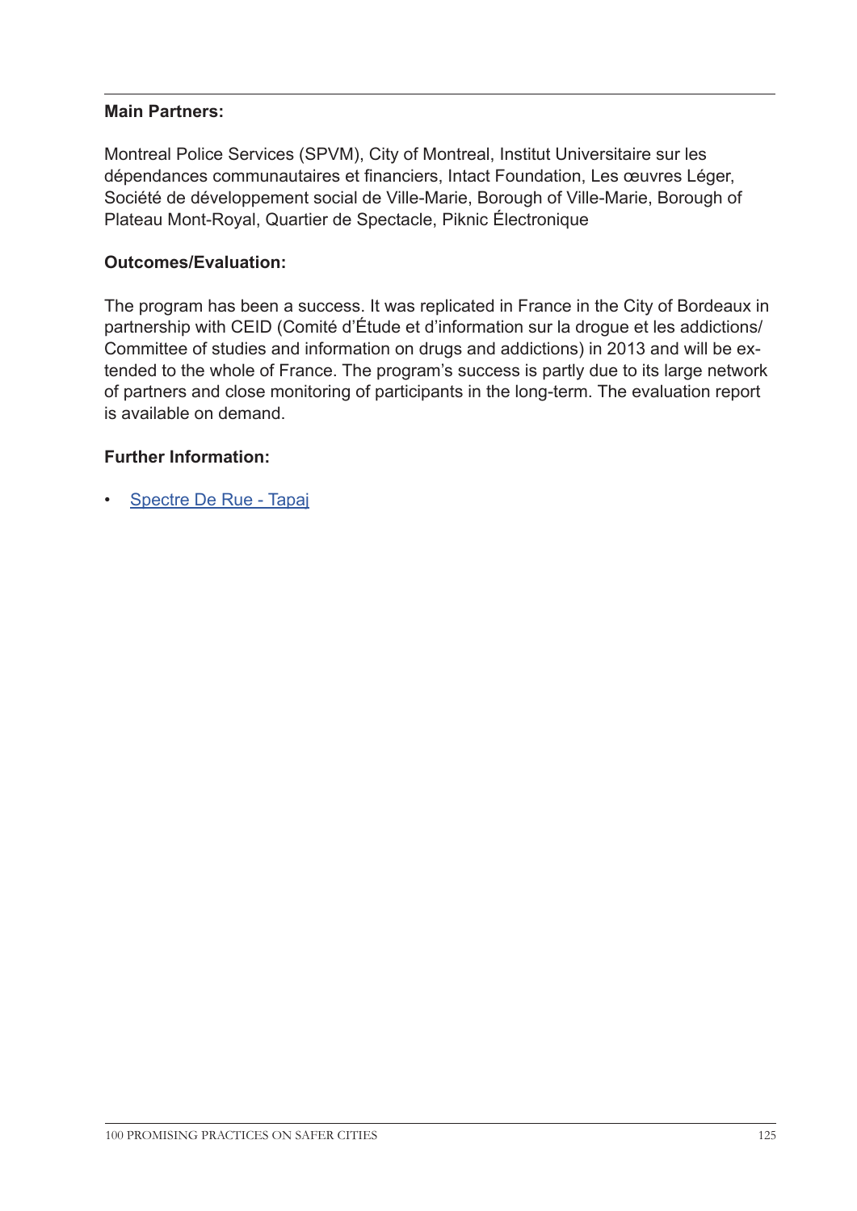**Main Partners:**

Montreal Police Services (SPVM), City of Montreal, Institut Universitaire sur les dépendances communautaires et financiers, Intact Foundation, Les œuvres Léger, Société de développement social de Ville-Marie, Borough of Ville-Marie, Borough of Plateau Mont-Royal, Quartier de Spectacle, Piknic Électronique

**Outcomes/Evaluation:**

The program has been a success. It was replicated in France in the City of Bordeaux in partnership with CEID (Comité d'Étude et d'information sur la drogue et les addictions/ Committee of studies and information on drugs and addictions) in 2013 and will be extended to the whole of France. The program's success is partly due to its large network of partners and close monitoring of participants in the long-term. The evaluation report is available on demand.

**Further Information:**

- Spectre De Rue - Tapaj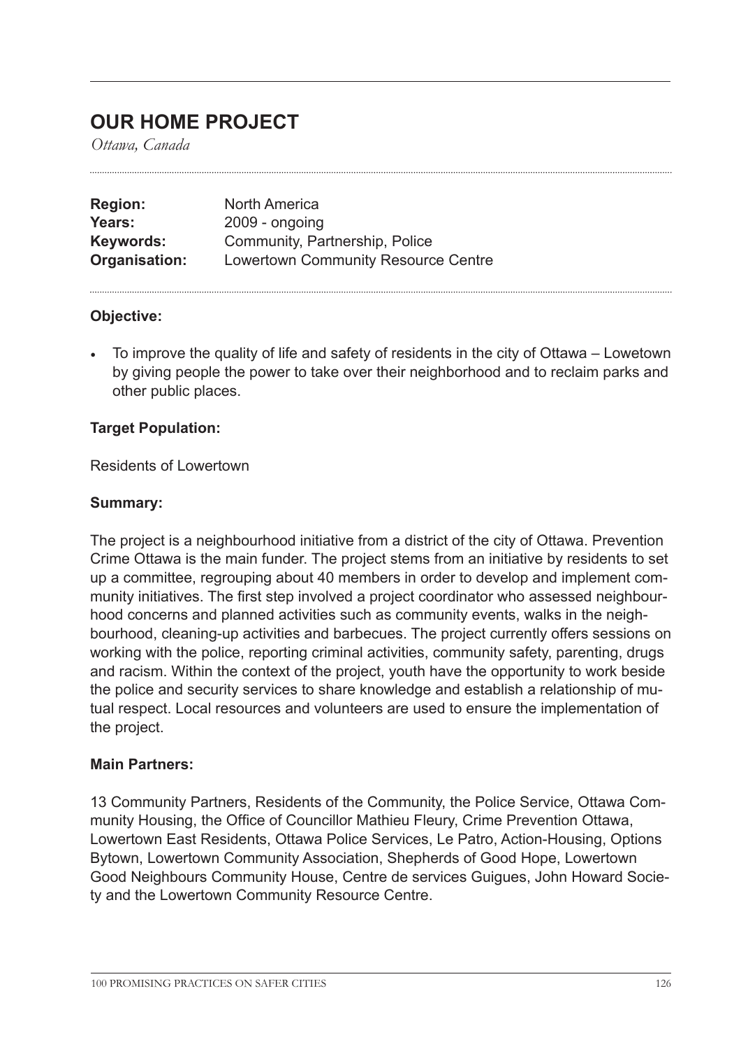# OUR HOME PROJECT

*Ottawa, Canada*

**Region:** North America
**Years:** 2009 - ongoing
**Keywords:** Community, Partnership, Police
**Organisation:** Lowertown Community Resource Centre

**Objective:**

- To improve the quality of life and safety of residents in the city of Ottawa – Lowetown by giving people the power to take over their neighborhood and to reclaim parks and other public places.

**Target Population:**

Residents of Lowertown

**Summary:**

The project is a neighbourhood initiative from a district of the city of Ottawa. Prevention Crime Ottawa is the main funder. The project stems from an initiative by residents to set up a committee, regrouping about 40 members in order to develop and implement community initiatives. The first step involved a project coordinator who assessed neighbourhood concerns and planned activities such as community events, walks in the neighbourhood, cleaning-up activities and barbecues. The project currently offers sessions on working with the police, reporting criminal activities, community safety, parenting, drugs and racism. Within the context of the project, youth have the opportunity to work beside the police and security services to share knowledge and establish a relationship of mutual respect. Local resources and volunteers are used to ensure the implementation of the project.

**Main Partners:**

13 Community Partners, Residents of the Community, the Police Service, Ottawa Community Housing, the Office of Councillor Mathieu Fleury, Crime Prevention Ottawa, Lowertown East Residents, Ottawa Police Services, Le Patro, Action-Housing, Options Bytown, Lowertown Community Association, Shepherds of Good Hope, Lowertown Good Neighbours Community House, Centre de services Guigues, John Howard Society and the Lowertown Community Resource Centre.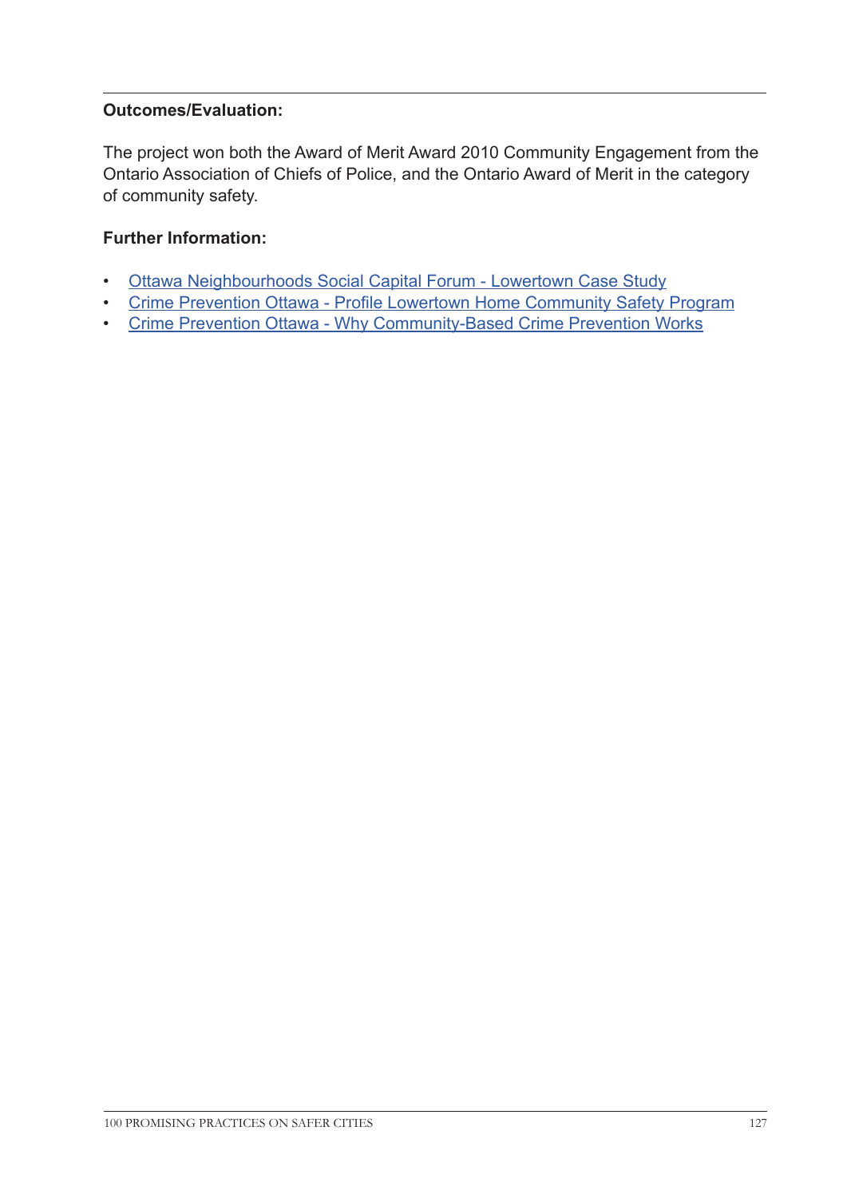**Outcomes/Evaluation:**

The project won both the Award of Merit Award 2010 Community Engagement from the Ontario Association of Chiefs of Police, and the Ontario Award of Merit in the category of community safety.

**Further Information:**

- Ottawa Neighbourhoods Social Capital Forum - Lowertown Case Study
- Crime Prevention Ottawa - Profile Lowertown Home Community Safety Program
- Crime Prevention Ottawa - Why Community-Based Crime Prevention Works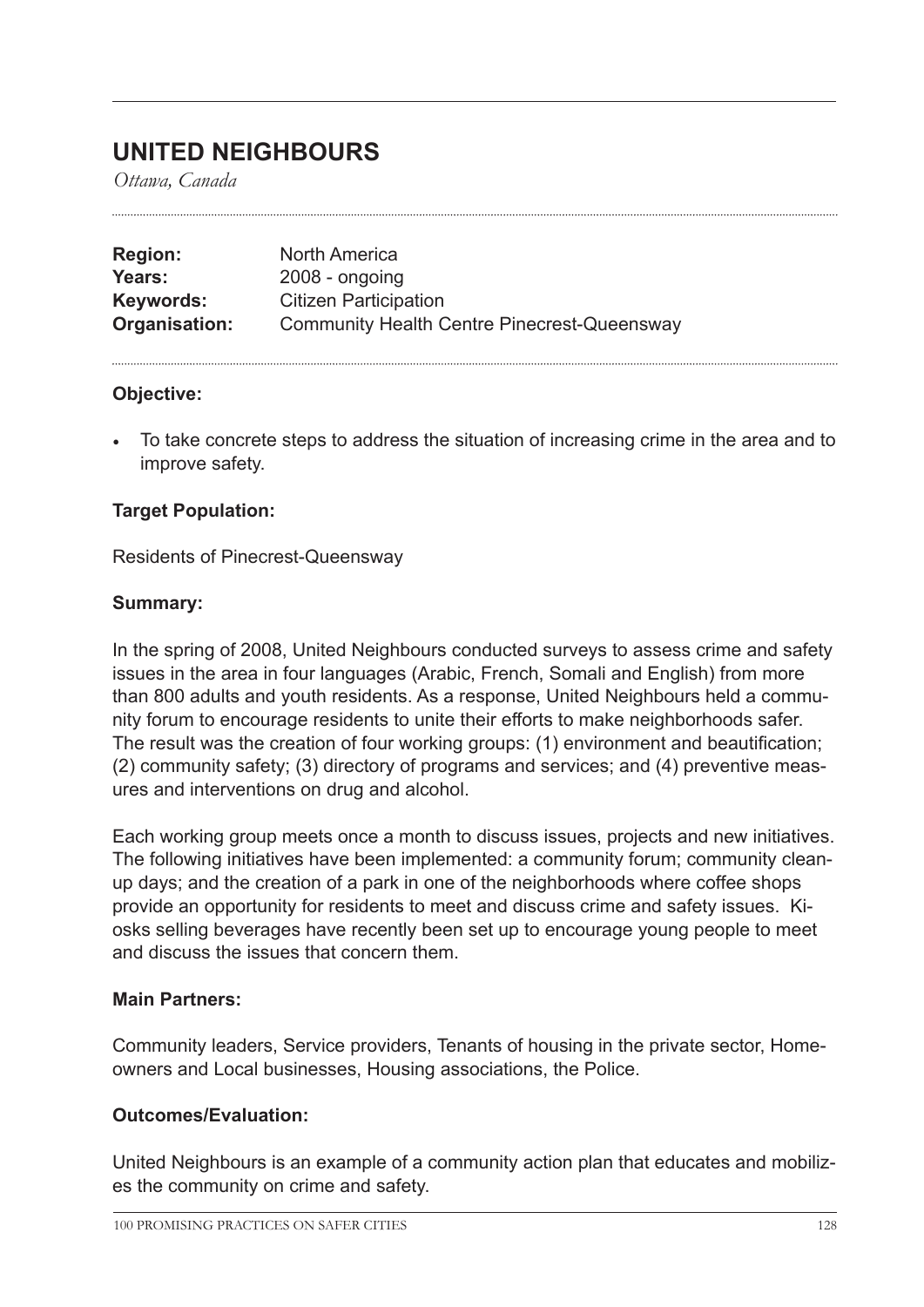# UNITED NEIGHBOURS

*Ottawa, Canada*

| | |
|---|---|
| **Region:** | North America |
| **Years:** | 2008 - ongoing |
| **Keywords:** | Citizen Participation |
| **Organisation:** | Community Health Centre Pinecrest-Queensway |

**Objective:**

- To take concrete steps to address the situation of increasing crime in the area and to improve safety.

**Target Population:**

Residents of Pinecrest-Queensway

**Summary:**

In the spring of 2008, United Neighbours conducted surveys to assess crime and safety issues in the area in four languages (Arabic, French, Somali and English) from more than 800 adults and youth residents. As a response, United Neighbours held a community forum to encourage residents to unite their efforts to make neighborhoods safer. The result was the creation of four working groups: (1) environment and beautification; (2) community safety; (3) directory of programs and services; and (4) preventive measures and interventions on drug and alcohol.

Each working group meets once a month to discuss issues, projects and new initiatives. The following initiatives have been implemented: a community forum; community clean-up days; and the creation of a park in one of the neighborhoods where coffee shops provide an opportunity for residents to meet and discuss crime and safety issues. Kiosks selling beverages have recently been set up to encourage young people to meet and discuss the issues that concern them.

**Main Partners:**

Community leaders, Service providers, Tenants of housing in the private sector, Homeowners and Local businesses, Housing associations, the Police.

**Outcomes/Evaluation:**

United Neighbours is an example of a community action plan that educates and mobilizes the community on crime and safety.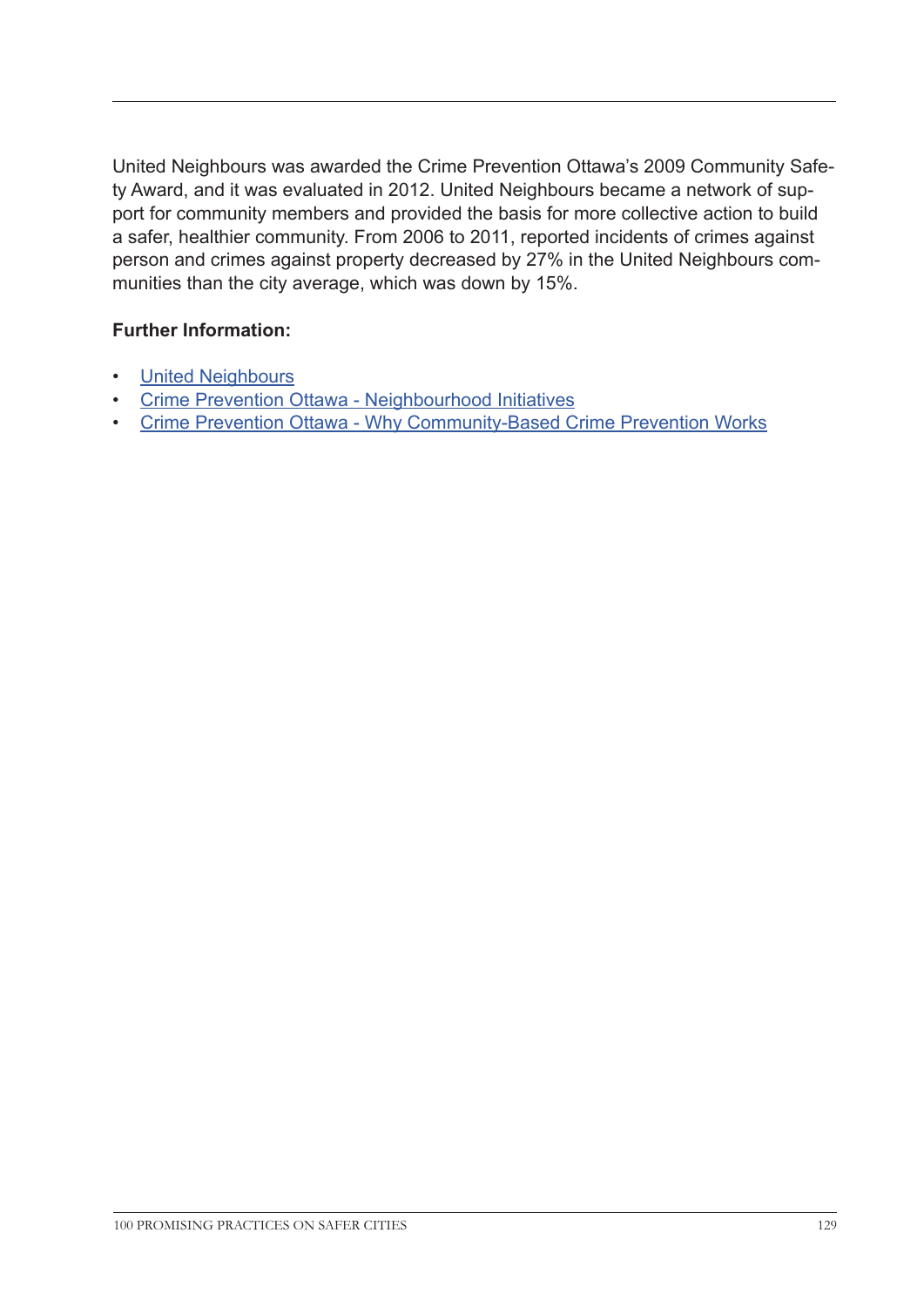United Neighbours was awarded the Crime Prevention Ottawa's 2009 Community Safety Award, and it was evaluated in 2012. United Neighbours became a network of support for community members and provided the basis for more collective action to build a safer, healthier community. From 2006 to 2011, reported incidents of crimes against person and crimes against property decreased by 27% in the United Neighbours communities than the city average, which was down by 15%.

**Further Information:**

- United Neighbours
- Crime Prevention Ottawa - Neighbourhood Initiatives
- Crime Prevention Ottawa - Why Community-Based Crime Prevention Works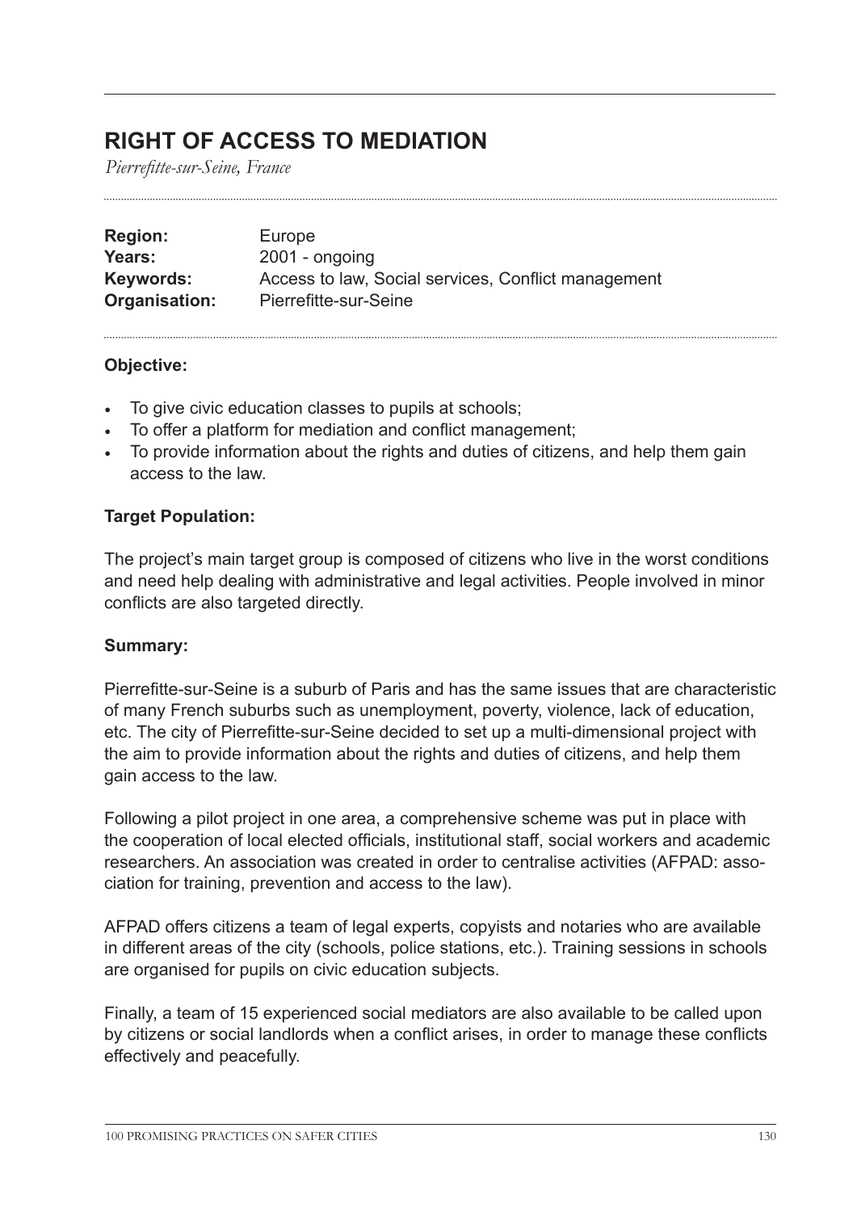# RIGHT OF ACCESS TO MEDIATION

*Pierrefitte-sur-Seine, France*

**Region:** Europe
**Years:** 2001 - ongoing
**Keywords:** Access to law, Social services, Conflict management
**Organisation:** Pierrefitte-sur-Seine

### Objective:

- To give civic education classes to pupils at schools;
- To offer a platform for mediation and conflict management;
- To provide information about the rights and duties of citizens, and help them gain access to the law.

### Target Population:

The project's main target group is composed of citizens who live in the worst conditions and need help dealing with administrative and legal activities. People involved in minor conflicts are also targeted directly.

### Summary:

Pierrefitte-sur-Seine is a suburb of Paris and has the same issues that are characteristic of many French suburbs such as unemployment, poverty, violence, lack of education, etc. The city of Pierrefitte-sur-Seine decided to set up a multi-dimensional project with the aim to provide information about the rights and duties of citizens, and help them gain access to the law.

Following a pilot project in one area, a comprehensive scheme was put in place with the cooperation of local elected officials, institutional staff, social workers and academic researchers. An association was created in order to centralise activities (AFPAD: association for training, prevention and access to the law).

AFPAD offers citizens a team of legal experts, copyists and notaries who are available in different areas of the city (schools, police stations, etc.). Training sessions in schools are organised for pupils on civic education subjects.

Finally, a team of 15 experienced social mediators are also available to be called upon by citizens or social landlords when a conflict arises, in order to manage these conflicts effectively and peacefully.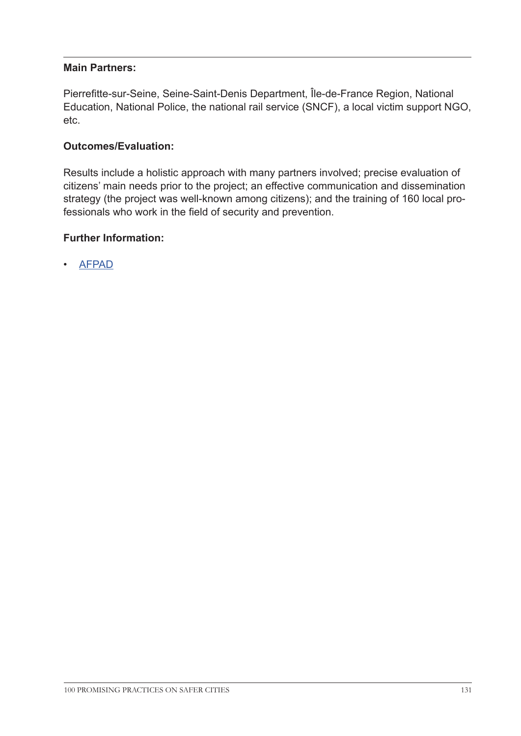**Main Partners:**

Pierrefitte-sur-Seine, Seine-Saint-Denis Department, Île-de-France Region, National Education, National Police, the national rail service (SNCF), a local victim support NGO, etc.

**Outcomes/Evaluation:**

Results include a holistic approach with many partners involved; precise evaluation of citizens' main needs prior to the project; an effective communication and dissemination strategy (the project was well-known among citizens); and the training of 160 local professionals who work in the field of security and prevention.

**Further Information:**

- AFPAD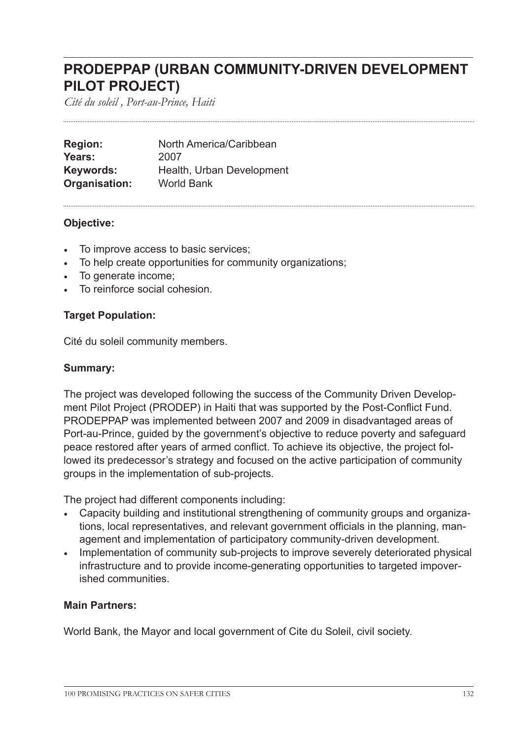# PRODEPPAP (URBAN COMMUNITY-DRIVEN DEVELOPMENT PILOT PROJECT)

*Cité du soleil , Port-au-Prince, Haiti*

| | |
|---|---|
| **Region:** | North America/Caribbean |
| **Years:** | 2007 |
| **Keywords:** | Health, Urban Development |
| **Organisation:** | World Bank |

### Objective:

- To improve access to basic services;
- To help create opportunities for community organizations;
- To generate income;
- To reinforce social cohesion.

### Target Population:

Cité du soleil community members.

### Summary:

The project was developed following the success of the Community Driven Development Pilot Project (PRODEP) in Haiti that was supported by the Post-Conflict Fund. PRODEPPAP was implemented between 2007 and 2009 in disadvantaged areas of Port-au-Prince, guided by the government's objective to reduce poverty and safeguard peace restored after years of armed conflict. To achieve its objective, the project followed its predecessor's strategy and focused on the active participation of community groups in the implementation of sub-projects.

The project had different components including:

- Capacity building and institutional strengthening of community groups and organizations, local representatives, and relevant government officials in the planning, management and implementation of participatory community-driven development.
- Implementation of community sub-projects to improve severely deteriorated physical infrastructure and to provide income-generating opportunities to targeted impoverished communities.

### Main Partners:

World Bank, the Mayor and local government of Cite du Soleil, civil society.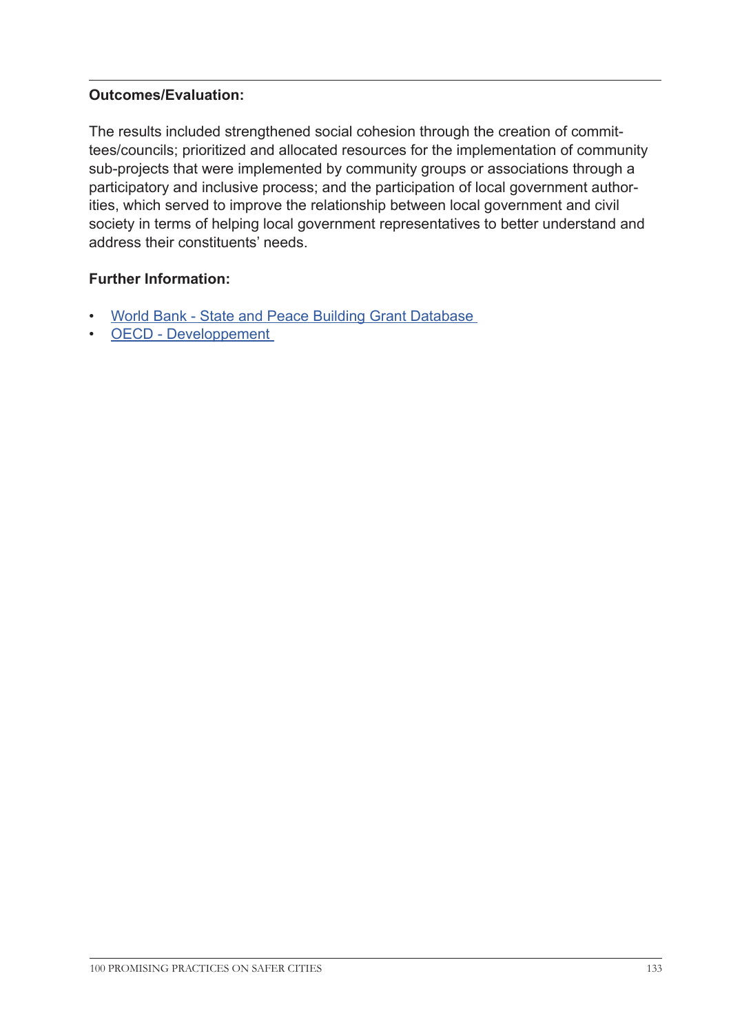**Outcomes/Evaluation:**

The results included strengthened social cohesion through the creation of committees/councils; prioritized and allocated resources for the implementation of community sub-projects that were implemented by community groups or associations through a participatory and inclusive process; and the participation of local government authorities, which served to improve the relationship between local government and civil society in terms of helping local government representatives to better understand and address their constituents' needs.

**Further Information:**

- World Bank - State and Peace Building Grant Database
- OECD - Developpement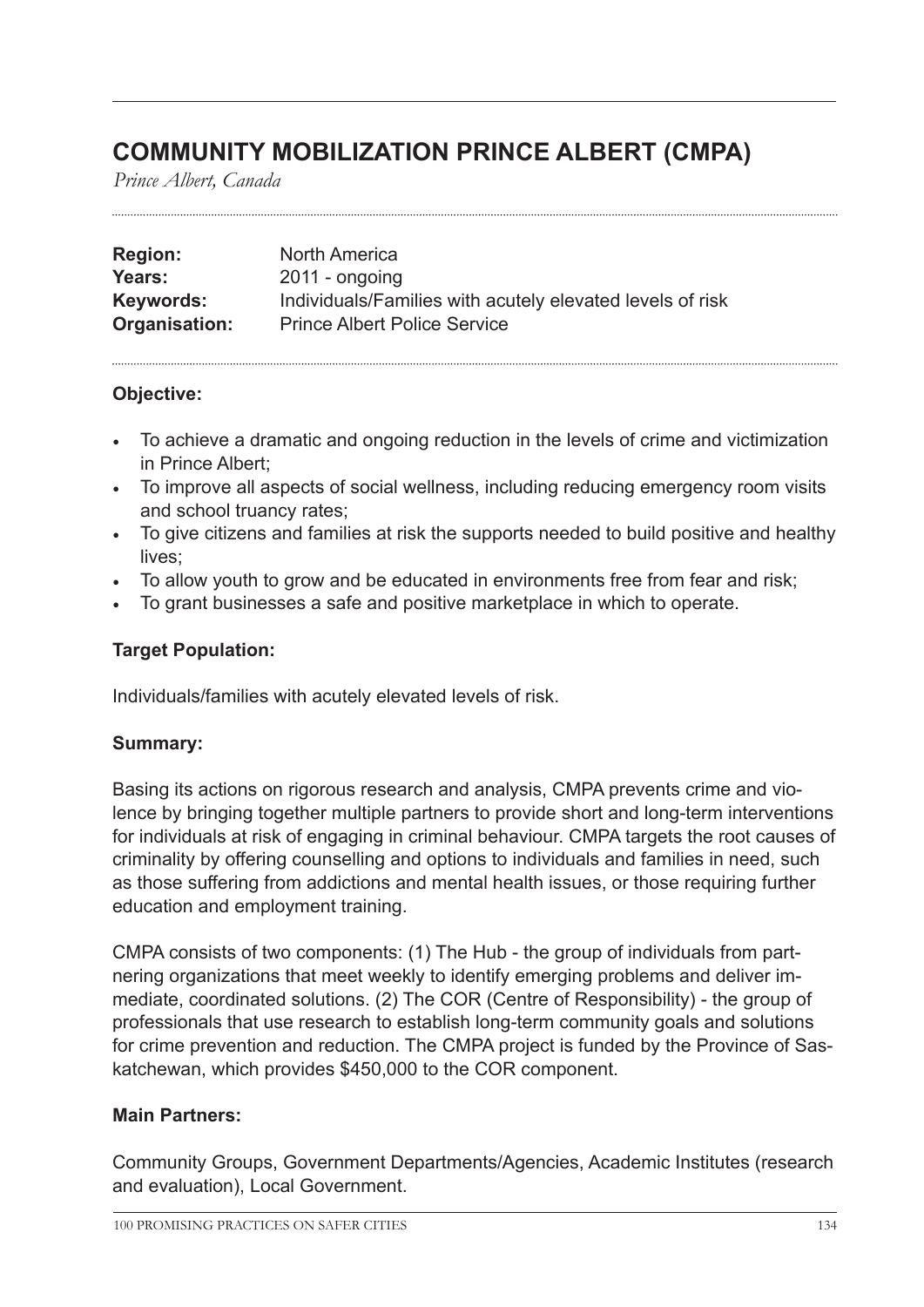# COMMUNITY MOBILIZATION PRINCE ALBERT (CMPA)

*Prince Albert, Canada*

| | |
|---|---|
| **Region:** | North America |
| **Years:** | 2011 - ongoing |
| **Keywords:** | Individuals/Families with acutely elevated levels of risk |
| **Organisation:** | Prince Albert Police Service |

### Objective:

- To achieve a dramatic and ongoing reduction in the levels of crime and victimization in Prince Albert;
- To improve all aspects of social wellness, including reducing emergency room visits and school truancy rates;
- To give citizens and families at risk the supports needed to build positive and healthy lives;
- To allow youth to grow and be educated in environments free from fear and risk;
- To grant businesses a safe and positive marketplace in which to operate.

### Target Population:

Individuals/families with acutely elevated levels of risk.

### Summary:

Basing its actions on rigorous research and analysis, CMPA prevents crime and violence by bringing together multiple partners to provide short and long-term interventions for individuals at risk of engaging in criminal behaviour. CMPA targets the root causes of criminality by offering counselling and options to individuals and families in need, such as those suffering from addictions and mental health issues, or those requiring further education and employment training.

CMPA consists of two components: (1) The Hub - the group of individuals from partnering organizations that meet weekly to identify emerging problems and deliver immediate, coordinated solutions. (2) The COR (Centre of Responsibility) - the group of professionals that use research to establish long-term community goals and solutions for crime prevention and reduction. The CMPA project is funded by the Province of Saskatchewan, which provides $450,000 to the COR component.

### Main Partners:

Community Groups, Government Departments/Agencies, Academic Institutes (research and evaluation), Local Government.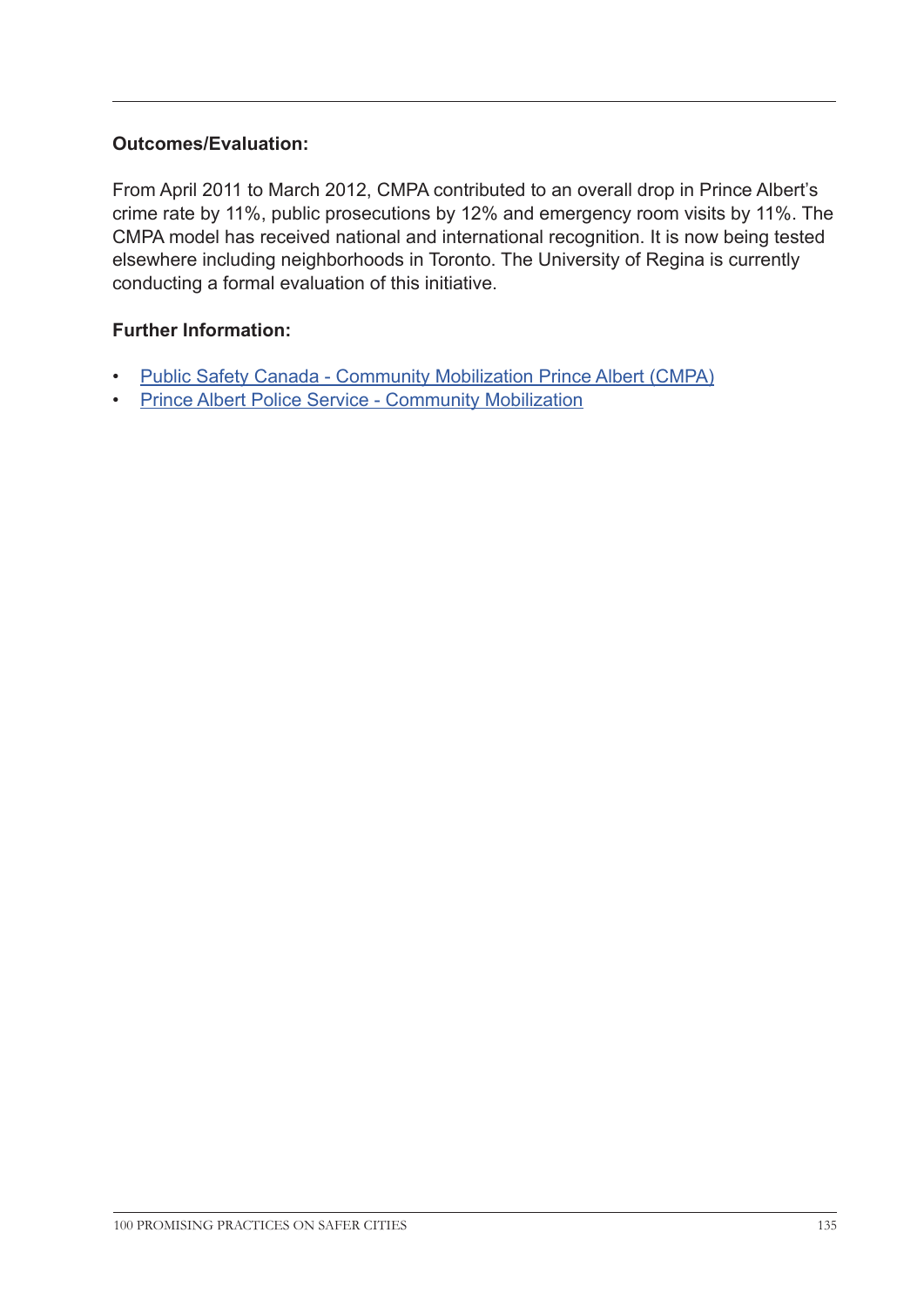**Outcomes/Evaluation:**

From April 2011 to March 2012, CMPA contributed to an overall drop in Prince Albert's crime rate by 11%, public prosecutions by 12% and emergency room visits by 11%. The CMPA model has received national and international recognition. It is now being tested elsewhere including neighborhoods in Toronto. The University of Regina is currently conducting a formal evaluation of this initiative.

**Further Information:**

- Public Safety Canada - Community Mobilization Prince Albert (CMPA)
- Prince Albert Police Service - Community Mobilization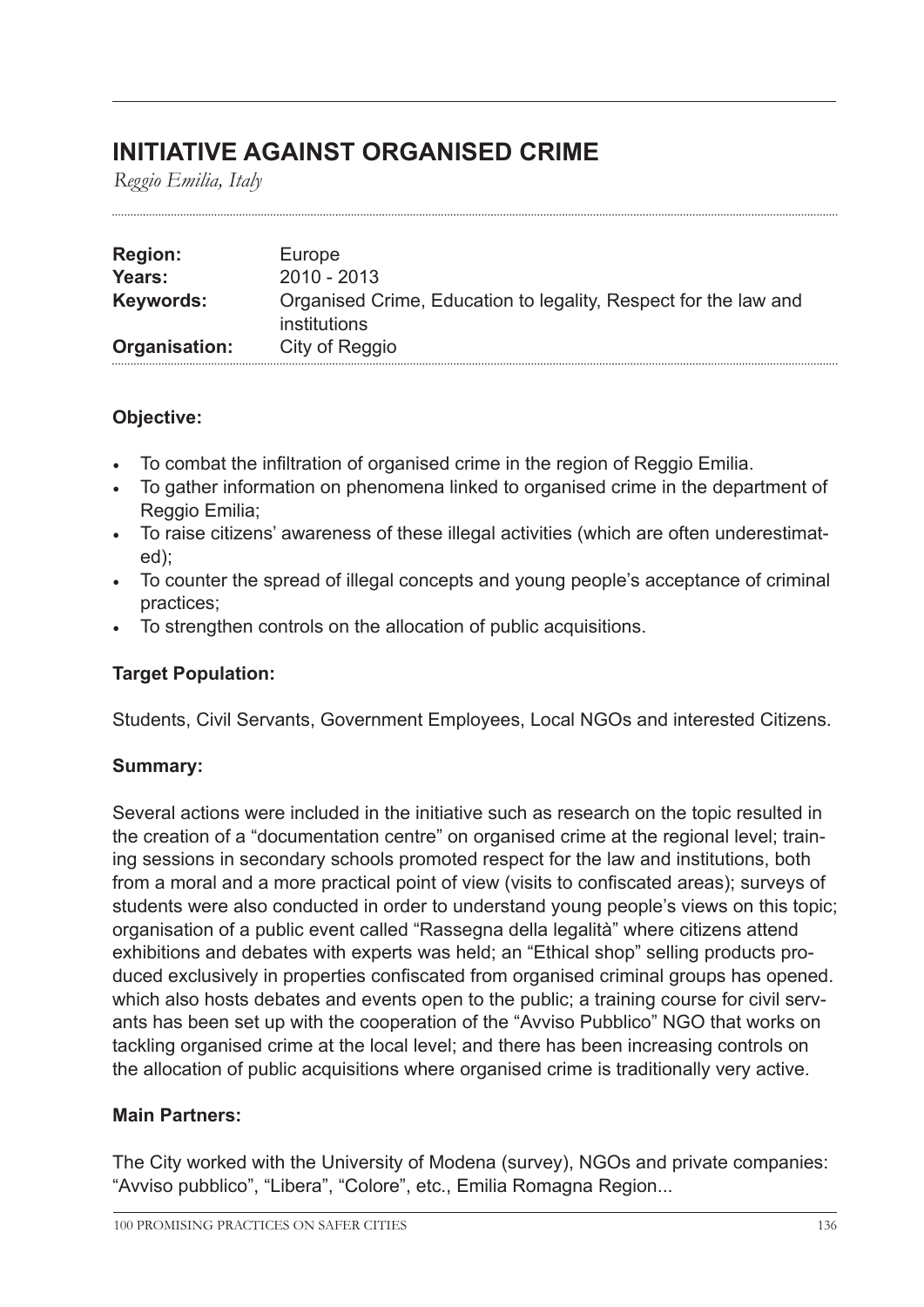## INITIATIVE AGAINST ORGANISED CRIME

*Reggio Emilia, Italy*

| | |
|---|---|
| **Region:** | Europe |
| **Years:** | 2010 - 2013 |
| **Keywords:** | Organised Crime, Education to legality, Respect for the law and institutions |
| **Organisation:** | City of Reggio |

### Objective:

- To combat the infiltration of organised crime in the region of Reggio Emilia.
- To gather information on phenomena linked to organised crime in the department of Reggio Emilia;
- To raise citizens' awareness of these illegal activities (which are often underestimated);
- To counter the spread of illegal concepts and young people's acceptance of criminal practices;
- To strengthen controls on the allocation of public acquisitions.

### Target Population:

Students, Civil Servants, Government Employees, Local NGOs and interested Citizens.

### Summary:

Several actions were included in the initiative such as research on the topic resulted in the creation of a "documentation centre" on organised crime at the regional level; training sessions in secondary schools promoted respect for the law and institutions, both from a moral and a more practical point of view (visits to confiscated areas); surveys of students were also conducted in order to understand young people's views on this topic; organisation of a public event called "Rassegna della legalità" where citizens attend exhibitions and debates with experts was held; an "Ethical shop" selling products produced exclusively in properties confiscated from organised criminal groups has opened. which also hosts debates and events open to the public; a training course for civil servants has been set up with the cooperation of the "Avviso Pubblico" NGO that works on tackling organised crime at the local level; and there has been increasing controls on the allocation of public acquisitions where organised crime is traditionally very active.

### Main Partners:

The City worked with the University of Modena (survey), NGOs and private companies: "Avviso pubblico", "Libera", "Colore", etc., Emilia Romagna Region...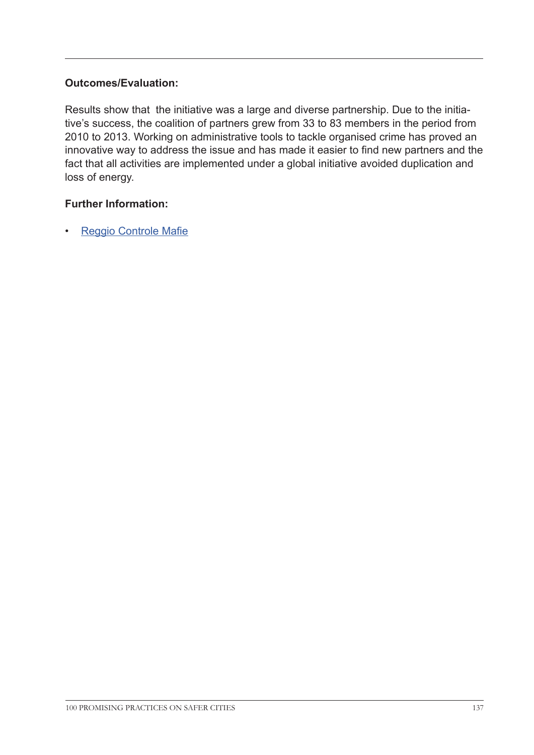**Outcomes/Evaluation:**

Results show that the initiative was a large and diverse partnership. Due to the initiative's success, the coalition of partners grew from 33 to 83 members in the period from 2010 to 2013. Working on administrative tools to tackle organised crime has proved an innovative way to address the issue and has made it easier to find new partners and the fact that all activities are implemented under a global initiative avoided duplication and loss of energy.

**Further Information:**

- Reggio Controle Mafie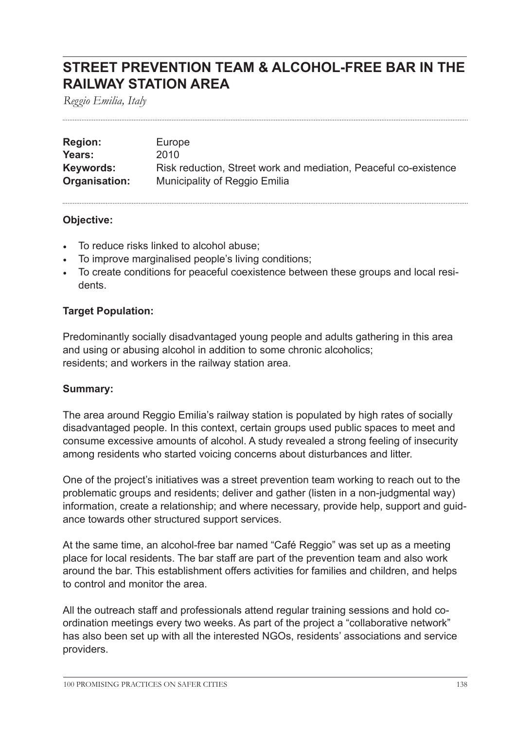# STREET PREVENTION TEAM & ALCOHOL-FREE BAR IN THE RAILWAY STATION AREA

*Reggio Emilia, Italy*

**Region:** Europe
**Years:** 2010
**Keywords:** Risk reduction, Street work and mediation, Peaceful co-existence
**Organisation:** Municipality of Reggio Emilia

**Objective:**

- To reduce risks linked to alcohol abuse;
- To improve marginalised people's living conditions;
- To create conditions for peaceful coexistence between these groups and local residents.

**Target Population:**

Predominantly socially disadvantaged young people and adults gathering in this area and using or abusing alcohol in addition to some chronic alcoholics; residents; and workers in the railway station area.

**Summary:**

The area around Reggio Emilia's railway station is populated by high rates of socially disadvantaged people. In this context, certain groups used public spaces to meet and consume excessive amounts of alcohol. A study revealed a strong feeling of insecurity among residents who started voicing concerns about disturbances and litter.

One of the project's initiatives was a street prevention team working to reach out to the problematic groups and residents; deliver and gather (listen in a non-judgmental way) information, create a relationship; and where necessary, provide help, support and guidance towards other structured support services.

At the same time, an alcohol-free bar named "Café Reggio" was set up as a meeting place for local residents. The bar staff are part of the prevention team and also work around the bar. This establishment offers activities for families and children, and helps to control and monitor the area.

All the outreach staff and professionals attend regular training sessions and hold co-ordination meetings every two weeks. As part of the project a "collaborative network" has also been set up with all the interested NGOs, residents' associations and service providers.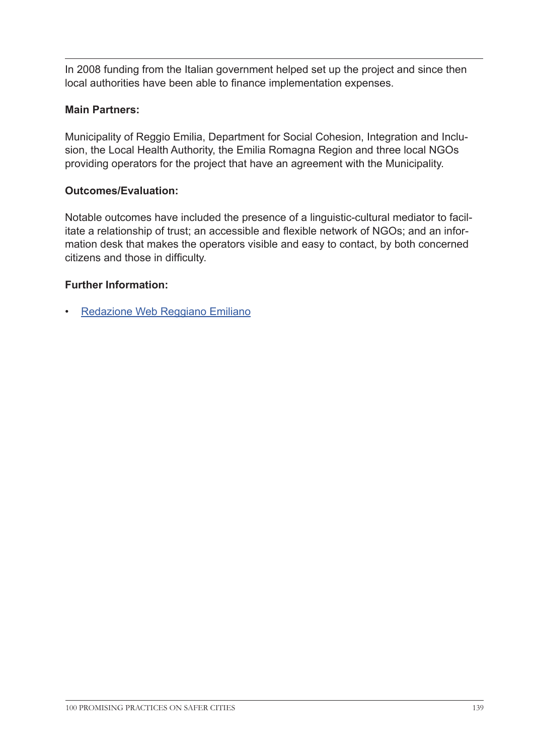In 2008 funding from the Italian government helped set up the project and since then local authorities have been able to finance implementation expenses.

**Main Partners:**

Municipality of Reggio Emilia, Department for Social Cohesion, Integration and Inclusion, the Local Health Authority, the Emilia Romagna Region and three local NGOs providing operators for the project that have an agreement with the Municipality.

**Outcomes/Evaluation:**

Notable outcomes have included the presence of a linguistic-cultural mediator to facilitate a relationship of trust; an accessible and flexible network of NGOs; and an information desk that makes the operators visible and easy to contact, by both concerned citizens and those in difficulty.

**Further Information:**

- Redazione Web Reggiano Emiliano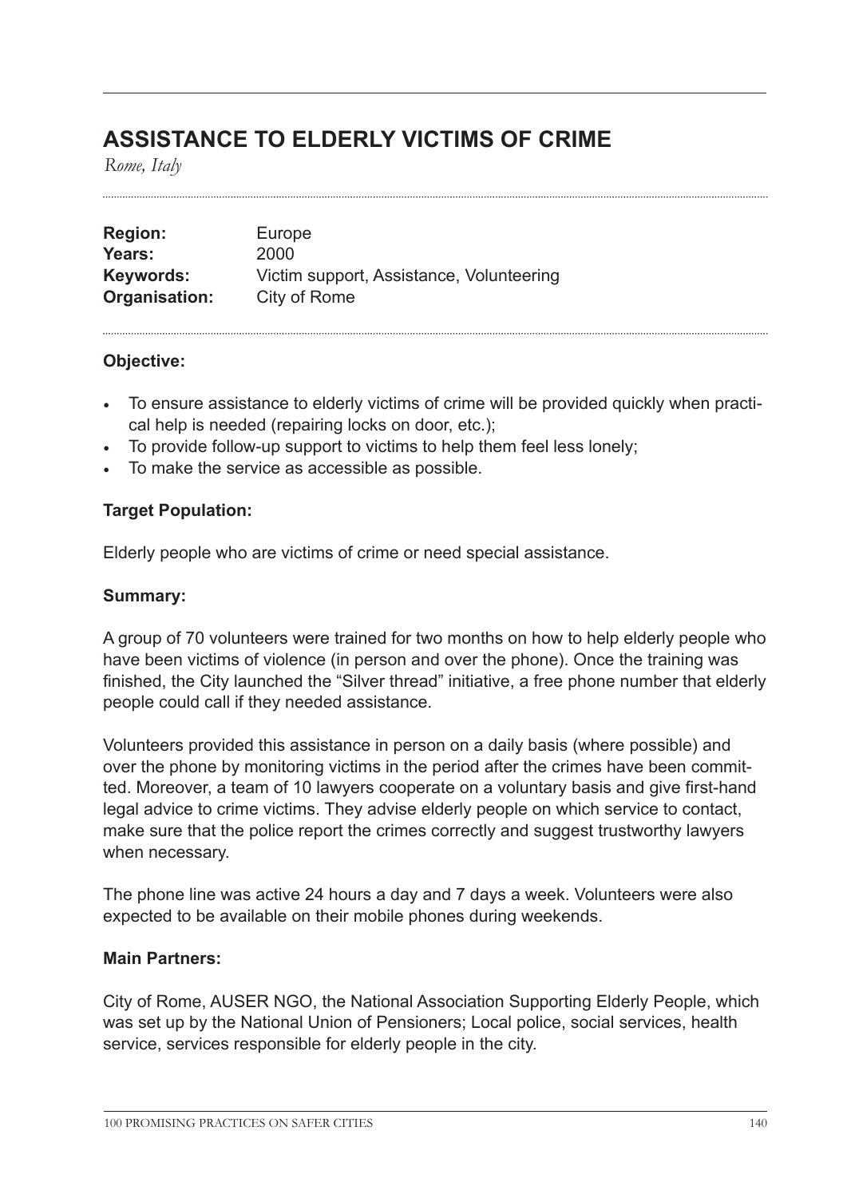# ASSISTANCE TO ELDERLY VICTIMS OF CRIME

*Rome, Italy*

**Region:** Europe
**Years:** 2000
**Keywords:** Victim support, Assistance, Volunteering
**Organisation:** City of Rome

**Objective:**

- To ensure assistance to elderly victims of crime will be provided quickly when practical help is needed (repairing locks on door, etc.);
- To provide follow-up support to victims to help them feel less lonely;
- To make the service as accessible as possible.

**Target Population:**

Elderly people who are victims of crime or need special assistance.

**Summary:**

A group of 70 volunteers were trained for two months on how to help elderly people who have been victims of violence (in person and over the phone). Once the training was finished, the City launched the "Silver thread" initiative, a free phone number that elderly people could call if they needed assistance.

Volunteers provided this assistance in person on a daily basis (where possible) and over the phone by monitoring victims in the period after the crimes have been committed. Moreover, a team of 10 lawyers cooperate on a voluntary basis and give first-hand legal advice to crime victims. They advise elderly people on which service to contact, make sure that the police report the crimes correctly and suggest trustworthy lawyers when necessary.

The phone line was active 24 hours a day and 7 days a week. Volunteers were also expected to be available on their mobile phones during weekends.

**Main Partners:**

City of Rome, AUSER NGO, the National Association Supporting Elderly People, which was set up by the National Union of Pensioners; Local police, social services, health service, services responsible for elderly people in the city.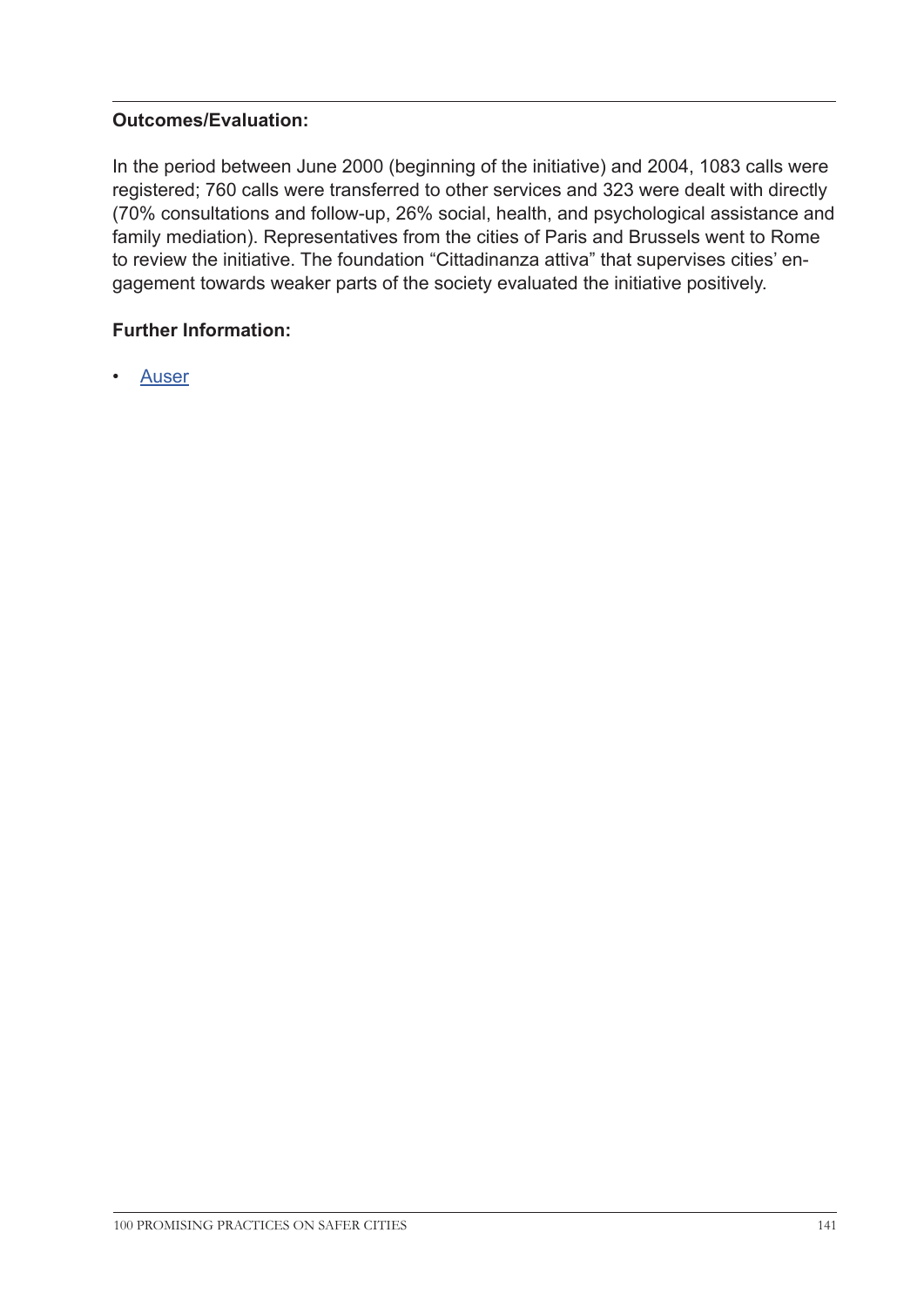**Outcomes/Evaluation:**

In the period between June 2000 (beginning of the initiative) and 2004, 1083 calls were registered; 760 calls were transferred to other services and 323 were dealt with directly (70% consultations and follow-up, 26% social, health, and psychological assistance and family mediation). Representatives from the cities of Paris and Brussels went to Rome to review the initiative. The foundation "Cittadinanza attiva" that supervises cities' engagement towards weaker parts of the society evaluated the initiative positively.

**Further Information:**

- Auser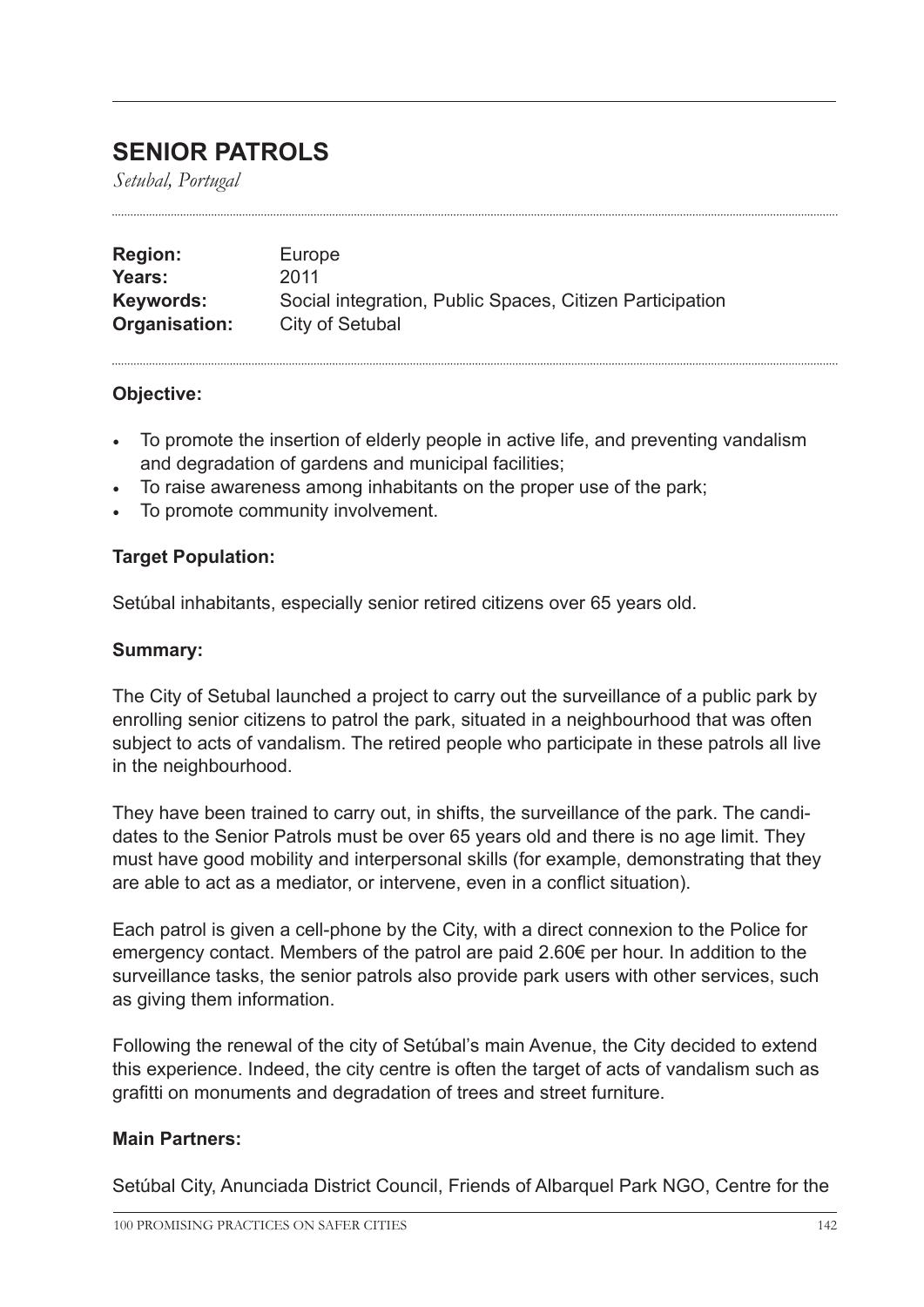# SENIOR PATROLS

*Setubal, Portugal*

**Region:** Europe
**Years:** 2011
**Keywords:** Social integration, Public Spaces, Citizen Participation
**Organisation:** City of Setubal

### Objective:

- To promote the insertion of elderly people in active life, and preventing vandalism and degradation of gardens and municipal facilities;
- To raise awareness among inhabitants on the proper use of the park;
- To promote community involvement.

### Target Population:

Setúbal inhabitants, especially senior retired citizens over 65 years old.

### Summary:

The City of Setubal launched a project to carry out the surveillance of a public park by enrolling senior citizens to patrol the park, situated in a neighbourhood that was often subject to acts of vandalism. The retired people who participate in these patrols all live in the neighbourhood.

They have been trained to carry out, in shifts, the surveillance of the park. The candidates to the Senior Patrols must be over 65 years old and there is no age limit. They must have good mobility and interpersonal skills (for example, demonstrating that they are able to act as a mediator, or intervene, even in a conflict situation).

Each patrol is given a cell-phone by the City, with a direct connexion to the Police for emergency contact. Members of the patrol are paid 2.60€ per hour. In addition to the surveillance tasks, the senior patrols also provide park users with other services, such as giving them information.

Following the renewal of the city of Setúbal's main Avenue, the City decided to extend this experience. Indeed, the city centre is often the target of acts of vandalism such as grafitti on monuments and degradation of trees and street furniture.

### Main Partners:

Setúbal City, Anunciada District Council, Friends of Albarquel Park NGO, Centre for the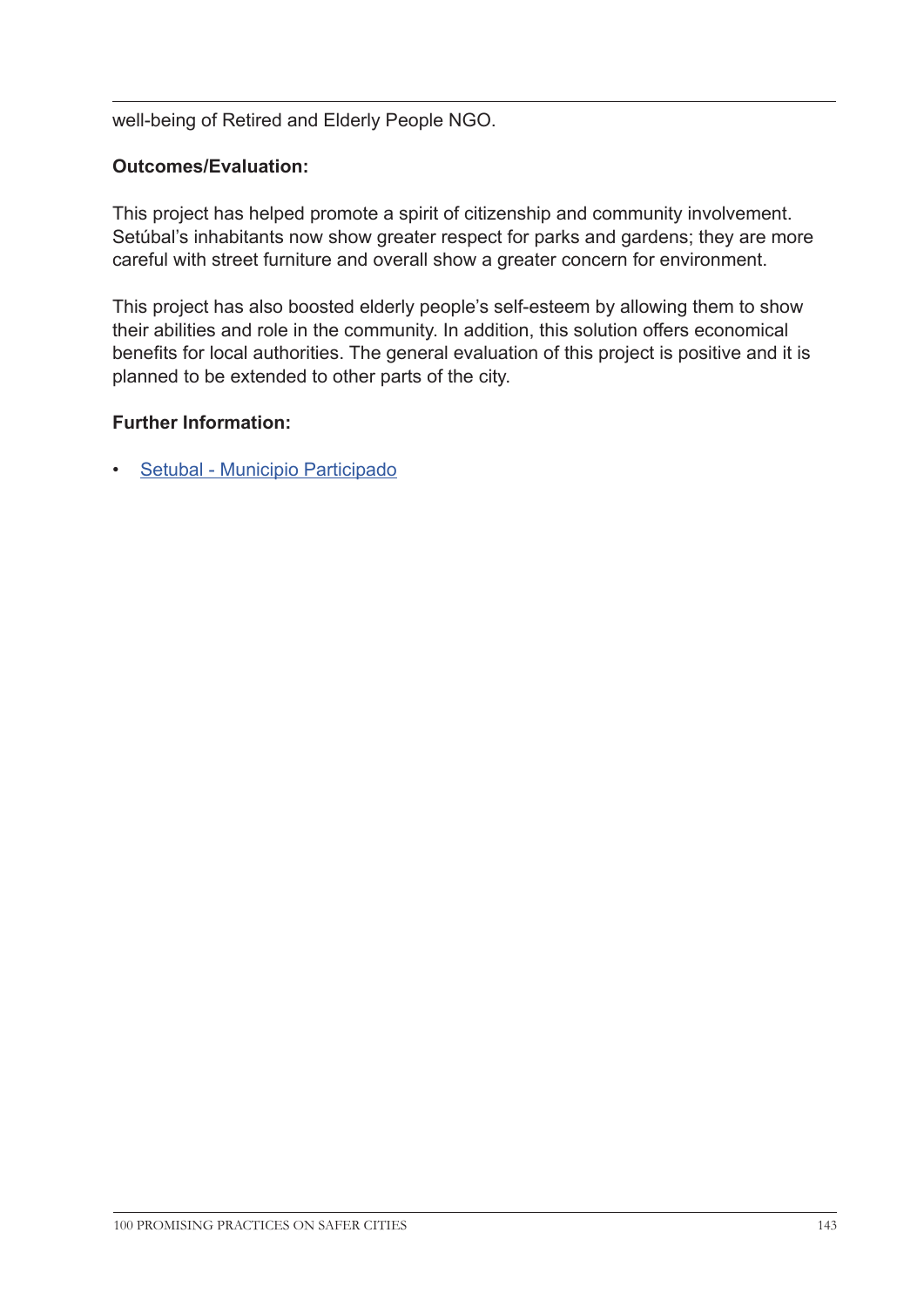well-being of Retired and Elderly People NGO.

**Outcomes/Evaluation:**

This project has helped promote a spirit of citizenship and community involvement. Setúbal's inhabitants now show greater respect for parks and gardens; they are more careful with street furniture and overall show a greater concern for environment.

This project has also boosted elderly people's self-esteem by allowing them to show their abilities and role in the community. In addition, this solution offers economical benefits for local authorities. The general evaluation of this project is positive and it is planned to be extended to other parts of the city.

**Further Information:**

- Setubal - Municipio Participado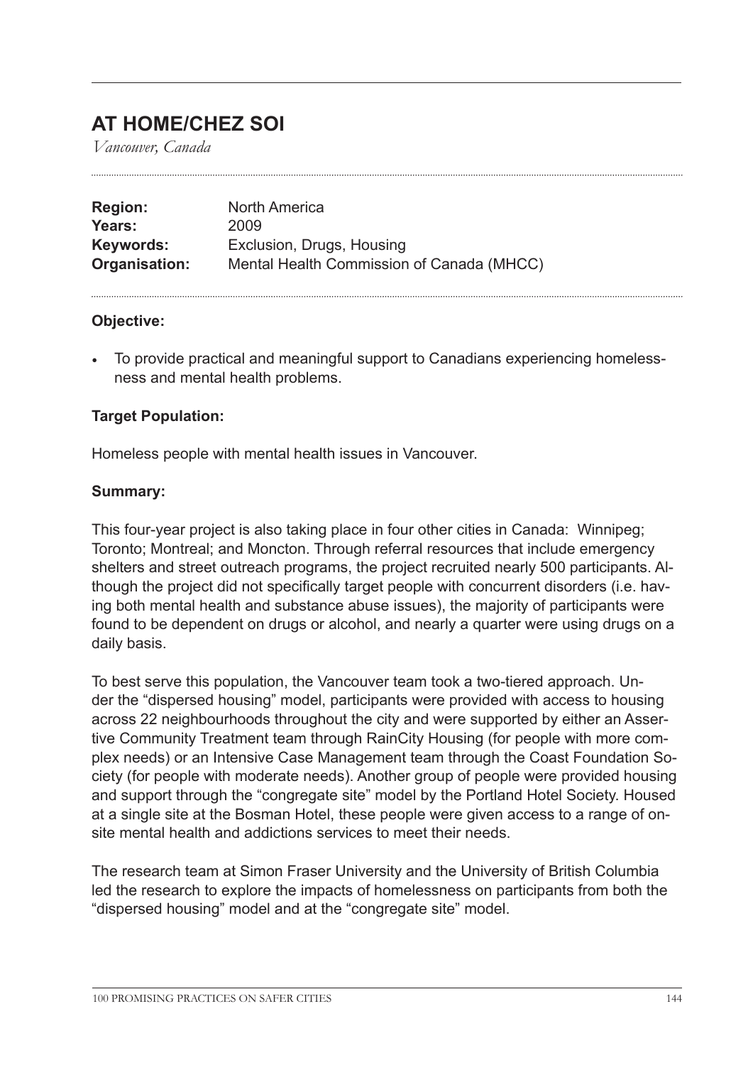# AT HOME/CHEZ SOI

*Vancouver, Canada*

| | |
|---|---|
| **Region:** | North America |
| **Years:** | 2009 |
| **Keywords:** | Exclusion, Drugs, Housing |
| **Organisation:** | Mental Health Commission of Canada (MHCC) |

### Objective:

- To provide practical and meaningful support to Canadians experiencing homelessness and mental health problems.

### Target Population:

Homeless people with mental health issues in Vancouver.

### Summary:

This four-year project is also taking place in four other cities in Canada: Winnipeg; Toronto; Montreal; and Moncton. Through referral resources that include emergency shelters and street outreach programs, the project recruited nearly 500 participants. Although the project did not specifically target people with concurrent disorders (i.e. having both mental health and substance abuse issues), the majority of participants were found to be dependent on drugs or alcohol, and nearly a quarter were using drugs on a daily basis.

To best serve this population, the Vancouver team took a two-tiered approach. Under the "dispersed housing" model, participants were provided with access to housing across 22 neighbourhoods throughout the city and were supported by either an Assertive Community Treatment team through RainCity Housing (for people with more complex needs) or an Intensive Case Management team through the Coast Foundation Society (for people with moderate needs). Another group of people were provided housing and support through the "congregate site" model by the Portland Hotel Society. Housed at a single site at the Bosman Hotel, these people were given access to a range of on-site mental health and addictions services to meet their needs.

The research team at Simon Fraser University and the University of British Columbia led the research to explore the impacts of homelessness on participants from both the "dispersed housing" model and at the "congregate site" model.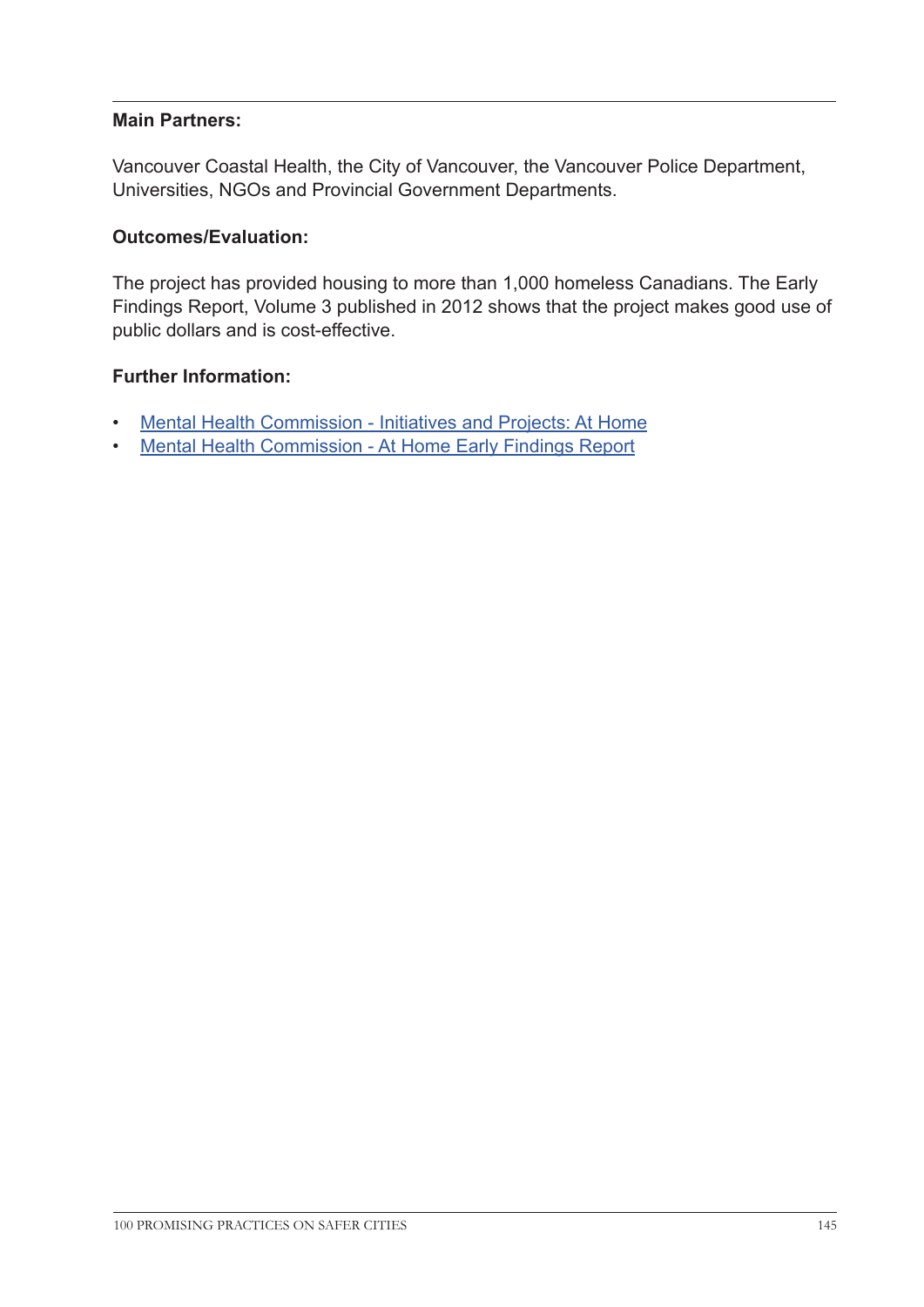**Main Partners:**

Vancouver Coastal Health, the City of Vancouver, the Vancouver Police Department, Universities, NGOs and Provincial Government Departments.

**Outcomes/Evaluation:**

The project has provided housing to more than 1,000 homeless Canadians. The Early Findings Report, Volume 3 published in 2012 shows that the project makes good use of public dollars and is cost-effective.

**Further Information:**

- Mental Health Commission - Initiatives and Projects: At Home
- Mental Health Commission - At Home Early Findings Report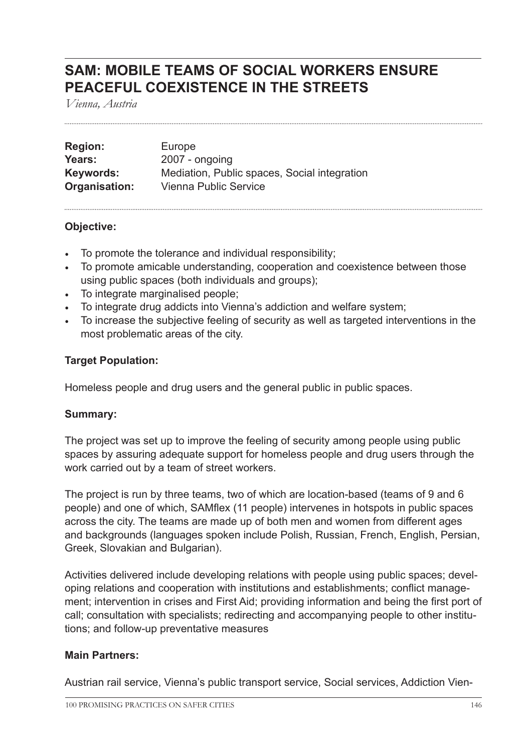## SAM: MOBILE TEAMS OF SOCIAL WORKERS ENSURE PEACEFUL COEXISTENCE IN THE STREETS

*Vienna, Austria*

**Region:** Europe
**Years:** 2007 - ongoing
**Keywords:** Mediation, Public spaces, Social integration
**Organisation:** Vienna Public Service

### Objective:

- To promote the tolerance and individual responsibility;
- To promote amicable understanding, cooperation and coexistence between those using public spaces (both individuals and groups);
- To integrate marginalised people;
- To integrate drug addicts into Vienna's addiction and welfare system;
- To increase the subjective feeling of security as well as targeted interventions in the most problematic areas of the city.

### Target Population:

Homeless people and drug users and the general public in public spaces.

### Summary:

The project was set up to improve the feeling of security among people using public spaces by assuring adequate support for homeless people and drug users through the work carried out by a team of street workers.

The project is run by three teams, two of which are location-based (teams of 9 and 6 people) and one of which, SAMflex (11 people) intervenes in hotspots in public spaces across the city. The teams are made up of both men and women from different ages and backgrounds (languages spoken include Polish, Russian, French, English, Persian, Greek, Slovakian and Bulgarian).

Activities delivered include developing relations with people using public spaces; developing relations and cooperation with institutions and establishments; conflict management; intervention in crises and First Aid; providing information and being the first port of call; consultation with specialists; redirecting and accompanying people to other institutions; and follow-up preventative measures

### Main Partners:

Austrian rail service, Vienna's public transport service, Social services, Addiction Vien-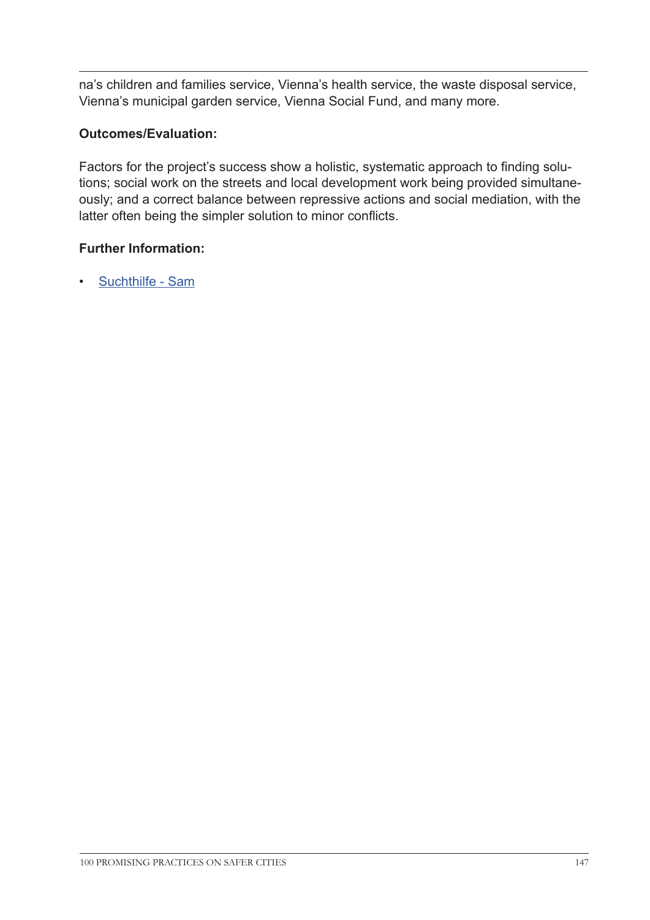na's children and families service, Vienna's health service, the waste disposal service, Vienna's municipal garden service, Vienna Social Fund, and many more.

**Outcomes/Evaluation:**

Factors for the project's success show a holistic, systematic approach to finding solutions; social work on the streets and local development work being provided simultaneously; and a correct balance between repressive actions and social mediation, with the latter often being the simpler solution to minor conflicts.

**Further Information:**

- Suchthilfe - Sam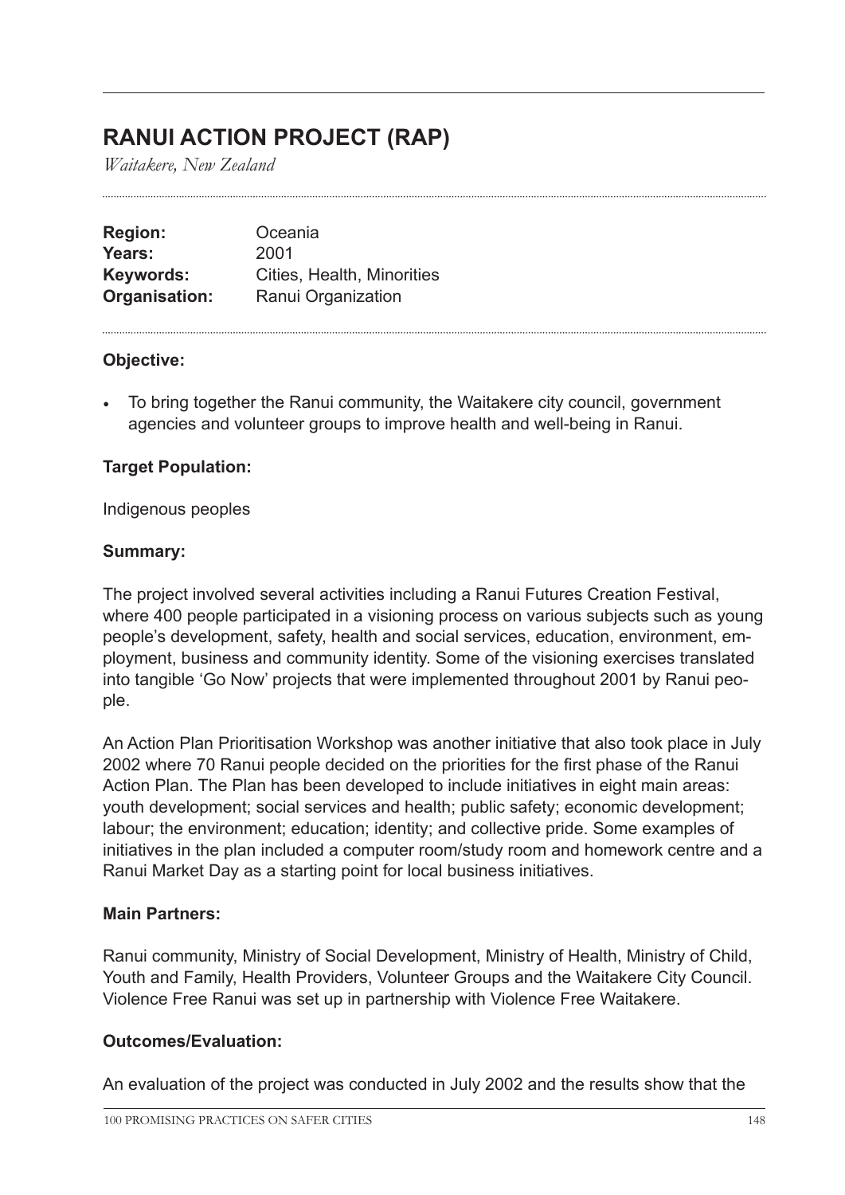# RANUI ACTION PROJECT (RAP)

*Waitakere, New Zealand*

| | |
|---|---|
| **Region:** | Oceania |
| **Years:** | 2001 |
| **Keywords:** | Cities, Health, Minorities |
| **Organisation:** | Ranui Organization |

**Objective:**

- To bring together the Ranui community, the Waitakere city council, government agencies and volunteer groups to improve health and well-being in Ranui.

**Target Population:**

Indigenous peoples

**Summary:**

The project involved several activities including a Ranui Futures Creation Festival, where 400 people participated in a visioning process on various subjects such as young people's development, safety, health and social services, education, environment, employment, business and community identity. Some of the visioning exercises translated into tangible 'Go Now' projects that were implemented throughout 2001 by Ranui people.

An Action Plan Prioritisation Workshop was another initiative that also took place in July 2002 where 70 Ranui people decided on the priorities for the first phase of the Ranui Action Plan. The Plan has been developed to include initiatives in eight main areas: youth development; social services and health; public safety; economic development; labour; the environment; education; identity; and collective pride. Some examples of initiatives in the plan included a computer room/study room and homework centre and a Ranui Market Day as a starting point for local business initiatives.

**Main Partners:**

Ranui community, Ministry of Social Development, Ministry of Health, Ministry of Child, Youth and Family, Health Providers, Volunteer Groups and the Waitakere City Council. Violence Free Ranui was set up in partnership with Violence Free Waitakere.

**Outcomes/Evaluation:**

An evaluation of the project was conducted in July 2002 and the results show that the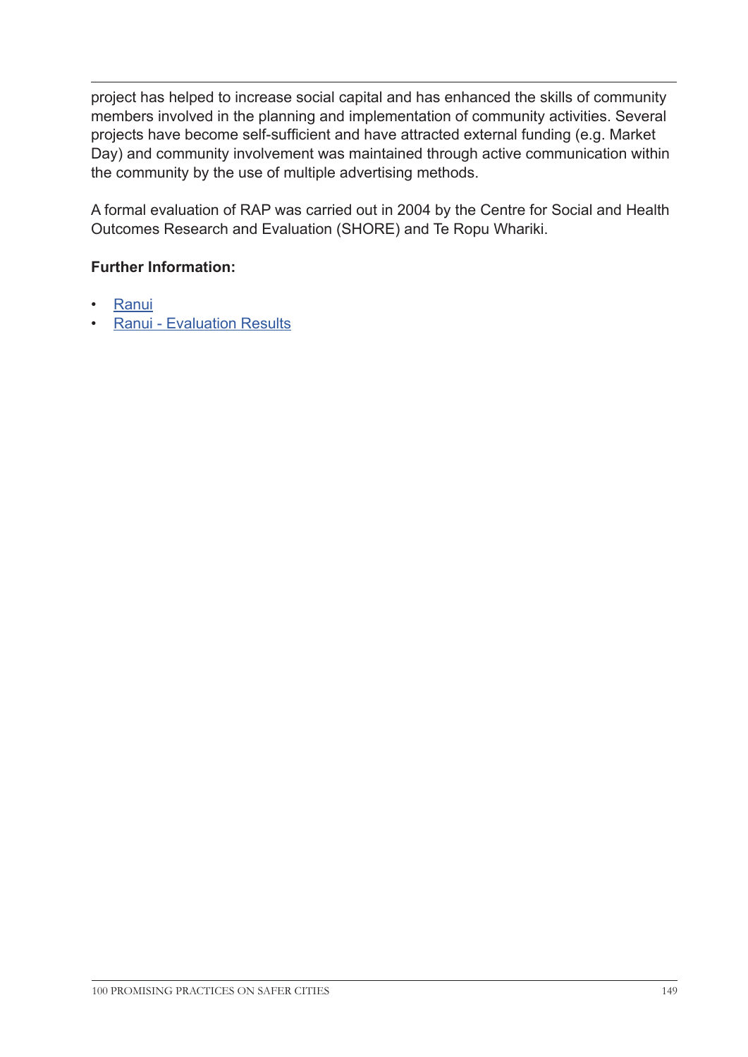project has helped to increase social capital and has enhanced the skills of community members involved in the planning and implementation of community activities. Several projects have become self-sufficient and have attracted external funding (e.g. Market Day) and community involvement was maintained through active communication within the community by the use of multiple advertising methods.

A formal evaluation of RAP was carried out in 2004 by the Centre for Social and Health Outcomes Research and Evaluation (SHORE) and Te Ropu Whariki.

**Further Information:**

- Ranui
- Ranui - Evaluation Results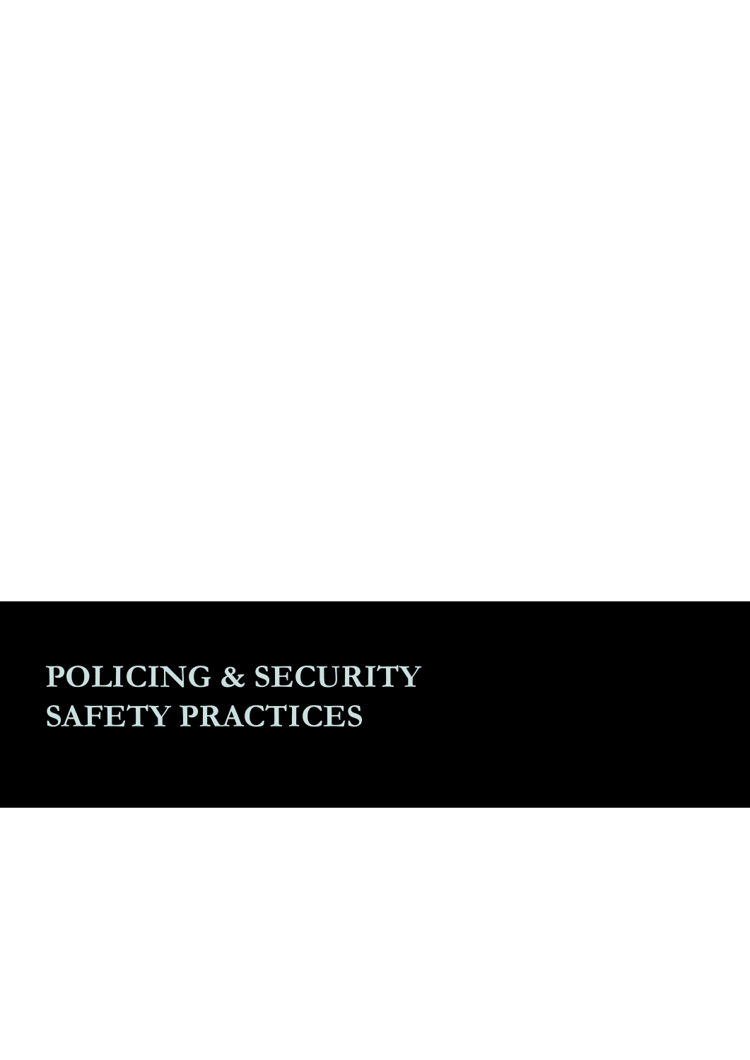# POLICING & SECURITY SAFETY PRACTICES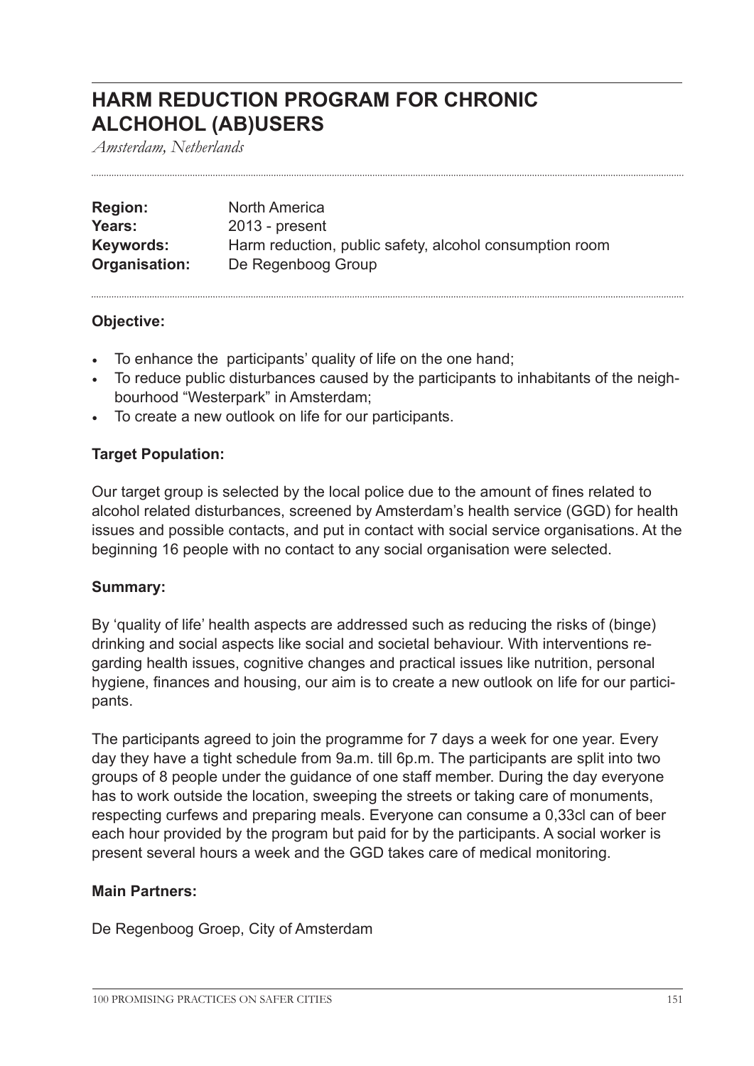# HARM REDUCTION PROGRAM FOR CHRONIC ALCHOHOL (AB)USERS

*Amsterdam, Netherlands*

| | |
|---|---|
| **Region:** | North America |
| **Years:** | 2013 - present |
| **Keywords:** | Harm reduction, public safety, alcohol consumption room |
| **Organisation:** | De Regenboog Group |

**Objective:**

- To enhance the participants' quality of life on the one hand;
- To reduce public disturbances caused by the participants to inhabitants of the neighbourhood "Westerpark" in Amsterdam;
- To create a new outlook on life for our participants.

**Target Population:**

Our target group is selected by the local police due to the amount of fines related to alcohol related disturbances, screened by Amsterdam's health service (GGD) for health issues and possible contacts, and put in contact with social service organisations. At the beginning 16 people with no contact to any social organisation were selected.

**Summary:**

By 'quality of life' health aspects are addressed such as reducing the risks of (binge) drinking and social aspects like social and societal behaviour. With interventions regarding health issues, cognitive changes and practical issues like nutrition, personal hygiene, finances and housing, our aim is to create a new outlook on life for our participants.

The participants agreed to join the programme for 7 days a week for one year. Every day they have a tight schedule from 9a.m. till 6p.m. The participants are split into two groups of 8 people under the guidance of one staff member. During the day everyone has to work outside the location, sweeping the streets or taking care of monuments, respecting curfews and preparing meals. Everyone can consume a 0,33cl can of beer each hour provided by the program but paid for by the participants. A social worker is present several hours a week and the GGD takes care of medical monitoring.

**Main Partners:**

De Regenboog Groep, City of Amsterdam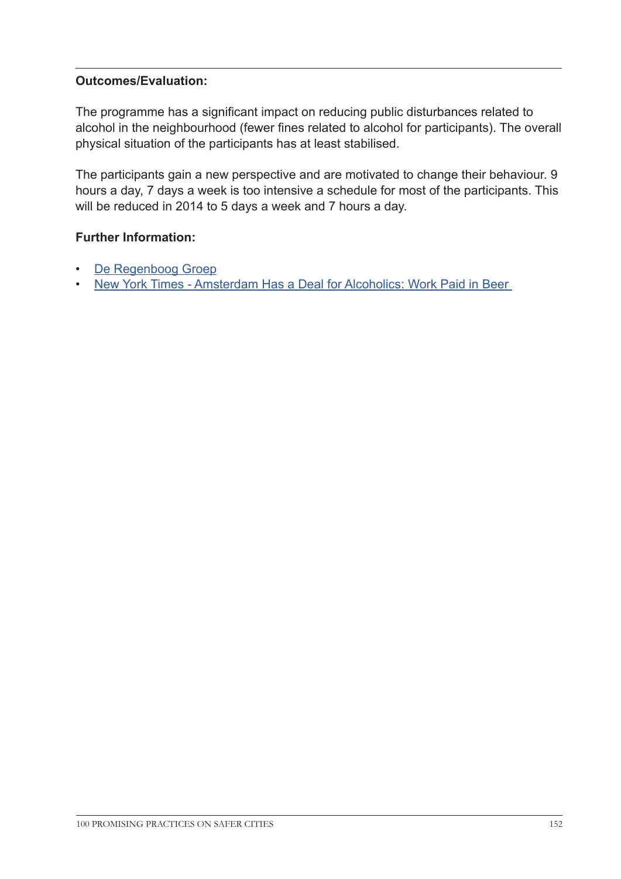**Outcomes/Evaluation:**

The programme has a significant impact on reducing public disturbances related to alcohol in the neighbourhood (fewer fines related to alcohol for participants). The overall physical situation of the participants has at least stabilised.

The participants gain a new perspective and are motivated to change their behaviour. 9 hours a day, 7 days a week is too intensive a schedule for most of the participants. This will be reduced in 2014 to 5 days a week and 7 hours a day.

**Further Information:**

- De Regenboog Groep
- New York Times - Amsterdam Has a Deal for Alcoholics: Work Paid in Beer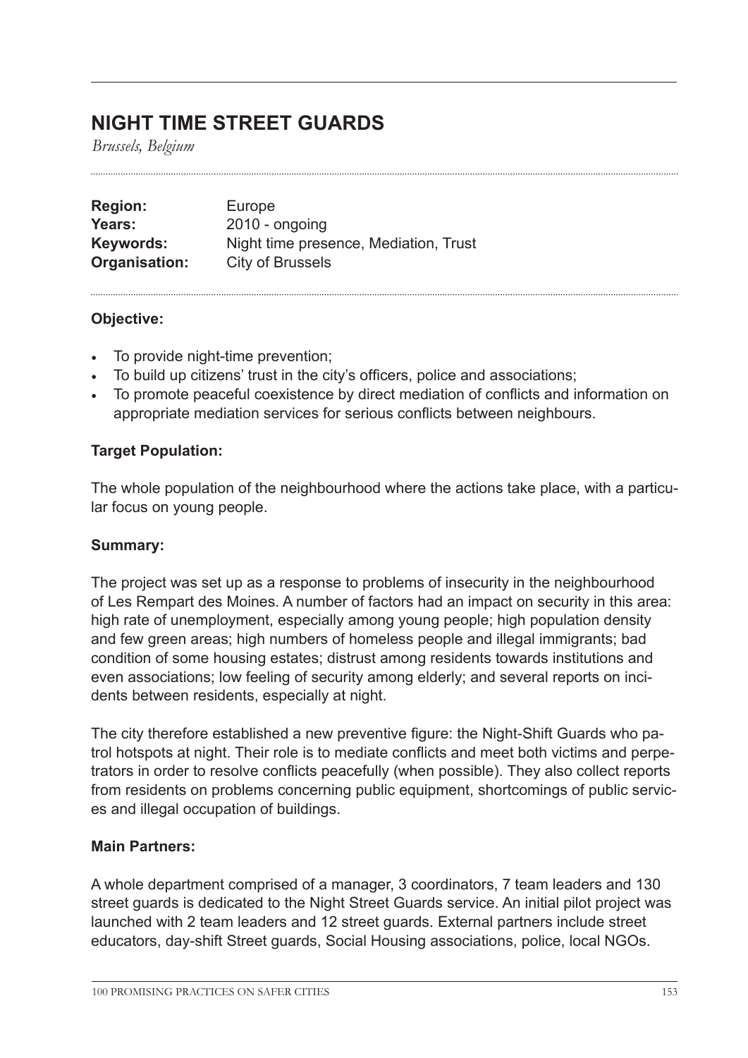# NIGHT TIME STREET GUARDS

*Brussels, Belgium*

**Region:** Europe
**Years:** 2010 - ongoing
**Keywords:** Night time presence, Mediation, Trust
**Organisation:** City of Brussels

**Objective:**

- To provide night-time prevention;
- To build up citizens' trust in the city's officers, police and associations;
- To promote peaceful coexistence by direct mediation of conflicts and information on appropriate mediation services for serious conflicts between neighbours.

**Target Population:**

The whole population of the neighbourhood where the actions take place, with a particular focus on young people.

**Summary:**

The project was set up as a response to problems of insecurity in the neighbourhood of Les Rempart des Moines. A number of factors had an impact on security in this area: high rate of unemployment, especially among young people; high population density and few green areas; high numbers of homeless people and illegal immigrants; bad condition of some housing estates; distrust among residents towards institutions and even associations; low feeling of security among elderly; and several reports on incidents between residents, especially at night.

The city therefore established a new preventive figure: the Night-Shift Guards who patrol hotspots at night. Their role is to mediate conflicts and meet both victims and perpetrators in order to resolve conflicts peacefully (when possible). They also collect reports from residents on problems concerning public equipment, shortcomings of public services and illegal occupation of buildings.

**Main Partners:**

A whole department comprised of a manager, 3 coordinators, 7 team leaders and 130 street guards is dedicated to the Night Street Guards service. An initial pilot project was launched with 2 team leaders and 12 street guards. External partners include street educators, day-shift Street guards, Social Housing associations, police, local NGOs.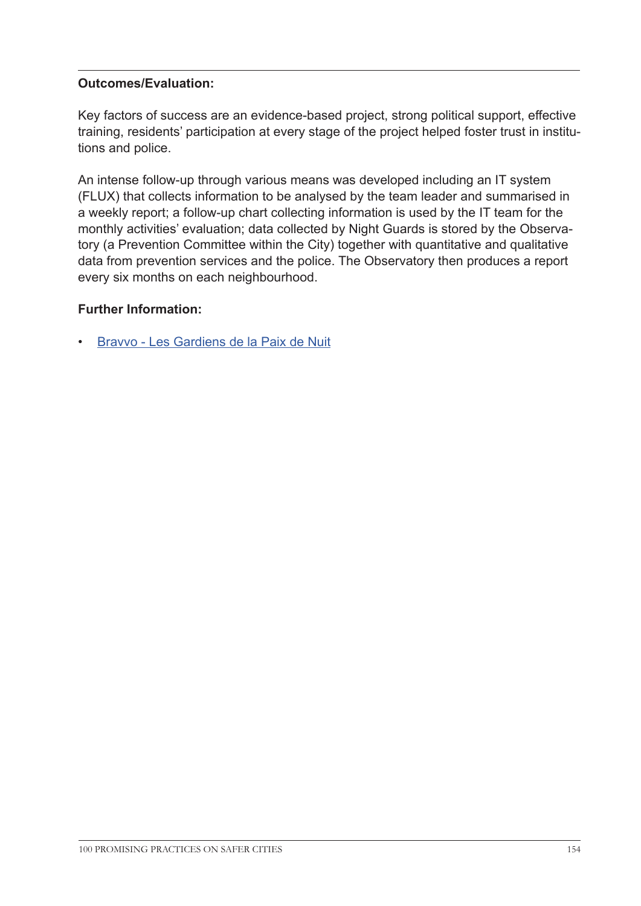**Outcomes/Evaluation:**

Key factors of success are an evidence-based project, strong political support, effective training, residents' participation at every stage of the project helped foster trust in institutions and police.

An intense follow-up through various means was developed including an IT system (FLUX) that collects information to be analysed by the team leader and summarised in a weekly report; a follow-up chart collecting information is used by the IT team for the monthly activities' evaluation; data collected by Night Guards is stored by the Observatory (a Prevention Committee within the City) together with quantitative and qualitative data from prevention services and the police. The Observatory then produces a report every six months on each neighbourhood.

**Further Information:**

- Bravvo - Les Gardiens de la Paix de Nuit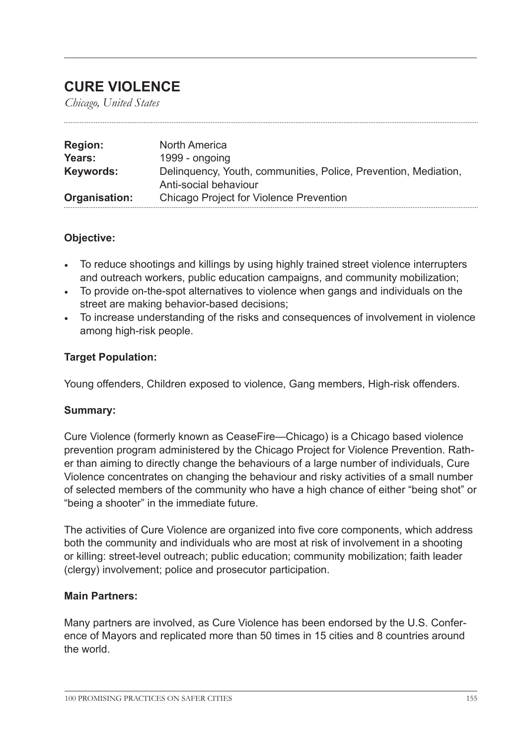# CURE VIOLENCE

*Chicago, United States*

| | |
|---|---|
| **Region:** | North America |
| **Years:** | 1999 - ongoing |
| **Keywords:** | Delinquency, Youth, communities, Police, Prevention, Mediation, Anti-social behaviour |
| **Organisation:** | Chicago Project for Violence Prevention |

**Objective:**

- To reduce shootings and killings by using highly trained street violence interrupters and outreach workers, public education campaigns, and community mobilization;
- To provide on-the-spot alternatives to violence when gangs and individuals on the street are making behavior-based decisions;
- To increase understanding of the risks and consequences of involvement in violence among high-risk people.

**Target Population:**

Young offenders, Children exposed to violence, Gang members, High-risk offenders.

**Summary:**

Cure Violence (formerly known as CeaseFire—Chicago) is a Chicago based violence prevention program administered by the Chicago Project for Violence Prevention. Rather than aiming to directly change the behaviours of a large number of individuals, Cure Violence concentrates on changing the behaviour and risky activities of a small number of selected members of the community who have a high chance of either "being shot" or "being a shooter" in the immediate future.

The activities of Cure Violence are organized into five core components, which address both the community and individuals who are most at risk of involvement in a shooting or killing: street-level outreach; public education; community mobilization; faith leader (clergy) involvement; police and prosecutor participation.

**Main Partners:**

Many partners are involved, as Cure Violence has been endorsed by the U.S. Conference of Mayors and replicated more than 50 times in 15 cities and 8 countries around the world.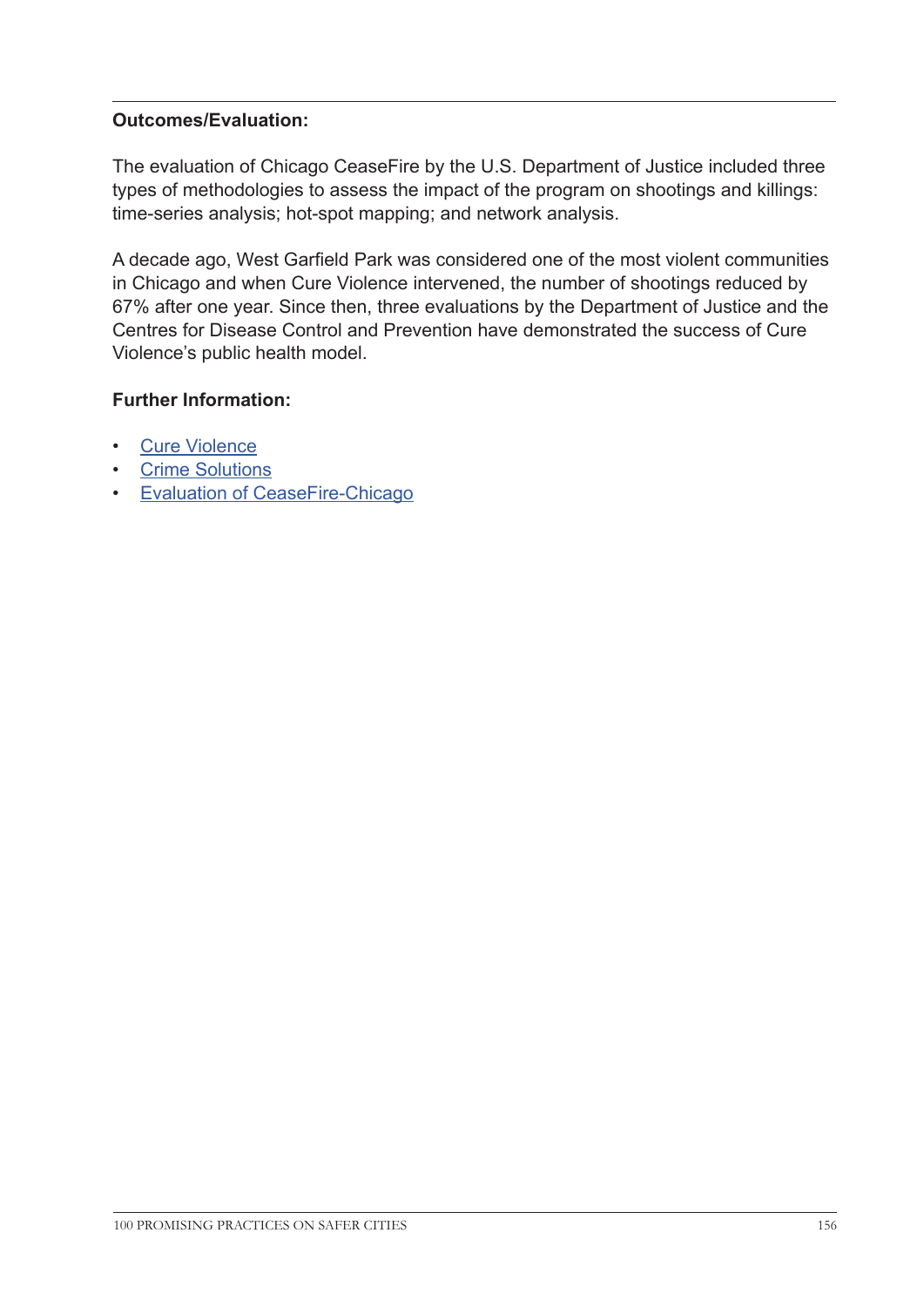**Outcomes/Evaluation:**

The evaluation of Chicago CeaseFire by the U.S. Department of Justice included three types of methodologies to assess the impact of the program on shootings and killings: time-series analysis; hot-spot mapping; and network analysis.

A decade ago, West Garfield Park was considered one of the most violent communities in Chicago and when Cure Violence intervened, the number of shootings reduced by 67% after one year. Since then, three evaluations by the Department of Justice and the Centres for Disease Control and Prevention have demonstrated the success of Cure Violence's public health model.

**Further Information:**

- Cure Violence
- Crime Solutions
- Evaluation of CeaseFire-Chicago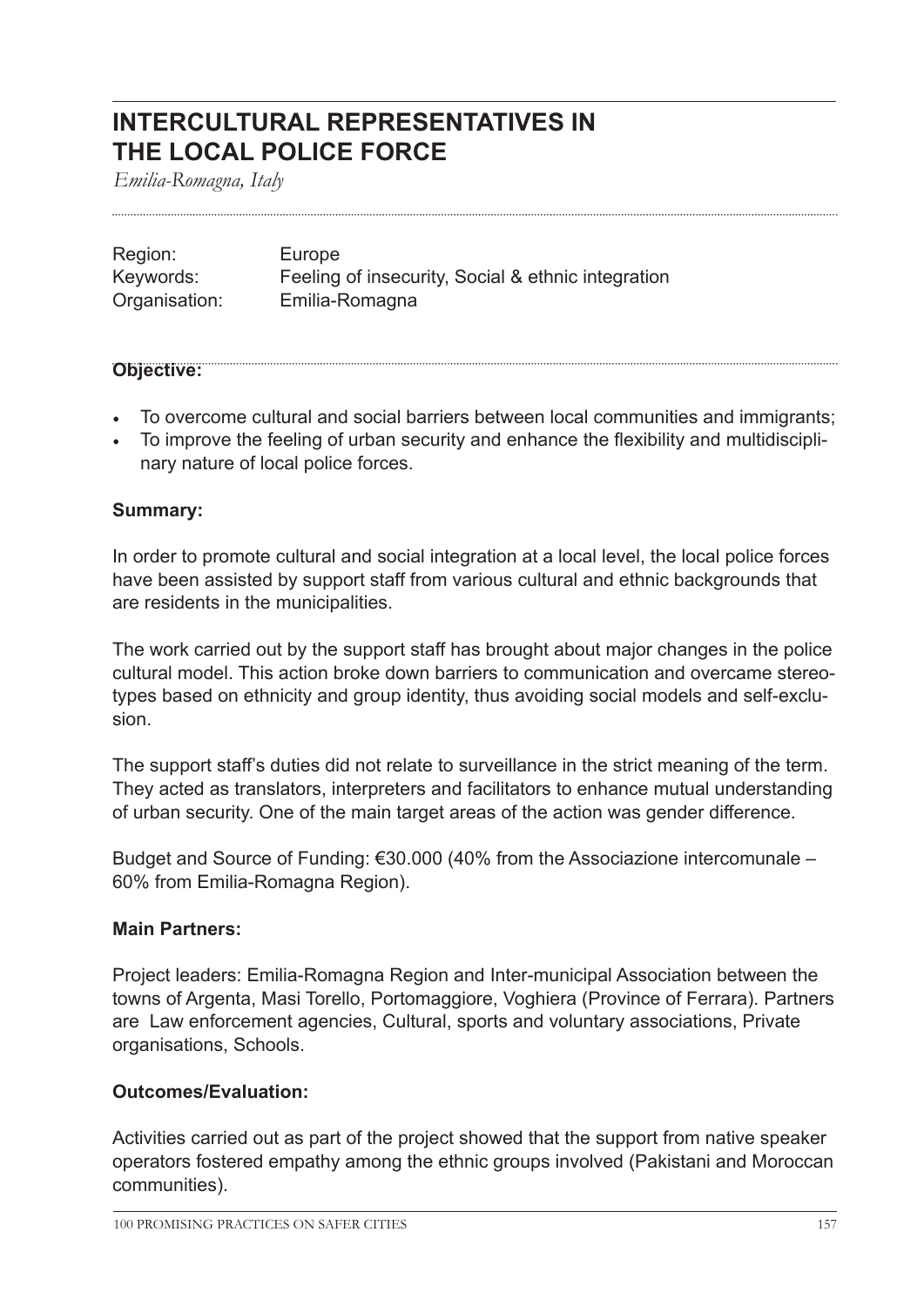# INTERCULTURAL REPRESENTATIVES IN THE LOCAL POLICE FORCE

*Emilia-Romagna, Italy*

Region: Europe
Keywords: Feeling of insecurity, Social & ethnic integration
Organisation: Emilia-Romagna

**Objective:**

- To overcome cultural and social barriers between local communities and immigrants;
- To improve the feeling of urban security and enhance the flexibility and multidisciplinary nature of local police forces.

**Summary:**

In order to promote cultural and social integration at a local level, the local police forces have been assisted by support staff from various cultural and ethnic backgrounds that are residents in the municipalities.

The work carried out by the support staff has brought about major changes in the police cultural model. This action broke down barriers to communication and overcame stereotypes based on ethnicity and group identity, thus avoiding social models and self-exclusion.

The support staff's duties did not relate to surveillance in the strict meaning of the term. They acted as translators, interpreters and facilitators to enhance mutual understanding of urban security. One of the main target areas of the action was gender difference.

Budget and Source of Funding: €30.000 (40% from the Associazione intercomunale – 60% from Emilia-Romagna Region).

**Main Partners:**

Project leaders: Emilia-Romagna Region and Inter-municipal Association between the towns of Argenta, Masi Torello, Portomaggiore, Voghiera (Province of Ferrara). Partners are Law enforcement agencies, Cultural, sports and voluntary associations, Private organisations, Schools.

**Outcomes/Evaluation:**

Activities carried out as part of the project showed that the support from native speaker operators fostered empathy among the ethnic groups involved (Pakistani and Moroccan communities).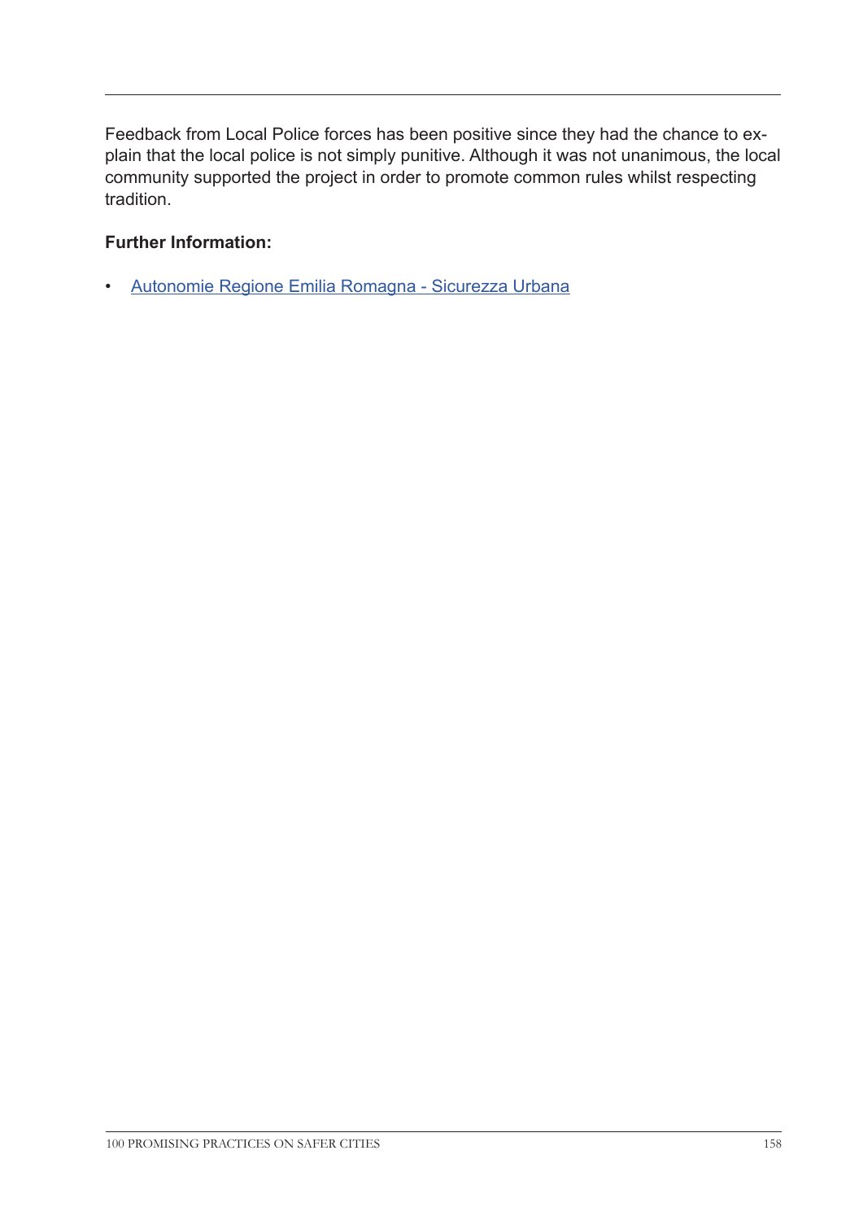Feedback from Local Police forces has been positive since they had the chance to explain that the local police is not simply punitive. Although it was not unanimous, the local community supported the project in order to promote common rules whilst respecting tradition.

**Further Information:**

- Autonomie Regione Emilia Romagna - Sicurezza Urbana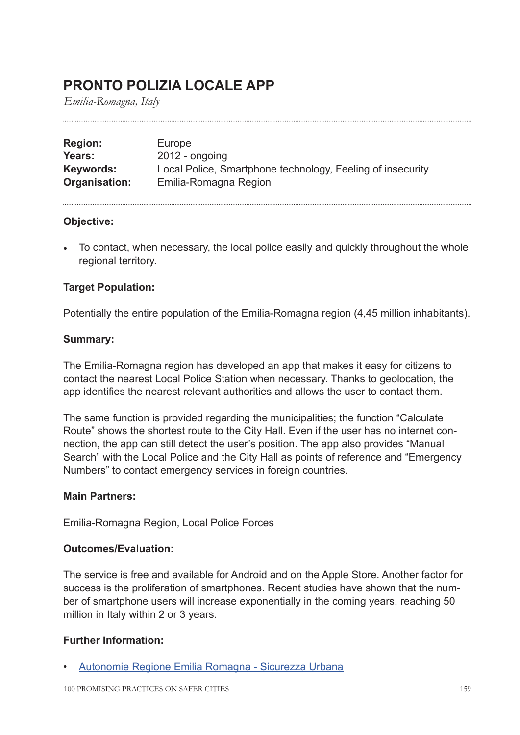# PRONTO POLIZIA LOCALE APP

*Emilia-Romagna, Italy*

| | |
|---|---|
| **Region:** | Europe |
| **Years:** | 2012 - ongoing |
| **Keywords:** | Local Police, Smartphone technology, Feeling of insecurity |
| **Organisation:** | Emilia-Romagna Region |

**Objective:**

- To contact, when necessary, the local police easily and quickly throughout the whole regional territory.

**Target Population:**

Potentially the entire population of the Emilia-Romagna region (4,45 million inhabitants).

**Summary:**

The Emilia-Romagna region has developed an app that makes it easy for citizens to contact the nearest Local Police Station when necessary. Thanks to geolocation, the app identifies the nearest relevant authorities and allows the user to contact them.

The same function is provided regarding the municipalities; the function "Calculate Route" shows the shortest route to the City Hall. Even if the user has no internet connection, the app can still detect the user's position. The app also provides "Manual Search" with the Local Police and the City Hall as points of reference and "Emergency Numbers" to contact emergency services in foreign countries.

**Main Partners:**

Emilia-Romagna Region, Local Police Forces

**Outcomes/Evaluation:**

The service is free and available for Android and on the Apple Store. Another factor for success is the proliferation of smartphones. Recent studies have shown that the number of smartphone users will increase exponentially in the coming years, reaching 50 million in Italy within 2 or 3 years.

**Further Information:**

- Autonomie Regione Emilia Romagna - Sicurezza Urbana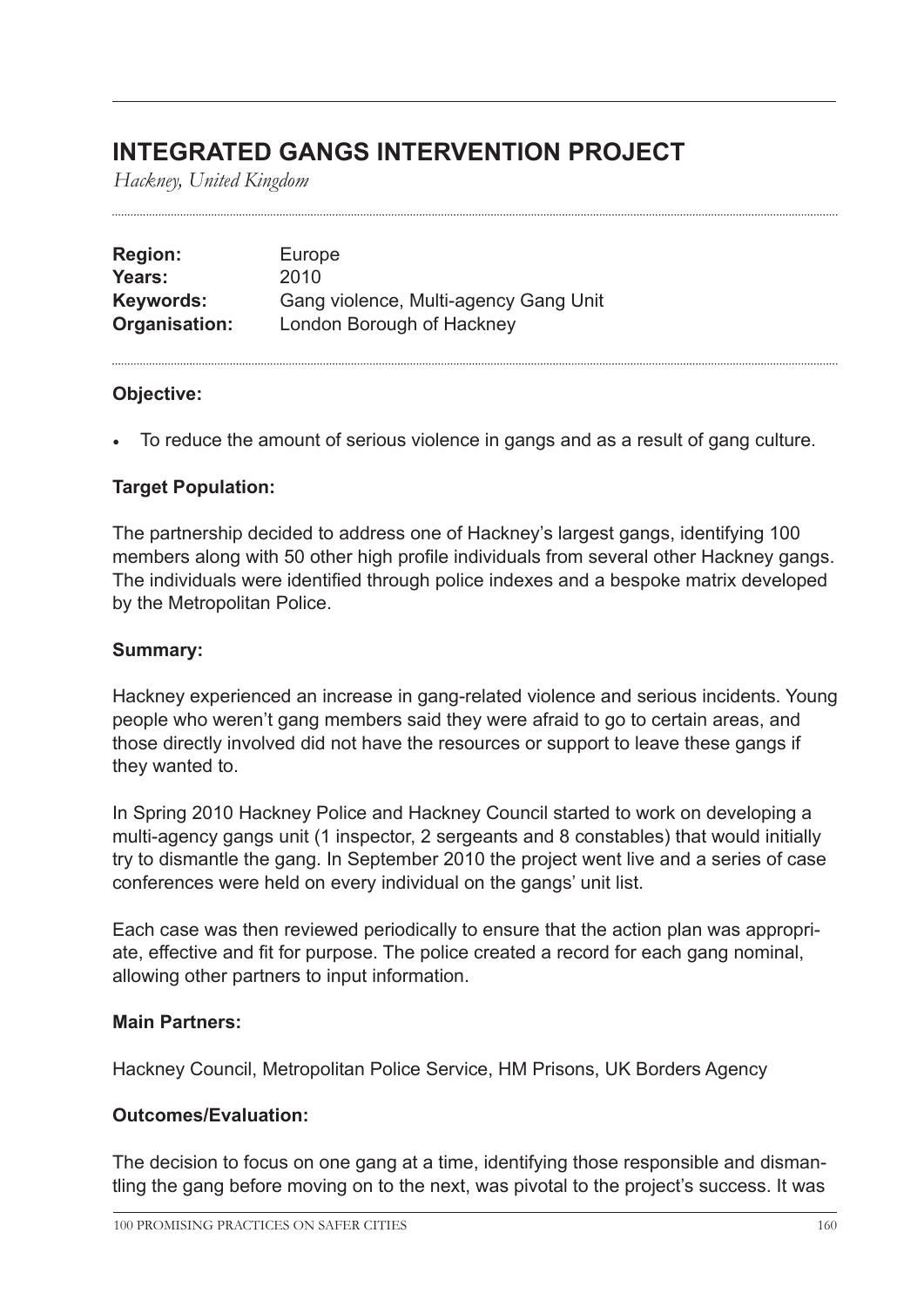# INTEGRATED GANGS INTERVENTION PROJECT

*Hackney, United Kingdom*

| | |
|---|---|
| **Region:** | Europe |
| **Years:** | 2010 |
| **Keywords:** | Gang violence, Multi-agency Gang Unit |
| **Organisation:** | London Borough of Hackney |

**Objective:**

- To reduce the amount of serious violence in gangs and as a result of gang culture.

**Target Population:**

The partnership decided to address one of Hackney's largest gangs, identifying 100 members along with 50 other high profile individuals from several other Hackney gangs. The individuals were identified through police indexes and a bespoke matrix developed by the Metropolitan Police.

**Summary:**

Hackney experienced an increase in gang-related violence and serious incidents. Young people who weren't gang members said they were afraid to go to certain areas, and those directly involved did not have the resources or support to leave these gangs if they wanted to.

In Spring 2010 Hackney Police and Hackney Council started to work on developing a multi-agency gangs unit (1 inspector, 2 sergeants and 8 constables) that would initially try to dismantle the gang. In September 2010 the project went live and a series of case conferences were held on every individual on the gangs' unit list.

Each case was then reviewed periodically to ensure that the action plan was appropriate, effective and fit for purpose. The police created a record for each gang nominal, allowing other partners to input information.

**Main Partners:**

Hackney Council, Metropolitan Police Service, HM Prisons, UK Borders Agency

**Outcomes/Evaluation:**

The decision to focus on one gang at a time, identifying those responsible and dismantling the gang before moving on to the next, was pivotal to the project's success. It was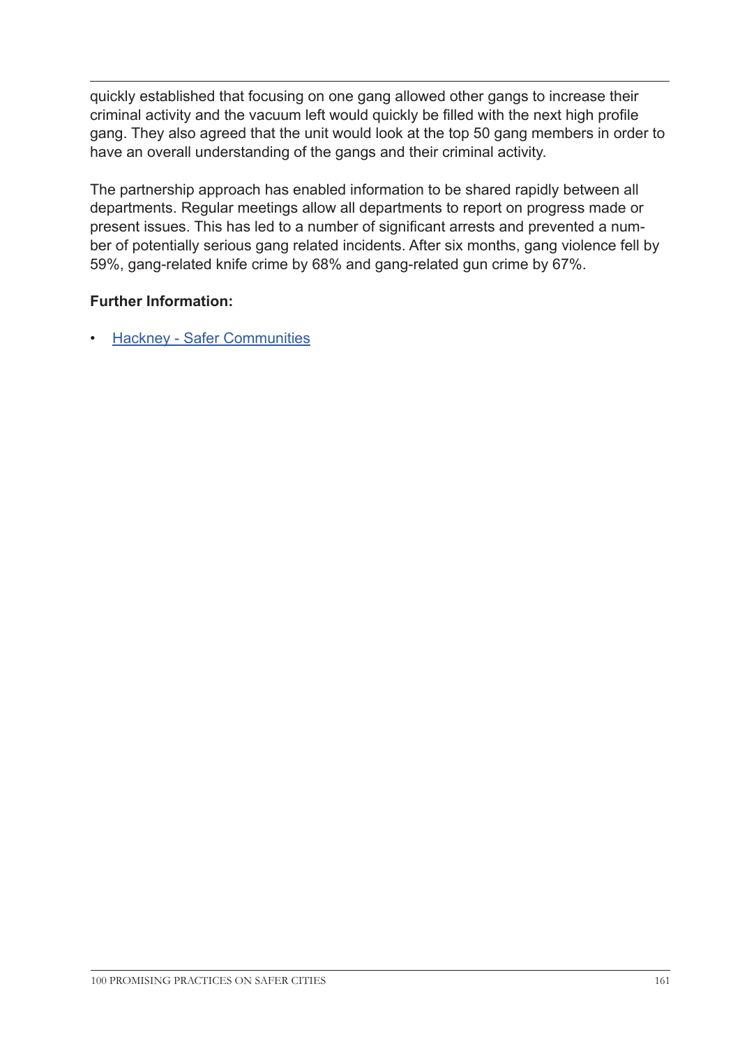quickly established that focusing on one gang allowed other gangs to increase their criminal activity and the vacuum left would quickly be filled with the next high profile gang. They also agreed that the unit would look at the top 50 gang members in order to have an overall understanding of the gangs and their criminal activity.

The partnership approach has enabled information to be shared rapidly between all departments. Regular meetings allow all departments to report on progress made or present issues. This has led to a number of significant arrests and prevented a number of potentially serious gang related incidents. After six months, gang violence fell by 59%, gang-related knife crime by 68% and gang-related gun crime by 67%.

**Further Information:**

- Hackney - Safer Communities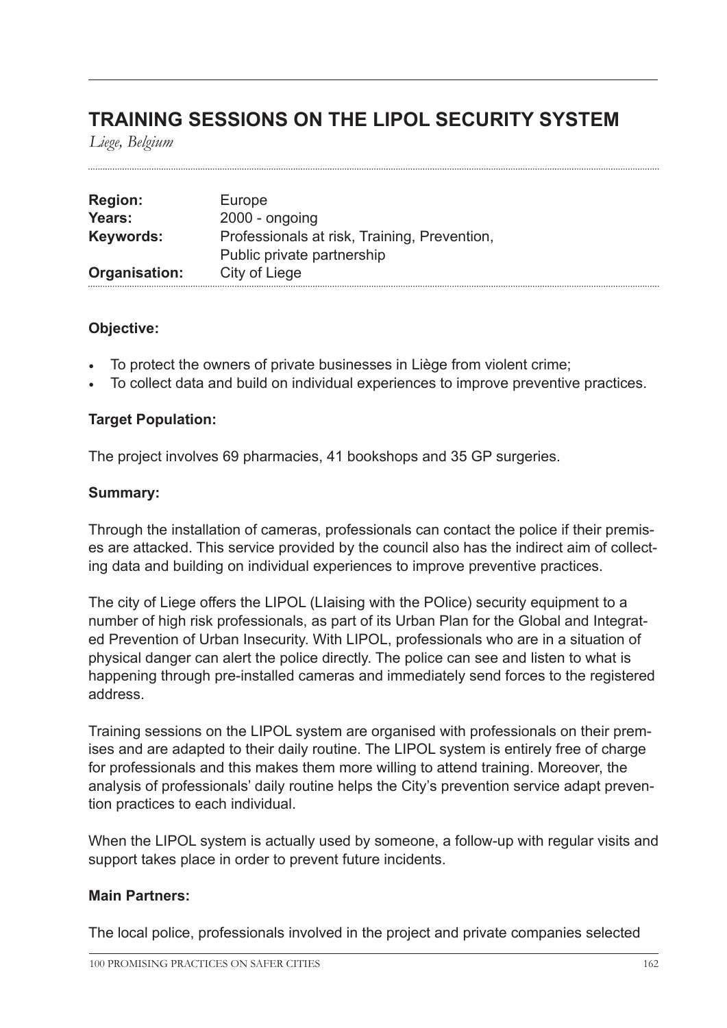## TRAINING SESSIONS ON THE LIPOL SECURITY SYSTEM

*Liege, Belgium*

| | |
|---|---|
| **Region:** | Europe |
| **Years:** | 2000 - ongoing |
| **Keywords:** | Professionals at risk, Training, Prevention, Public private partnership |
| **Organisation:** | City of Liege |

**Objective:**

- To protect the owners of private businesses in Liège from violent crime;
- To collect data and build on individual experiences to improve preventive practices.

**Target Population:**

The project involves 69 pharmacies, 41 bookshops and 35 GP surgeries.

**Summary:**

Through the installation of cameras, professionals can contact the police if their premises are attacked. This service provided by the council also has the indirect aim of collecting data and building on individual experiences to improve preventive practices.

The city of Liege offers the LIPOL (LIaising with the POlice) security equipment to a number of high risk professionals, as part of its Urban Plan for the Global and Integrated Prevention of Urban Insecurity. With LIPOL, professionals who are in a situation of physical danger can alert the police directly. The police can see and listen to what is happening through pre-installed cameras and immediately send forces to the registered address.

Training sessions on the LIPOL system are organised with professionals on their premises and are adapted to their daily routine. The LIPOL system is entirely free of charge for professionals and this makes them more willing to attend training. Moreover, the analysis of professionals' daily routine helps the City's prevention service adapt prevention practices to each individual.

When the LIPOL system is actually used by someone, a follow-up with regular visits and support takes place in order to prevent future incidents.

**Main Partners:**

The local police, professionals involved in the project and private companies selected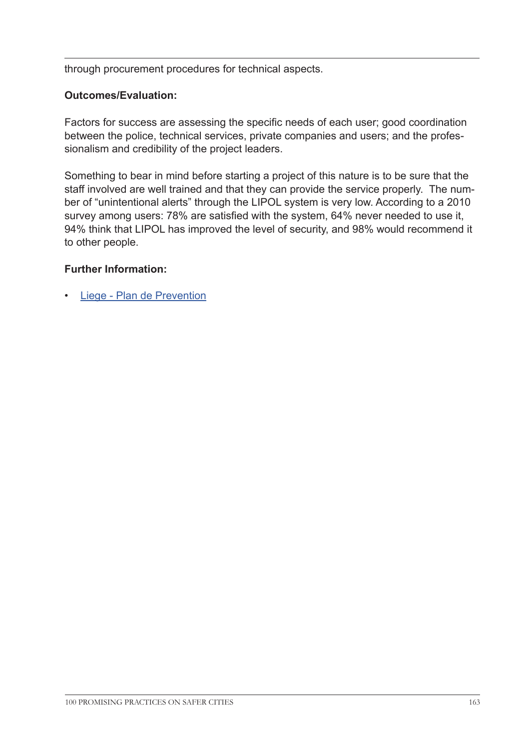through procurement procedures for technical aspects.

**Outcomes/Evaluation:**

Factors for success are assessing the specific needs of each user; good coordination between the police, technical services, private companies and users; and the professionalism and credibility of the project leaders.

Something to bear in mind before starting a project of this nature is to be sure that the staff involved are well trained and that they can provide the service properly. The number of "unintentional alerts" through the LIPOL system is very low. According to a 2010 survey among users: 78% are satisfied with the system, 64% never needed to use it, 94% think that LIPOL has improved the level of security, and 98% would recommend it to other people.

**Further Information:**

- Liege - Plan de Prevention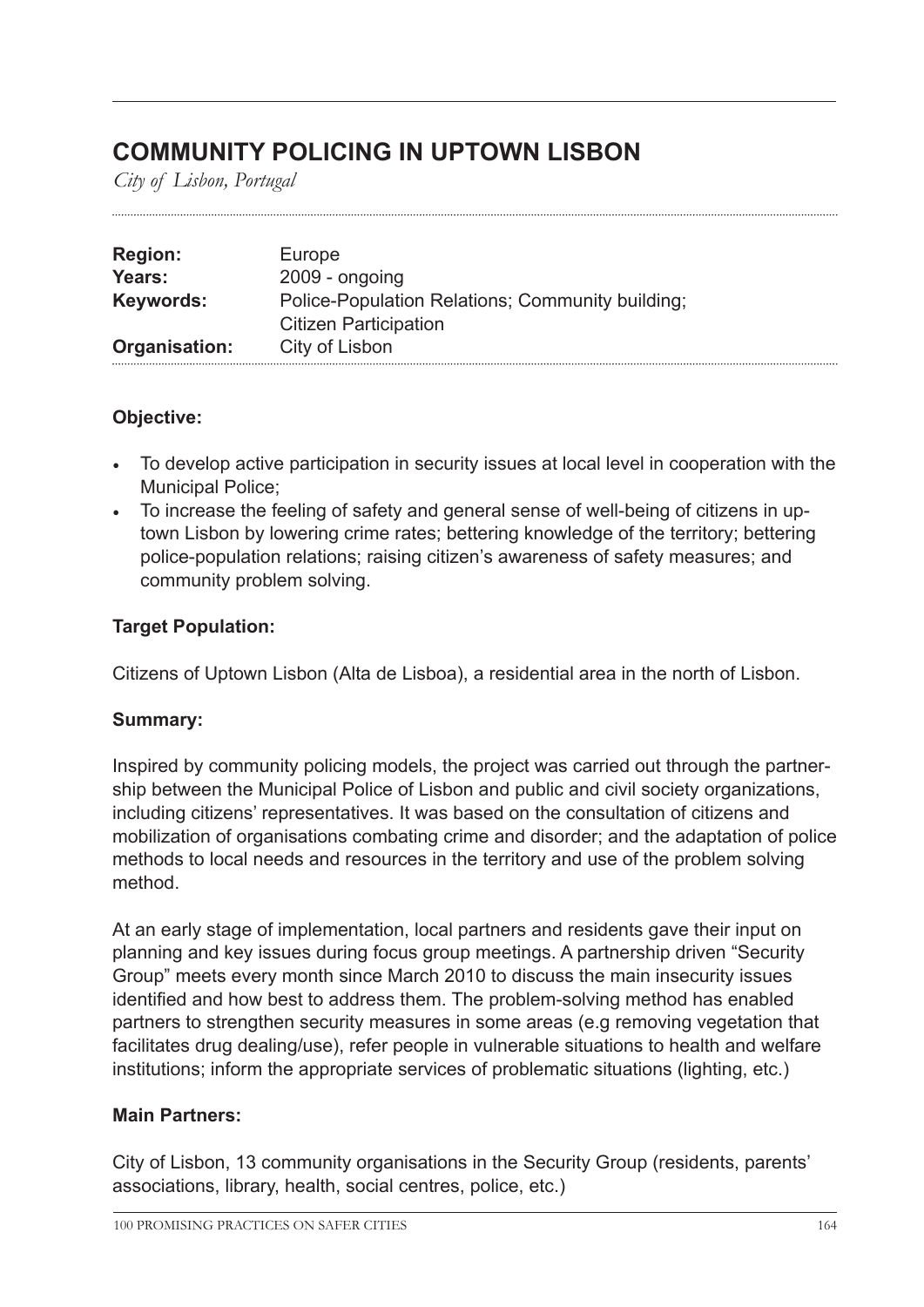## COMMUNITY POLICING IN UPTOWN LISBON

*City of Lisbon, Portugal*

| | |
|---|---|
| **Region:** | Europe |
| **Years:** | 2009 - ongoing |
| **Keywords:** | Police-Population Relations; Community building; Citizen Participation |
| **Organisation:** | City of Lisbon |

**Objective:**

- To develop active participation in security issues at local level in cooperation with the Municipal Police;
- To increase the feeling of safety and general sense of well-being of citizens in uptown Lisbon by lowering crime rates; bettering knowledge of the territory; bettering police-population relations; raising citizen's awareness of safety measures; and community problem solving.

**Target Population:**

Citizens of Uptown Lisbon (Alta de Lisboa), a residential area in the north of Lisbon.

**Summary:**

Inspired by community policing models, the project was carried out through the partnership between the Municipal Police of Lisbon and public and civil society organizations, including citizens' representatives. It was based on the consultation of citizens and mobilization of organisations combating crime and disorder; and the adaptation of police methods to local needs and resources in the territory and use of the problem solving method.

At an early stage of implementation, local partners and residents gave their input on planning and key issues during focus group meetings. A partnership driven "Security Group" meets every month since March 2010 to discuss the main insecurity issues identified and how best to address them. The problem-solving method has enabled partners to strengthen security measures in some areas (e.g removing vegetation that facilitates drug dealing/use), refer people in vulnerable situations to health and welfare institutions; inform the appropriate services of problematic situations (lighting, etc.)

**Main Partners:**

City of Lisbon, 13 community organisations in the Security Group (residents, parents' associations, library, health, social centres, police, etc.)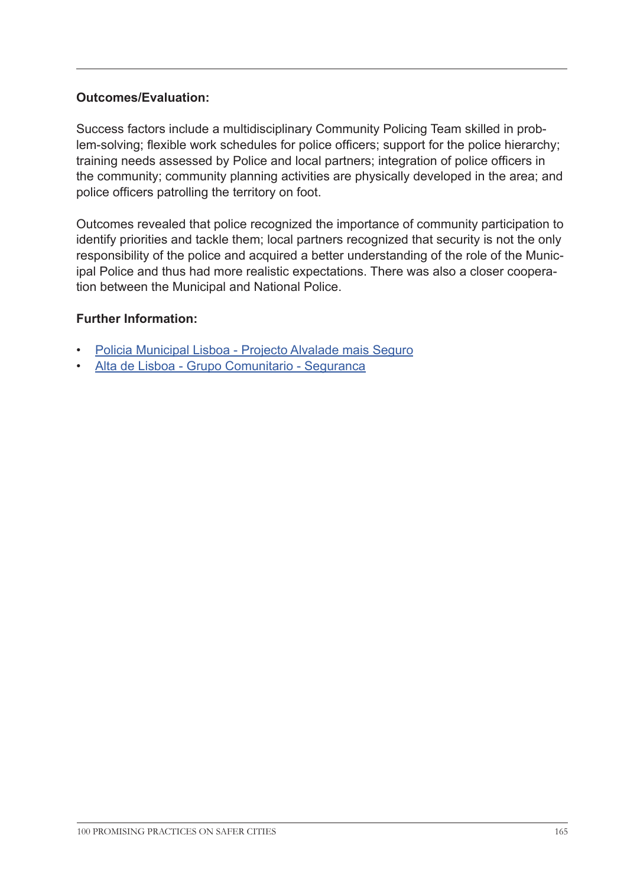**Outcomes/Evaluation:**

Success factors include a multidisciplinary Community Policing Team skilled in problem-solving; flexible work schedules for police officers; support for the police hierarchy; training needs assessed by Police and local partners; integration of police officers in the community; community planning activities are physically developed in the area; and police officers patrolling the territory on foot.

Outcomes revealed that police recognized the importance of community participation to identify priorities and tackle them; local partners recognized that security is not the only responsibility of the police and acquired a better understanding of the role of the Municipal Police and thus had more realistic expectations. There was also a closer cooperation between the Municipal and National Police.

**Further Information:**

- Policia Municipal Lisboa - Projecto Alvalade mais Seguro
- Alta de Lisboa - Grupo Comunitario - Seguranca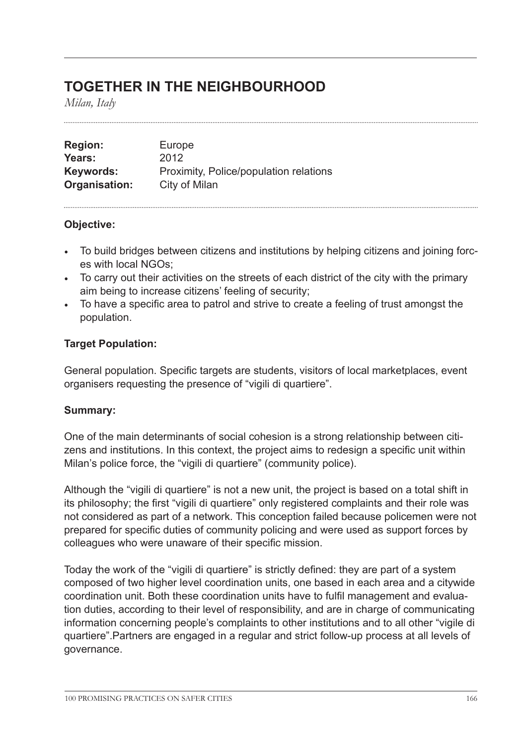# TOGETHER IN THE NEIGHBOURHOOD

*Milan, Italy*

| | |
|---|---|
| **Region:** | Europe |
| **Years:** | 2012 |
| **Keywords:** | Proximity, Police/population relations |
| **Organisation:** | City of Milan |

### Objective:

- To build bridges between citizens and institutions by helping citizens and joining forces with local NGOs;
- To carry out their activities on the streets of each district of the city with the primary aim being to increase citizens' feeling of security;
- To have a specific area to patrol and strive to create a feeling of trust amongst the population.

### Target Population:

General population. Specific targets are students, visitors of local marketplaces, event organisers requesting the presence of "vigili di quartiere".

### Summary:

One of the main determinants of social cohesion is a strong relationship between citizens and institutions. In this context, the project aims to redesign a specific unit within Milan's police force, the "vigili di quartiere" (community police).

Although the "vigili di quartiere" is not a new unit, the project is based on a total shift in its philosophy; the first "vigili di quartiere" only registered complaints and their role was not considered as part of a network. This conception failed because policemen were not prepared for specific duties of community policing and were used as support forces by colleagues who were unaware of their specific mission.

Today the work of the "vigili di quartiere" is strictly defined: they are part of a system composed of two higher level coordination units, one based in each area and a citywide coordination unit. Both these coordination units have to fulfil management and evaluation duties, according to their level of responsibility, and are in charge of communicating information concerning people's complaints to other institutions and to all other "vigile di quartiere".Partners are engaged in a regular and strict follow-up process at all levels of governance.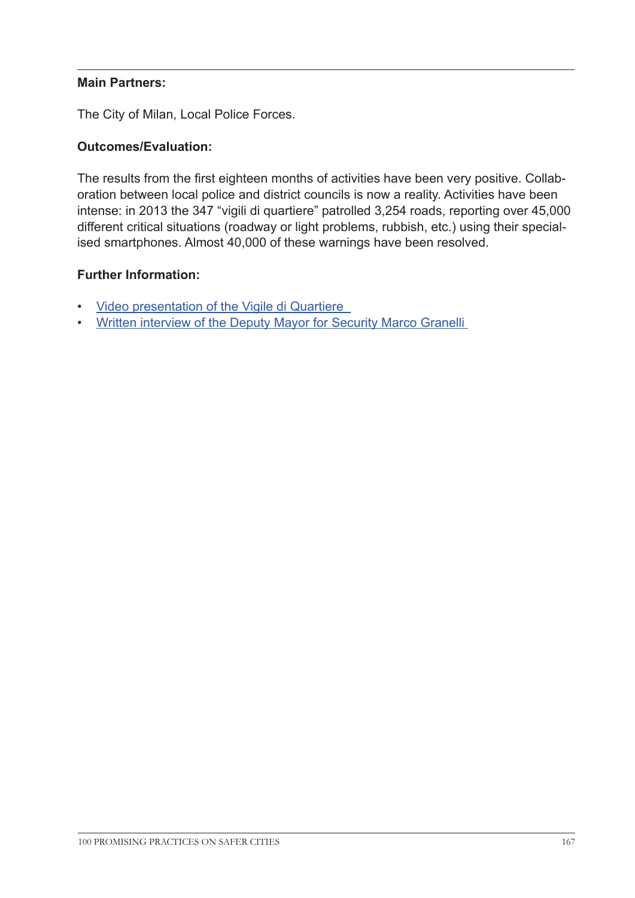**Main Partners:**

The City of Milan, Local Police Forces.

**Outcomes/Evaluation:**

The results from the first eighteen months of activities have been very positive. Collaboration between local police and district councils is now a reality. Activities have been intense: in 2013 the 347 "vigili di quartiere" patrolled 3,254 roads, reporting over 45,000 different critical situations (roadway or light problems, rubbish, etc.) using their specialised smartphones. Almost 40,000 of these warnings have been resolved.

**Further Information:**

- Video presentation of the Vigile di Quartiere
- Written interview of the Deputy Mayor for Security Marco Granelli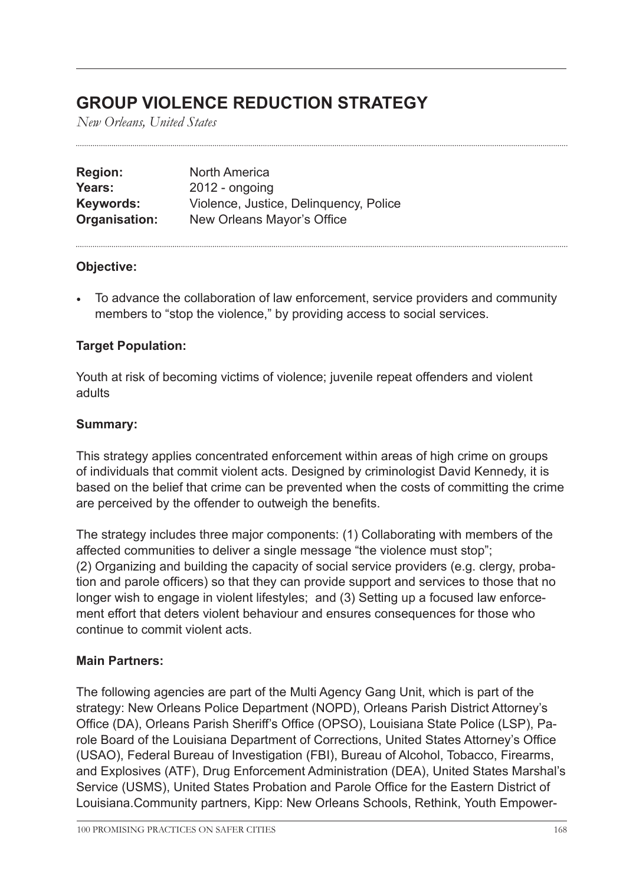# GROUP VIOLENCE REDUCTION STRATEGY

*New Orleans, United States*

| | |
|---|---|
| **Region:** | North America |
| **Years:** | 2012 - ongoing |
| **Keywords:** | Violence, Justice, Delinquency, Police |
| **Organisation:** | New Orleans Mayor's Office |

### Objective:

- To advance the collaboration of law enforcement, service providers and community members to "stop the violence," by providing access to social services.

### Target Population:

Youth at risk of becoming victims of violence; juvenile repeat offenders and violent adults

### Summary:

This strategy applies concentrated enforcement within areas of high crime on groups of individuals that commit violent acts. Designed by criminologist David Kennedy, it is based on the belief that crime can be prevented when the costs of committing the crime are perceived by the offender to outweigh the benefits.

The strategy includes three major components: (1) Collaborating with members of the affected communities to deliver a single message "the violence must stop"; (2) Organizing and building the capacity of social service providers (e.g. clergy, probation and parole officers) so that they can provide support and services to those that no longer wish to engage in violent lifestyles; and (3) Setting up a focused law enforcement effort that deters violent behaviour and ensures consequences for those who continue to commit violent acts.

### Main Partners:

The following agencies are part of the Multi Agency Gang Unit, which is part of the strategy: New Orleans Police Department (NOPD), Orleans Parish District Attorney's Office (DA), Orleans Parish Sheriff's Office (OPSO), Louisiana State Police (LSP), Parole Board of the Louisiana Department of Corrections, United States Attorney's Office (USAO), Federal Bureau of Investigation (FBI), Bureau of Alcohol, Tobacco, Firearms, and Explosives (ATF), Drug Enforcement Administration (DEA), United States Marshal's Service (USMS), United States Probation and Parole Office for the Eastern District of Louisiana.Community partners, Kipp: New Orleans Schools, Rethink, Youth Empower-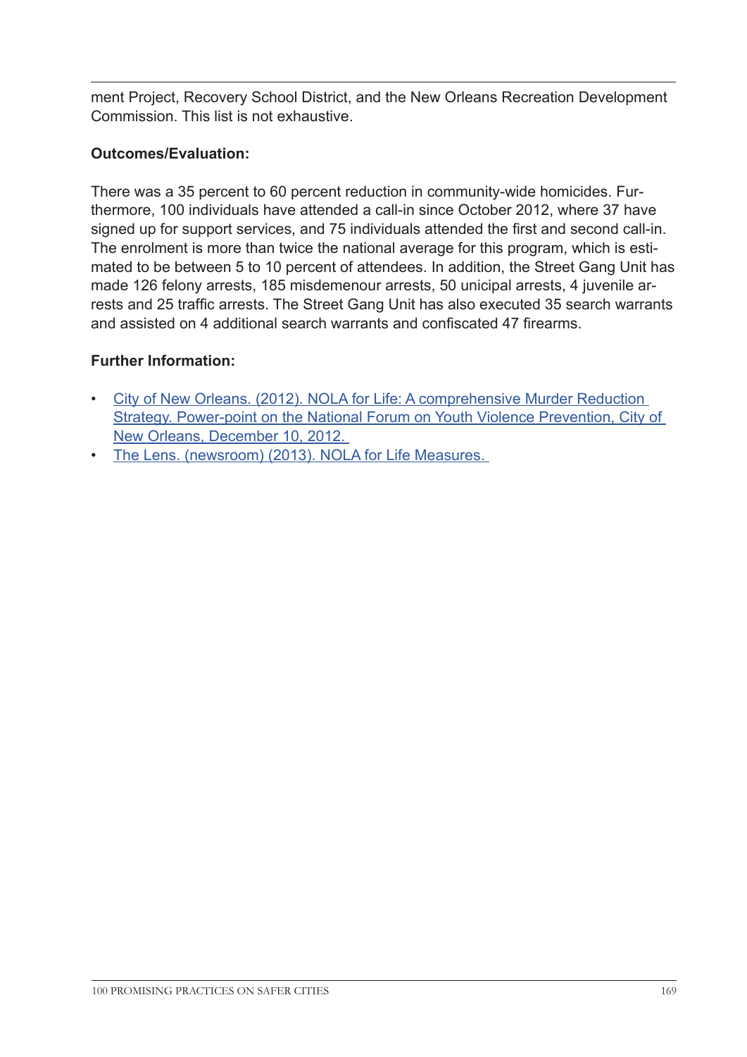ment Project, Recovery School District, and the New Orleans Recreation Development Commission. This list is not exhaustive.

**Outcomes/Evaluation:**

There was a 35 percent to 60 percent reduction in community-wide homicides. Furthermore, 100 individuals have attended a call-in since October 2012, where 37 have signed up for support services, and 75 individuals attended the first and second call-in. The enrolment is more than twice the national average for this program, which is estimated to be between 5 to 10 percent of attendees. In addition, the Street Gang Unit has made 126 felony arrests, 185 misdemenour arrests, 50 unicipal arrests, 4 juvenile arrests and 25 traffic arrests. The Street Gang Unit has also executed 35 search warrants and assisted on 4 additional search warrants and confiscated 47 firearms.

**Further Information:**

- City of New Orleans. (2012). NOLA for Life: A comprehensive Murder Reduction Strategy. Power-point on the National Forum on Youth Violence Prevention, City of New Orleans, December 10, 2012.
- The Lens. (newsroom) (2013). NOLA for Life Measures.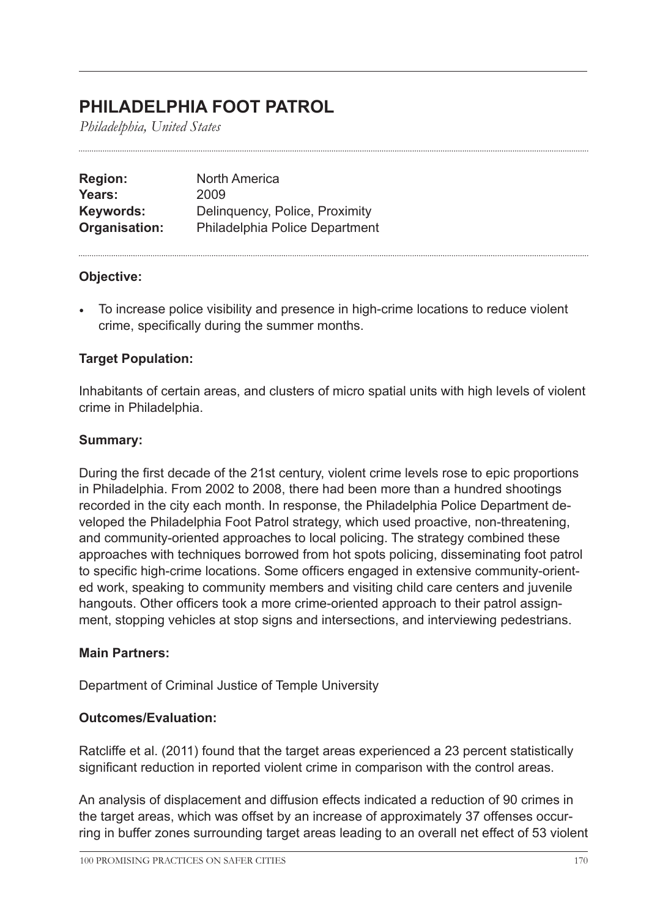# PHILADELPHIA FOOT PATROL

*Philadelphia, United States*

**Region:** North America
**Years:** 2009
**Keywords:** Delinquency, Police, Proximity
**Organisation:** Philadelphia Police Department

**Objective:**

- To increase police visibility and presence in high-crime locations to reduce violent crime, specifically during the summer months.

**Target Population:**

Inhabitants of certain areas, and clusters of micro spatial units with high levels of violent crime in Philadelphia.

**Summary:**

During the first decade of the 21st century, violent crime levels rose to epic proportions in Philadelphia. From 2002 to 2008, there had been more than a hundred shootings recorded in the city each month. In response, the Philadelphia Police Department developed the Philadelphia Foot Patrol strategy, which used proactive, non-threatening, and community-oriented approaches to local policing. The strategy combined these approaches with techniques borrowed from hot spots policing, disseminating foot patrol to specific high-crime locations. Some officers engaged in extensive community-oriented work, speaking to community members and visiting child care centers and juvenile hangouts. Other officers took a more crime-oriented approach to their patrol assignment, stopping vehicles at stop signs and intersections, and interviewing pedestrians.

**Main Partners:**

Department of Criminal Justice of Temple University

**Outcomes/Evaluation:**

Ratcliffe et al. (2011) found that the target areas experienced a 23 percent statistically significant reduction in reported violent crime in comparison with the control areas.

An analysis of displacement and diffusion effects indicated a reduction of 90 crimes in the target areas, which was offset by an increase of approximately 37 offenses occurring in buffer zones surrounding target areas leading to an overall net effect of 53 violent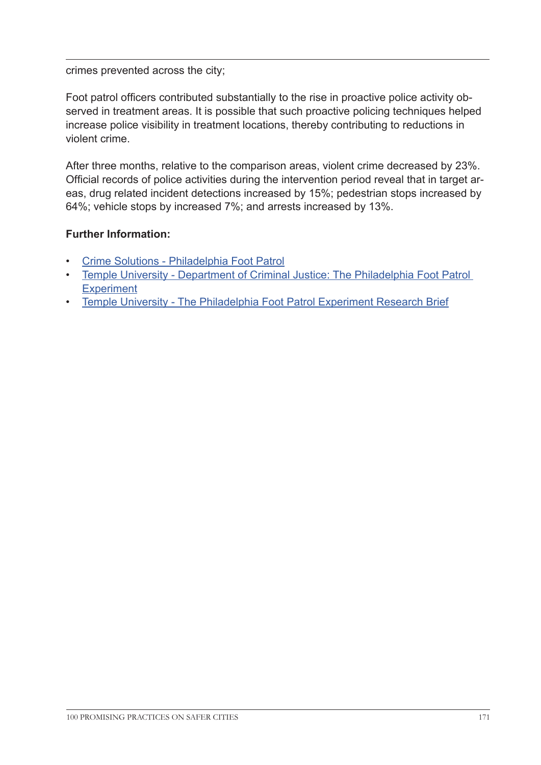crimes prevented across the city;

Foot patrol officers contributed substantially to the rise in proactive police activity observed in treatment areas. It is possible that such proactive policing techniques helped increase police visibility in treatment locations, thereby contributing to reductions in violent crime.

After three months, relative to the comparison areas, violent crime decreased by 23%. Official records of police activities during the intervention period reveal that in target areas, drug related incident detections increased by 15%; pedestrian stops increased by 64%; vehicle stops by increased 7%; and arrests increased by 13%.

**Further Information:**

- Crime Solutions - Philadelphia Foot Patrol
- Temple University - Department of Criminal Justice: The Philadelphia Foot Patrol Experiment
- Temple University - The Philadelphia Foot Patrol Experiment Research Brief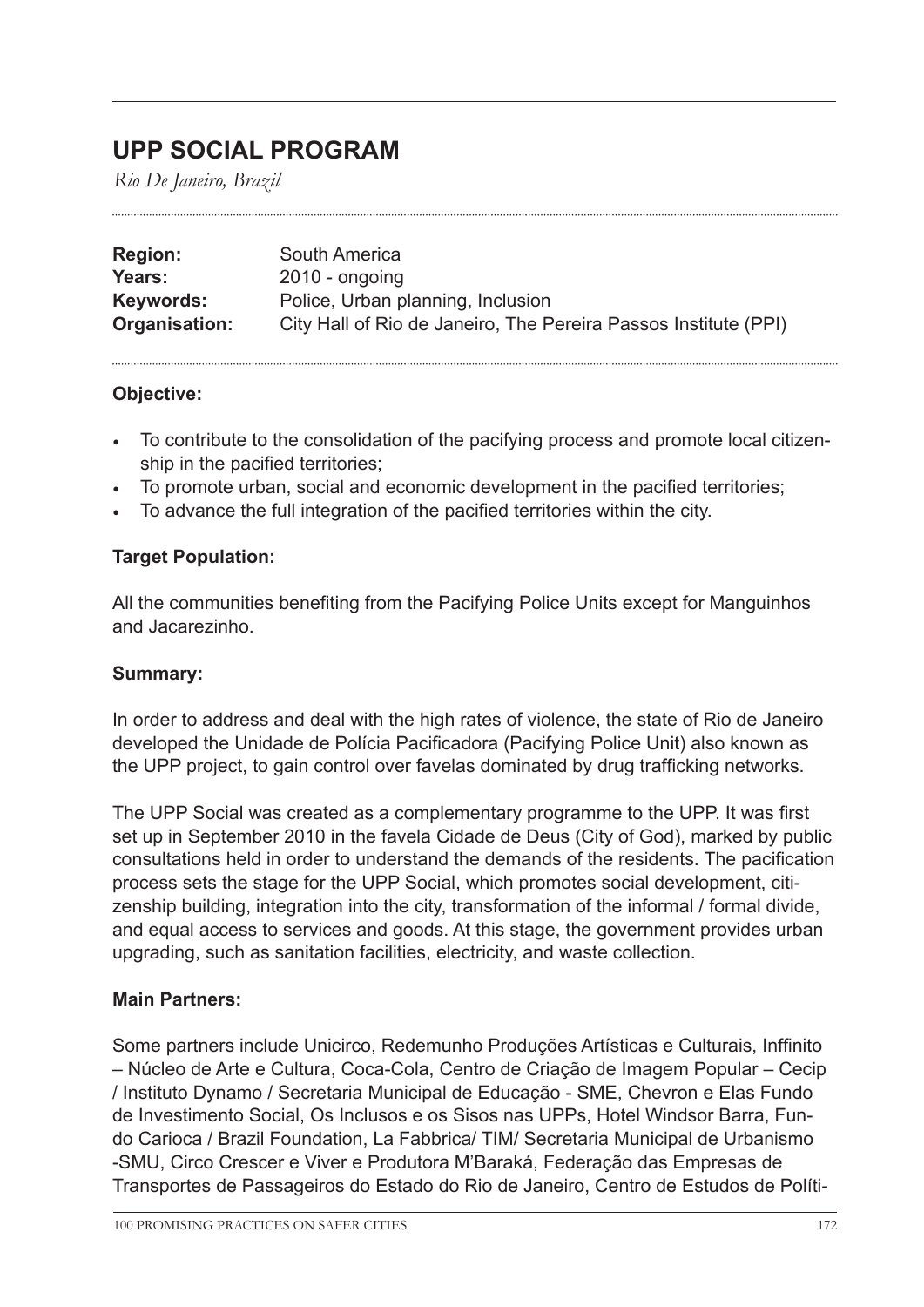# UPP SOCIAL PROGRAM

*Rio De Janeiro, Brazil*

| | |
|---|---|
| **Region:** | South America |
| **Years:** | 2010 - ongoing |
| **Keywords:** | Police, Urban planning, Inclusion |
| **Organisation:** | City Hall of Rio de Janeiro, The Pereira Passos Institute (PPI) |

**Objective:**

- To contribute to the consolidation of the pacifying process and promote local citizenship in the pacified territories;
- To promote urban, social and economic development in the pacified territories;
- To advance the full integration of the pacified territories within the city.

**Target Population:**

All the communities benefiting from the Pacifying Police Units except for Manguinhos and Jacarezinho.

**Summary:**

In order to address and deal with the high rates of violence, the state of Rio de Janeiro developed the Unidade de Polícia Pacificadora (Pacifying Police Unit) also known as the UPP project, to gain control over favelas dominated by drug trafficking networks.

The UPP Social was created as a complementary programme to the UPP. It was first set up in September 2010 in the favela Cidade de Deus (City of God), marked by public consultations held in order to understand the demands of the residents. The pacification process sets the stage for the UPP Social, which promotes social development, citizenship building, integration into the city, transformation of the informal / formal divide, and equal access to services and goods. At this stage, the government provides urban upgrading, such as sanitation facilities, electricity, and waste collection.

**Main Partners:**

Some partners include Unicirco, Redemunho Produções Artísticas e Culturais, Inffinito – Núcleo de Arte e Cultura, Coca-Cola, Centro de Criação de Imagem Popular – Cecip / Instituto Dynamo / Secretaria Municipal de Educação - SME, Chevron e Elas Fundo de Investimento Social, Os Inclusos e os Sisos nas UPPs, Hotel Windsor Barra, Fundo Carioca / Brazil Foundation, La Fabbrica/ TIM/ Secretaria Municipal de Urbanismo -SMU, Circo Crescer e Viver e Produtora M'Baraká, Federação das Empresas de Transportes de Passageiros do Estado do Rio de Janeiro, Centro de Estudos de Políti-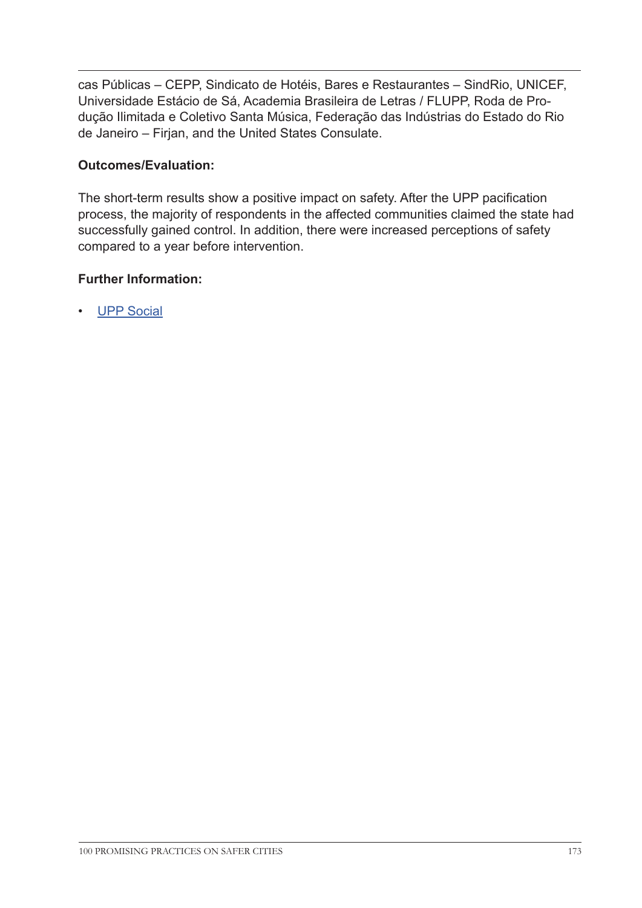cas Públicas – CEPP, Sindicato de Hotéis, Bares e Restaurantes – SindRio, UNICEF, Universidade Estácio de Sá, Academia Brasileira de Letras / FLUPP, Roda de Produção Ilimitada e Coletivo Santa Música, Federação das Indústrias do Estado do Rio de Janeiro – Firjan, and the United States Consulate.

**Outcomes/Evaluation:**

The short-term results show a positive impact on safety. After the UPP pacification process, the majority of respondents in the affected communities claimed the state had successfully gained control. In addition, there were increased perceptions of safety compared to a year before intervention.

**Further Information:**

- UPP Social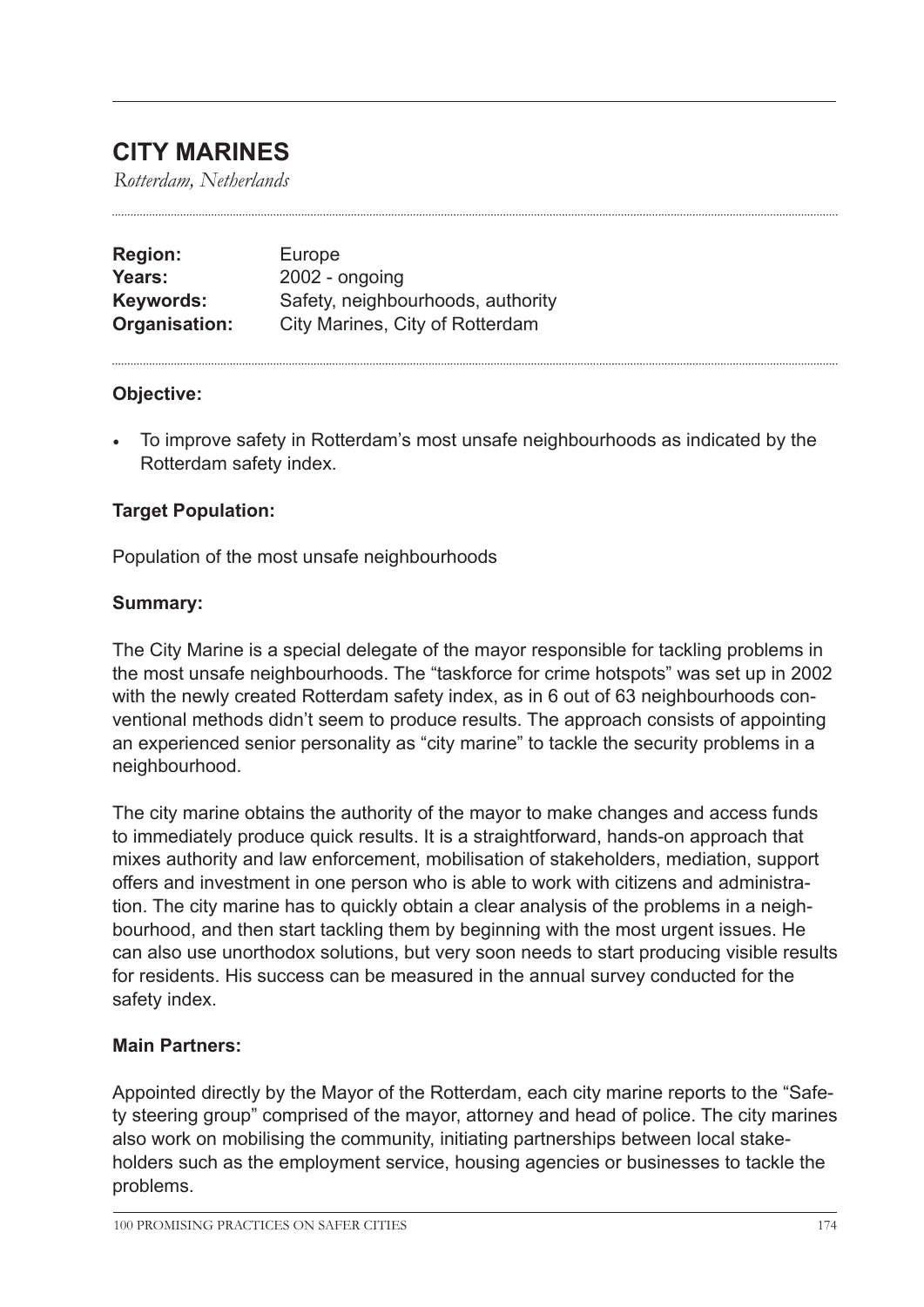# CITY MARINES

*Rotterdam, Netherlands*

**Region:** Europe
**Years:** 2002 - ongoing
**Keywords:** Safety, neighbourhoods, authority
**Organisation:** City Marines, City of Rotterdam

### Objective:

- To improve safety in Rotterdam's most unsafe neighbourhoods as indicated by the Rotterdam safety index.

### Target Population:

Population of the most unsafe neighbourhoods

### Summary:

The City Marine is a special delegate of the mayor responsible for tackling problems in the most unsafe neighbourhoods. The "taskforce for crime hotspots" was set up in 2002 with the newly created Rotterdam safety index, as in 6 out of 63 neighbourhoods conventional methods didn't seem to produce results. The approach consists of appointing an experienced senior personality as "city marine" to tackle the security problems in a neighbourhood.

The city marine obtains the authority of the mayor to make changes and access funds to immediately produce quick results. It is a straightforward, hands-on approach that mixes authority and law enforcement, mobilisation of stakeholders, mediation, support offers and investment in one person who is able to work with citizens and administration. The city marine has to quickly obtain a clear analysis of the problems in a neighbourhood, and then start tackling them by beginning with the most urgent issues. He can also use unorthodox solutions, but very soon needs to start producing visible results for residents. His success can be measured in the annual survey conducted for the safety index.

### Main Partners:

Appointed directly by the Mayor of the Rotterdam, each city marine reports to the "Safety steering group" comprised of the mayor, attorney and head of police. The city marines also work on mobilising the community, initiating partnerships between local stakeholders such as the employment service, housing agencies or businesses to tackle the problems.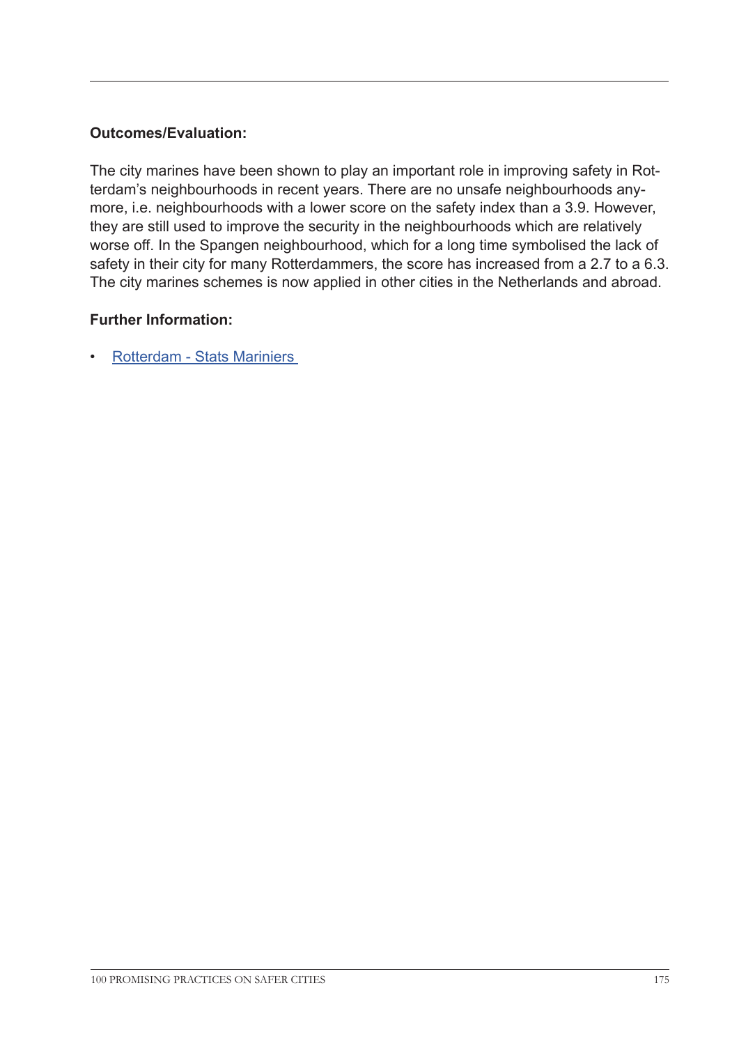**Outcomes/Evaluation:**

The city marines have been shown to play an important role in improving safety in Rotterdam's neighbourhoods in recent years. There are no unsafe neighbourhoods anymore, i.e. neighbourhoods with a lower score on the safety index than a 3.9. However, they are still used to improve the security in the neighbourhoods which are relatively worse off. In the Spangen neighbourhood, which for a long time symbolised the lack of safety in their city for many Rotterdammers, the score has increased from a 2.7 to a 6.3. The city marines schemes is now applied in other cities in the Netherlands and abroad.

**Further Information:**

- Rotterdam - Stats Mariniers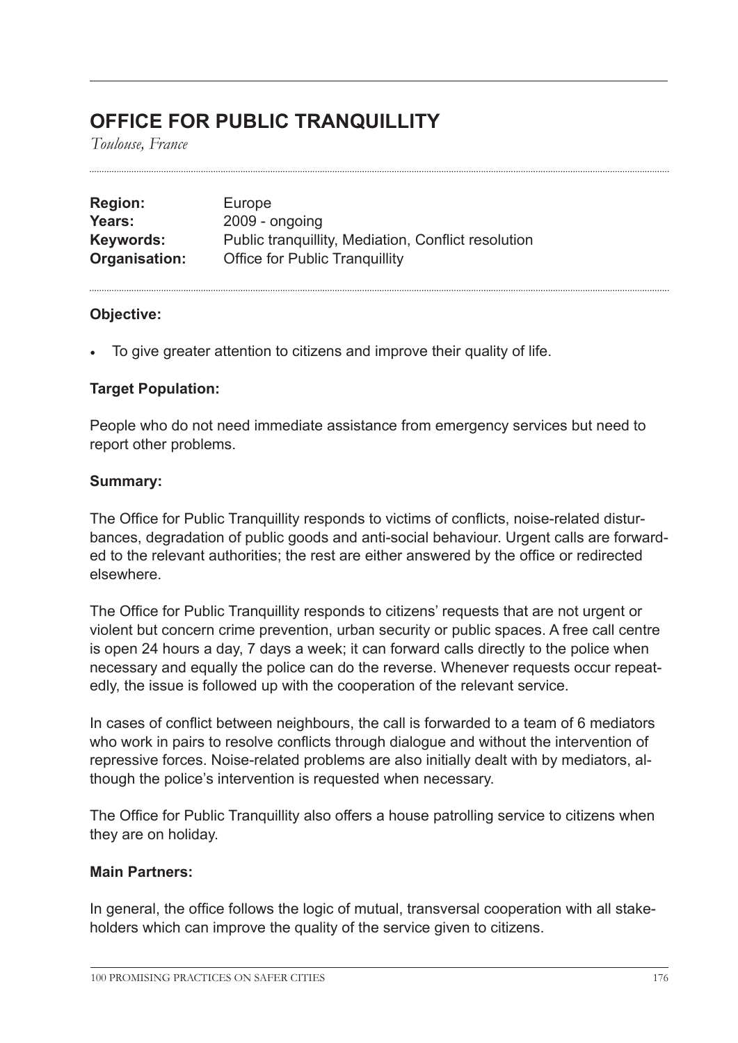# OFFICE FOR PUBLIC TRANQUILLITY

*Toulouse, France*

**Region:** Europe
**Years:** 2009 - ongoing
**Keywords:** Public tranquillity, Mediation, Conflict resolution
**Organisation:** Office for Public Tranquillity

**Objective:**

- To give greater attention to citizens and improve their quality of life.

**Target Population:**

People who do not need immediate assistance from emergency services but need to report other problems.

**Summary:**

The Office for Public Tranquillity responds to victims of conflicts, noise-related disturbances, degradation of public goods and anti-social behaviour. Urgent calls are forwarded to the relevant authorities; the rest are either answered by the office or redirected elsewhere.

The Office for Public Tranquillity responds to citizens' requests that are not urgent or violent but concern crime prevention, urban security or public spaces. A free call centre is open 24 hours a day, 7 days a week; it can forward calls directly to the police when necessary and equally the police can do the reverse. Whenever requests occur repeatedly, the issue is followed up with the cooperation of the relevant service.

In cases of conflict between neighbours, the call is forwarded to a team of 6 mediators who work in pairs to resolve conflicts through dialogue and without the intervention of repressive forces. Noise-related problems are also initially dealt with by mediators, although the police's intervention is requested when necessary.

The Office for Public Tranquillity also offers a house patrolling service to citizens when they are on holiday.

**Main Partners:**

In general, the office follows the logic of mutual, transversal cooperation with all stakeholders which can improve the quality of the service given to citizens.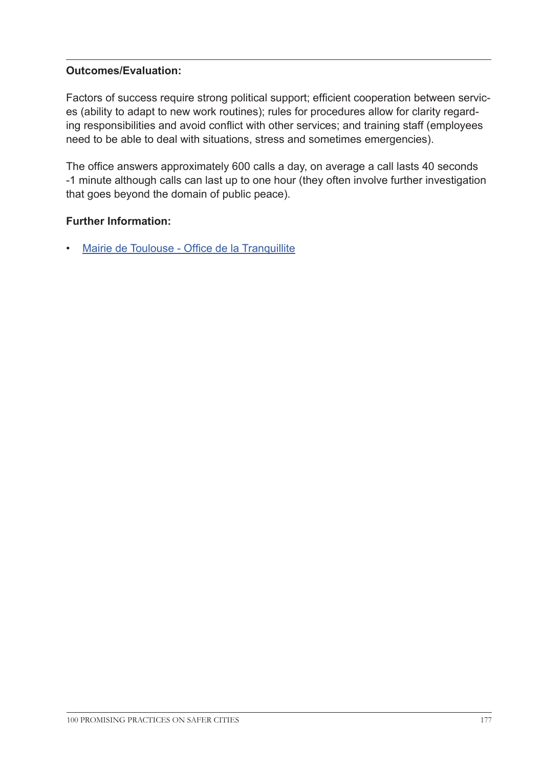**Outcomes/Evaluation:**

Factors of success require strong political support; efficient cooperation between services (ability to adapt to new work routines); rules for procedures allow for clarity regarding responsibilities and avoid conflict with other services; and training staff (employees need to be able to deal with situations, stress and sometimes emergencies).

The office answers approximately 600 calls a day, on average a call lasts 40 seconds -1 minute although calls can last up to one hour (they often involve further investigation that goes beyond the domain of public peace).

**Further Information:**

- Mairie de Toulouse - Office de la Tranquillite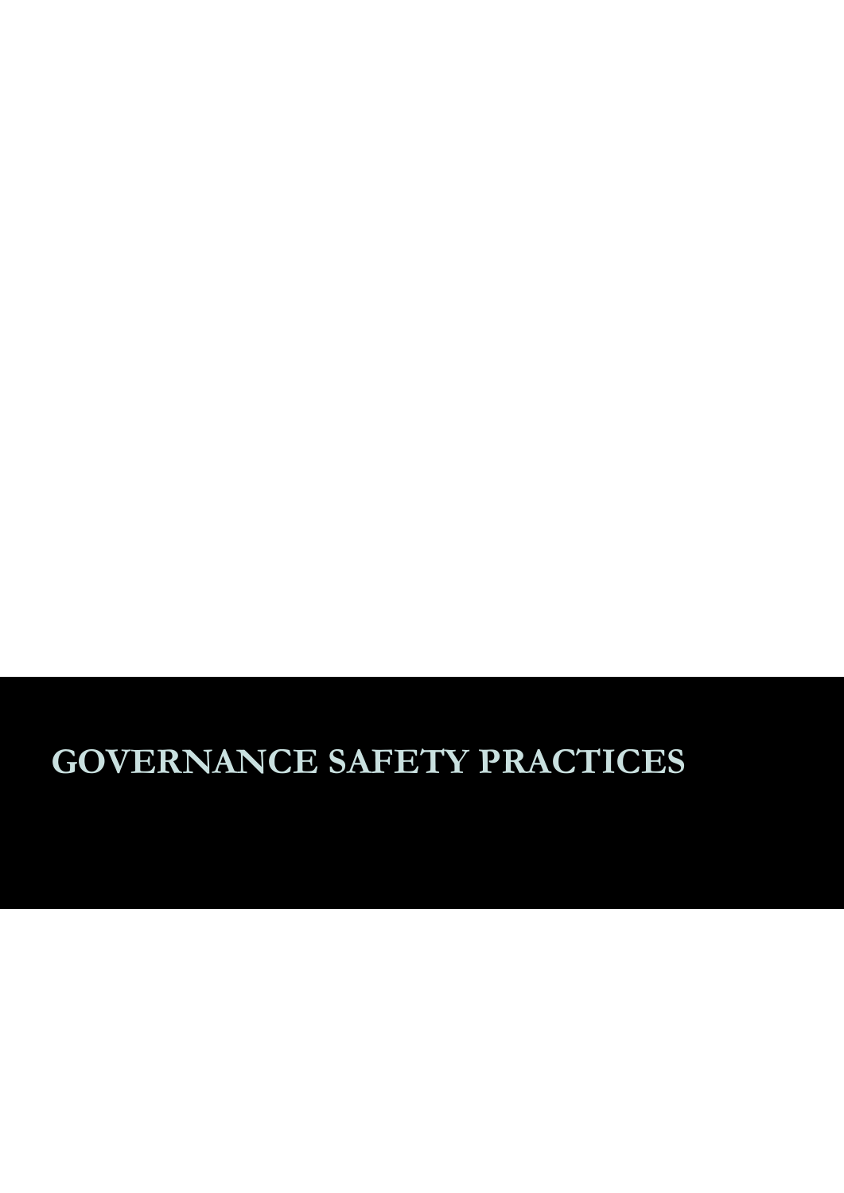# GOVERNANCE SAFETY PRACTICES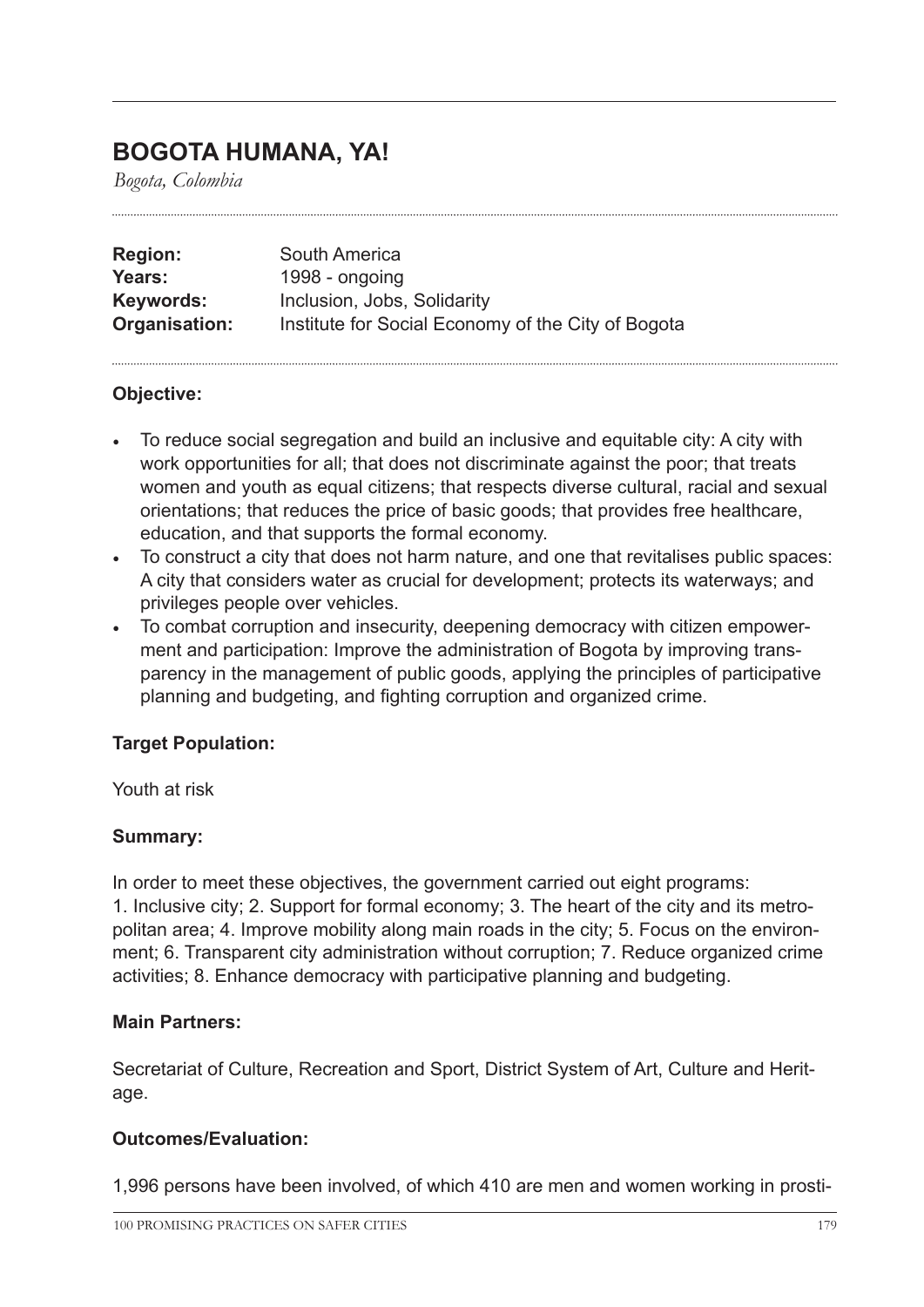# BOGOTA HUMANA, YA!

*Bogota, Colombia*

**Region:** South America
**Years:** 1998 - ongoing
**Keywords:** Inclusion, Jobs, Solidarity
**Organisation:** Institute for Social Economy of the City of Bogota

### Objective:

- To reduce social segregation and build an inclusive and equitable city: A city with work opportunities for all; that does not discriminate against the poor; that treats women and youth as equal citizens; that respects diverse cultural, racial and sexual orientations; that reduces the price of basic goods; that provides free healthcare, education, and that supports the formal economy.
- To construct a city that does not harm nature, and one that revitalises public spaces: A city that considers water as crucial for development; protects its waterways; and privileges people over vehicles.
- To combat corruption and insecurity, deepening democracy with citizen empowerment and participation: Improve the administration of Bogota by improving transparency in the management of public goods, applying the principles of participative planning and budgeting, and fighting corruption and organized crime.

### Target Population:

Youth at risk

### Summary:

In order to meet these objectives, the government carried out eight programs: 1. Inclusive city; 2. Support for formal economy; 3. The heart of the city and its metropolitan area; 4. Improve mobility along main roads in the city; 5. Focus on the environment; 6. Transparent city administration without corruption; 7. Reduce organized crime activities; 8. Enhance democracy with participative planning and budgeting.

### Main Partners:

Secretariat of Culture, Recreation and Sport, District System of Art, Culture and Heritage.

### Outcomes/Evaluation:

1,996 persons have been involved, of which 410 are men and women working in prosti-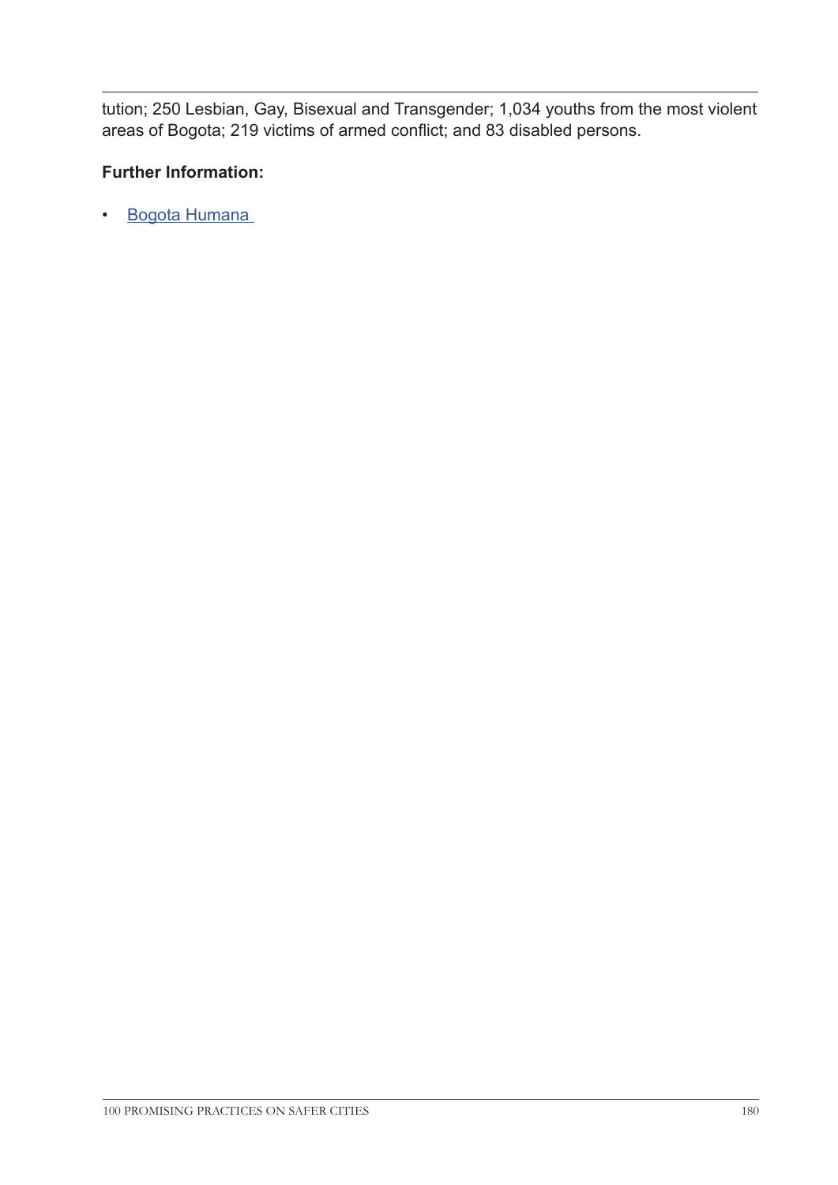tution; 250 Lesbian, Gay, Bisexual and Transgender; 1,034 youths from the most violent areas of Bogota; 219 victims of armed conflict; and 83 disabled persons.

**Further Information:**

- Bogota Humana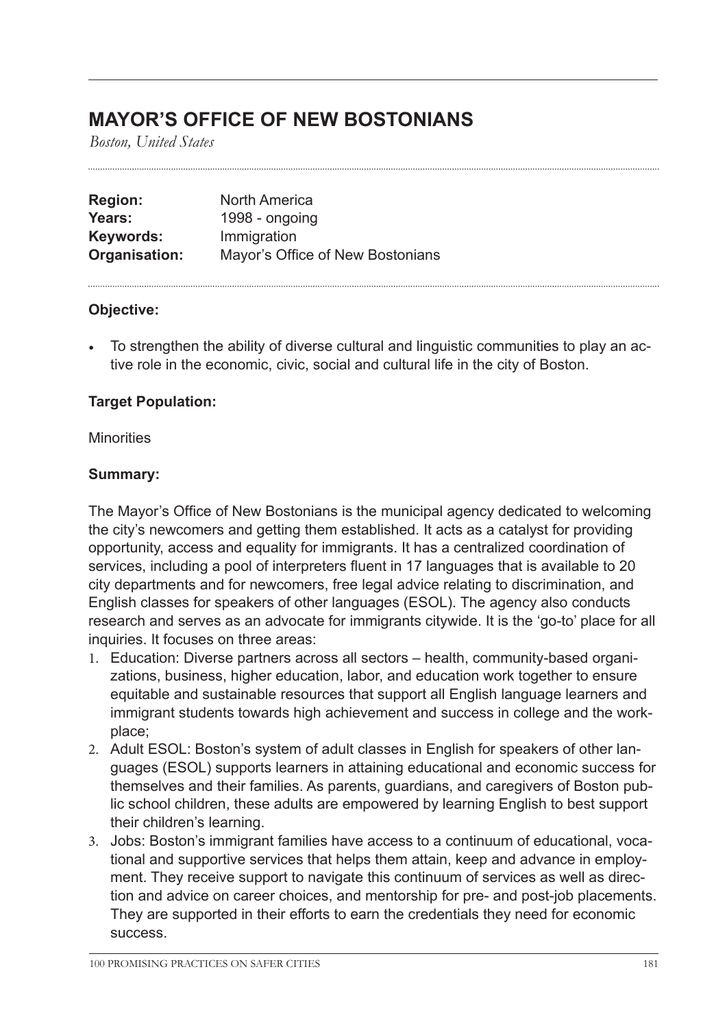# MAYOR'S OFFICE OF NEW BOSTONIANS

*Boston, United States*

| | |
|---|---|
| **Region:** | North America |
| **Years:** | 1998 - ongoing |
| **Keywords:** | Immigration |
| **Organisation:** | Mayor's Office of New Bostonians |

### Objective:

- To strengthen the ability of diverse cultural and linguistic communities to play an active role in the economic, civic, social and cultural life in the city of Boston.

### Target Population:

Minorities

### Summary:

The Mayor's Office of New Bostonians is the municipal agency dedicated to welcoming the city's newcomers and getting them established. It acts as a catalyst for providing opportunity, access and equality for immigrants. It has a centralized coordination of services, including a pool of interpreters fluent in 17 languages that is available to 20 city departments and for newcomers, free legal advice relating to discrimination, and English classes for speakers of other languages (ESOL). The agency also conducts research and serves as an advocate for immigrants citywide. It is the 'go-to' place for all inquiries. It focuses on three areas:

1. Education: Diverse partners across all sectors – health, community-based organizations, business, higher education, labor, and education work together to ensure equitable and sustainable resources that support all English language learners and immigrant students towards high achievement and success in college and the workplace;
2. Adult ESOL: Boston's system of adult classes in English for speakers of other languages (ESOL) supports learners in attaining educational and economic success for themselves and their families. As parents, guardians, and caregivers of Boston public school children, these adults are empowered by learning English to best support their children's learning.
3. Jobs: Boston's immigrant families have access to a continuum of educational, vocational and supportive services that helps them attain, keep and advance in employment. They receive support to navigate this continuum of services as well as direction and advice on career choices, and mentorship for pre- and post-job placements. They are supported in their efforts to earn the credentials they need for economic success.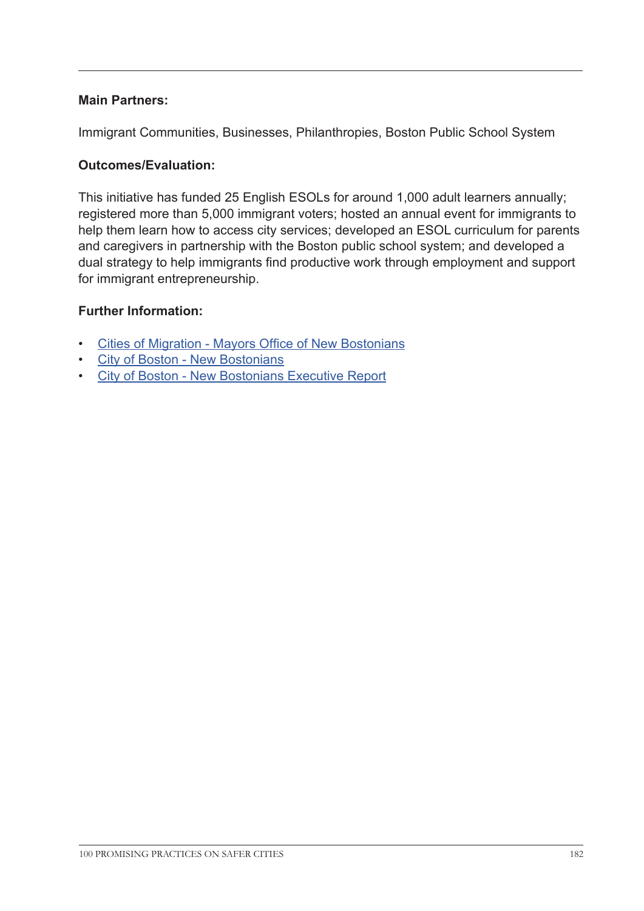**Main Partners:**

Immigrant Communities, Businesses, Philanthropies, Boston Public School System

**Outcomes/Evaluation:**

This initiative has funded 25 English ESOLs for around 1,000 adult learners annually; registered more than 5,000 immigrant voters; hosted an annual event for immigrants to help them learn how to access city services; developed an ESOL curriculum for parents and caregivers in partnership with the Boston public school system; and developed a dual strategy to help immigrants find productive work through employment and support for immigrant entrepreneurship.

**Further Information:**

- Cities of Migration - Mayors Office of New Bostonians
- City of Boston - New Bostonians
- City of Boston - New Bostonians Executive Report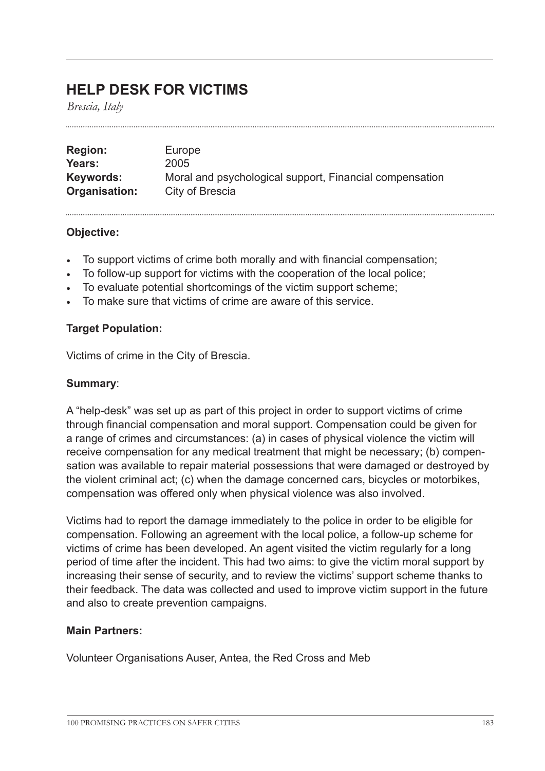## HELP DESK FOR VICTIMS

*Brescia, Italy*

| | |
|---|---|
| **Region:** | Europe |
| **Years:** | 2005 |
| **Keywords:** | Moral and psychological support, Financial compensation |
| **Organisation:** | City of Brescia |

**Objective:**

- To support victims of crime both morally and with financial compensation;
- To follow-up support for victims with the cooperation of the local police;
- To evaluate potential shortcomings of the victim support scheme;
- To make sure that victims of crime are aware of this service.

**Target Population:**

Victims of crime in the City of Brescia.

**Summary**:

A "help-desk" was set up as part of this project in order to support victims of crime through financial compensation and moral support. Compensation could be given for a range of crimes and circumstances: (a) in cases of physical violence the victim will receive compensation for any medical treatment that might be necessary; (b) compensation was available to repair material possessions that were damaged or destroyed by the violent criminal act; (c) when the damage concerned cars, bicycles or motorbikes, compensation was offered only when physical violence was also involved.

Victims had to report the damage immediately to the police in order to be eligible for compensation. Following an agreement with the local police, a follow-up scheme for victims of crime has been developed. An agent visited the victim regularly for a long period of time after the incident. This had two aims: to give the victim moral support by increasing their sense of security, and to review the victims' support scheme thanks to their feedback. The data was collected and used to improve victim support in the future and also to create prevention campaigns.

**Main Partners:**

Volunteer Organisations Auser, Antea, the Red Cross and Meb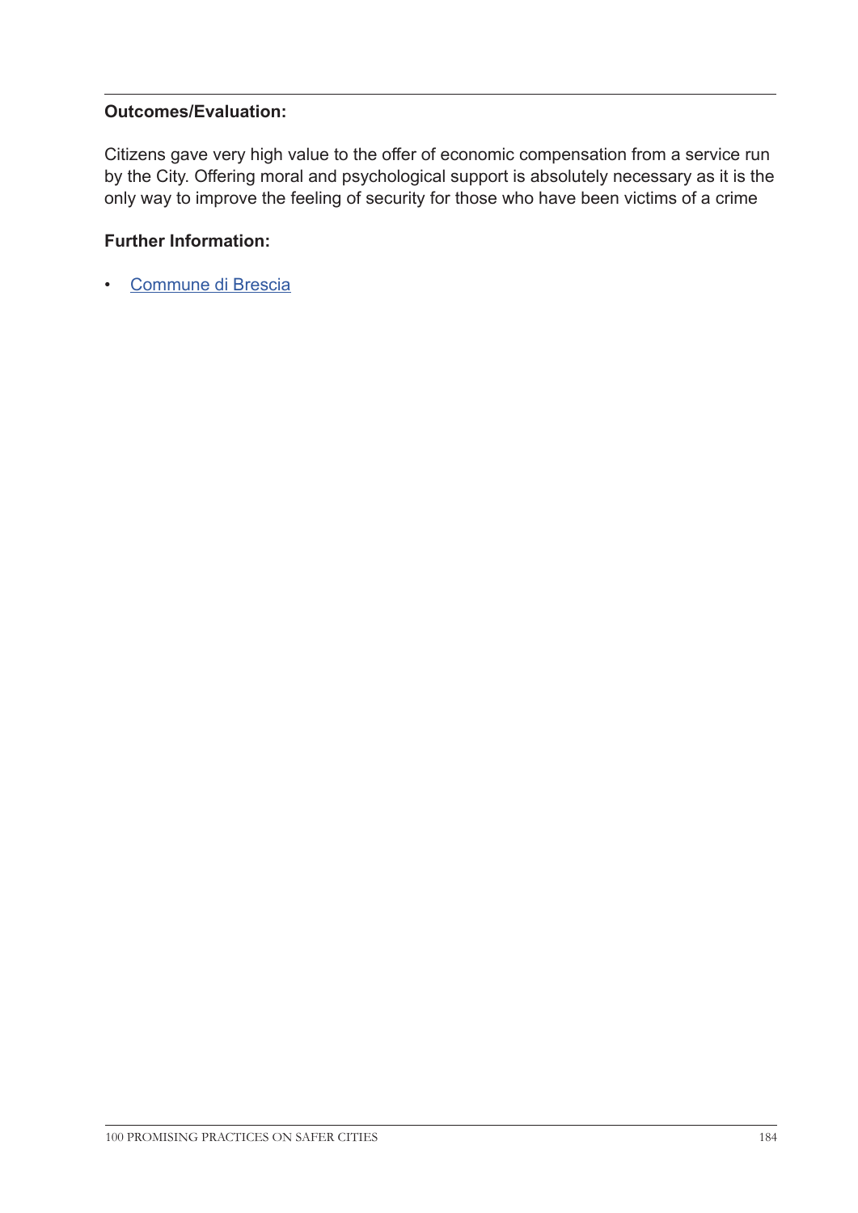**Outcomes/Evaluation:**

Citizens gave very high value to the offer of economic compensation from a service run by the City. Offering moral and psychological support is absolutely necessary as it is the only way to improve the feeling of security for those who have been victims of a crime

**Further Information:**

- Commune di Brescia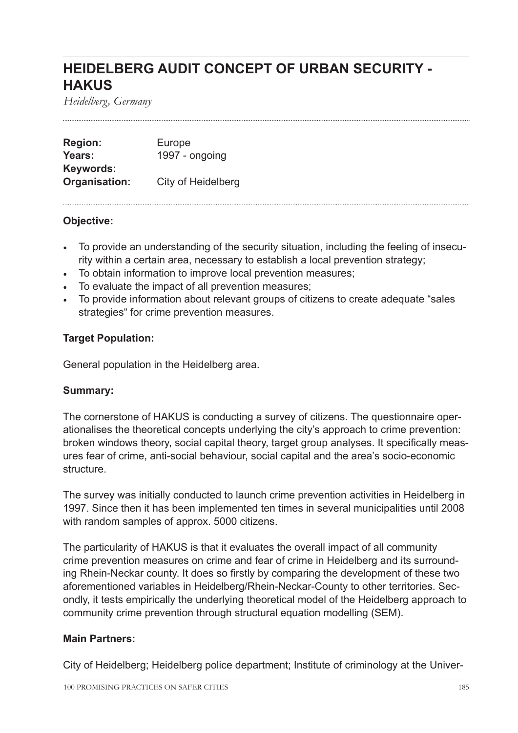# HEIDELBERG AUDIT CONCEPT OF URBAN SECURITY - HAKUS

*Heidelberg, Germany*

| | |
|---|---|
| **Region:** | Europe |
| **Years:** | 1997 - ongoing |
| **Keywords:** | |
| **Organisation:** | City of Heidelberg |

**Objective:**

- To provide an understanding of the security situation, including the feeling of insecurity within a certain area, necessary to establish a local prevention strategy;
- To obtain information to improve local prevention measures;
- To evaluate the impact of all prevention measures;
- To provide information about relevant groups of citizens to create adequate "sales strategies" for crime prevention measures.

**Target Population:**

General population in the Heidelberg area.

**Summary:**

The cornerstone of HAKUS is conducting a survey of citizens. The questionnaire operationalises the theoretical concepts underlying the city's approach to crime prevention: broken windows theory, social capital theory, target group analyses. It specifically measures fear of crime, anti-social behaviour, social capital and the area's socio-economic structure.

The survey was initially conducted to launch crime prevention activities in Heidelberg in 1997. Since then it has been implemented ten times in several municipalities until 2008 with random samples of approx. 5000 citizens.

The particularity of HAKUS is that it evaluates the overall impact of all community crime prevention measures on crime and fear of crime in Heidelberg and its surrounding Rhein-Neckar county. It does so firstly by comparing the development of these two aforementioned variables in Heidelberg/Rhein-Neckar-County to other territories. Secondly, it tests empirically the underlying theoretical model of the Heidelberg approach to community crime prevention through structural equation modelling (SEM).

**Main Partners:**

City of Heidelberg; Heidelberg police department; Institute of criminology at the Univer-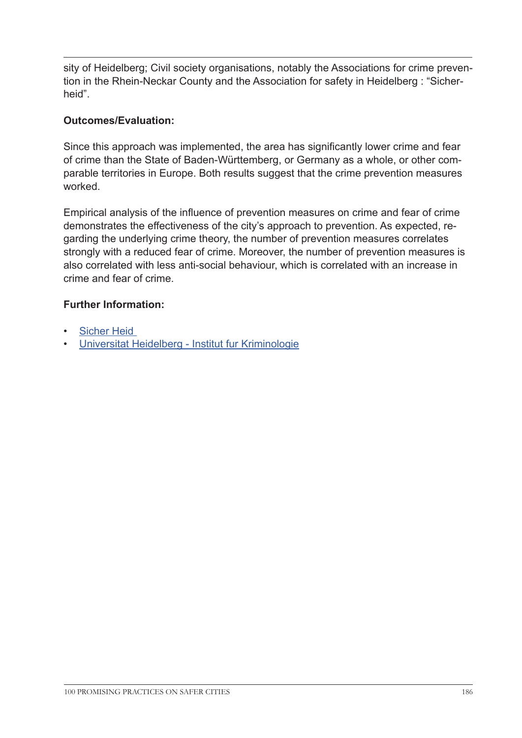sity of Heidelberg; Civil society organisations, notably the Associations for crime prevention in the Rhein-Neckar County and the Association for safety in Heidelberg : "Sicher-heid".

**Outcomes/Evaluation:**

Since this approach was implemented, the area has significantly lower crime and fear of crime than the State of Baden-Württemberg, or Germany as a whole, or other comparable territories in Europe. Both results suggest that the crime prevention measures worked.

Empirical analysis of the influence of prevention measures on crime and fear of crime demonstrates the effectiveness of the city's approach to prevention. As expected, regarding the underlying crime theory, the number of prevention measures correlates strongly with a reduced fear of crime. Moreover, the number of prevention measures is also correlated with less anti-social behaviour, which is correlated with an increase in crime and fear of crime.

**Further Information:**

- Sicher Heid
- Universitat Heidelberg - Institut fur Kriminologie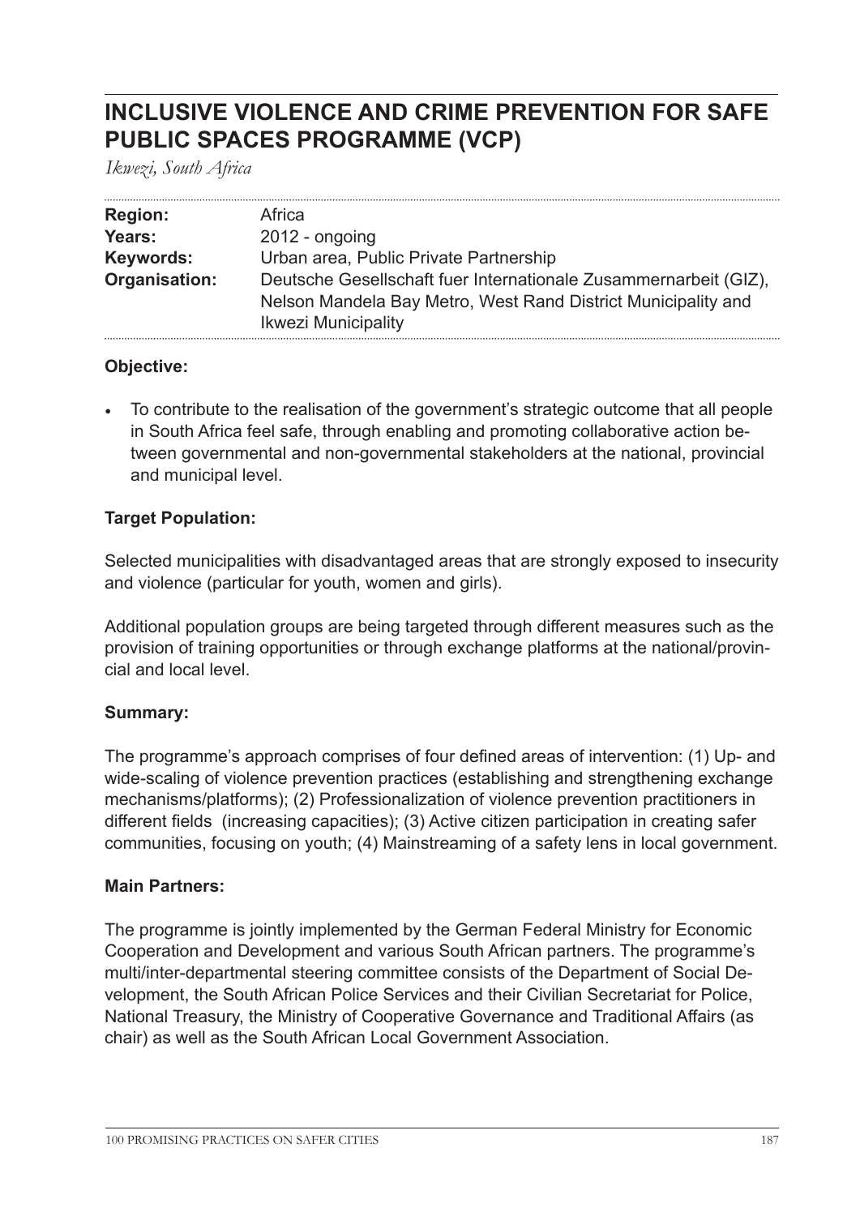# INCLUSIVE VIOLENCE AND CRIME PREVENTION FOR SAFE PUBLIC SPACES PROGRAMME (VCP)

*Ikwezi, South Africa*

| | |
|---|---|
| **Region:** | Africa |
| **Years:** | 2012 - ongoing |
| **Keywords:** | Urban area, Public Private Partnership |
| **Organisation:** | Deutsche Gesellschaft fuer Internationale Zusammernarbeit (GIZ), Nelson Mandela Bay Metro, West Rand District Municipality and Ikwezi Municipality |

**Objective:**

- To contribute to the realisation of the government's strategic outcome that all people in South Africa feel safe, through enabling and promoting collaborative action between governmental and non-governmental stakeholders at the national, provincial and municipal level.

**Target Population:**

Selected municipalities with disadvantaged areas that are strongly exposed to insecurity and violence (particular for youth, women and girls).

Additional population groups are being targeted through different measures such as the provision of training opportunities or through exchange platforms at the national/provincial and local level.

**Summary:**

The programme's approach comprises of four defined areas of intervention: (1) Up- and wide-scaling of violence prevention practices (establishing and strengthening exchange mechanisms/platforms); (2) Professionalization of violence prevention practitioners in different fields (increasing capacities); (3) Active citizen participation in creating safer communities, focusing on youth; (4) Mainstreaming of a safety lens in local government.

**Main Partners:**

The programme is jointly implemented by the German Federal Ministry for Economic Cooperation and Development and various South African partners. The programme's multi/inter-departmental steering committee consists of the Department of Social Development, the South African Police Services and their Civilian Secretariat for Police, National Treasury, the Ministry of Cooperative Governance and Traditional Affairs (as chair) as well as the South African Local Government Association.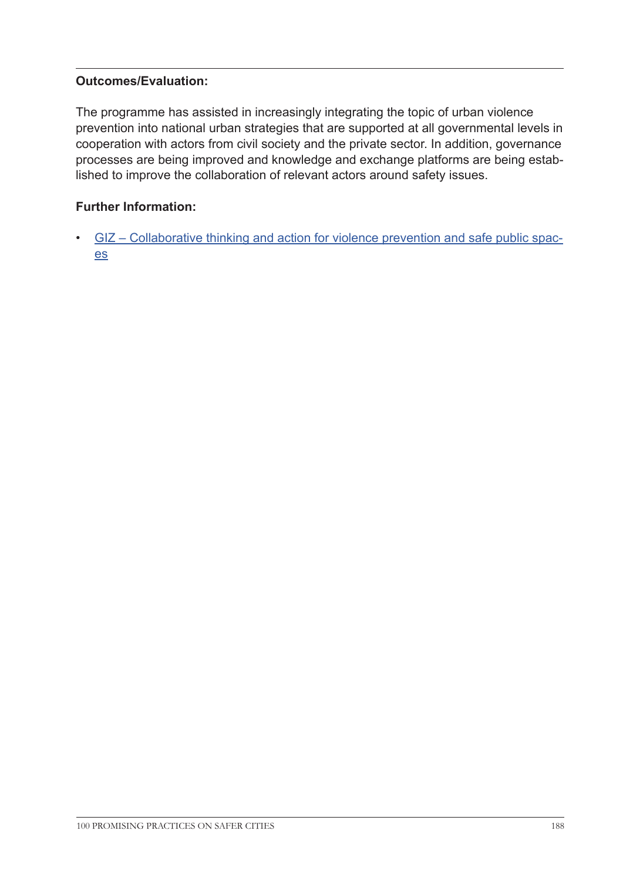**Outcomes/Evaluation:**

The programme has assisted in increasingly integrating the topic of urban violence prevention into national urban strategies that are supported at all governmental levels in cooperation with actors from civil society and the private sector. In addition, governance processes are being improved and knowledge and exchange platforms are being established to improve the collaboration of relevant actors around safety issues.

**Further Information:**

- GIZ – Collaborative thinking and action for violence prevention and safe public spaces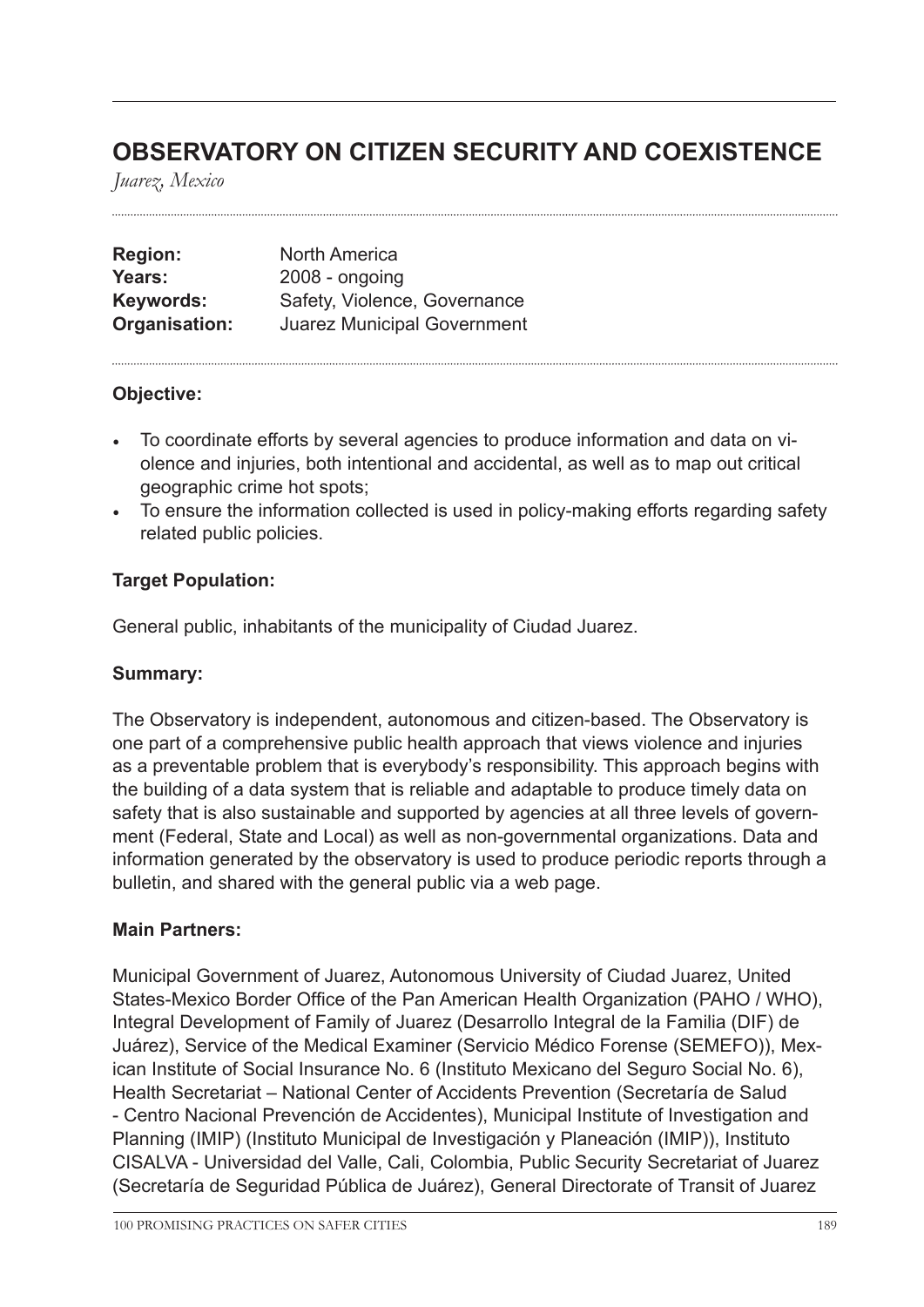# OBSERVATORY ON CITIZEN SECURITY AND COEXISTENCE

*Juarez, Mexico*

**Region:** North America
**Years:** 2008 - ongoing
**Keywords:** Safety, Violence, Governance
**Organisation:** Juarez Municipal Government

### Objective:

- To coordinate efforts by several agencies to produce information and data on violence and injuries, both intentional and accidental, as well as to map out critical geographic crime hot spots;
- To ensure the information collected is used in policy-making efforts regarding safety related public policies.

### Target Population:

General public, inhabitants of the municipality of Ciudad Juarez.

### Summary:

The Observatory is independent, autonomous and citizen-based. The Observatory is one part of a comprehensive public health approach that views violence and injuries as a preventable problem that is everybody's responsibility. This approach begins with the building of a data system that is reliable and adaptable to produce timely data on safety that is also sustainable and supported by agencies at all three levels of government (Federal, State and Local) as well as non-governmental organizations. Data and information generated by the observatory is used to produce periodic reports through a bulletin, and shared with the general public via a web page.

### Main Partners:

Municipal Government of Juarez, Autonomous University of Ciudad Juarez, United States-Mexico Border Office of the Pan American Health Organization (PAHO / WHO), Integral Development of Family of Juarez (Desarrollo Integral de la Familia (DIF) de Juárez), Service of the Medical Examiner (Servicio Médico Forense (SEMEFO)), Mexican Institute of Social Insurance No. 6 (Instituto Mexicano del Seguro Social No. 6), Health Secretariat – National Center of Accidents Prevention (Secretaría de Salud - Centro Nacional Prevención de Accidentes), Municipal Institute of Investigation and Planning (IMIP) (Instituto Municipal de Investigación y Planeación (IMIP)), Instituto CISALVA - Universidad del Valle, Cali, Colombia, Public Security Secretariat of Juarez (Secretaría de Seguridad Pública de Juárez), General Directorate of Transit of Juarez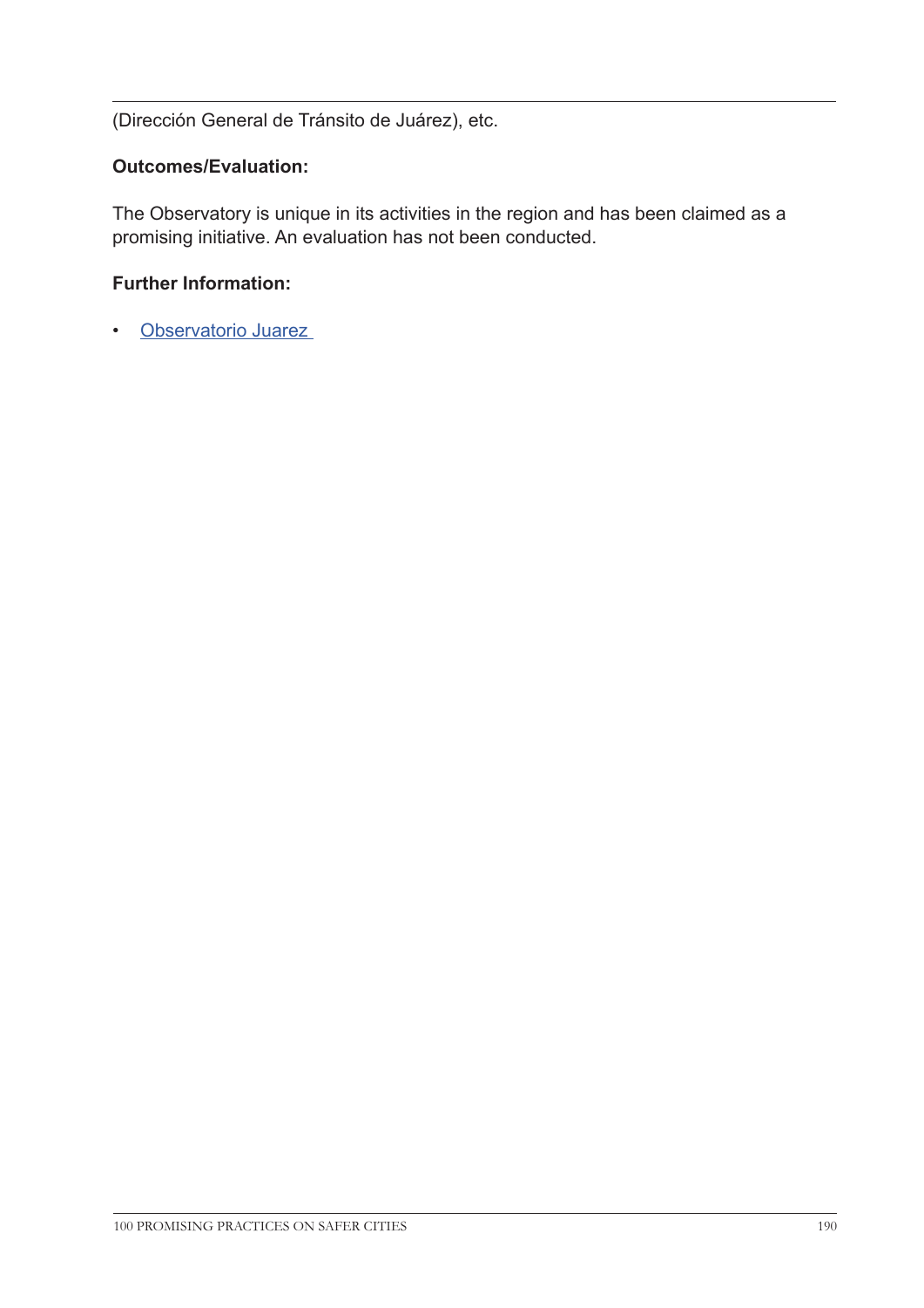(Dirección General de Tránsito de Juárez), etc.

**Outcomes/Evaluation:**

The Observatory is unique in its activities in the region and has been claimed as a promising initiative. An evaluation has not been conducted.

**Further Information:**

- Observatorio Juarez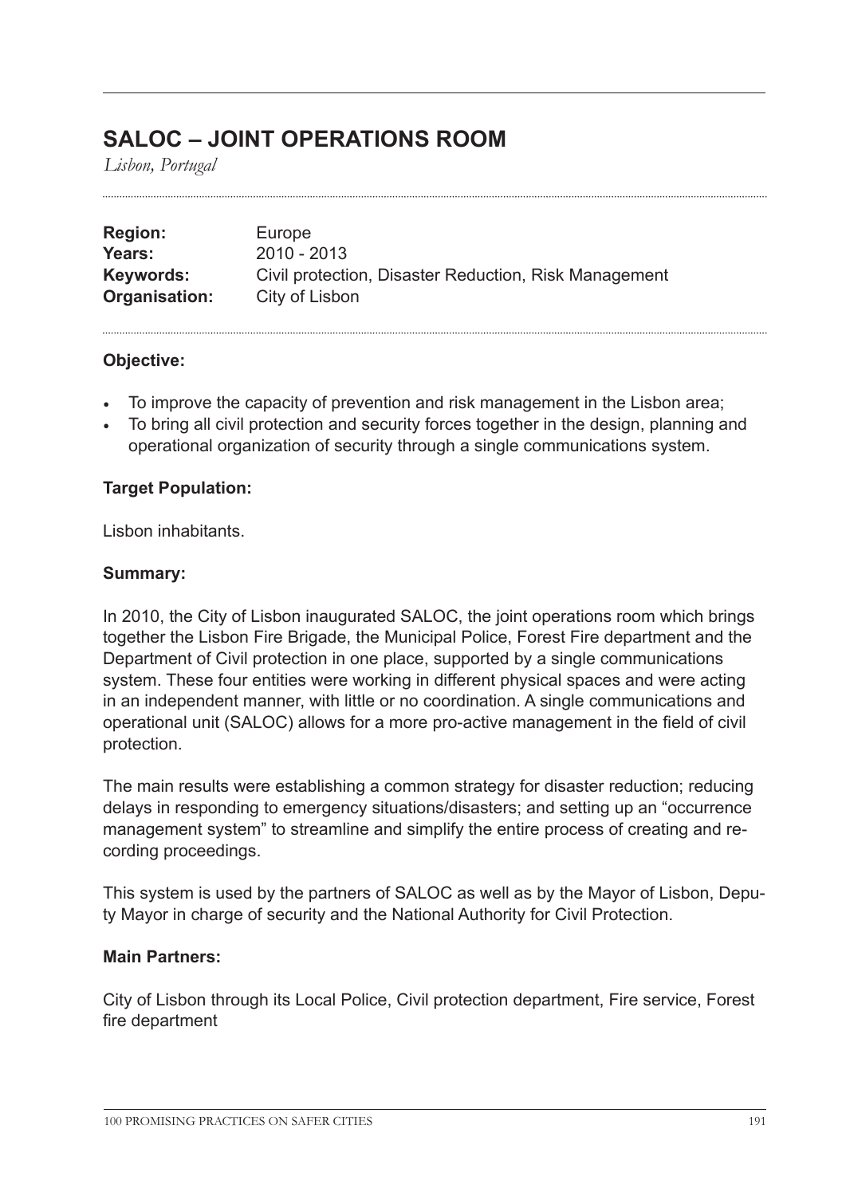# SALOC – JOINT OPERATIONS ROOM

*Lisbon, Portugal*

**Region:** Europe
**Years:** 2010 - 2013
**Keywords:** Civil protection, Disaster Reduction, Risk Management
**Organisation:** City of Lisbon

**Objective:**

- To improve the capacity of prevention and risk management in the Lisbon area;
- To bring all civil protection and security forces together in the design, planning and operational organization of security through a single communications system.

**Target Population:**

Lisbon inhabitants.

**Summary:**

In 2010, the City of Lisbon inaugurated SALOC, the joint operations room which brings together the Lisbon Fire Brigade, the Municipal Police, Forest Fire department and the Department of Civil protection in one place, supported by a single communications system. These four entities were working in different physical spaces and were acting in an independent manner, with little or no coordination. A single communications and operational unit (SALOC) allows for a more pro-active management in the field of civil protection.

The main results were establishing a common strategy for disaster reduction; reducing delays in responding to emergency situations/disasters; and setting up an "occurrence management system" to streamline and simplify the entire process of creating and recording proceedings.

This system is used by the partners of SALOC as well as by the Mayor of Lisbon, Deputy Mayor in charge of security and the National Authority for Civil Protection.

**Main Partners:**

City of Lisbon through its Local Police, Civil protection department, Fire service, Forest fire department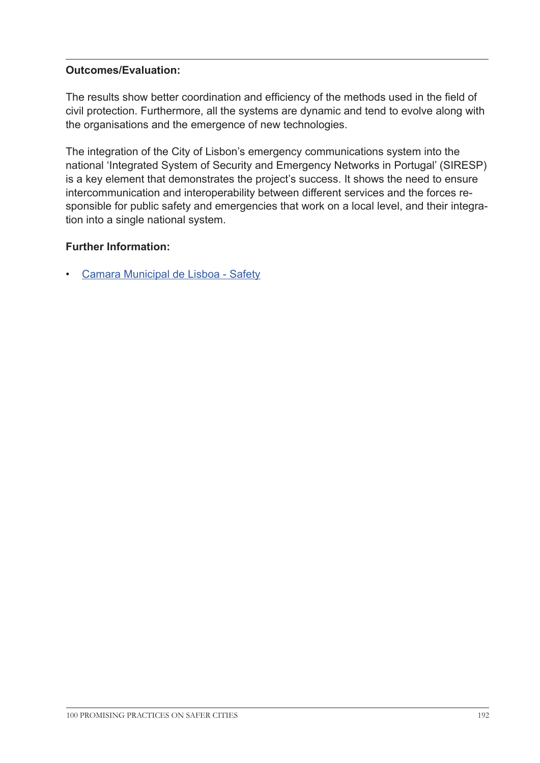**Outcomes/Evaluation:**

The results show better coordination and efficiency of the methods used in the field of civil protection. Furthermore, all the systems are dynamic and tend to evolve along with the organisations and the emergence of new technologies.

The integration of the City of Lisbon's emergency communications system into the national 'Integrated System of Security and Emergency Networks in Portugal' (SIRESP) is a key element that demonstrates the project's success. It shows the need to ensure intercommunication and interoperability between different services and the forces responsible for public safety and emergencies that work on a local level, and their integration into a single national system.

**Further Information:**

- Camara Municipal de Lisboa - Safety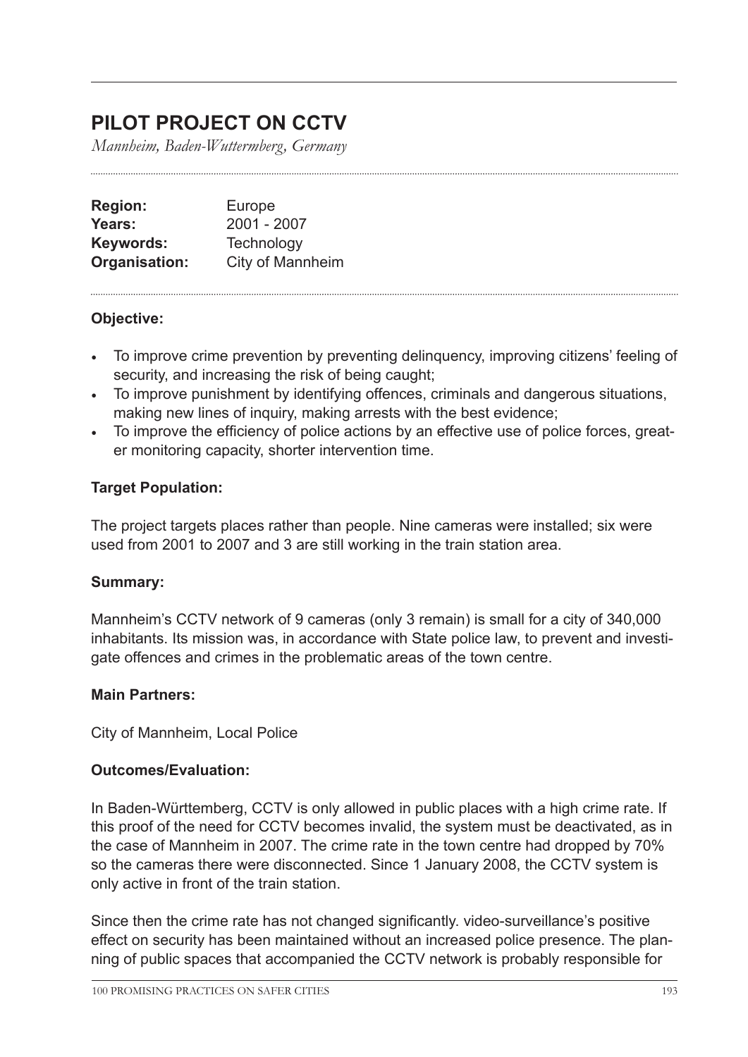# PILOT PROJECT ON CCTV

*Mannheim, Baden-Wuttermberg, Germany*

| | |
|---|---|
| **Region:** | Europe |
| **Years:** | 2001 - 2007 |
| **Keywords:** | Technology |
| **Organisation:** | City of Mannheim |

**Objective:**

- To improve crime prevention by preventing delinquency, improving citizens' feeling of security, and increasing the risk of being caught;
- To improve punishment by identifying offences, criminals and dangerous situations, making new lines of inquiry, making arrests with the best evidence;
- To improve the efficiency of police actions by an effective use of police forces, greater monitoring capacity, shorter intervention time.

**Target Population:**

The project targets places rather than people. Nine cameras were installed; six were used from 2001 to 2007 and 3 are still working in the train station area.

**Summary:**

Mannheim's CCTV network of 9 cameras (only 3 remain) is small for a city of 340,000 inhabitants. Its mission was, in accordance with State police law, to prevent and investigate offences and crimes in the problematic areas of the town centre.

**Main Partners:**

City of Mannheim, Local Police

**Outcomes/Evaluation:**

In Baden-Württemberg, CCTV is only allowed in public places with a high crime rate. If this proof of the need for CCTV becomes invalid, the system must be deactivated, as in the case of Mannheim in 2007. The crime rate in the town centre had dropped by 70% so the cameras there were disconnected. Since 1 January 2008, the CCTV system is only active in front of the train station.

Since then the crime rate has not changed significantly. video-surveillance's positive effect on security has been maintained without an increased police presence. The planning of public spaces that accompanied the CCTV network is probably responsible for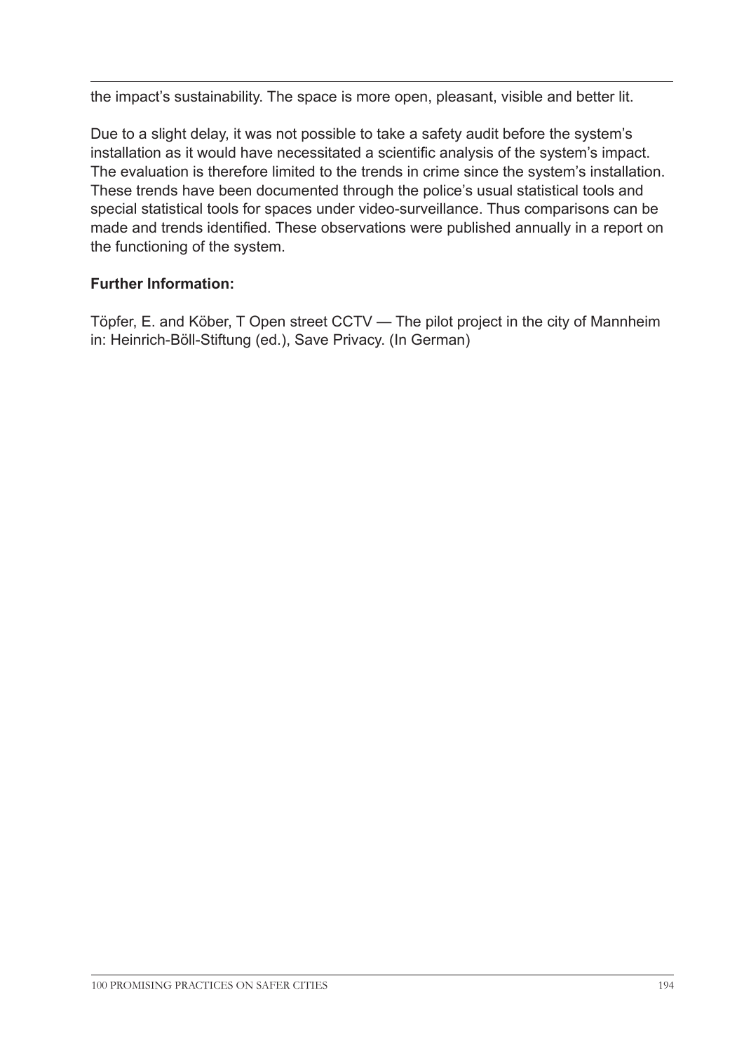the impact's sustainability. The space is more open, pleasant, visible and better lit.

Due to a slight delay, it was not possible to take a safety audit before the system's installation as it would have necessitated a scientific analysis of the system's impact. The evaluation is therefore limited to the trends in crime since the system's installation. These trends have been documented through the police's usual statistical tools and special statistical tools for spaces under video-surveillance. Thus comparisons can be made and trends identified. These observations were published annually in a report on the functioning of the system.

**Further Information:**

Töpfer, E. and Köber, T Open street CCTV — The pilot project in the city of Mannheim in: Heinrich-Böll-Stiftung (ed.), Save Privacy. (In German)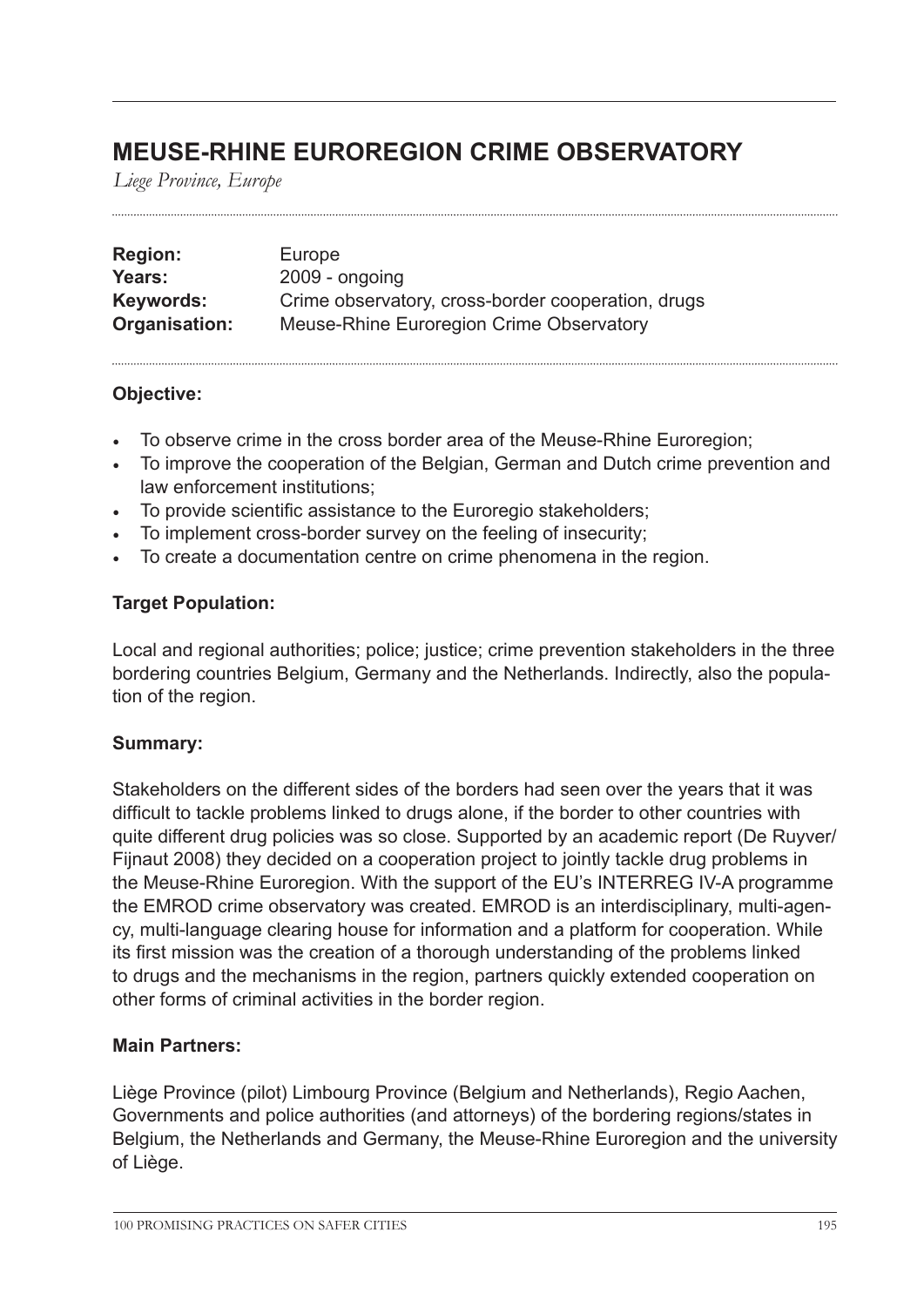# MEUSE-RHINE EUROREGION CRIME OBSERVATORY

*Liege Province, Europe*

| | |
|---|---|
| **Region:** | Europe |
| **Years:** | 2009 - ongoing |
| **Keywords:** | Crime observatory, cross-border cooperation, drugs |
| **Organisation:** | Meuse-Rhine Euroregion Crime Observatory |

### Objective:

- To observe crime in the cross border area of the Meuse-Rhine Euroregion;
- To improve the cooperation of the Belgian, German and Dutch crime prevention and law enforcement institutions;
- To provide scientific assistance to the Euroregio stakeholders;
- To implement cross-border survey on the feeling of insecurity;
- To create a documentation centre on crime phenomena in the region.

### Target Population:

Local and regional authorities; police; justice; crime prevention stakeholders in the three bordering countries Belgium, Germany and the Netherlands. Indirectly, also the population of the region.

### Summary:

Stakeholders on the different sides of the borders had seen over the years that it was difficult to tackle problems linked to drugs alone, if the border to other countries with quite different drug policies was so close. Supported by an academic report (De Ruyver/ Fijnaut 2008) they decided on a cooperation project to jointly tackle drug problems in the Meuse-Rhine Euroregion. With the support of the EU's INTERREG IV-A programme the EMROD crime observatory was created. EMROD is an interdisciplinary, multi-agency, multi-language clearing house for information and a platform for cooperation. While its first mission was the creation of a thorough understanding of the problems linked to drugs and the mechanisms in the region, partners quickly extended cooperation on other forms of criminal activities in the border region.

### Main Partners:

Liège Province (pilot) Limbourg Province (Belgium and Netherlands), Regio Aachen, Governments and police authorities (and attorneys) of the bordering regions/states in Belgium, the Netherlands and Germany, the Meuse-Rhine Euroregion and the university of Liège.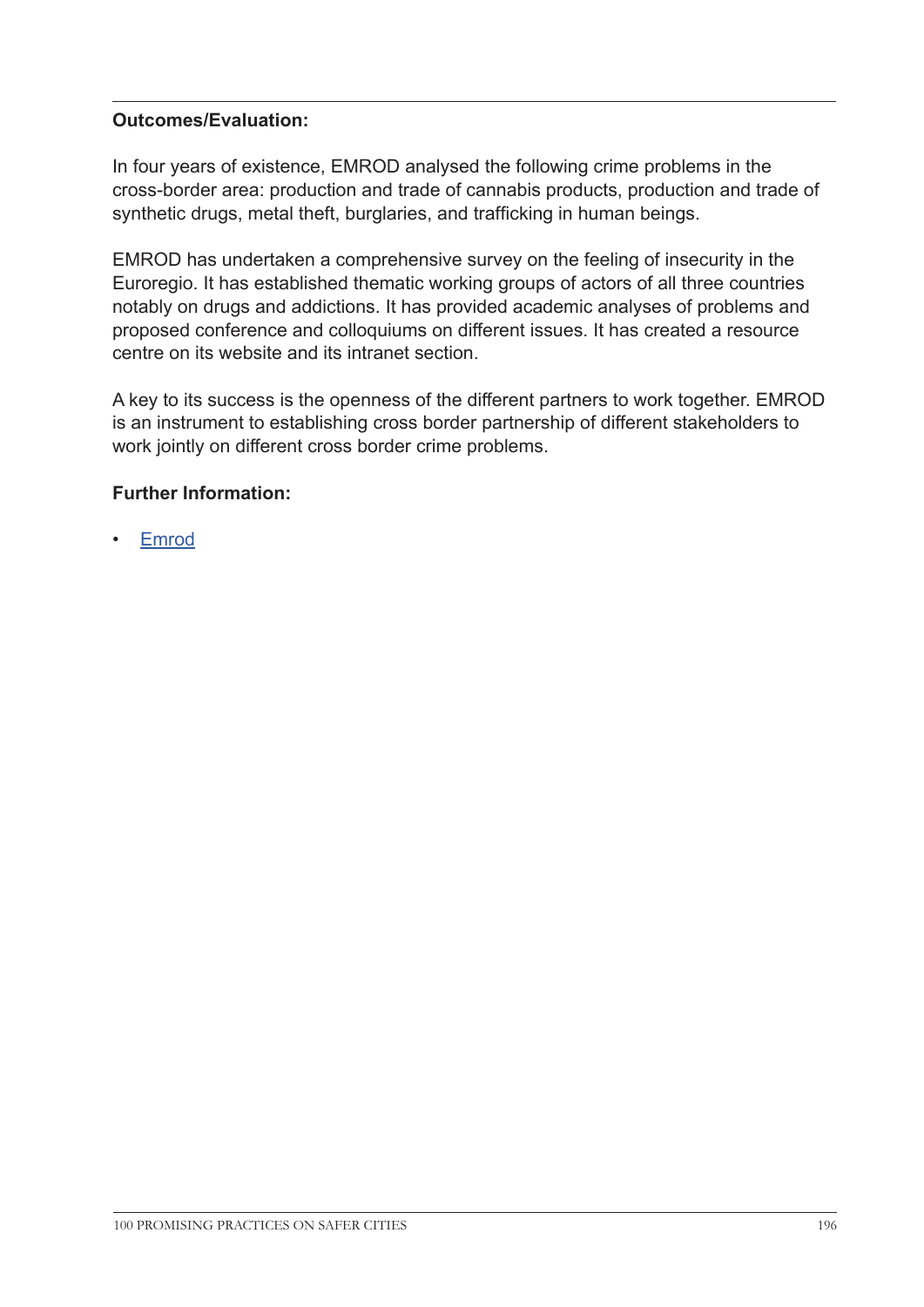**Outcomes/Evaluation:**

In four years of existence, EMROD analysed the following crime problems in the cross-border area: production and trade of cannabis products, production and trade of synthetic drugs, metal theft, burglaries, and trafficking in human beings.

EMROD has undertaken a comprehensive survey on the feeling of insecurity in the Euroregio. It has established thematic working groups of actors of all three countries notably on drugs and addictions. It has provided academic analyses of problems and proposed conference and colloquiums on different issues. It has created a resource centre on its website and its intranet section.

A key to its success is the openness of the different partners to work together. EMROD is an instrument to establishing cross border partnership of different stakeholders to work jointly on different cross border crime problems.

**Further Information:**

- Emrod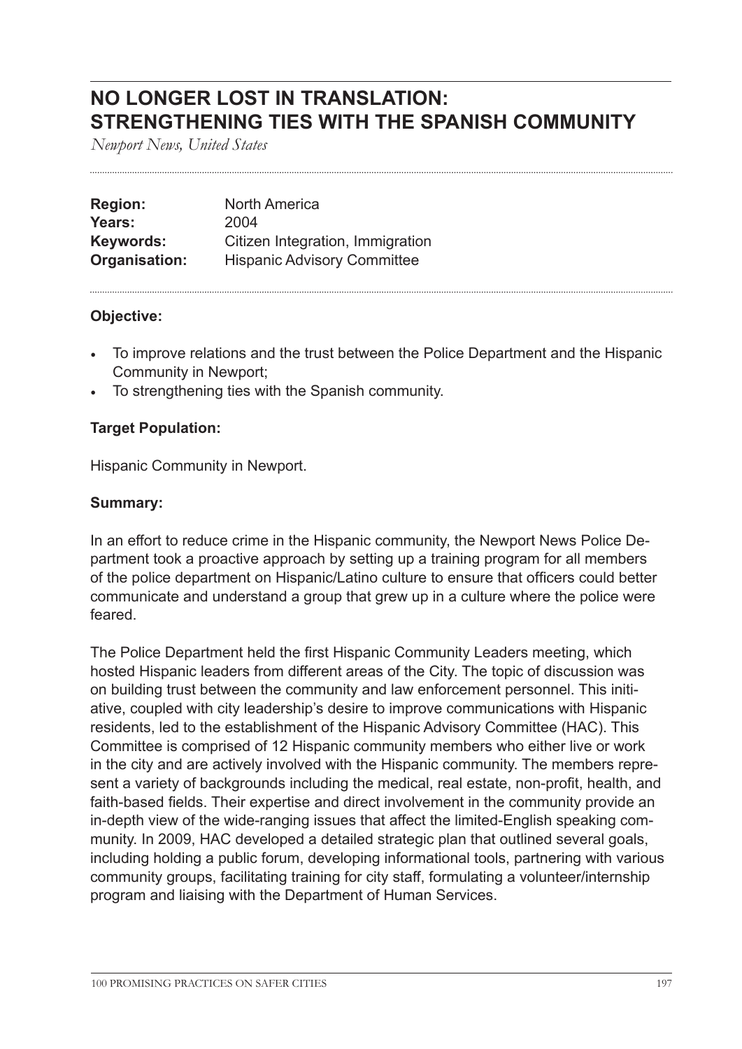# NO LONGER LOST IN TRANSLATION: STRENGTHENING TIES WITH THE SPANISH COMMUNITY

*Newport News, United States*

| | |
|---|---|
| **Region:** | North America |
| **Years:** | 2004 |
| **Keywords:** | Citizen Integration, Immigration |
| **Organisation:** | Hispanic Advisory Committee |

### Objective:

- To improve relations and the trust between the Police Department and the Hispanic Community in Newport;
- To strengthening ties with the Spanish community.

### Target Population:

Hispanic Community in Newport.

### Summary:

In an effort to reduce crime in the Hispanic community, the Newport News Police Department took a proactive approach by setting up a training program for all members of the police department on Hispanic/Latino culture to ensure that officers could better communicate and understand a group that grew up in a culture where the police were feared.

The Police Department held the first Hispanic Community Leaders meeting, which hosted Hispanic leaders from different areas of the City. The topic of discussion was on building trust between the community and law enforcement personnel. This initiative, coupled with city leadership's desire to improve communications with Hispanic residents, led to the establishment of the Hispanic Advisory Committee (HAC). This Committee is comprised of 12 Hispanic community members who either live or work in the city and are actively involved with the Hispanic community. The members represent a variety of backgrounds including the medical, real estate, non-profit, health, and faith-based fields. Their expertise and direct involvement in the community provide an in-depth view of the wide-ranging issues that affect the limited-English speaking community. In 2009, HAC developed a detailed strategic plan that outlined several goals, including holding a public forum, developing informational tools, partnering with various community groups, facilitating training for city staff, formulating a volunteer/internship program and liaising with the Department of Human Services.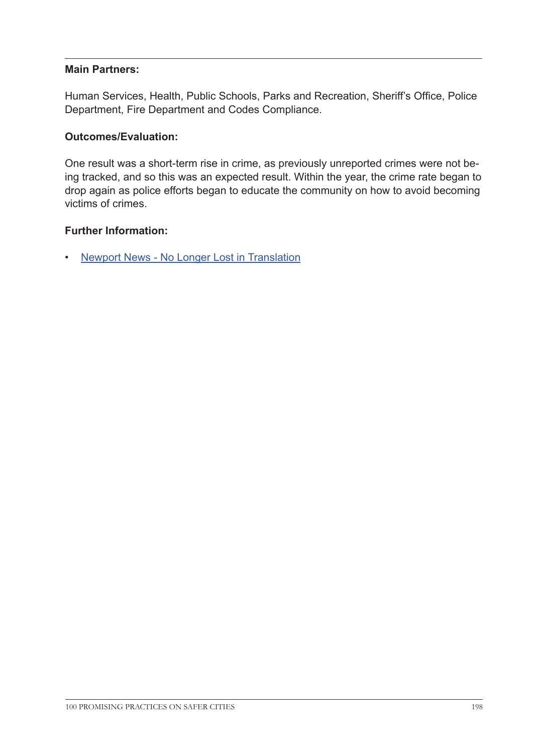**Main Partners:**

Human Services, Health, Public Schools, Parks and Recreation, Sheriff's Office, Police Department, Fire Department and Codes Compliance.

**Outcomes/Evaluation:**

One result was a short-term rise in crime, as previously unreported crimes were not being tracked, and so this was an expected result. Within the year, the crime rate began to drop again as police efforts began to educate the community on how to avoid becoming victims of crimes.

**Further Information:**

- Newport News - No Longer Lost in Translation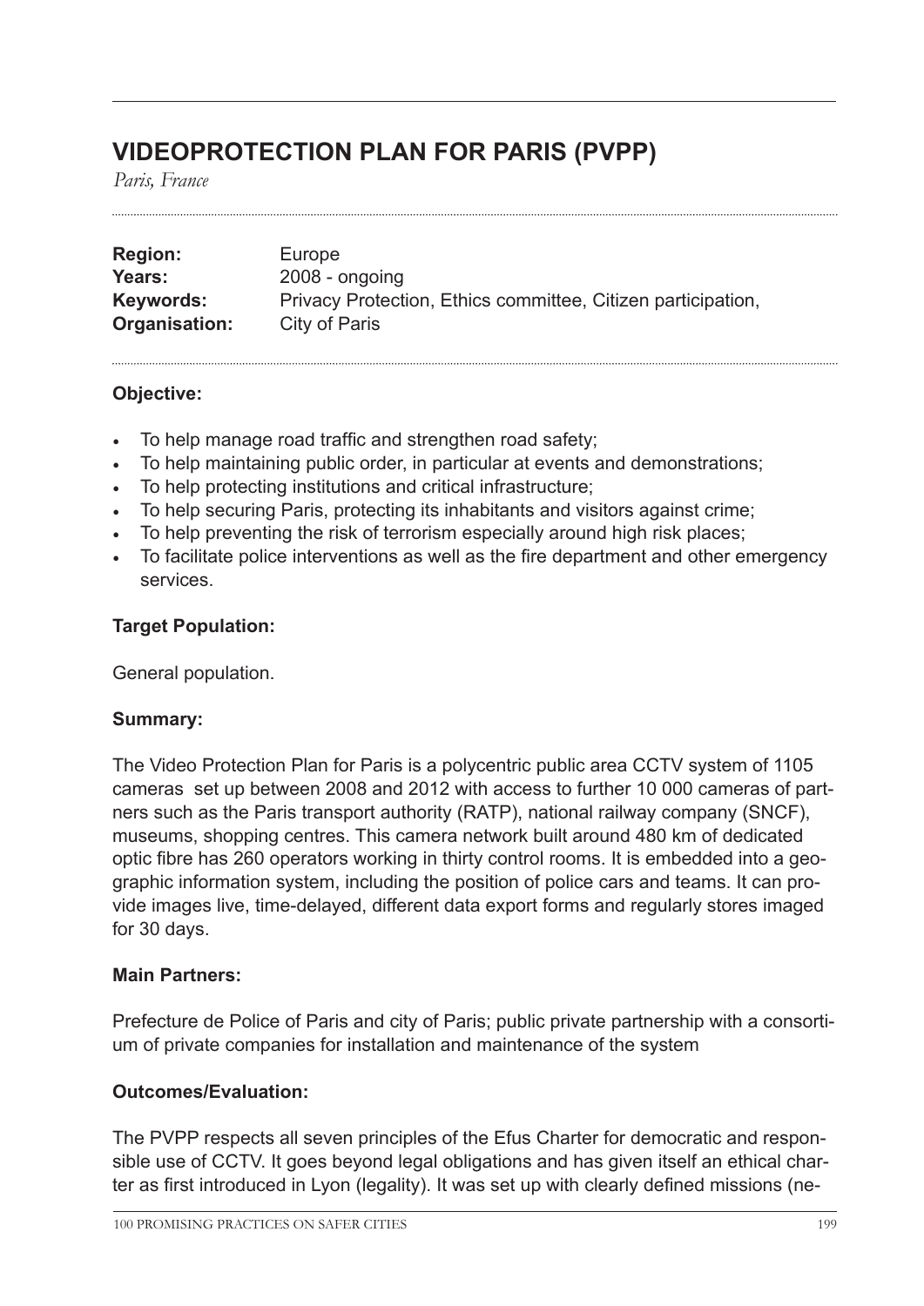# VIDEOPROTECTION PLAN FOR PARIS (PVPP)

*Paris, France*

**Region:** Europe
**Years:** 2008 - ongoing
**Keywords:** Privacy Protection, Ethics committee, Citizen participation,
**Organisation:** City of Paris

**Objective:**

- To help manage road traffic and strengthen road safety;
- To help maintaining public order, in particular at events and demonstrations;
- To help protecting institutions and critical infrastructure;
- To help securing Paris, protecting its inhabitants and visitors against crime;
- To help preventing the risk of terrorism especially around high risk places;
- To facilitate police interventions as well as the fire department and other emergency services.

**Target Population:**

General population.

**Summary:**

The Video Protection Plan for Paris is a polycentric public area CCTV system of 1105 cameras set up between 2008 and 2012 with access to further 10 000 cameras of partners such as the Paris transport authority (RATP), national railway company (SNCF), museums, shopping centres. This camera network built around 480 km of dedicated optic fibre has 260 operators working in thirty control rooms. It is embedded into a geographic information system, including the position of police cars and teams. It can provide images live, time-delayed, different data export forms and regularly stores imaged for 30 days.

**Main Partners:**

Prefecture de Police of Paris and city of Paris; public private partnership with a consortium of private companies for installation and maintenance of the system

**Outcomes/Evaluation:**

The PVPP respects all seven principles of the Efus Charter for democratic and responsible use of CCTV. It goes beyond legal obligations and has given itself an ethical charter as first introduced in Lyon (legality). It was set up with clearly defined missions (ne-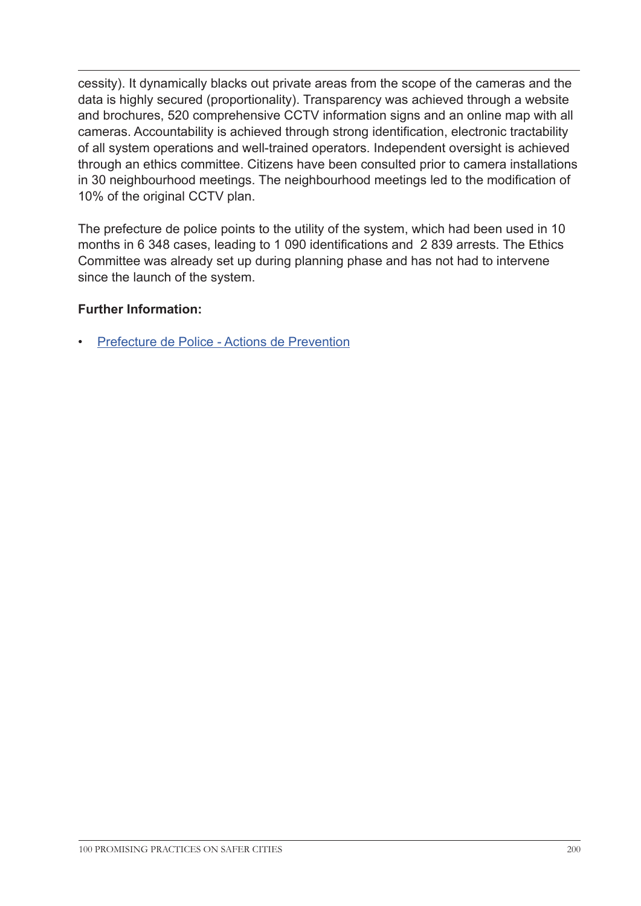cessity). It dynamically blacks out private areas from the scope of the cameras and the data is highly secured (proportionality). Transparency was achieved through a website and brochures, 520 comprehensive CCTV information signs and an online map with all cameras. Accountability is achieved through strong identification, electronic tractability of all system operations and well-trained operators. Independent oversight is achieved through an ethics committee. Citizens have been consulted prior to camera installations in 30 neighbourhood meetings. The neighbourhood meetings led to the modification of 10% of the original CCTV plan.

The prefecture de police points to the utility of the system, which had been used in 10 months in 6 348 cases, leading to 1 090 identifications and  2 839 arrests. The Ethics Committee was already set up during planning phase and has not had to intervene since the launch of the system.

**Further Information:**

- Prefecture de Police - Actions de Prevention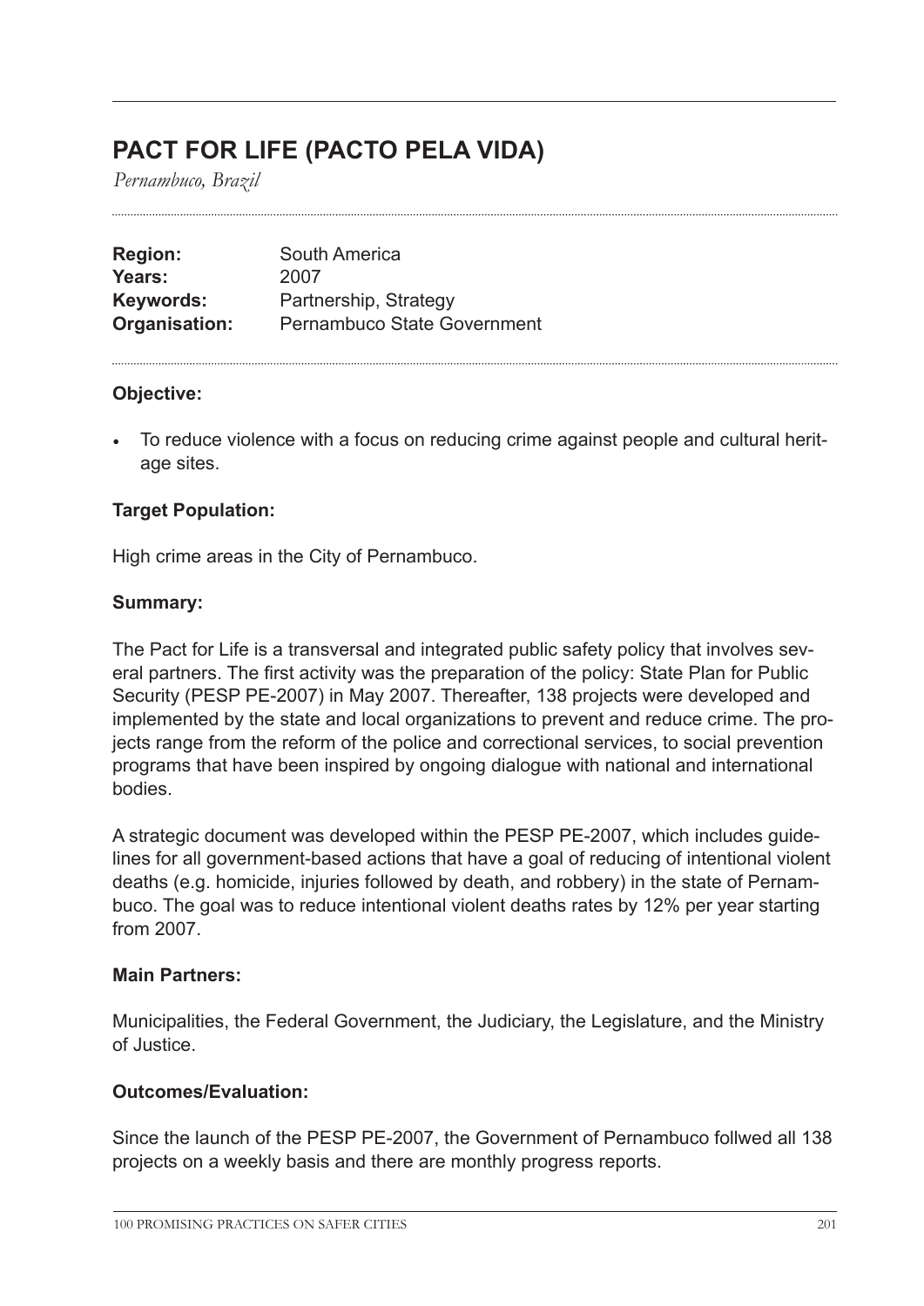# PACT FOR LIFE (PACTO PELA VIDA)

*Pernambuco, Brazil*

| | |
|---|---|
| **Region:** | South America |
| **Years:** | 2007 |
| **Keywords:** | Partnership, Strategy |
| **Organisation:** | Pernambuco State Government |

**Objective:**

- To reduce violence with a focus on reducing crime against people and cultural heritage sites.

**Target Population:**

High crime areas in the City of Pernambuco.

**Summary:**

The Pact for Life is a transversal and integrated public safety policy that involves several partners. The first activity was the preparation of the policy: State Plan for Public Security (PESP PE-2007) in May 2007. Thereafter, 138 projects were developed and implemented by the state and local organizations to prevent and reduce crime. The projects range from the reform of the police and correctional services, to social prevention programs that have been inspired by ongoing dialogue with national and international bodies.

A strategic document was developed within the PESP PE-2007, which includes guidelines for all government-based actions that have a goal of reducing of intentional violent deaths (e.g. homicide, injuries followed by death, and robbery) in the state of Pernambuco. The goal was to reduce intentional violent deaths rates by 12% per year starting from 2007.

**Main Partners:**

Municipalities, the Federal Government, the Judiciary, the Legislature, and the Ministry of Justice.

**Outcomes/Evaluation:**

Since the launch of the PESP PE-2007, the Government of Pernambuco follwed all 138 projects on a weekly basis and there are monthly progress reports.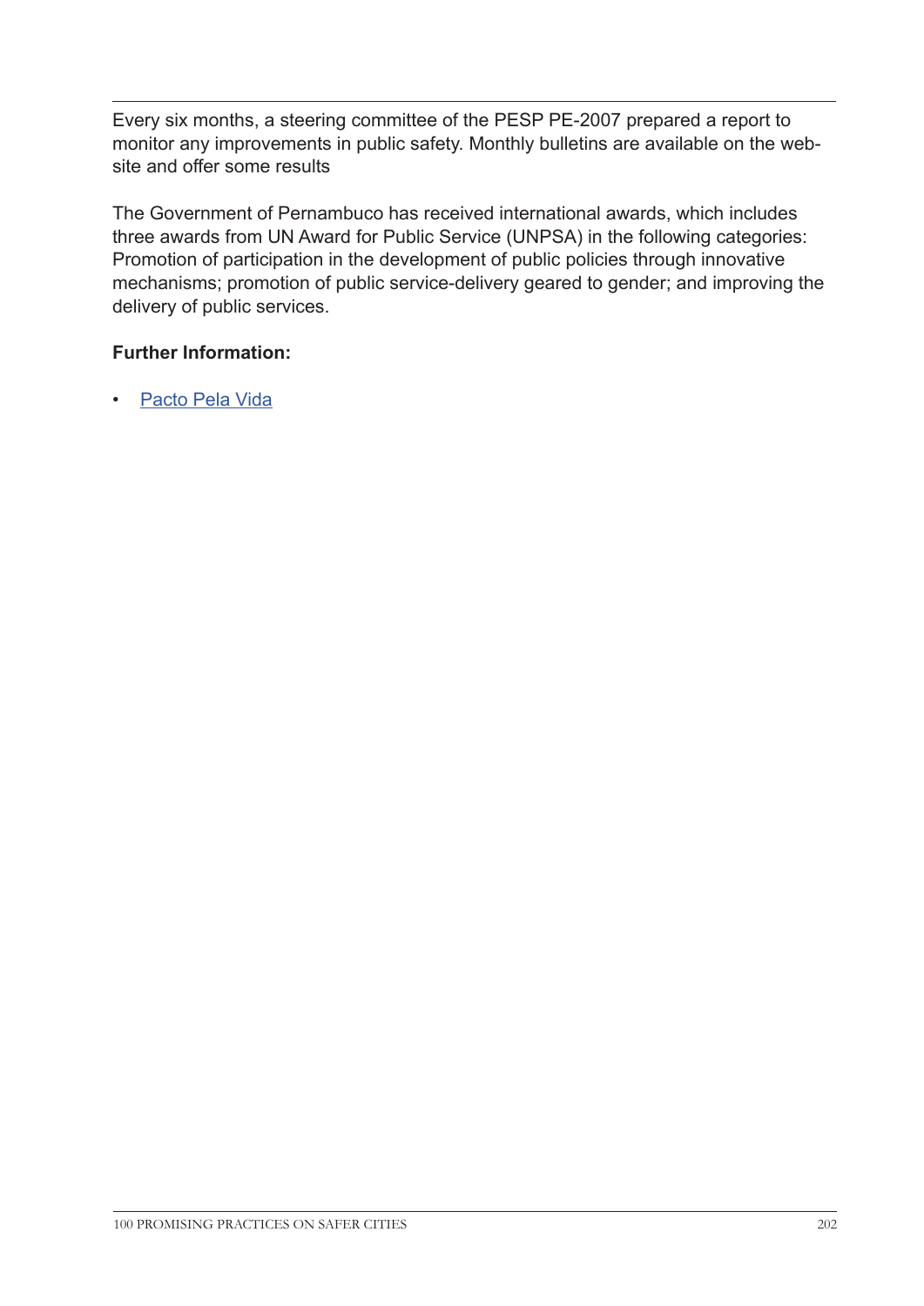Every six months, a steering committee of the PESP PE-2007 prepared a report to monitor any improvements in public safety. Monthly bulletins are available on the website and offer some results

The Government of Pernambuco has received international awards, which includes three awards from UN Award for Public Service (UNPSA) in the following categories: Promotion of participation in the development of public policies through innovative mechanisms; promotion of public service-delivery geared to gender; and improving the delivery of public services.

**Further Information:**

- Pacto Pela Vida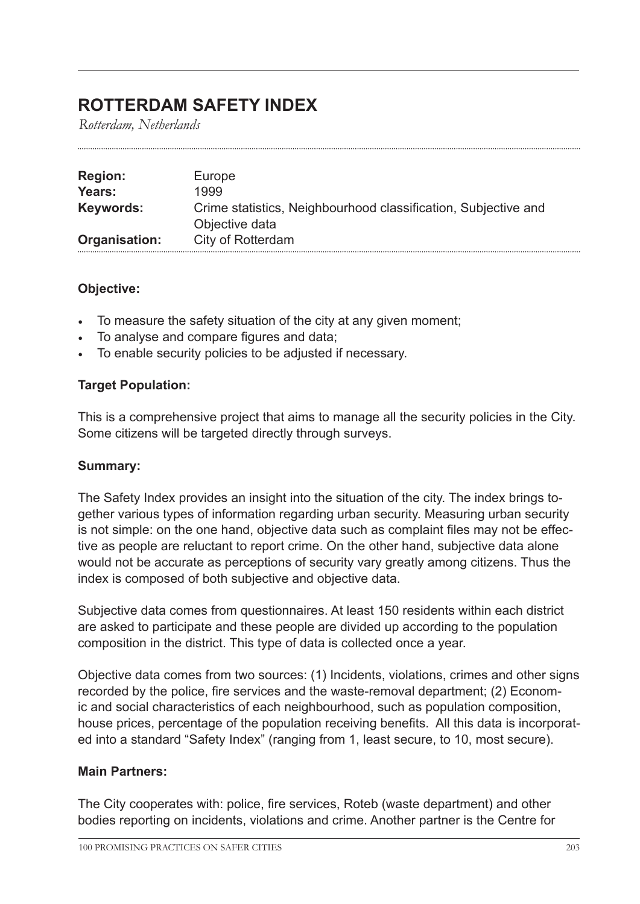# ROTTERDAM SAFETY INDEX

*Rotterdam, Netherlands*

| | |
|---|---|
| **Region:** | Europe |
| **Years:** | 1999 |
| **Keywords:** | Crime statistics, Neighbourhood classification, Subjective and Objective data |
| **Organisation:** | City of Rotterdam |

**Objective:**

- To measure the safety situation of the city at any given moment;
- To analyse and compare figures and data;
- To enable security policies to be adjusted if necessary.

**Target Population:**

This is a comprehensive project that aims to manage all the security policies in the City. Some citizens will be targeted directly through surveys.

**Summary:**

The Safety Index provides an insight into the situation of the city. The index brings together various types of information regarding urban security. Measuring urban security is not simple: on the one hand, objective data such as complaint files may not be effective as people are reluctant to report crime. On the other hand, subjective data alone would not be accurate as perceptions of security vary greatly among citizens. Thus the index is composed of both subjective and objective data.

Subjective data comes from questionnaires. At least 150 residents within each district are asked to participate and these people are divided up according to the population composition in the district. This type of data is collected once a year.

Objective data comes from two sources: (1) Incidents, violations, crimes and other signs recorded by the police, fire services and the waste-removal department; (2) Economic and social characteristics of each neighbourhood, such as population composition, house prices, percentage of the population receiving benefits. All this data is incorporated into a standard "Safety Index" (ranging from 1, least secure, to 10, most secure).

**Main Partners:**

The City cooperates with: police, fire services, Roteb (waste department) and other bodies reporting on incidents, violations and crime. Another partner is the Centre for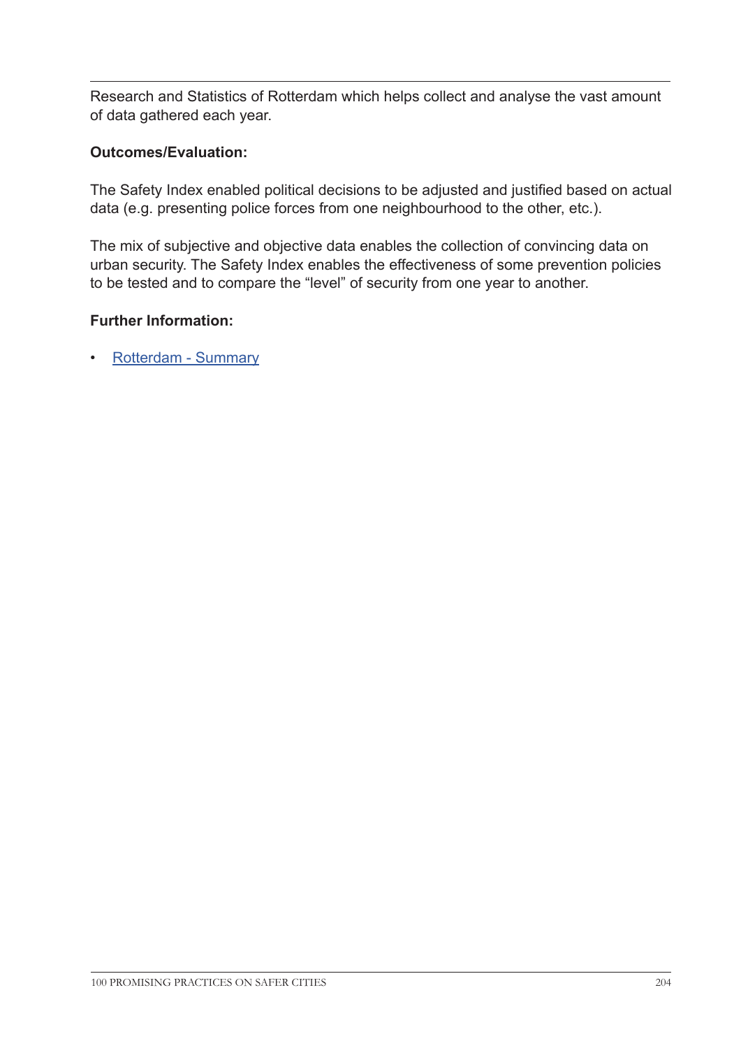Research and Statistics of Rotterdam which helps collect and analyse the vast amount of data gathered each year.

**Outcomes/Evaluation:**

The Safety Index enabled political decisions to be adjusted and justified based on actual data (e.g. presenting police forces from one neighbourhood to the other, etc.).

The mix of subjective and objective data enables the collection of convincing data on urban security. The Safety Index enables the effectiveness of some prevention policies to be tested and to compare the "level" of security from one year to another.

**Further Information:**

- Rotterdam - Summary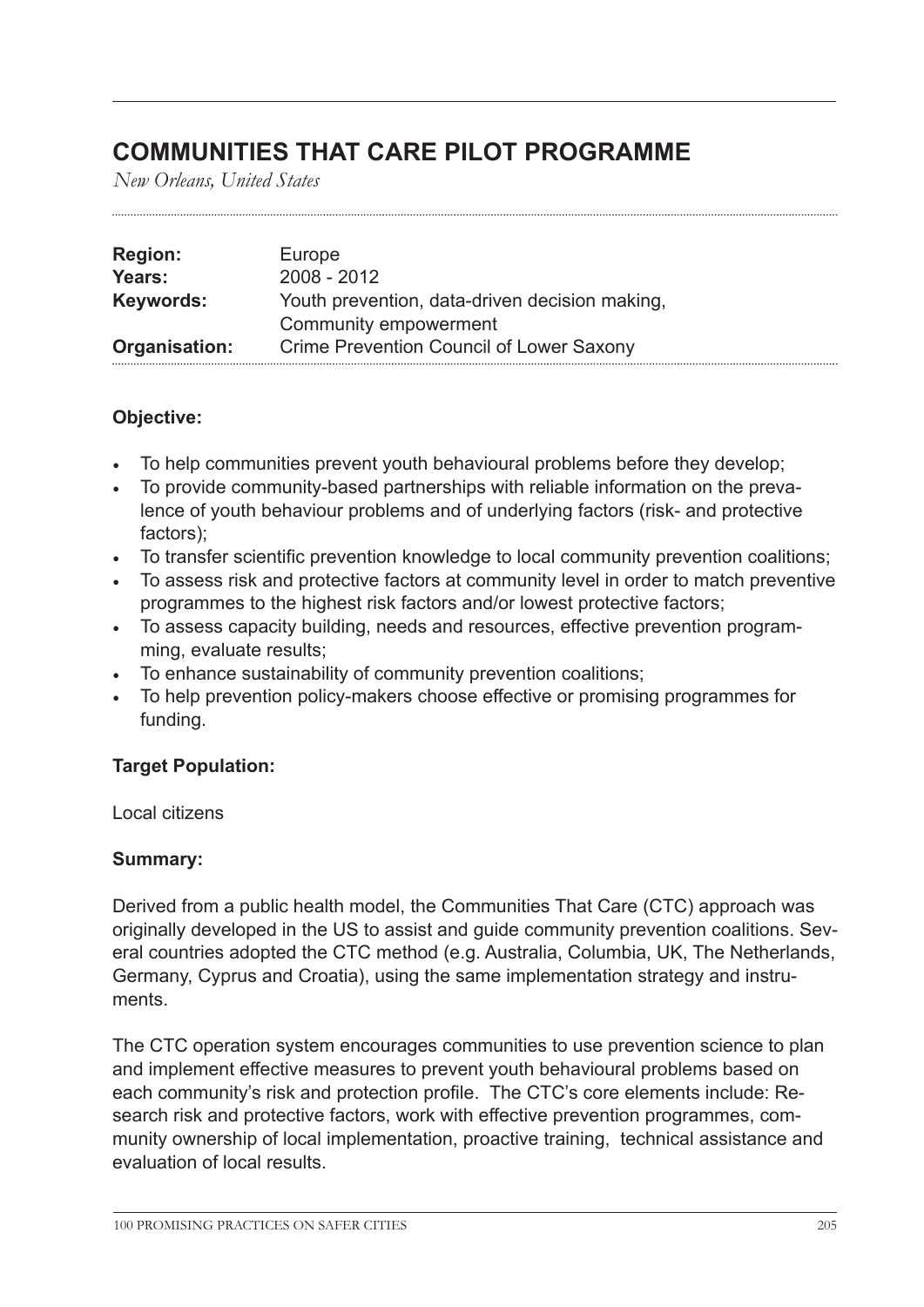# COMMUNITIES THAT CARE PILOT PROGRAMME

*New Orleans, United States*

| | |
|---|---|
| **Region:** | Europe |
| **Years:** | 2008 - 2012 |
| **Keywords:** | Youth prevention, data-driven decision making, Community empowerment |
| **Organisation:** | Crime Prevention Council of Lower Saxony |

**Objective:**

- To help communities prevent youth behavioural problems before they develop;
- To provide community-based partnerships with reliable information on the prevalence of youth behaviour problems and of underlying factors (risk- and protective factors);
- To transfer scientific prevention knowledge to local community prevention coalitions;
- To assess risk and protective factors at community level in order to match preventive programmes to the highest risk factors and/or lowest protective factors;
- To assess capacity building, needs and resources, effective prevention programming, evaluate results;
- To enhance sustainability of community prevention coalitions;
- To help prevention policy-makers choose effective or promising programmes for funding.

**Target Population:**

Local citizens

**Summary:**

Derived from a public health model, the Communities That Care (CTC) approach was originally developed in the US to assist and guide community prevention coalitions. Several countries adopted the CTC method (e.g. Australia, Columbia, UK, The Netherlands, Germany, Cyprus and Croatia), using the same implementation strategy and instruments.

The CTC operation system encourages communities to use prevention science to plan and implement effective measures to prevent youth behavioural problems based on each community's risk and protection profile. The CTC's core elements include: Research risk and protective factors, work with effective prevention programmes, community ownership of local implementation, proactive training, technical assistance and evaluation of local results.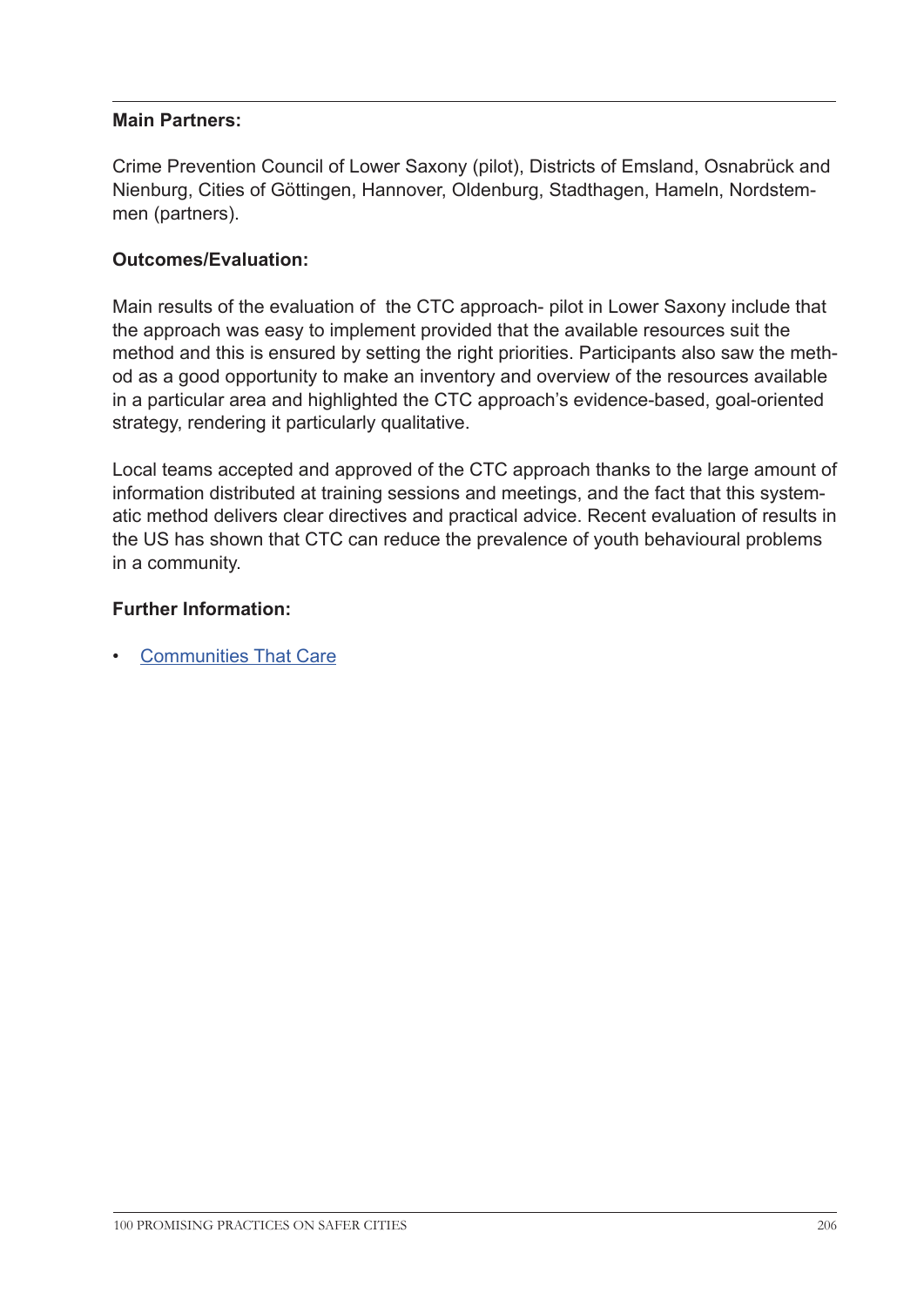**Main Partners:**

Crime Prevention Council of Lower Saxony (pilot), Districts of Emsland, Osnabrück and Nienburg, Cities of Göttingen, Hannover, Oldenburg, Stadthagen, Hameln, Nordstemmen (partners).

**Outcomes/Evaluation:**

Main results of the evaluation of the CTC approach- pilot in Lower Saxony include that the approach was easy to implement provided that the available resources suit the method and this is ensured by setting the right priorities. Participants also saw the method as a good opportunity to make an inventory and overview of the resources available in a particular area and highlighted the CTC approach's evidence-based, goal-oriented strategy, rendering it particularly qualitative.

Local teams accepted and approved of the CTC approach thanks to the large amount of information distributed at training sessions and meetings, and the fact that this systematic method delivers clear directives and practical advice. Recent evaluation of results in the US has shown that CTC can reduce the prevalence of youth behavioural problems in a community.

**Further Information:**

- Communities That Care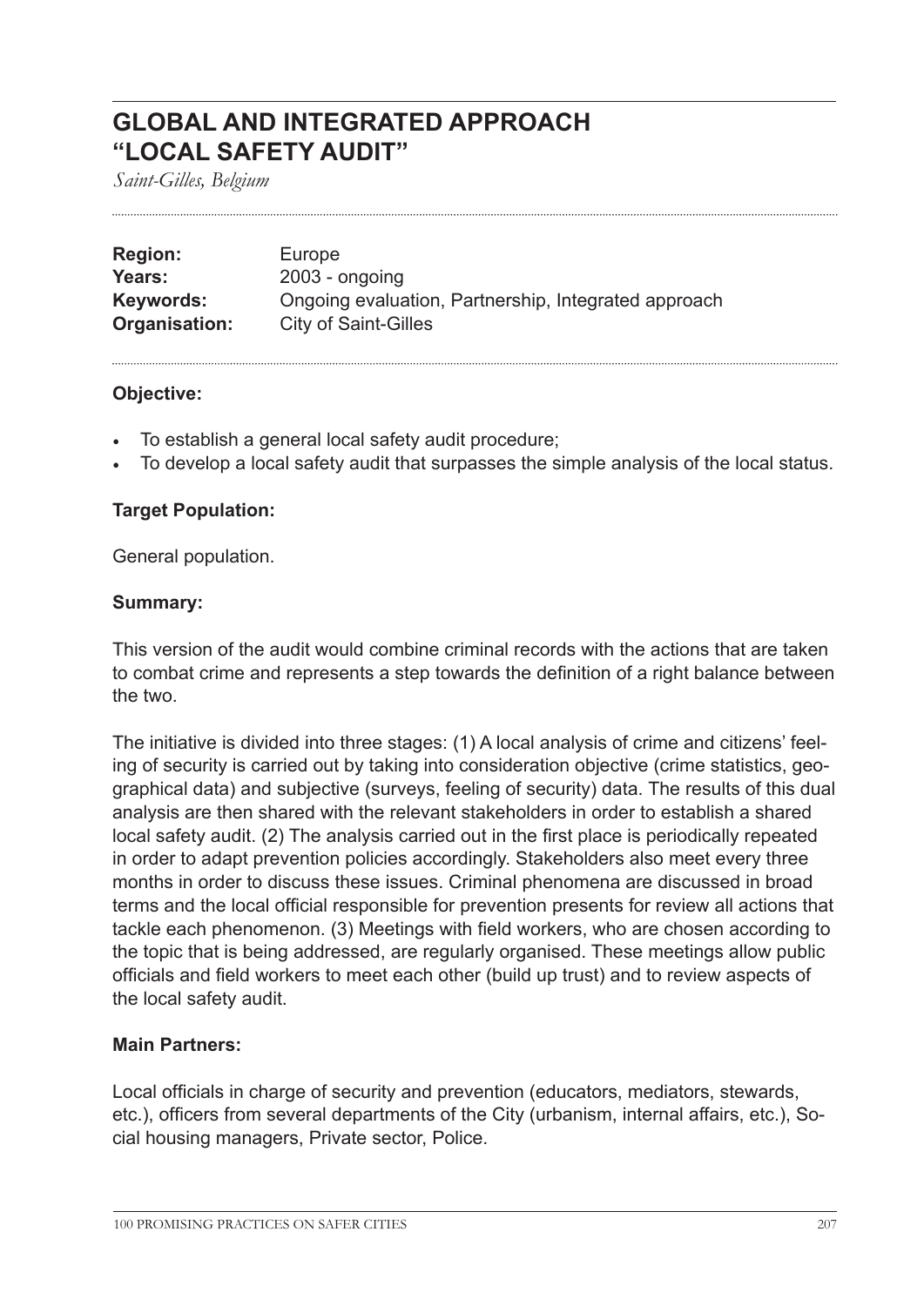# GLOBAL AND INTEGRATED APPROACH "LOCAL SAFETY AUDIT"

*Saint-Gilles, Belgium*

**Region:** Europe
**Years:** 2003 - ongoing
**Keywords:** Ongoing evaluation, Partnership, Integrated approach
**Organisation:** City of Saint-Gilles

**Objective:**

- To establish a general local safety audit procedure;
- To develop a local safety audit that surpasses the simple analysis of the local status.

**Target Population:**

General population.

**Summary:**

This version of the audit would combine criminal records with the actions that are taken to combat crime and represents a step towards the definition of a right balance between the two.

The initiative is divided into three stages: (1) A local analysis of crime and citizens' feeling of security is carried out by taking into consideration objective (crime statistics, geographical data) and subjective (surveys, feeling of security) data. The results of this dual analysis are then shared with the relevant stakeholders in order to establish a shared local safety audit. (2) The analysis carried out in the first place is periodically repeated in order to adapt prevention policies accordingly. Stakeholders also meet every three months in order to discuss these issues. Criminal phenomena are discussed in broad terms and the local official responsible for prevention presents for review all actions that tackle each phenomenon. (3) Meetings with field workers, who are chosen according to the topic that is being addressed, are regularly organised. These meetings allow public officials and field workers to meet each other (build up trust) and to review aspects of the local safety audit.

**Main Partners:**

Local officials in charge of security and prevention (educators, mediators, stewards, etc.), officers from several departments of the City (urbanism, internal affairs, etc.), Social housing managers, Private sector, Police.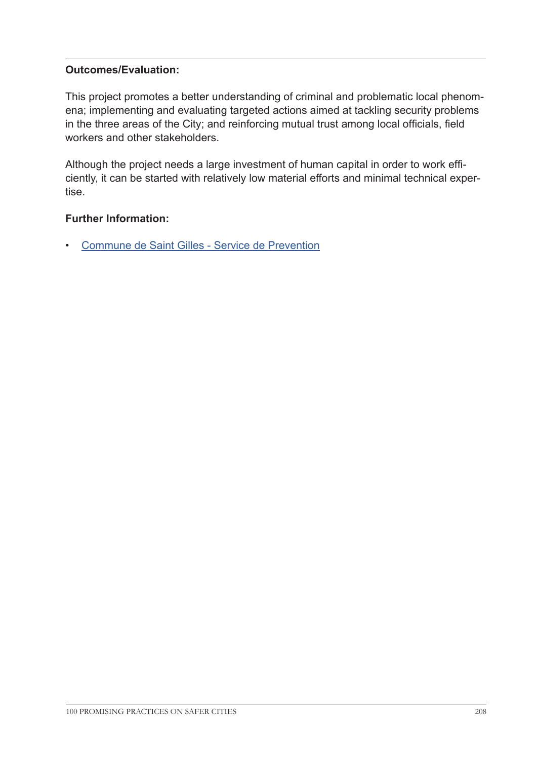**Outcomes/Evaluation:**

This project promotes a better understanding of criminal and problematic local phenomena; implementing and evaluating targeted actions aimed at tackling security problems in the three areas of the City; and reinforcing mutual trust among local officials, field workers and other stakeholders.

Although the project needs a large investment of human capital in order to work efficiently, it can be started with relatively low material efforts and minimal technical expertise.

**Further Information:**

- Commune de Saint Gilles - Service de Prevention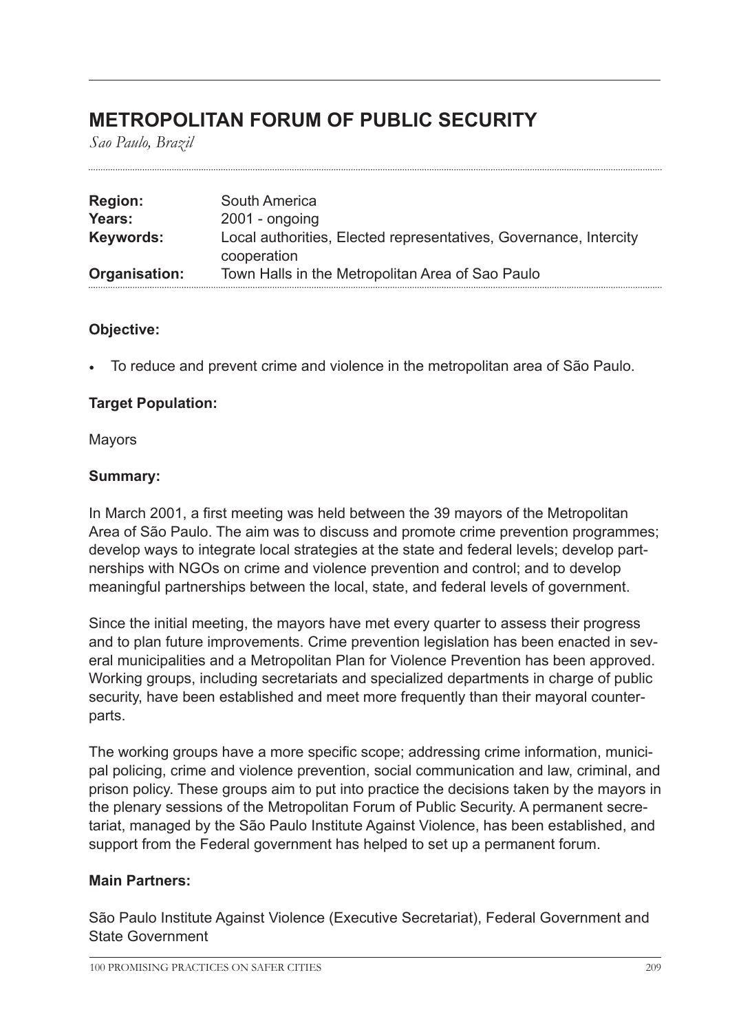# METROPOLITAN FORUM OF PUBLIC SECURITY

*Sao Paulo, Brazil*

| | |
|---|---|
| **Region:** | South America |
| **Years:** | 2001 - ongoing |
| **Keywords:** | Local authorities, Elected representatives, Governance, Intercity cooperation |
| **Organisation:** | Town Halls in the Metropolitan Area of Sao Paulo |

**Objective:**

- To reduce and prevent crime and violence in the metropolitan area of São Paulo.

**Target Population:**

Mayors

**Summary:**

In March 2001, a first meeting was held between the 39 mayors of the Metropolitan Area of São Paulo. The aim was to discuss and promote crime prevention programmes; develop ways to integrate local strategies at the state and federal levels; develop partnerships with NGOs on crime and violence prevention and control; and to develop meaningful partnerships between the local, state, and federal levels of government.

Since the initial meeting, the mayors have met every quarter to assess their progress and to plan future improvements. Crime prevention legislation has been enacted in several municipalities and a Metropolitan Plan for Violence Prevention has been approved. Working groups, including secretariats and specialized departments in charge of public security, have been established and meet more frequently than their mayoral counterparts.

The working groups have a more specific scope; addressing crime information, municipal policing, crime and violence prevention, social communication and law, criminal, and prison policy. These groups aim to put into practice the decisions taken by the mayors in the plenary sessions of the Metropolitan Forum of Public Security. A permanent secretariat, managed by the São Paulo Institute Against Violence, has been established, and support from the Federal government has helped to set up a permanent forum.

**Main Partners:**

São Paulo Institute Against Violence (Executive Secretariat), Federal Government and State Government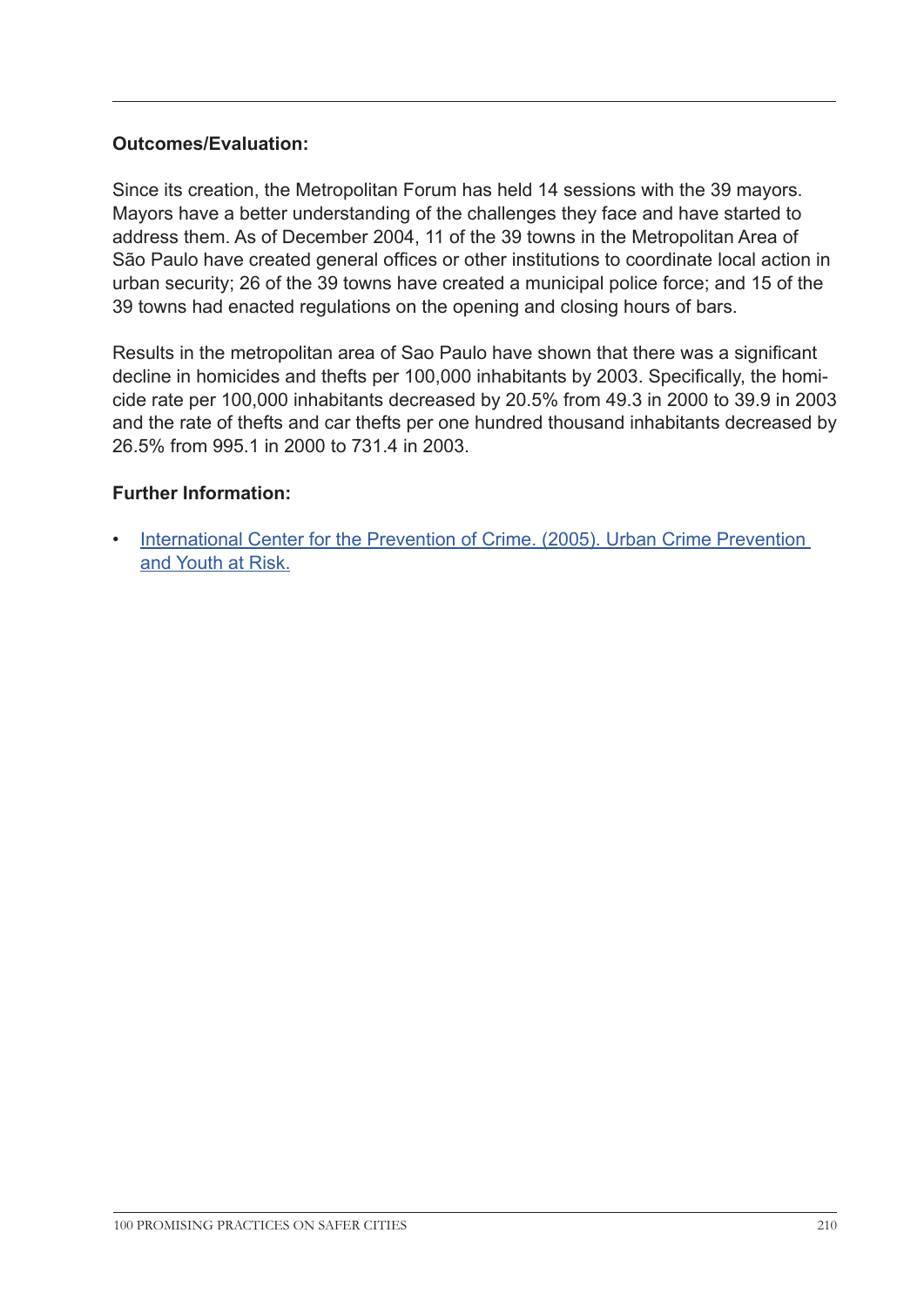**Outcomes/Evaluation:**

Since its creation, the Metropolitan Forum has held 14 sessions with the 39 mayors. Mayors have a better understanding of the challenges they face and have started to address them. As of December 2004, 11 of the 39 towns in the Metropolitan Area of São Paulo have created general offices or other institutions to coordinate local action in urban security; 26 of the 39 towns have created a municipal police force; and 15 of the 39 towns had enacted regulations on the opening and closing hours of bars.

Results in the metropolitan area of Sao Paulo have shown that there was a significant decline in homicides and thefts per 100,000 inhabitants by 2003. Specifically, the homicide rate per 100,000 inhabitants decreased by 20.5% from 49.3 in 2000 to 39.9 in 2003 and the rate of thefts and car thefts per one hundred thousand inhabitants decreased by 26.5% from 995.1 in 2000 to 731.4 in 2003.

**Further Information:**

- International Center for the Prevention of Crime. (2005). Urban Crime Prevention and Youth at Risk.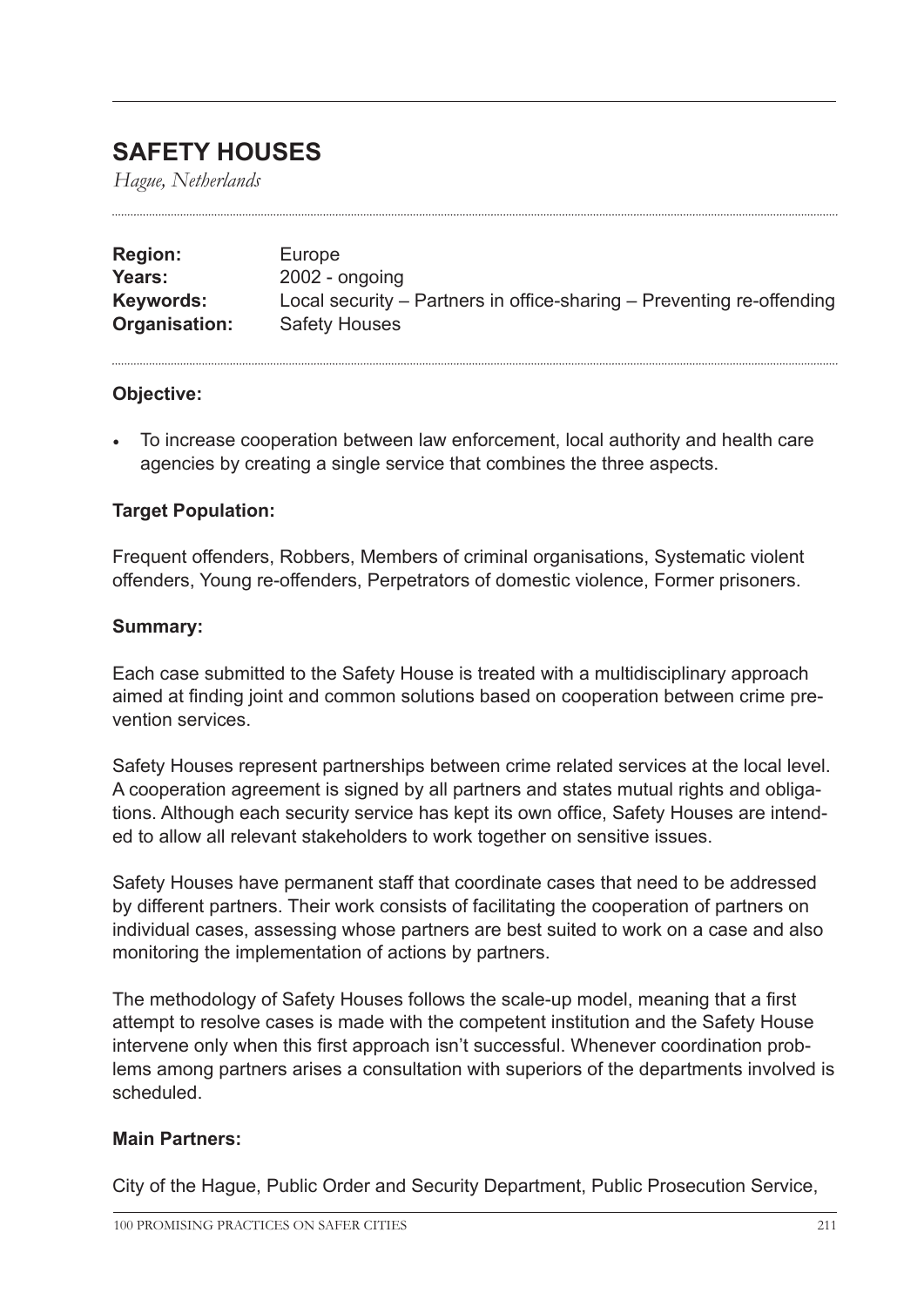## SAFETY HOUSES

*Hague, Netherlands*

| | |
|---|---|
| **Region:** | Europe |
| **Years:** | 2002 - ongoing |
| **Keywords:** | Local security – Partners in office-sharing – Preventing re-offending |
| **Organisation:** | Safety Houses |

**Objective:**

- To increase cooperation between law enforcement, local authority and health care agencies by creating a single service that combines the three aspects.

**Target Population:**

Frequent offenders, Robbers, Members of criminal organisations, Systematic violent offenders, Young re-offenders, Perpetrators of domestic violence, Former prisoners.

**Summary:**

Each case submitted to the Safety House is treated with a multidisciplinary approach aimed at finding joint and common solutions based on cooperation between crime prevention services.

Safety Houses represent partnerships between crime related services at the local level. A cooperation agreement is signed by all partners and states mutual rights and obligations. Although each security service has kept its own office, Safety Houses are intended to allow all relevant stakeholders to work together on sensitive issues.

Safety Houses have permanent staff that coordinate cases that need to be addressed by different partners. Their work consists of facilitating the cooperation of partners on individual cases, assessing whose partners are best suited to work on a case and also monitoring the implementation of actions by partners.

The methodology of Safety Houses follows the scale-up model, meaning that a first attempt to resolve cases is made with the competent institution and the Safety House intervene only when this first approach isn't successful. Whenever coordination problems among partners arises a consultation with superiors of the departments involved is scheduled.

**Main Partners:**

City of the Hague, Public Order and Security Department, Public Prosecution Service,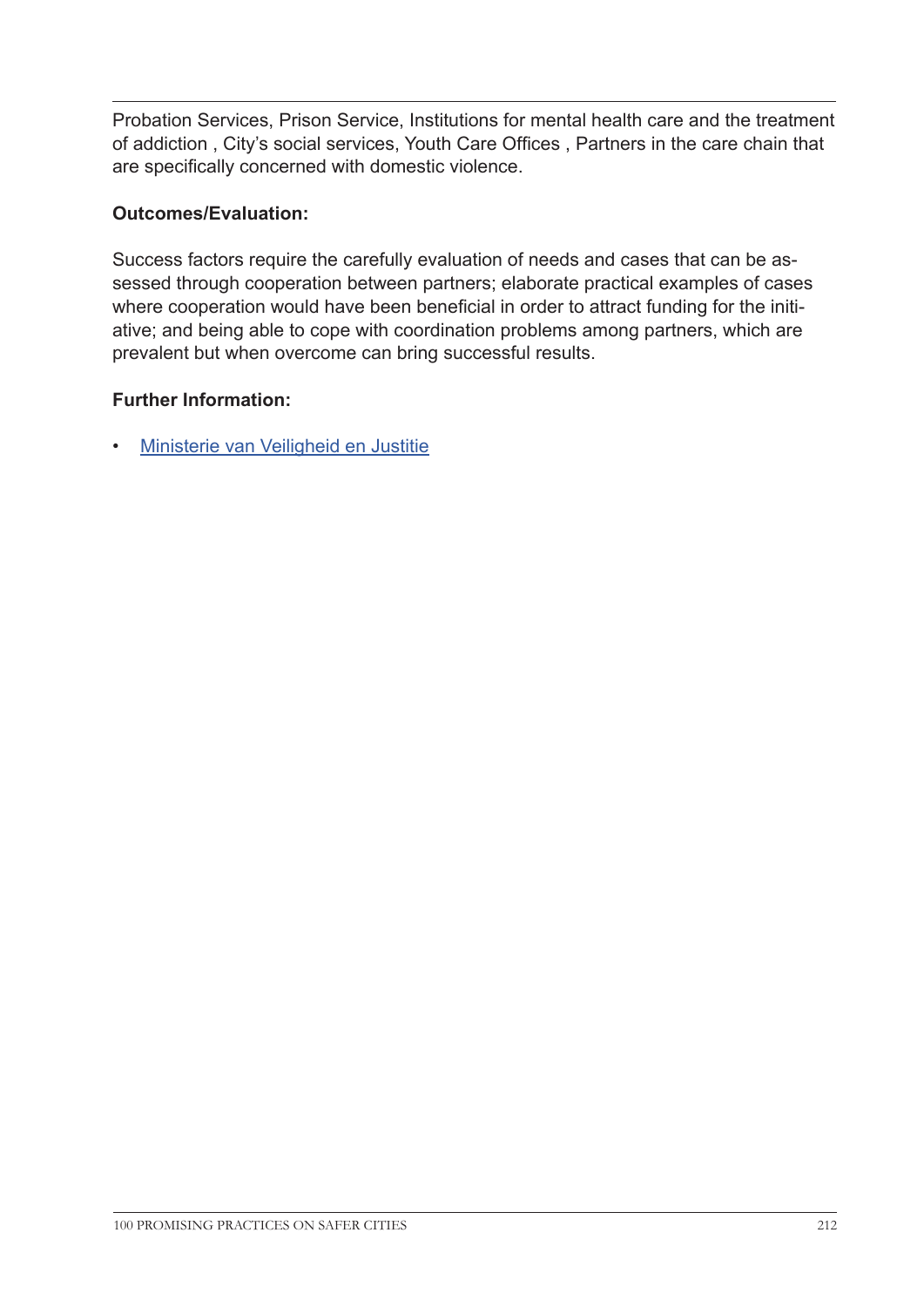Probation Services, Prison Service, Institutions for mental health care and the treatment of addiction , City's social services, Youth Care Offices , Partners in the care chain that are specifically concerned with domestic violence.

**Outcomes/Evaluation:**

Success factors require the carefully evaluation of needs and cases that can be assessed through cooperation between partners; elaborate practical examples of cases where cooperation would have been beneficial in order to attract funding for the initiative; and being able to cope with coordination problems among partners, which are prevalent but when overcome can bring successful results.

**Further Information:**

- Ministerie van Veiligheid en Justitie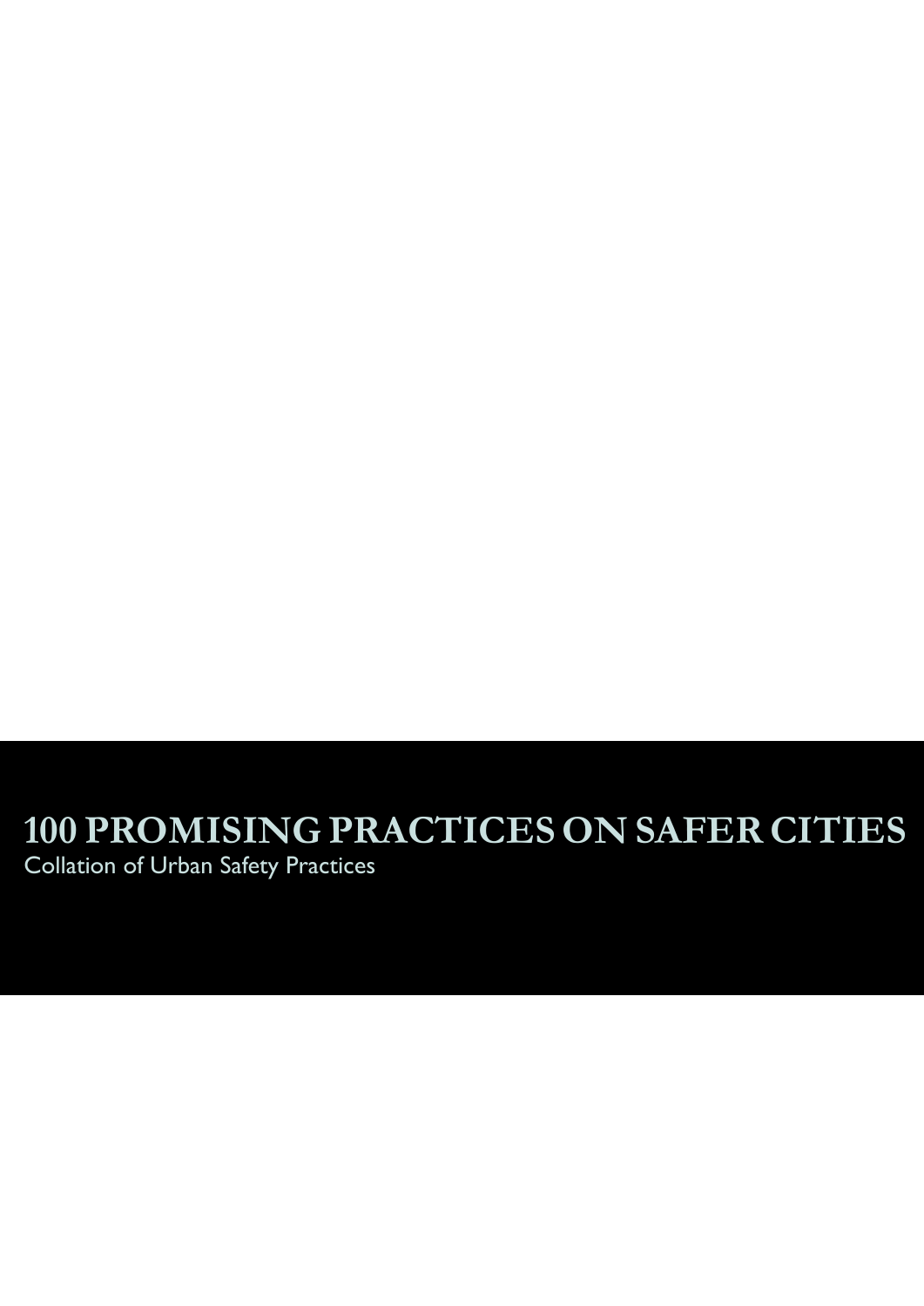# 100 PROMISING PRACTICES ON SAFER CITIES

Collation of Urban Safety Practices